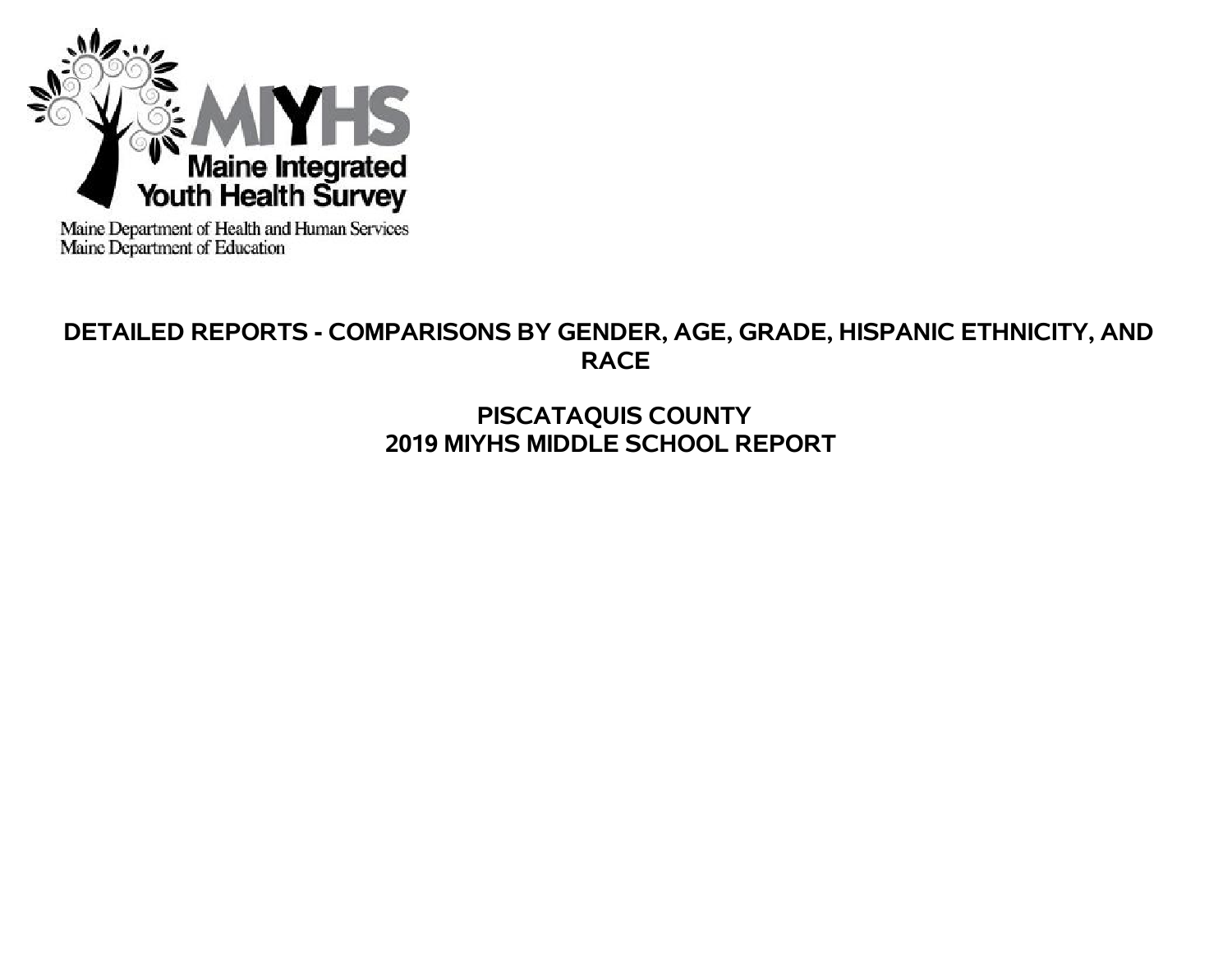MIYHS

Maine Integrated Youth Health Survey

Maine Department of Health and Human Services
Maine Department of Education

# DETAILED REPORTS - COMPARISONS BY GENDER, AGE, GRADE, HISPANIC ETHNICITY, AND RACE

## PISCATAQUIS COUNTY
## 2019 MIYHS MIDDLE SCHOOL REPORT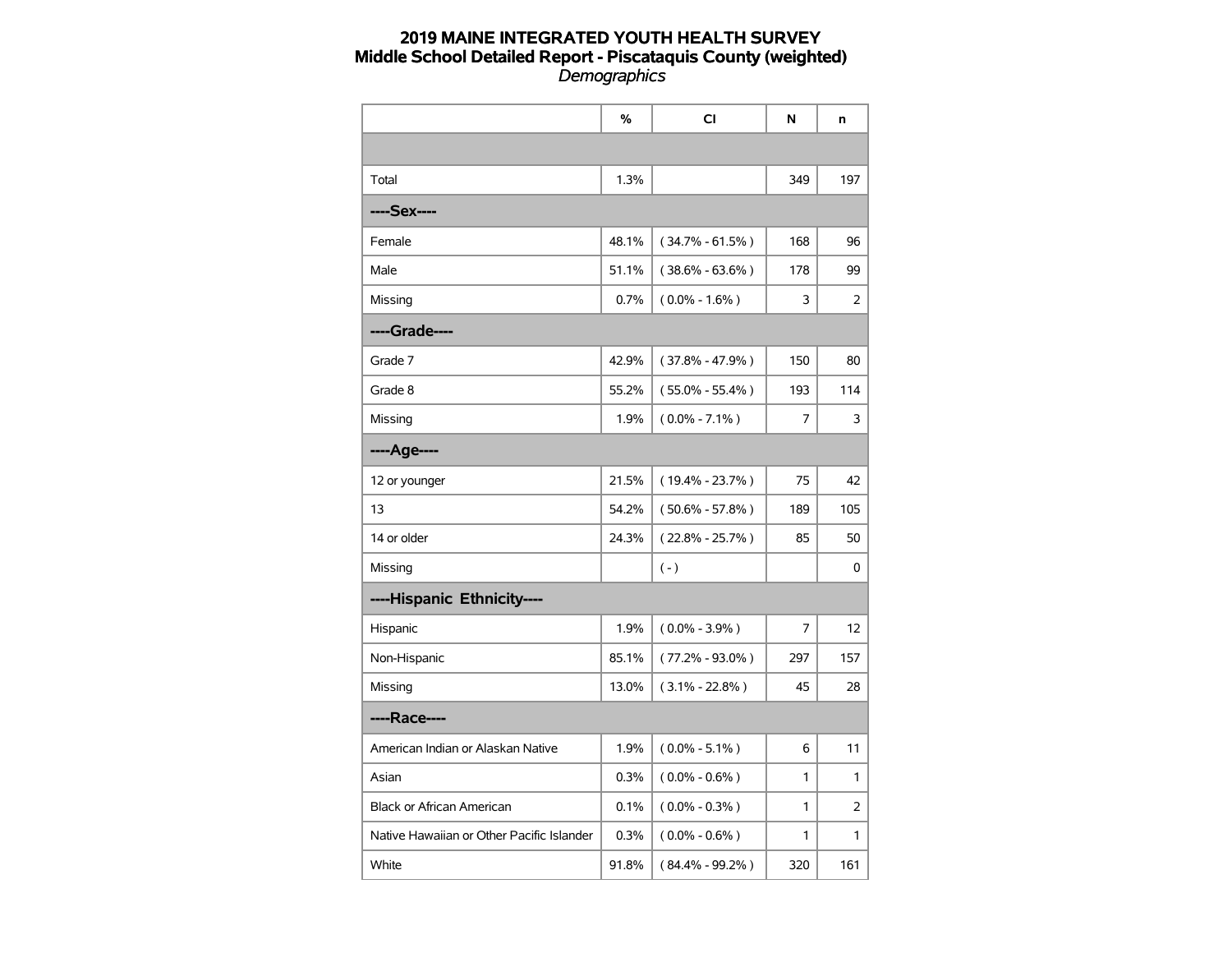# 2019 MAINE INTEGRATED YOUTH HEALTH SURVEY

## Middle School Detailed Report - Piscataquis County (weighted)

*Demographics*

| | % | CI | N | n |
|---|---|---|---|---|
| | | | | |
| Total | 1.3% | | 349 | 197 |
| **----Sex----** | | | | |
| Female | 48.1% | ( 34.7% - 61.5% ) | 168 | 96 |
| Male | 51.1% | ( 38.6% - 63.6% ) | 178 | 99 |
| Missing | 0.7% | ( 0.0% - 1.6% ) | 3 | 2 |
| **----Grade----** | | | | |
| Grade 7 | 42.9% | ( 37.8% - 47.9% ) | 150 | 80 |
| Grade 8 | 55.2% | ( 55.0% - 55.4% ) | 193 | 114 |
| Missing | 1.9% | ( 0.0% - 7.1% ) | 7 | 3 |
| **----Age----** | | | | |
| 12 or younger | 21.5% | ( 19.4% - 23.7% ) | 75 | 42 |
| 13 | 54.2% | ( 50.6% - 57.8% ) | 189 | 105 |
| 14 or older | 24.3% | ( 22.8% - 25.7% ) | 85 | 50 |
| Missing | | ( - ) | | 0 |
| **----Hispanic Ethnicity----** | | | | |
| Hispanic | 1.9% | ( 0.0% - 3.9% ) | 7 | 12 |
| Non-Hispanic | 85.1% | ( 77.2% - 93.0% ) | 297 | 157 |
| Missing | 13.0% | ( 3.1% - 22.8% ) | 45 | 28 |
| **----Race----** | | | | |
| American Indian or Alaskan Native | 1.9% | ( 0.0% - 5.1% ) | 6 | 11 |
| Asian | 0.3% | ( 0.0% - 0.6% ) | 1 | 1 |
| Black or African American | 0.1% | ( 0.0% - 0.3% ) | 1 | 2 |
| Native Hawaiian or Other Pacific Islander | 0.3% | ( 0.0% - 0.6% ) | 1 | 1 |
| White | 91.8% | ( 84.4% - 99.2% ) | 320 | 161 |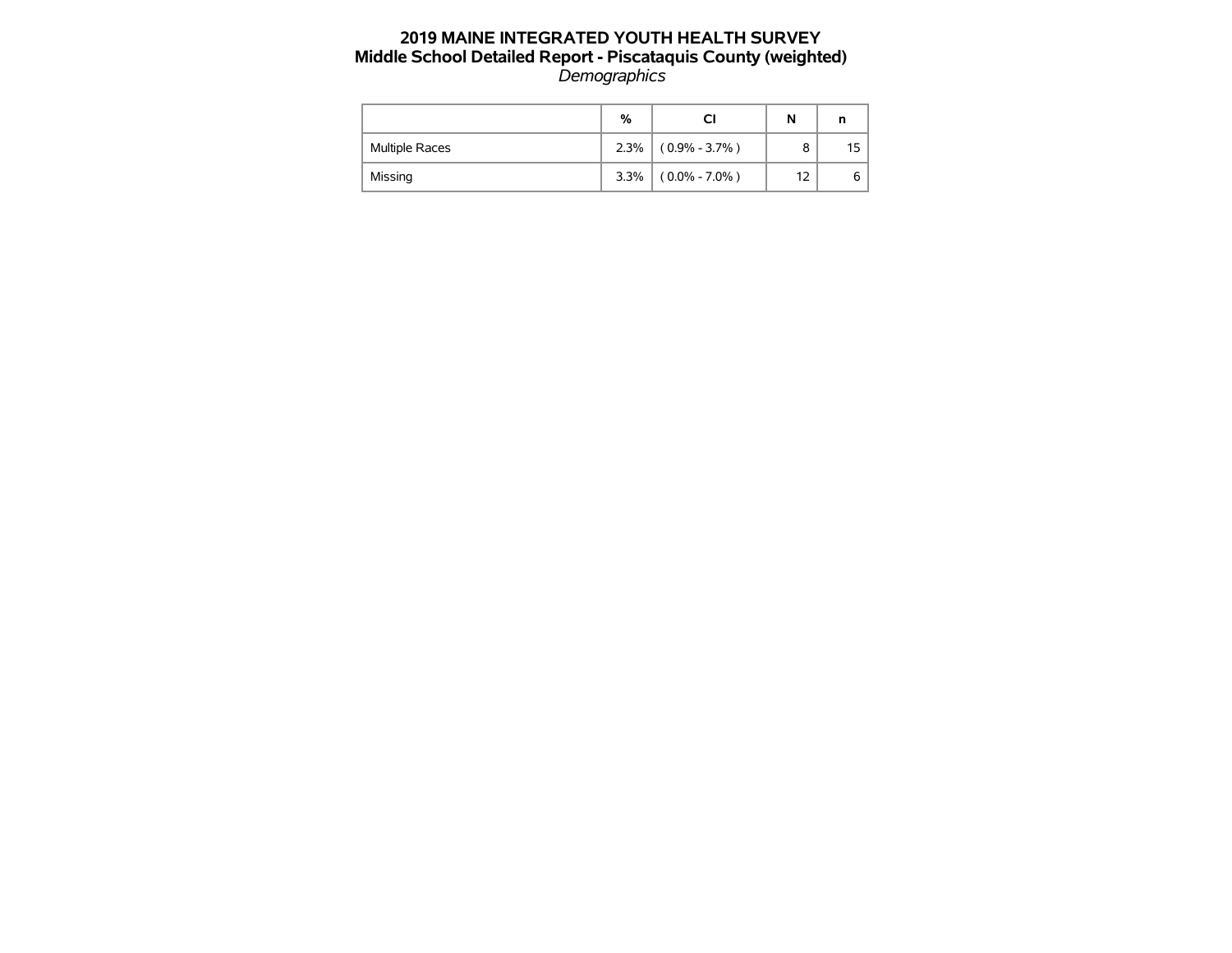# 2019 MAINE INTEGRATED YOUTH HEALTH SURVEY
## Middle School Detailed Report - Piscataquis County (weighted)
*Demographics*

| | % | CI | N | n |
|---|---|---|---|---|
| Multiple Races | 2.3% | ( 0.9% - 3.7% ) | 8 | 15 |
| Missing | 3.3% | ( 0.0% - 7.0% ) | 12 | 6 |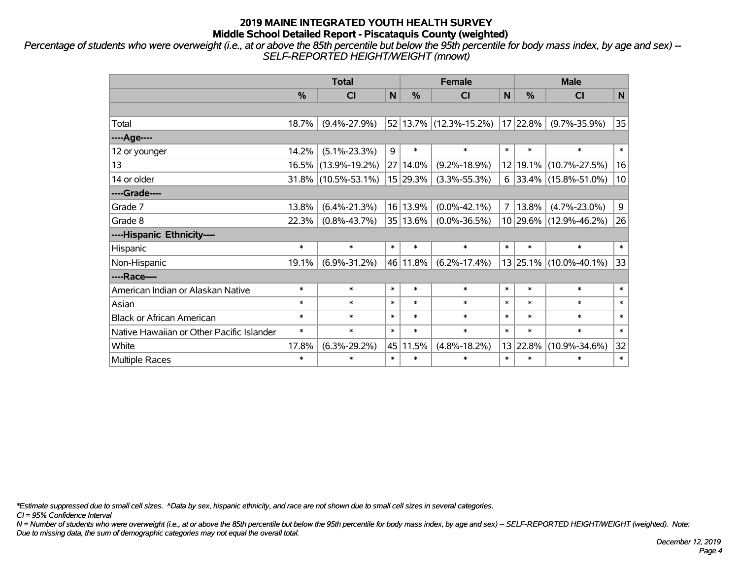# 2019 MAINE INTEGRATED YOUTH HEALTH SURVEY
## Middle School Detailed Report - Piscataquis County (weighted)

*Percentage of students who were overweight (i.e., at or above the 85th percentile but below the 95th percentile for body mass index, by age and sex) -- SELF-REPORTED HEIGHT/WEIGHT (mnowt)*

| | Total | | | Female | | | Male | | |
|---|---|---|---|---|---|---|---|---|---|
| | % | CI | N | % | CI | N | % | CI | N |
| | | | | | | | | | |
| Total | 18.7% | (9.4%-27.9%) | 52 | 13.7% | (12.3%-15.2%) | 17 | 22.8% | (9.7%-35.9%) | 35 |
| ----Age---- | | | | | | | | | |
| 12 or younger | 14.2% | (5.1%-23.3%) | 9 | * | * | * | * | * | * |
| 13 | 16.5% | (13.9%-19.2%) | 27 | 14.0% | (9.2%-18.9%) | 12 | 19.1% | (10.7%-27.5%) | 16 |
| 14 or older | 31.8% | (10.5%-53.1%) | 15 | 29.3% | (3.3%-55.3%) | 6 | 33.4% | (15.8%-51.0%) | 10 |
| ----Grade---- | | | | | | | | | |
| Grade 7 | 13.8% | (6.4%-21.3%) | 16 | 13.9% | (0.0%-42.1%) | 7 | 13.8% | (4.7%-23.0%) | 9 |
| Grade 8 | 22.3% | (0.8%-43.7%) | 35 | 13.6% | (0.0%-36.5%) | 10 | 29.6% | (12.9%-46.2%) | 26 |
| ----Hispanic Ethnicity---- | | | | | | | | | |
| Hispanic | * | * | * | * | * | * | * | * | * |
| Non-Hispanic | 19.1% | (6.9%-31.2%) | 46 | 11.8% | (6.2%-17.4%) | 13 | 25.1% | (10.0%-40.1%) | 33 |
| ----Race---- | | | | | | | | | |
| American Indian or Alaskan Native | * | * | * | * | * | * | * | * | * |
| Asian | * | * | * | * | * | * | * | * | * |
| Black or African American | * | * | * | * | * | * | * | * | * |
| Native Hawaiian or Other Pacific Islander | * | * | * | * | * | * | * | * | * |
| White | 17.8% | (6.3%-29.2%) | 45 | 11.5% | (4.8%-18.2%) | 13 | 22.8% | (10.9%-34.6%) | 32 |
| Multiple Races | * | * | * | * | * | * | * | * | * |

*Estimate suppressed due to small cell sizes. ^Data by sex, hispanic ethnicity, and race are not shown due to small cell sizes in several categories.

CI = 95% Confidence Interval

N = Number of students who were overweight (i.e., at or above the 85th percentile but below the 95th percentile for body mass index, by age and sex) -- SELF-REPORTED HEIGHT/WEIGHT (weighted). Note: Due to missing data, the sum of demographic categories may not equal the overall total.

December 12, 2019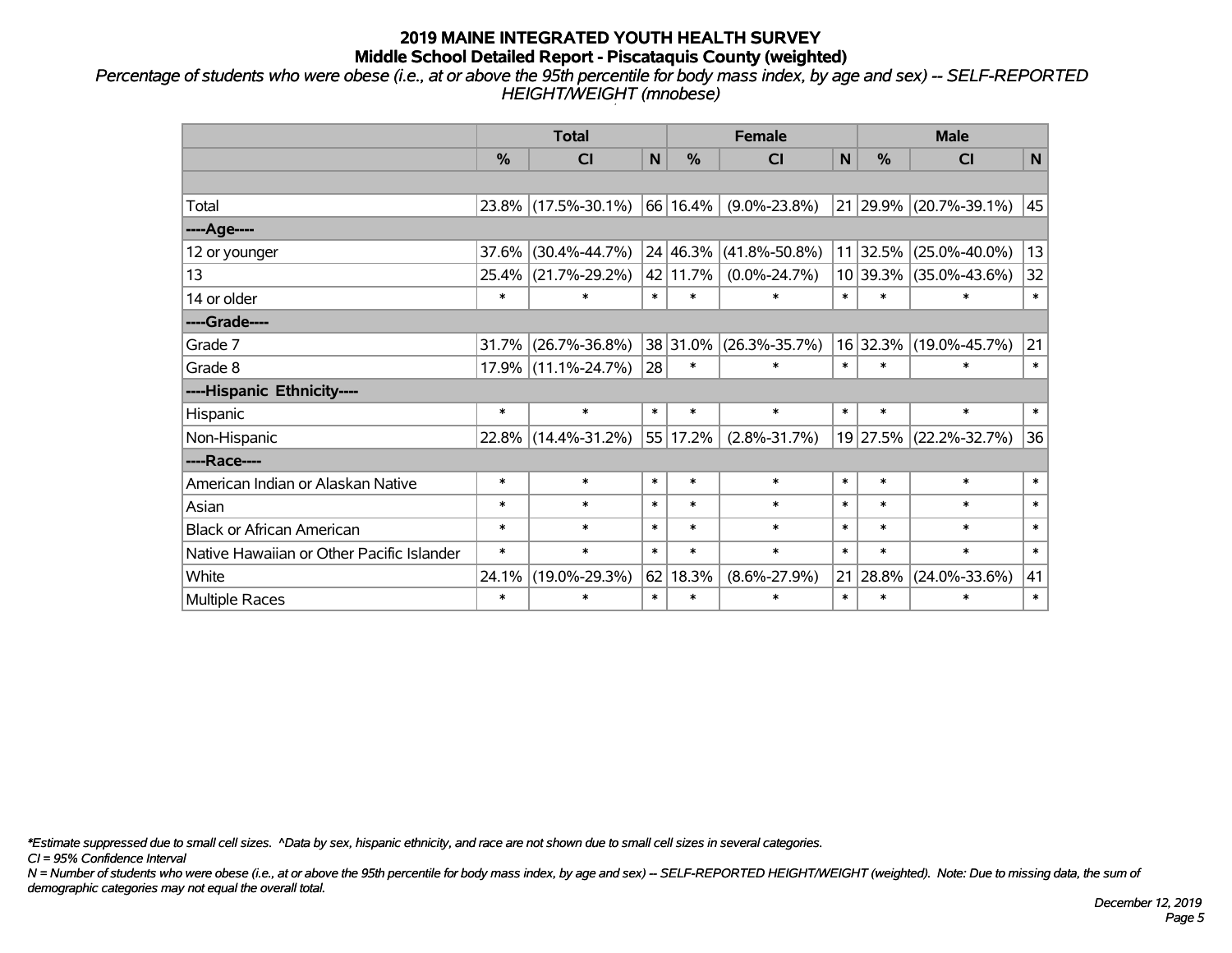# 2019 MAINE INTEGRATED YOUTH HEALTH SURVEY
## Middle School Detailed Report - Piscataquis County (weighted)

*Percentage of students who were obese (i.e., at or above the 95th percentile for body mass index, by age and sex) -- SELF-REPORTED HEIGHT/WEIGHT (mnobese)*

| | Total | | | Female | | | Male | | |
|---|---|---|---|---|---|---|---|---|---|
| | % | CI | N | % | CI | N | % | CI | N |
| | | | | | | | | | |
| Total | 23.8% | (17.5%-30.1%) | 66 | 16.4% | (9.0%-23.8%) | 21 | 29.9% | (20.7%-39.1%) | 45 |
| ----Age---- | | | | | | | | | |
| 12 or younger | 37.6% | (30.4%-44.7%) | 24 | 46.3% | (41.8%-50.8%) | 11 | 32.5% | (25.0%-40.0%) | 13 |
| 13 | 25.4% | (21.7%-29.2%) | 42 | 11.7% | (0.0%-24.7%) | 10 | 39.3% | (35.0%-43.6%) | 32 |
| 14 or older | * | * | * | * | * | * | * | * | * |
| ----Grade---- | | | | | | | | | |
| Grade 7 | 31.7% | (26.7%-36.8%) | 38 | 31.0% | (26.3%-35.7%) | 16 | 32.3% | (19.0%-45.7%) | 21 |
| Grade 8 | 17.9% | (11.1%-24.7%) | 28 | * | * | * | * | * | * |
| ----Hispanic Ethnicity---- | | | | | | | | | |
| Hispanic | * | * | * | * | * | * | * | * | * |
| Non-Hispanic | 22.8% | (14.4%-31.2%) | 55 | 17.2% | (2.8%-31.7%) | 19 | 27.5% | (22.2%-32.7%) | 36 |
| ----Race---- | | | | | | | | | |
| American Indian or Alaskan Native | * | * | * | * | * | * | * | * | * |
| Asian | * | * | * | * | * | * | * | * | * |
| Black or African American | * | * | * | * | * | * | * | * | * |
| Native Hawaiian or Other Pacific Islander | * | * | * | * | * | * | * | * | * |
| White | 24.1% | (19.0%-29.3%) | 62 | 18.3% | (8.6%-27.9%) | 21 | 28.8% | (24.0%-33.6%) | 41 |
| Multiple Races | * | * | * | * | * | * | * | * | * |

*\*Estimate suppressed due to small cell sizes. ^Data by sex, hispanic ethnicity, and race are not shown due to small cell sizes in several categories.*

*CI = 95% Confidence Interval*

*N = Number of students who were obese (i.e., at or above the 95th percentile for body mass index, by age and sex) -- SELF-REPORTED HEIGHT/WEIGHT (weighted). Note: Due to missing data, the sum of demographic categories may not equal the overall total.*

*December 12, 2019*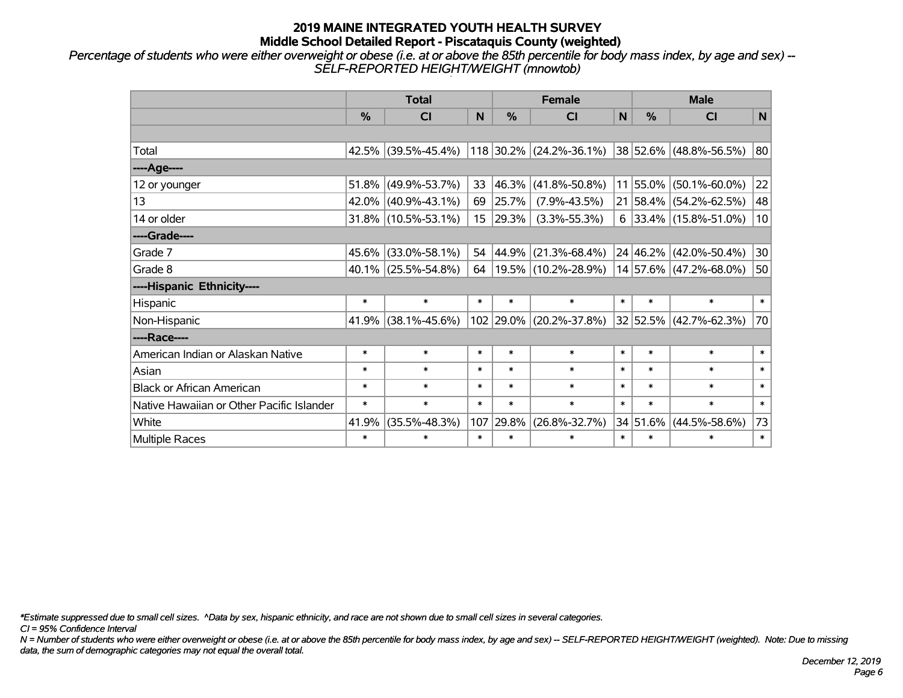# 2019 MAINE INTEGRATED YOUTH HEALTH SURVEY
## Middle School Detailed Report - Piscataquis County (weighted)

*Percentage of students who were either overweight or obese (i.e. at or above the 85th percentile for body mass index, by age and sex) -- SELF-REPORTED HEIGHT/WEIGHT (mnowtob)*

| | Total | | | Female | | | Male | | |
|---|---|---|---|---|---|---|---|---|---|
| | % | CI | N | % | CI | N | % | CI | N |
| | | | | | | | | | |
| Total | 42.5% | (39.5%-45.4%) | 118 | 30.2% | (24.2%-36.1%) | 38 | 52.6% | (48.8%-56.5%) | 80 |
| ----Age---- | | | | | | | | | |
| 12 or younger | 51.8% | (49.9%-53.7%) | 33 | 46.3% | (41.8%-50.8%) | 11 | 55.0% | (50.1%-60.0%) | 22 |
| 13 | 42.0% | (40.9%-43.1%) | 69 | 25.7% | (7.9%-43.5%) | 21 | 58.4% | (54.2%-62.5%) | 48 |
| 14 or older | 31.8% | (10.5%-53.1%) | 15 | 29.3% | (3.3%-55.3%) | 6 | 33.4% | (15.8%-51.0%) | 10 |
| ----Grade---- | | | | | | | | | |
| Grade 7 | 45.6% | (33.0%-58.1%) | 54 | 44.9% | (21.3%-68.4%) | 24 | 46.2% | (42.0%-50.4%) | 30 |
| Grade 8 | 40.1% | (25.5%-54.8%) | 64 | 19.5% | (10.2%-28.9%) | 14 | 57.6% | (47.2%-68.0%) | 50 |
| ----Hispanic Ethnicity---- | | | | | | | | | |
| Hispanic | * | * | * | * | * | * | * | * | * |
| Non-Hispanic | 41.9% | (38.1%-45.6%) | 102 | 29.0% | (20.2%-37.8%) | 32 | 52.5% | (42.7%-62.3%) | 70 |
| ----Race---- | | | | | | | | | |
| American Indian or Alaskan Native | * | * | * | * | * | * | * | * | * |
| Asian | * | * | * | * | * | * | * | * | * |
| Black or African American | * | * | * | * | * | * | * | * | * |
| Native Hawaiian or Other Pacific Islander | * | * | * | * | * | * | * | * | * |
| White | 41.9% | (35.5%-48.3%) | 107 | 29.8% | (26.8%-32.7%) | 34 | 51.6% | (44.5%-58.6%) | 73 |
| Multiple Races | * | * | * | * | * | * | * | * | * |

*\*Estimate suppressed due to small cell sizes. ^Data by sex, hispanic ethnicity, and race are not shown due to small cell sizes in several categories.*

*CI = 95% Confidence Interval*

*N = Number of students who were either overweight or obese (i.e. at or above the 85th percentile for body mass index, by age and sex) -- SELF-REPORTED HEIGHT/WEIGHT (weighted). Note: Due to missing data, the sum of demographic categories may not equal the overall total.*

*December 12, 2019*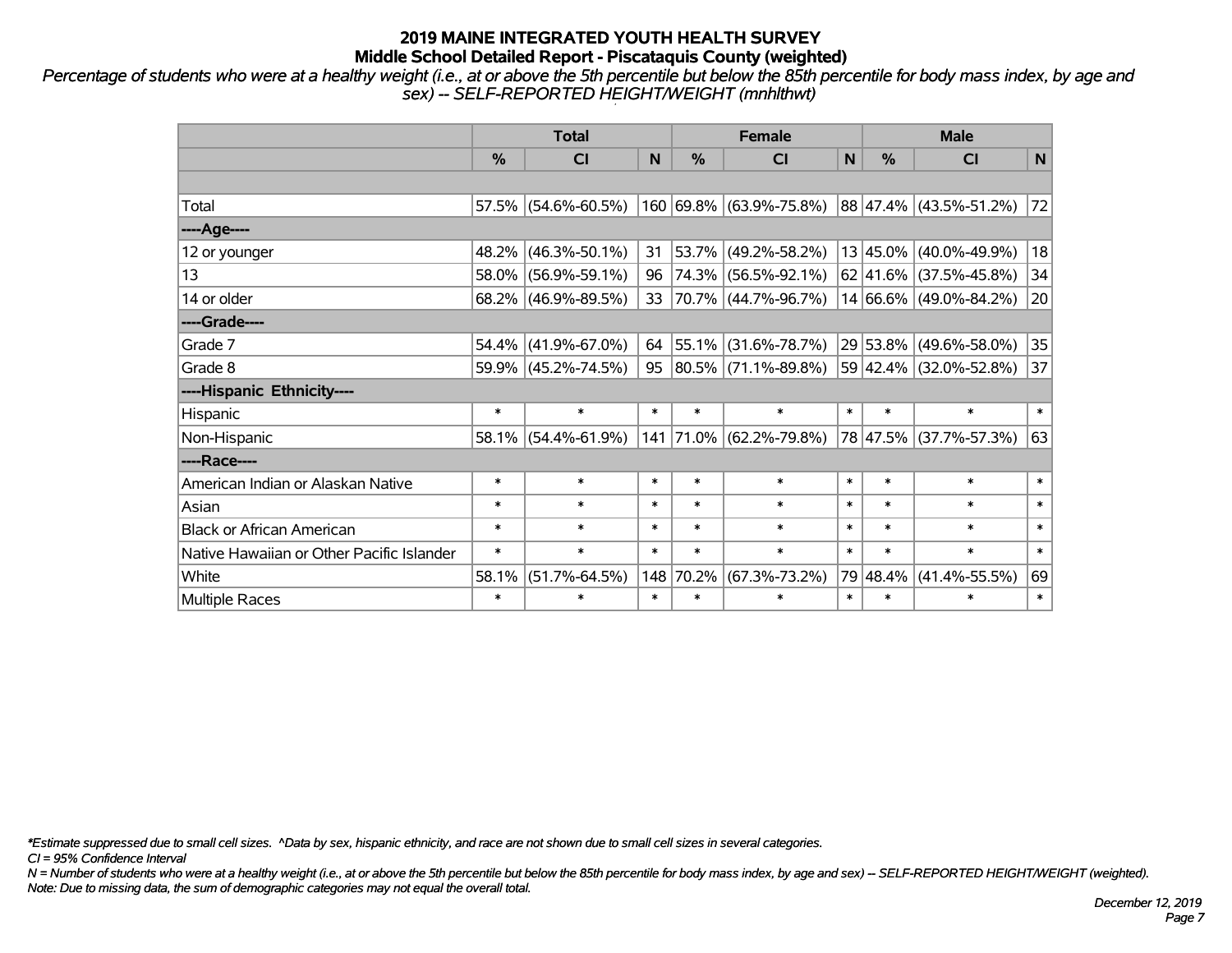# 2019 MAINE INTEGRATED YOUTH HEALTH SURVEY
## Middle School Detailed Report - Piscataquis County (weighted)

*Percentage of students who were at a healthy weight (i.e., at or above the 5th percentile but below the 85th percentile for body mass index, by age and sex) -- SELF-REPORTED HEIGHT/WEIGHT (mnhlthwt)*

| | Total | | | Female | | | Male | | |
|---|---|---|---|---|---|---|---|---|---|
| | % | CI | N | % | CI | N | % | CI | N |
| | | | | | | | | | |
| Total | 57.5% | (54.6%-60.5%) | 160 | 69.8% | (63.9%-75.8%) | 88 | 47.4% | (43.5%-51.2%) | 72 |
| ----Age---- | | | | | | | | | |
| 12 or younger | 48.2% | (46.3%-50.1%) | 31 | 53.7% | (49.2%-58.2%) | 13 | 45.0% | (40.0%-49.9%) | 18 |
| 13 | 58.0% | (56.9%-59.1%) | 96 | 74.3% | (56.5%-92.1%) | 62 | 41.6% | (37.5%-45.8%) | 34 |
| 14 or older | 68.2% | (46.9%-89.5%) | 33 | 70.7% | (44.7%-96.7%) | 14 | 66.6% | (49.0%-84.2%) | 20 |
| ----Grade---- | | | | | | | | | |
| Grade 7 | 54.4% | (41.9%-67.0%) | 64 | 55.1% | (31.6%-78.7%) | 29 | 53.8% | (49.6%-58.0%) | 35 |
| Grade 8 | 59.9% | (45.2%-74.5%) | 95 | 80.5% | (71.1%-89.8%) | 59 | 42.4% | (32.0%-52.8%) | 37 |
| ----Hispanic Ethnicity---- | | | | | | | | | |
| Hispanic | * | * | * | * | * | * | * | * | * |
| Non-Hispanic | 58.1% | (54.4%-61.9%) | 141 | 71.0% | (62.2%-79.8%) | 78 | 47.5% | (37.7%-57.3%) | 63 |
| ----Race---- | | | | | | | | | |
| American Indian or Alaskan Native | * | * | * | * | * | * | * | * | * |
| Asian | * | * | * | * | * | * | * | * | * |
| Black or African American | * | * | * | * | * | * | * | * | * |
| Native Hawaiian or Other Pacific Islander | * | * | * | * | * | * | * | * | * |
| White | 58.1% | (51.7%-64.5%) | 148 | 70.2% | (67.3%-73.2%) | 79 | 48.4% | (41.4%-55.5%) | 69 |
| Multiple Races | * | * | * | * | * | * | * | * | * |

*\*Estimate suppressed due to small cell sizes. ^Data by sex, hispanic ethnicity, and race are not shown due to small cell sizes in several categories.*

*CI = 95% Confidence Interval*

*N = Number of students who were at a healthy weight (i.e., at or above the 5th percentile but below the 85th percentile for body mass index, by age and sex) -- SELF-REPORTED HEIGHT/WEIGHT (weighted).*

*Note: Due to missing data, the sum of demographic categories may not equal the overall total.*

*December 12, 2019*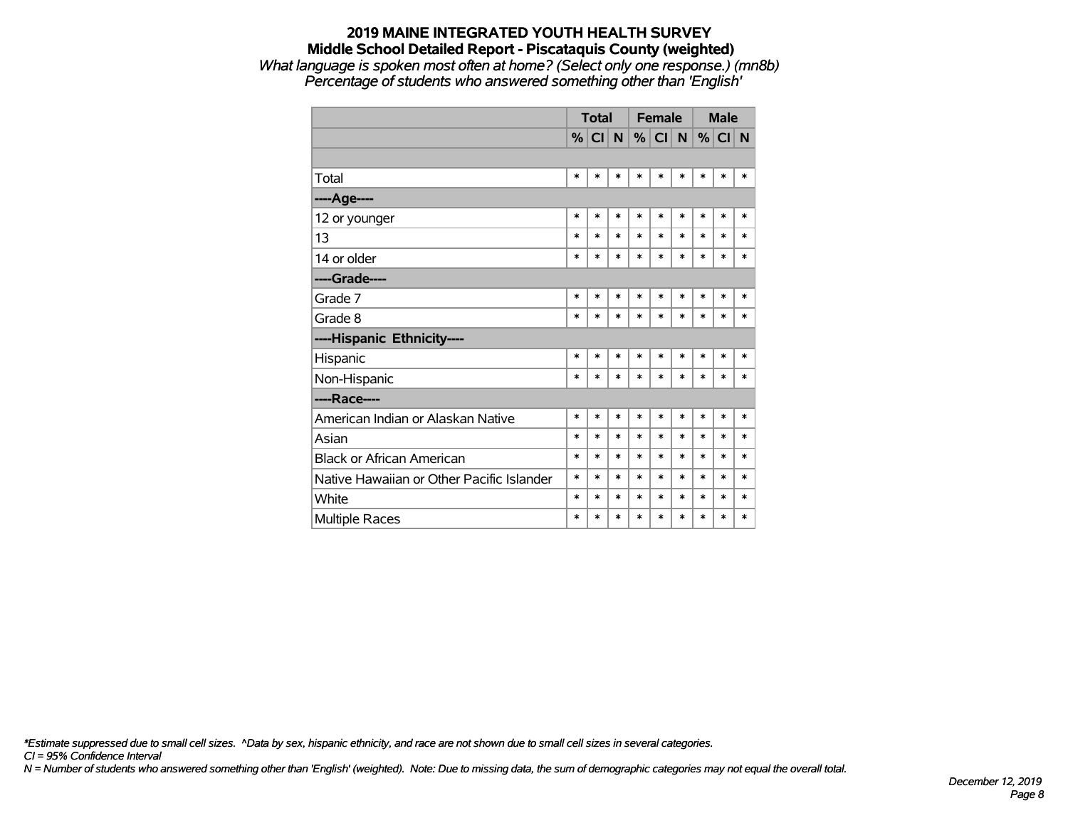# 2019 MAINE INTEGRATED YOUTH HEALTH SURVEY
## Middle School Detailed Report - Piscataquis County (weighted)

*What language is spoken most often at home? (Select only one response.) (mn8b)*
*Percentage of students who answered something other than 'English'*

| | Total | | | Female | | | Male | | |
|---|---|---|---|---|---|---|---|---|---|
| | % | CI | N | % | CI | N | % | CI | N |
| | | | | | | | | | |
| Total | * | * | * | * | * | * | * | * | * |
| **----Age----** | | | | | | | | | |
| 12 or younger | * | * | * | * | * | * | * | * | * |
| 13 | * | * | * | * | * | * | * | * | * |
| 14 or older | * | * | * | * | * | * | * | * | * |
| **----Grade----** | | | | | | | | | |
| Grade 7 | * | * | * | * | * | * | * | * | * |
| Grade 8 | * | * | * | * | * | * | * | * | * |
| **----Hispanic Ethnicity----** | | | | | | | | | |
| Hispanic | * | * | * | * | * | * | * | * | * |
| Non-Hispanic | * | * | * | * | * | * | * | * | * |
| **----Race----** | | | | | | | | | |
| American Indian or Alaskan Native | * | * | * | * | * | * | * | * | * |
| Asian | * | * | * | * | * | * | * | * | * |
| Black or African American | * | * | * | * | * | * | * | * | * |
| Native Hawaiian or Other Pacific Islander | * | * | * | * | * | * | * | * | * |
| White | * | * | * | * | * | * | * | * | * |
| Multiple Races | * | * | * | * | * | * | * | * | * |

*\*Estimate suppressed due to small cell sizes. ^Data by sex, hispanic ethnicity, and race are not shown due to small cell sizes in several categories.*
*CI = 95% Confidence Interval*
*N = Number of students who answered something other than 'English' (weighted). Note: Due to missing data, the sum of demographic categories may not equal the overall total.*

*December 12, 2019*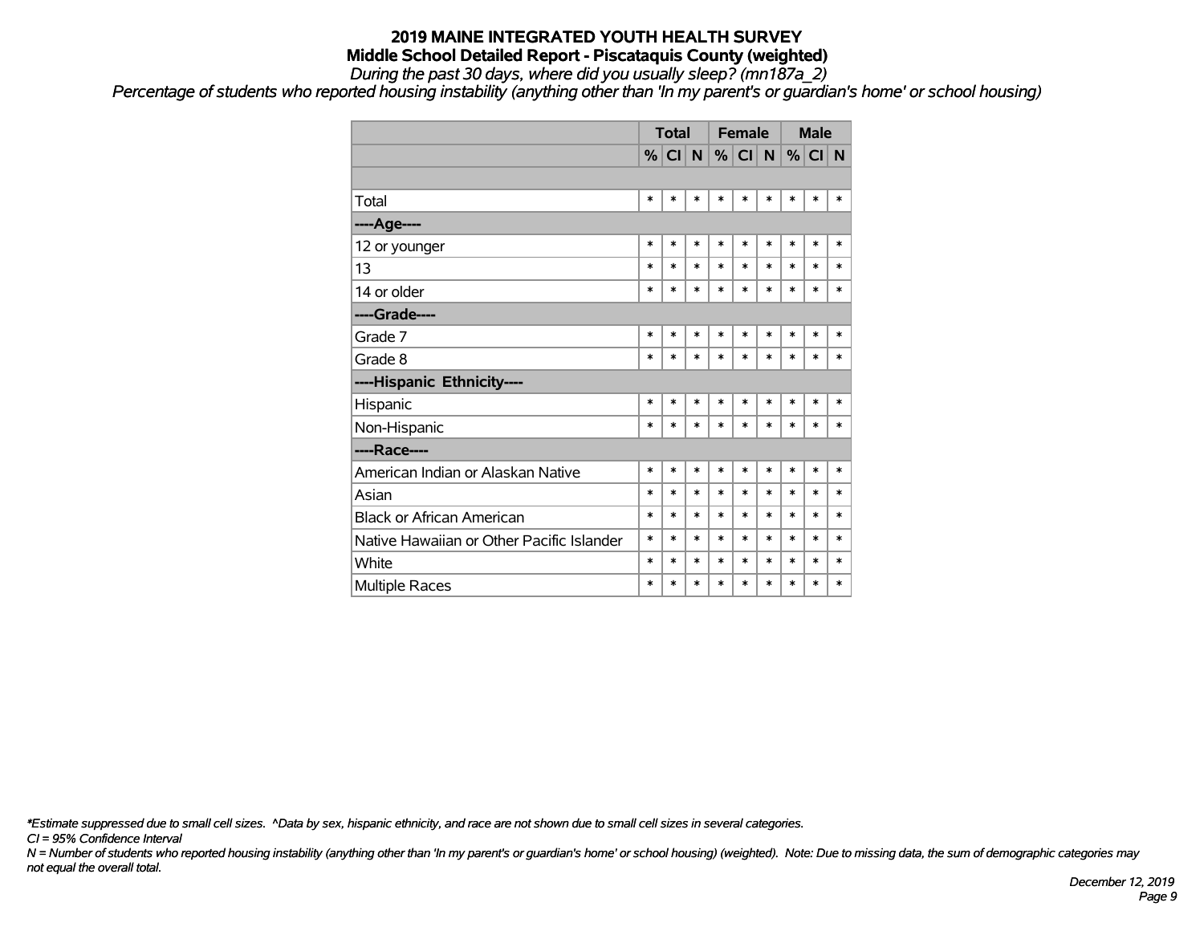# 2019 MAINE INTEGRATED YOUTH HEALTH SURVEY

## Middle School Detailed Report - Piscataquis County (weighted)

*During the past 30 days, where did you usually sleep? (mn187a_2)*

*Percentage of students who reported housing instability (anything other than 'In my parent's or guardian's home' or school housing)*

| | Total | | | Female | | | Male | | |
|---|---|---|---|---|---|---|---|---|---|
| | % | CI | N | % | CI | N | % | CI | N |
| | | | | | | | | | |
| Total | * | * | * | * | * | * | * | * | * |
| **----Age----** | | | | | | | | | |
| 12 or younger | * | * | * | * | * | * | * | * | * |
| 13 | * | * | * | * | * | * | * | * | * |
| 14 or older | * | * | * | * | * | * | * | * | * |
| **----Grade----** | | | | | | | | | |
| Grade 7 | * | * | * | * | * | * | * | * | * |
| Grade 8 | * | * | * | * | * | * | * | * | * |
| **----Hispanic Ethnicity----** | | | | | | | | | |
| Hispanic | * | * | * | * | * | * | * | * | * |
| Non-Hispanic | * | * | * | * | * | * | * | * | * |
| **----Race----** | | | | | | | | | |
| American Indian or Alaskan Native | * | * | * | * | * | * | * | * | * |
| Asian | * | * | * | * | * | * | * | * | * |
| Black or African American | * | * | * | * | * | * | * | * | * |
| Native Hawaiian or Other Pacific Islander | * | * | * | * | * | * | * | * | * |
| White | * | * | * | * | * | * | * | * | * |
| Multiple Races | * | * | * | * | * | * | * | * | * |

*\*Estimate suppressed due to small cell sizes. ^Data by sex, hispanic ethnicity, and race are not shown due to small cell sizes in several categories.*

*CI = 95% Confidence Interval*

*N = Number of students who reported housing instability (anything other than 'In my parent's or guardian's home' or school housing) (weighted). Note: Due to missing data, the sum of demographic categories may not equal the overall total.*

*December 12, 2019*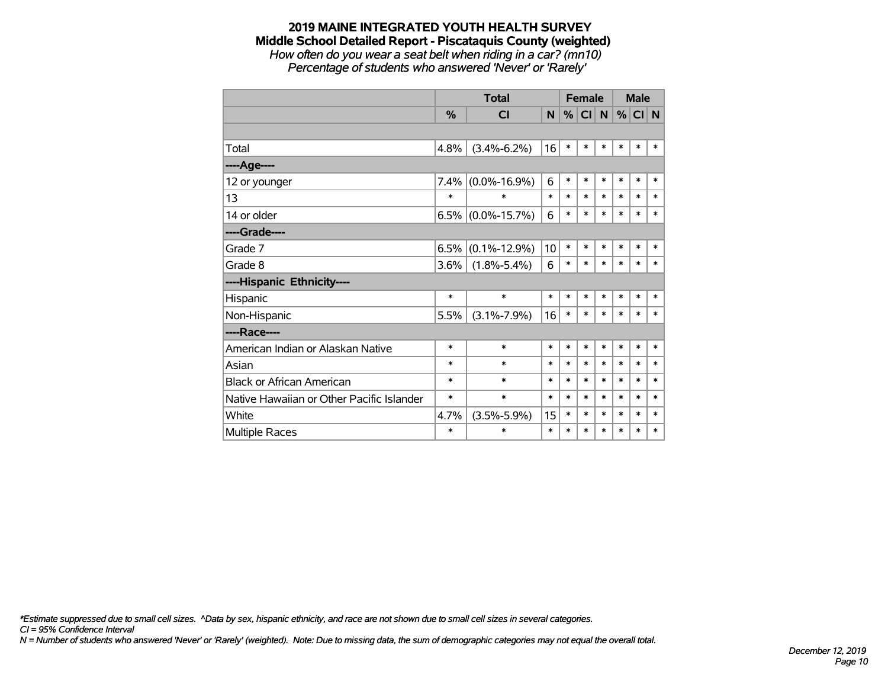# 2019 MAINE INTEGRATED YOUTH HEALTH SURVEY

## Middle School Detailed Report - Piscataquis County (weighted)

*How often do you wear a seat belt when riding in a car? (mn10)*

*Percentage of students who answered 'Never' or 'Rarely'*

| | Total | | | Female | | | Male | | |
|---|---|---|---|---|---|---|---|---|---|
| | % | CI | N | % | CI | N | % | CI | N |
| | | | | | | | | | |
| Total | 4.8% | (3.4%-6.2%) | 16 | * | * | * | * | * | * |
| ----Age---- | | | | | | | | | |
| 12 or younger | 7.4% | (0.0%-16.9%) | 6 | * | * | * | * | * | * |
| 13 | * | * | * | * | * | * | * | * | * |
| 14 or older | 6.5% | (0.0%-15.7%) | 6 | * | * | * | * | * | * |
| ----Grade---- | | | | | | | | | |
| Grade 7 | 6.5% | (0.1%-12.9%) | 10 | * | * | * | * | * | * |
| Grade 8 | 3.6% | (1.8%-5.4%) | 6 | * | * | * | * | * | * |
| ----Hispanic Ethnicity---- | | | | | | | | | |
| Hispanic | * | * | * | * | * | * | * | * | * |
| Non-Hispanic | 5.5% | (3.1%-7.9%) | 16 | * | * | * | * | * | * |
| ----Race---- | | | | | | | | | |
| American Indian or Alaskan Native | * | * | * | * | * | * | * | * | * |
| Asian | * | * | * | * | * | * | * | * | * |
| Black or African American | * | * | * | * | * | * | * | * | * |
| Native Hawaiian or Other Pacific Islander | * | * | * | * | * | * | * | * | * |
| White | 4.7% | (3.5%-5.9%) | 15 | * | * | * | * | * | * |
| Multiple Races | * | * | * | * | * | * | * | * | * |

*\*Estimate suppressed due to small cell sizes. ^Data by sex, hispanic ethnicity, and race are not shown due to small cell sizes in several categories.*

*CI = 95% Confidence Interval*

*N = Number of students who answered 'Never' or 'Rarely' (weighted). Note: Due to missing data, the sum of demographic categories may not equal the overall total.*

*December 12, 2019*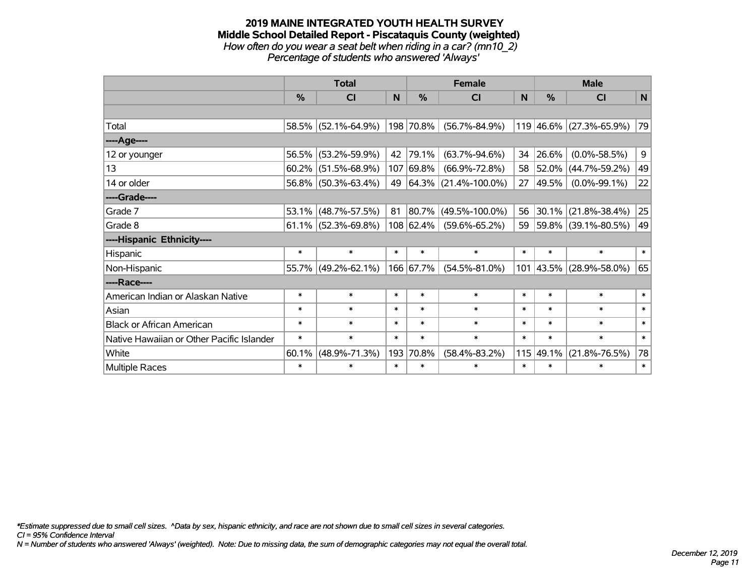# 2019 MAINE INTEGRATED YOUTH HEALTH SURVEY
## Middle School Detailed Report - Piscataquis County (weighted)
*How often do you wear a seat belt when riding in a car? (mn10_2)*
*Percentage of students who answered 'Always'*

| | Total | | | Female | | | Male | | |
|---|---|---|---|---|---|---|---|---|---|
| | % | CI | N | % | CI | N | % | CI | N |
| Total | 58.5% | (52.1%-64.9%) | 198 | 70.8% | (56.7%-84.9%) | 119 | 46.6% | (27.3%-65.9%) | 79 |
| ----Age---- | | | | | | | | | |
| 12 or younger | 56.5% | (53.2%-59.9%) | 42 | 79.1% | (63.7%-94.6%) | 34 | 26.6% | (0.0%-58.5%) | 9 |
| 13 | 60.2% | (51.5%-68.9%) | 107 | 69.8% | (66.9%-72.8%) | 58 | 52.0% | (44.7%-59.2%) | 49 |
| 14 or older | 56.8% | (50.3%-63.4%) | 49 | 64.3% | (21.4%-100.0%) | 27 | 49.5% | (0.0%-99.1%) | 22 |
| ----Grade---- | | | | | | | | | |
| Grade 7 | 53.1% | (48.7%-57.5%) | 81 | 80.7% | (49.5%-100.0%) | 56 | 30.1% | (21.8%-38.4%) | 25 |
| Grade 8 | 61.1% | (52.3%-69.8%) | 108 | 62.4% | (59.6%-65.2%) | 59 | 59.8% | (39.1%-80.5%) | 49 |
| ----Hispanic Ethnicity---- | | | | | | | | | |
| Hispanic | * | * | * | * | * | * | * | * | * |
| Non-Hispanic | 55.7% | (49.2%-62.1%) | 166 | 67.7% | (54.5%-81.0%) | 101 | 43.5% | (28.9%-58.0%) | 65 |
| ----Race---- | | | | | | | | | |
| American Indian or Alaskan Native | * | * | * | * | * | * | * | * | * |
| Asian | * | * | * | * | * | * | * | * | * |
| Black or African American | * | * | * | * | * | * | * | * | * |
| Native Hawaiian or Other Pacific Islander | * | * | * | * | * | * | * | * | * |
| White | 60.1% | (48.9%-71.3%) | 193 | 70.8% | (58.4%-83.2%) | 115 | 49.1% | (21.8%-76.5%) | 78 |
| Multiple Races | * | * | * | * | * | * | * | * | * |

*\*Estimate suppressed due to small cell sizes. ^Data by sex, hispanic ethnicity, and race are not shown due to small cell sizes in several categories.*
*CI = 95% Confidence Interval*
*N = Number of students who answered 'Always' (weighted). Note: Due to missing data, the sum of demographic categories may not equal the overall total.*

*December 12, 2019*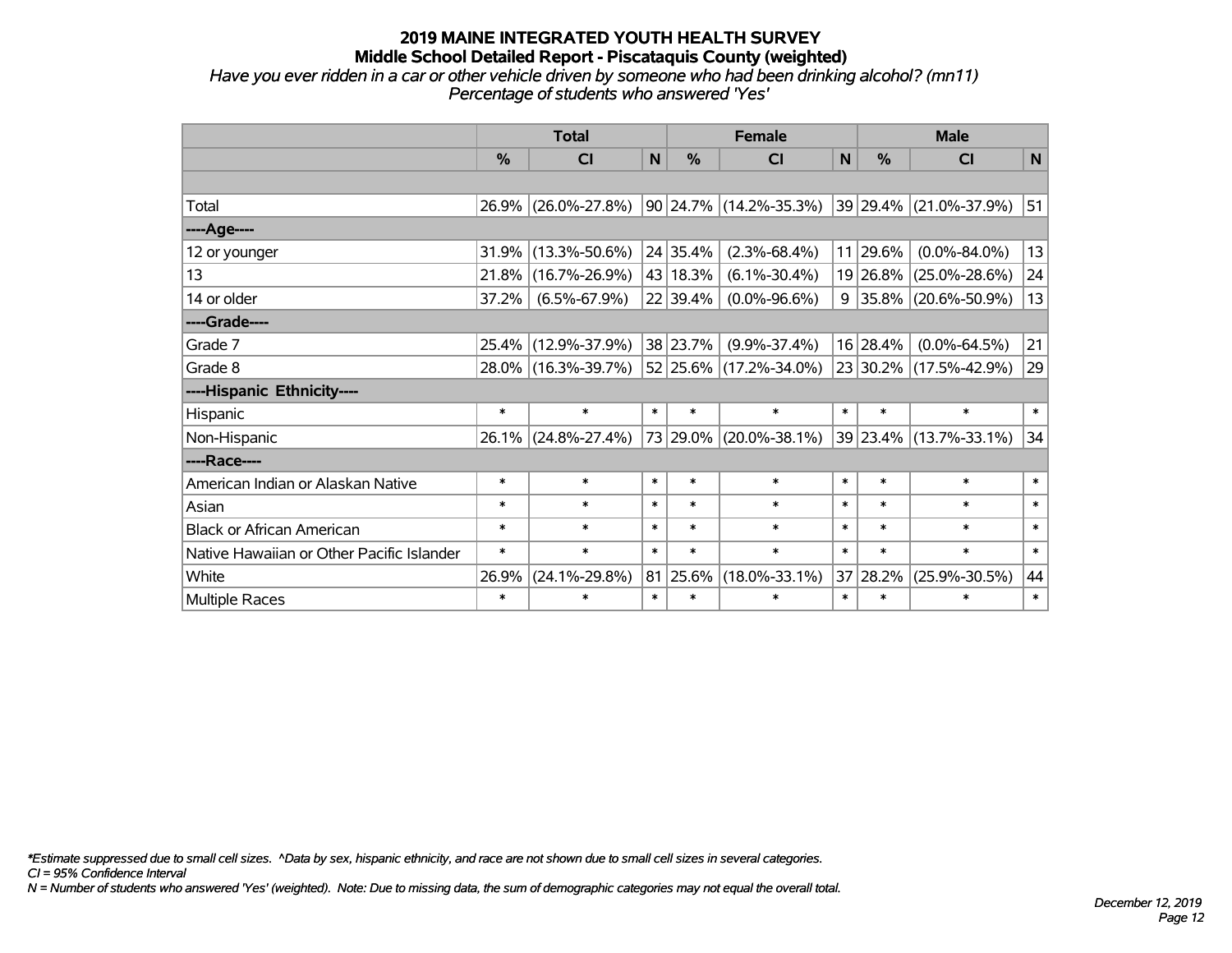# 2019 MAINE INTEGRATED YOUTH HEALTH SURVEY
## Middle School Detailed Report - Piscataquis County (weighted)
*Have you ever ridden in a car or other vehicle driven by someone who had been drinking alcohol? (mn11)*
*Percentage of students who answered 'Yes'*

| | Total | | | Female | | | Male | | |
|---|---|---|---|---|---|---|---|---|---|
| | % | CI | N | % | CI | N | % | CI | N |
| | | | | | | | | | |
| Total | 26.9% | (26.0%-27.8%) | 90 | 24.7% | (14.2%-35.3%) | 39 | 29.4% | (21.0%-37.9%) | 51 |
| ----Age---- | | | | | | | | | |
| 12 or younger | 31.9% | (13.3%-50.6%) | 24 | 35.4% | (2.3%-68.4%) | 11 | 29.6% | (0.0%-84.0%) | 13 |
| 13 | 21.8% | (16.7%-26.9%) | 43 | 18.3% | (6.1%-30.4%) | 19 | 26.8% | (25.0%-28.6%) | 24 |
| 14 or older | 37.2% | (6.5%-67.9%) | 22 | 39.4% | (0.0%-96.6%) | 9 | 35.8% | (20.6%-50.9%) | 13 |
| ----Grade---- | | | | | | | | | |
| Grade 7 | 25.4% | (12.9%-37.9%) | 38 | 23.7% | (9.9%-37.4%) | 16 | 28.4% | (0.0%-64.5%) | 21 |
| Grade 8 | 28.0% | (16.3%-39.7%) | 52 | 25.6% | (17.2%-34.0%) | 23 | 30.2% | (17.5%-42.9%) | 29 |
| ----Hispanic Ethnicity---- | | | | | | | | | |
| Hispanic | * | * | * | * | * | * | * | * | * |
| Non-Hispanic | 26.1% | (24.8%-27.4%) | 73 | 29.0% | (20.0%-38.1%) | 39 | 23.4% | (13.7%-33.1%) | 34 |
| ----Race---- | | | | | | | | | |
| American Indian or Alaskan Native | * | * | * | * | * | * | * | * | * |
| Asian | * | * | * | * | * | * | * | * | * |
| Black or African American | * | * | * | * | * | * | * | * | * |
| Native Hawaiian or Other Pacific Islander | * | * | * | * | * | * | * | * | * |
| White | 26.9% | (24.1%-29.8%) | 81 | 25.6% | (18.0%-33.1%) | 37 | 28.2% | (25.9%-30.5%) | 44 |
| Multiple Races | * | * | * | * | * | * | * | * | * |

*\*Estimate suppressed due to small cell sizes. ^Data by sex, hispanic ethnicity, and race are not shown due to small cell sizes in several categories.*
*CI = 95% Confidence Interval*
*N = Number of students who answered 'Yes' (weighted). Note: Due to missing data, the sum of demographic categories may not equal the overall total.*

*December 12, 2019*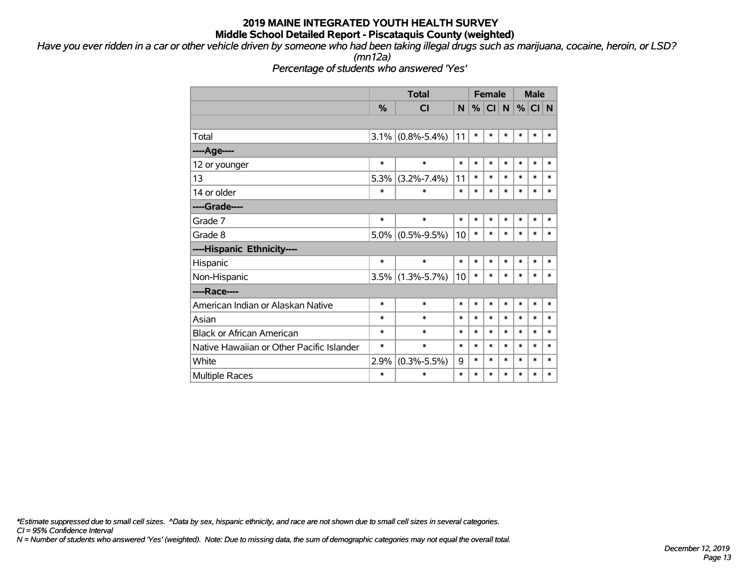# 2019 MAINE INTEGRATED YOUTH HEALTH SURVEY

## Middle School Detailed Report - Piscataquis County (weighted)

*Have you ever ridden in a car or other vehicle driven by someone who had been taking illegal drugs such as marijuana, cocaine, heroin, or LSD? (mn12a)*

*Percentage of students who answered 'Yes'*

| | Total | | | Female | | | Male | | |
|---|---|---|---|---|---|---|---|---|---|
| | % | CI | N | % | CI | N | % | CI | N |
| | | | | | | | | | |
| Total | 3.1% | (0.8%-5.4%) | 11 | * | * | * | * | * | * |
| ----Age---- | | | | | | | | | |
| 12 or younger | * | * | * | * | * | * | * | * | * |
| 13 | 5.3% | (3.2%-7.4%) | 11 | * | * | * | * | * | * |
| 14 or older | * | * | * | * | * | * | * | * | * |
| ----Grade---- | | | | | | | | | |
| Grade 7 | * | * | * | * | * | * | * | * | * |
| Grade 8 | 5.0% | (0.5%-9.5%) | 10 | * | * | * | * | * | * |
| ----Hispanic Ethnicity---- | | | | | | | | | |
| Hispanic | * | * | * | * | * | * | * | * | * |
| Non-Hispanic | 3.5% | (1.3%-5.7%) | 10 | * | * | * | * | * | * |
| ----Race---- | | | | | | | | | |
| American Indian or Alaskan Native | * | * | * | * | * | * | * | * | * |
| Asian | * | * | * | * | * | * | * | * | * |
| Black or African American | * | * | * | * | * | * | * | * | * |
| Native Hawaiian or Other Pacific Islander | * | * | * | * | * | * | * | * | * |
| White | 2.9% | (0.3%-5.5%) | 9 | * | * | * | * | * | * |
| Multiple Races | * | * | * | * | * | * | * | * | * |

*\*Estimate suppressed due to small cell sizes. ^Data by sex, hispanic ethnicity, and race are not shown due to small cell sizes in several categories.*

*CI = 95% Confidence Interval*

*N = Number of students who answered 'Yes' (weighted). Note: Due to missing data, the sum of demographic categories may not equal the overall total.*

*December 12, 2019*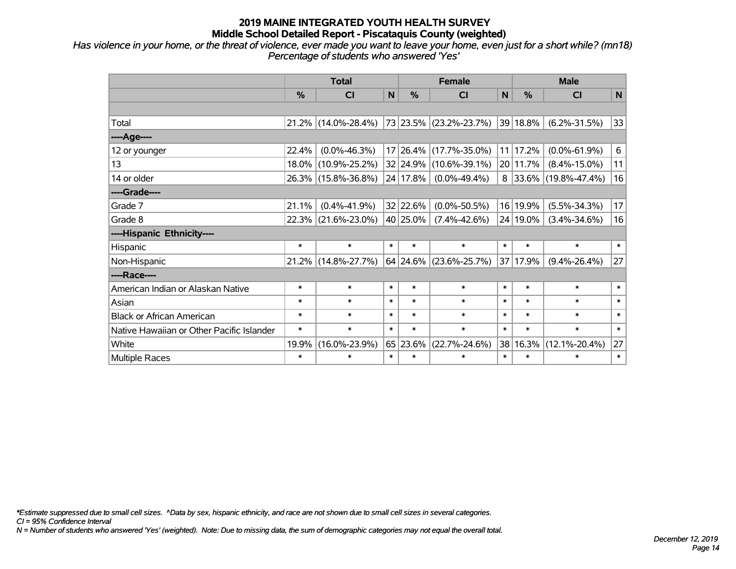# 2019 MAINE INTEGRATED YOUTH HEALTH SURVEY

## Middle School Detailed Report - Piscataquis County (weighted)

*Has violence in your home, or the threat of violence, ever made you want to leave your home, even just for a short while? (mn18)*
*Percentage of students who answered 'Yes'*

| | Total | | | Female | | | Male | | |
|---|---|---|---|---|---|---|---|---|---|
| | % | CI | N | % | CI | N | % | CI | N |
| | | | | | | | | | |
| Total | 21.2% | (14.0%-28.4%) | 73 | 23.5% | (23.2%-23.7%) | 39 | 18.8% | (6.2%-31.5%) | 33 |
| ----Age---- | | | | | | | | | |
| 12 or younger | 22.4% | (0.0%-46.3%) | 17 | 26.4% | (17.7%-35.0%) | 11 | 17.2% | (0.0%-61.9%) | 6 |
| 13 | 18.0% | (10.9%-25.2%) | 32 | 24.9% | (10.6%-39.1%) | 20 | 11.7% | (8.4%-15.0%) | 11 |
| 14 or older | 26.3% | (15.8%-36.8%) | 24 | 17.8% | (0.0%-49.4%) | 8 | 33.6% | (19.8%-47.4%) | 16 |
| ----Grade---- | | | | | | | | | |
| Grade 7 | 21.1% | (0.4%-41.9%) | 32 | 22.6% | (0.0%-50.5%) | 16 | 19.9% | (5.5%-34.3%) | 17 |
| Grade 8 | 22.3% | (21.6%-23.0%) | 40 | 25.0% | (7.4%-42.6%) | 24 | 19.0% | (3.4%-34.6%) | 16 |
| ----Hispanic Ethnicity---- | | | | | | | | | |
| Hispanic | * | * | * | * | * | * | * | * | * |
| Non-Hispanic | 21.2% | (14.8%-27.7%) | 64 | 24.6% | (23.6%-25.7%) | 37 | 17.9% | (9.4%-26.4%) | 27 |
| ----Race---- | | | | | | | | | |
| American Indian or Alaskan Native | * | * | * | * | * | * | * | * | * |
| Asian | * | * | * | * | * | * | * | * | * |
| Black or African American | * | * | * | * | * | * | * | * | * |
| Native Hawaiian or Other Pacific Islander | * | * | * | * | * | * | * | * | * |
| White | 19.9% | (16.0%-23.9%) | 65 | 23.6% | (22.7%-24.6%) | 38 | 16.3% | (12.1%-20.4%) | 27 |
| Multiple Races | * | * | * | * | * | * | * | * | * |

*\*Estimate suppressed due to small cell sizes. ^Data by sex, hispanic ethnicity, and race are not shown due to small cell sizes in several categories.*
*CI = 95% Confidence Interval*
*N = Number of students who answered 'Yes' (weighted). Note: Due to missing data, the sum of demographic categories may not equal the overall total.*

*December 12, 2019*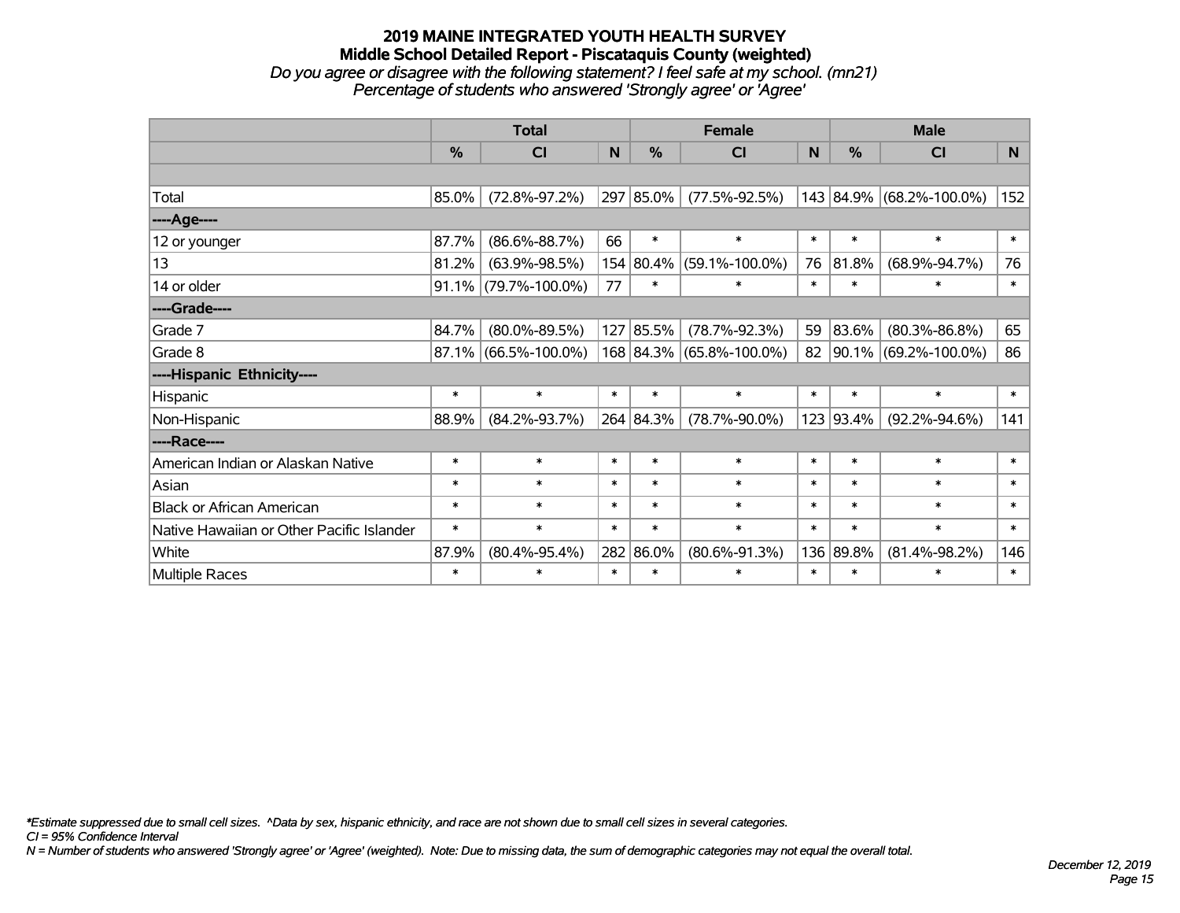# 2019 MAINE INTEGRATED YOUTH HEALTH SURVEY
## Middle School Detailed Report - Piscataquis County (weighted)

*Do you agree or disagree with the following statement? I feel safe at my school. (mn21)*
*Percentage of students who answered 'Strongly agree' or 'Agree'*

| | Total | | | Female | | | Male | | |
|---|---|---|---|---|---|---|---|---|---|
| | % | CI | N | % | CI | N | % | CI | N |
| Total | 85.0% | (72.8%-97.2%) | 297 | 85.0% | (77.5%-92.5%) | 143 | 84.9% | (68.2%-100.0%) | 152 |
| ----Age---- | | | | | | | | | |
| 12 or younger | 87.7% | (86.6%-88.7%) | 66 | * | * | * | * | * | * |
| 13 | 81.2% | (63.9%-98.5%) | 154 | 80.4% | (59.1%-100.0%) | 76 | 81.8% | (68.9%-94.7%) | 76 |
| 14 or older | 91.1% | (79.7%-100.0%) | 77 | * | * | * | * | * | * |
| ----Grade---- | | | | | | | | | |
| Grade 7 | 84.7% | (80.0%-89.5%) | 127 | 85.5% | (78.7%-92.3%) | 59 | 83.6% | (80.3%-86.8%) | 65 |
| Grade 8 | 87.1% | (66.5%-100.0%) | 168 | 84.3% | (65.8%-100.0%) | 82 | 90.1% | (69.2%-100.0%) | 86 |
| ----Hispanic Ethnicity---- | | | | | | | | | |
| Hispanic | * | * | * | * | * | * | * | * | * |
| Non-Hispanic | 88.9% | (84.2%-93.7%) | 264 | 84.3% | (78.7%-90.0%) | 123 | 93.4% | (92.2%-94.6%) | 141 |
| ----Race---- | | | | | | | | | |
| American Indian or Alaskan Native | * | * | * | * | * | * | * | * | * |
| Asian | * | * | * | * | * | * | * | * | * |
| Black or African American | * | * | * | * | * | * | * | * | * |
| Native Hawaiian or Other Pacific Islander | * | * | * | * | * | * | * | * | * |
| White | 87.9% | (80.4%-95.4%) | 282 | 86.0% | (80.6%-91.3%) | 136 | 89.8% | (81.4%-98.2%) | 146 |
| Multiple Races | * | * | * | * | * | * | * | * | * |

*\*Estimate suppressed due to small cell sizes. ^Data by sex, hispanic ethnicity, and race are not shown due to small cell sizes in several categories.*
*CI = 95% Confidence Interval*
*N = Number of students who answered 'Strongly agree' or 'Agree' (weighted). Note: Due to missing data, the sum of demographic categories may not equal the overall total.*

*December 12, 2019*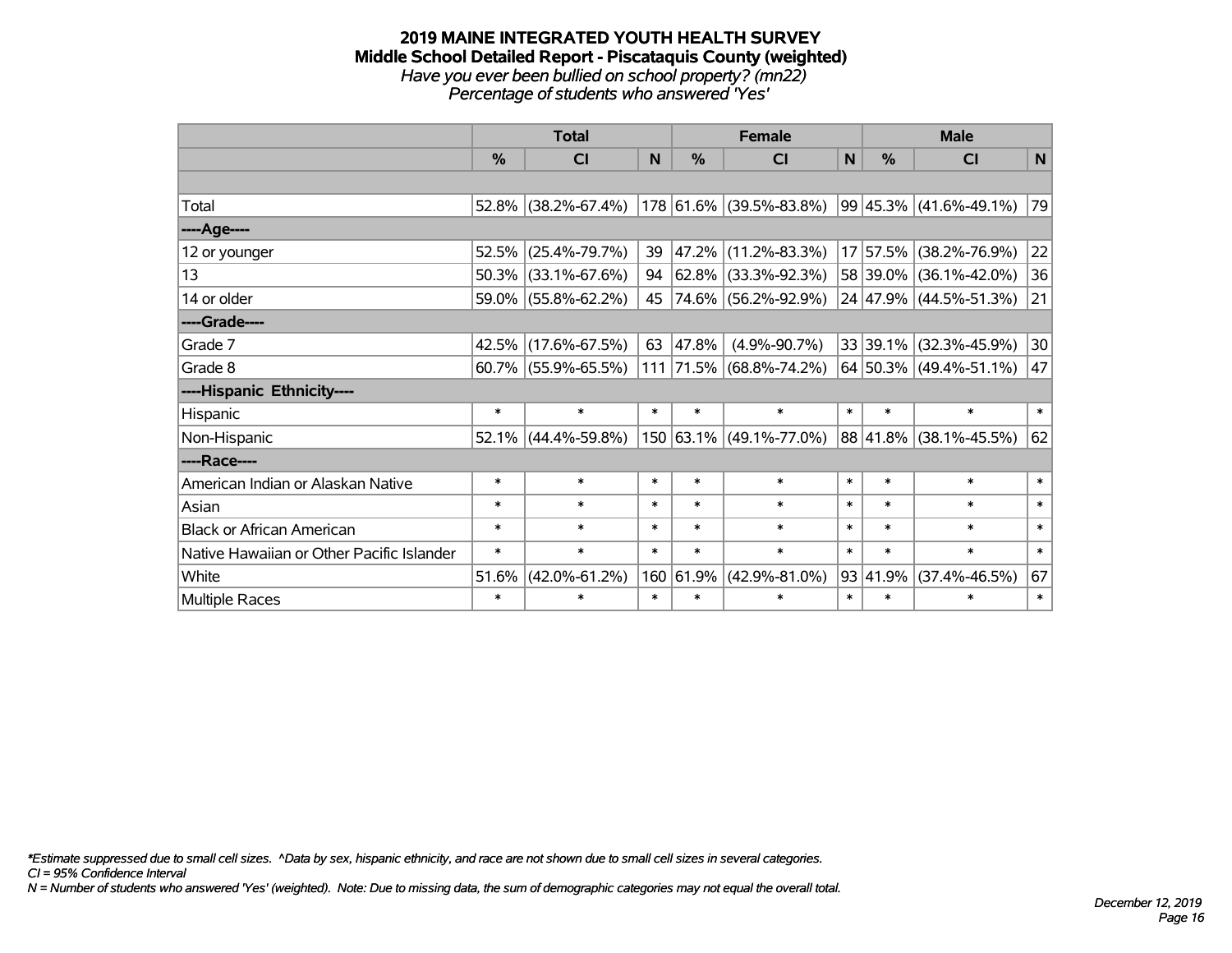# 2019 MAINE INTEGRATED YOUTH HEALTH SURVEY

## Middle School Detailed Report - Piscataquis County (weighted)

*Have you ever been bullied on school property? (mn22)*

*Percentage of students who answered 'Yes'*

| | Total | | | Female | | | Male | | |
|---|---|---|---|---|---|---|---|---|---|
| | % | CI | N | % | CI | N | % | CI | N |
| | | | | | | | | | |
| Total | 52.8% | (38.2%-67.4%) | 178 | 61.6% | (39.5%-83.8%) | 99 | 45.3% | (41.6%-49.1%) | 79 |
| ----Age---- | | | | | | | | | |
| 12 or younger | 52.5% | (25.4%-79.7%) | 39 | 47.2% | (11.2%-83.3%) | 17 | 57.5% | (38.2%-76.9%) | 22 |
| 13 | 50.3% | (33.1%-67.6%) | 94 | 62.8% | (33.3%-92.3%) | 58 | 39.0% | (36.1%-42.0%) | 36 |
| 14 or older | 59.0% | (55.8%-62.2%) | 45 | 74.6% | (56.2%-92.9%) | 24 | 47.9% | (44.5%-51.3%) | 21 |
| ----Grade---- | | | | | | | | | |
| Grade 7 | 42.5% | (17.6%-67.5%) | 63 | 47.8% | (4.9%-90.7%) | 33 | 39.1% | (32.3%-45.9%) | 30 |
| Grade 8 | 60.7% | (55.9%-65.5%) | 111 | 71.5% | (68.8%-74.2%) | 64 | 50.3% | (49.4%-51.1%) | 47 |
| ----Hispanic Ethnicity---- | | | | | | | | | |
| Hispanic | * | * | * | * | * | * | * | * | * |
| Non-Hispanic | 52.1% | (44.4%-59.8%) | 150 | 63.1% | (49.1%-77.0%) | 88 | 41.8% | (38.1%-45.5%) | 62 |
| ----Race---- | | | | | | | | | |
| American Indian or Alaskan Native | * | * | * | * | * | * | * | * | * |
| Asian | * | * | * | * | * | * | * | * | * |
| Black or African American | * | * | * | * | * | * | * | * | * |
| Native Hawaiian or Other Pacific Islander | * | * | * | * | * | * | * | * | * |
| White | 51.6% | (42.0%-61.2%) | 160 | 61.9% | (42.9%-81.0%) | 93 | 41.9% | (37.4%-46.5%) | 67 |
| Multiple Races | * | * | * | * | * | * | * | * | * |

*\*Estimate suppressed due to small cell sizes. ^Data by sex, hispanic ethnicity, and race are not shown due to small cell sizes in several categories.*

*CI = 95% Confidence Interval*

*N = Number of students who answered 'Yes' (weighted). Note: Due to missing data, the sum of demographic categories may not equal the overall total.*

*December 12, 2019*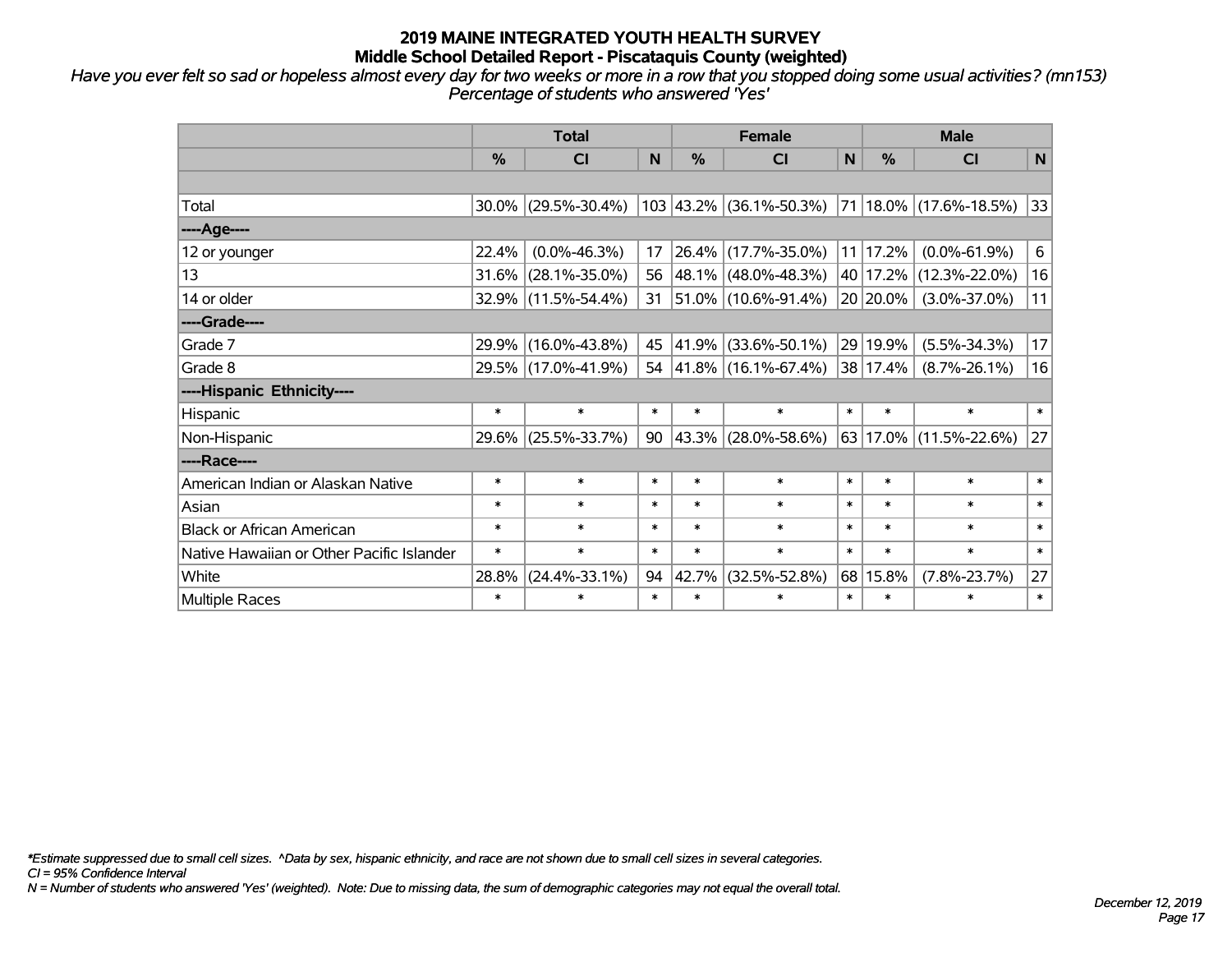# 2019 MAINE INTEGRATED YOUTH HEALTH SURVEY
## Middle School Detailed Report - Piscataquis County (weighted)

*Have you ever felt so sad or hopeless almost every day for two weeks or more in a row that you stopped doing some usual activities? (mn153)*
*Percentage of students who answered 'Yes'*

| | Total | | | Female | | | Male | | |
|---|---|---|---|---|---|---|---|---|---|
| | % | CI | N | % | CI | N | % | CI | N |
| | | | | | | | | | |
| Total | 30.0% | (29.5%-30.4%) | 103 | 43.2% | (36.1%-50.3%) | 71 | 18.0% | (17.6%-18.5%) | 33 |
| ----Age---- | | | | | | | | | |
| 12 or younger | 22.4% | (0.0%-46.3%) | 17 | 26.4% | (17.7%-35.0%) | 11 | 17.2% | (0.0%-61.9%) | 6 |
| 13 | 31.6% | (28.1%-35.0%) | 56 | 48.1% | (48.0%-48.3%) | 40 | 17.2% | (12.3%-22.0%) | 16 |
| 14 or older | 32.9% | (11.5%-54.4%) | 31 | 51.0% | (10.6%-91.4%) | 20 | 20.0% | (3.0%-37.0%) | 11 |
| ----Grade---- | | | | | | | | | |
| Grade 7 | 29.9% | (16.0%-43.8%) | 45 | 41.9% | (33.6%-50.1%) | 29 | 19.9% | (5.5%-34.3%) | 17 |
| Grade 8 | 29.5% | (17.0%-41.9%) | 54 | 41.8% | (16.1%-67.4%) | 38 | 17.4% | (8.7%-26.1%) | 16 |
| ----Hispanic Ethnicity---- | | | | | | | | | |
| Hispanic | * | * | * | * | * | * | * | * | * |
| Non-Hispanic | 29.6% | (25.5%-33.7%) | 90 | 43.3% | (28.0%-58.6%) | 63 | 17.0% | (11.5%-22.6%) | 27 |
| ----Race---- | | | | | | | | | |
| American Indian or Alaskan Native | * | * | * | * | * | * | * | * | * |
| Asian | * | * | * | * | * | * | * | * | * |
| Black or African American | * | * | * | * | * | * | * | * | * |
| Native Hawaiian or Other Pacific Islander | * | * | * | * | * | * | * | * | * |
| White | 28.8% | (24.4%-33.1%) | 94 | 42.7% | (32.5%-52.8%) | 68 | 15.8% | (7.8%-23.7%) | 27 |
| Multiple Races | * | * | * | * | * | * | * | * | * |

*\*Estimate suppressed due to small cell sizes. ^Data by sex, hispanic ethnicity, and race are not shown due to small cell sizes in several categories.*
*CI = 95% Confidence Interval*
*N = Number of students who answered 'Yes' (weighted). Note: Due to missing data, the sum of demographic categories may not equal the overall total.*

*December 12, 2019*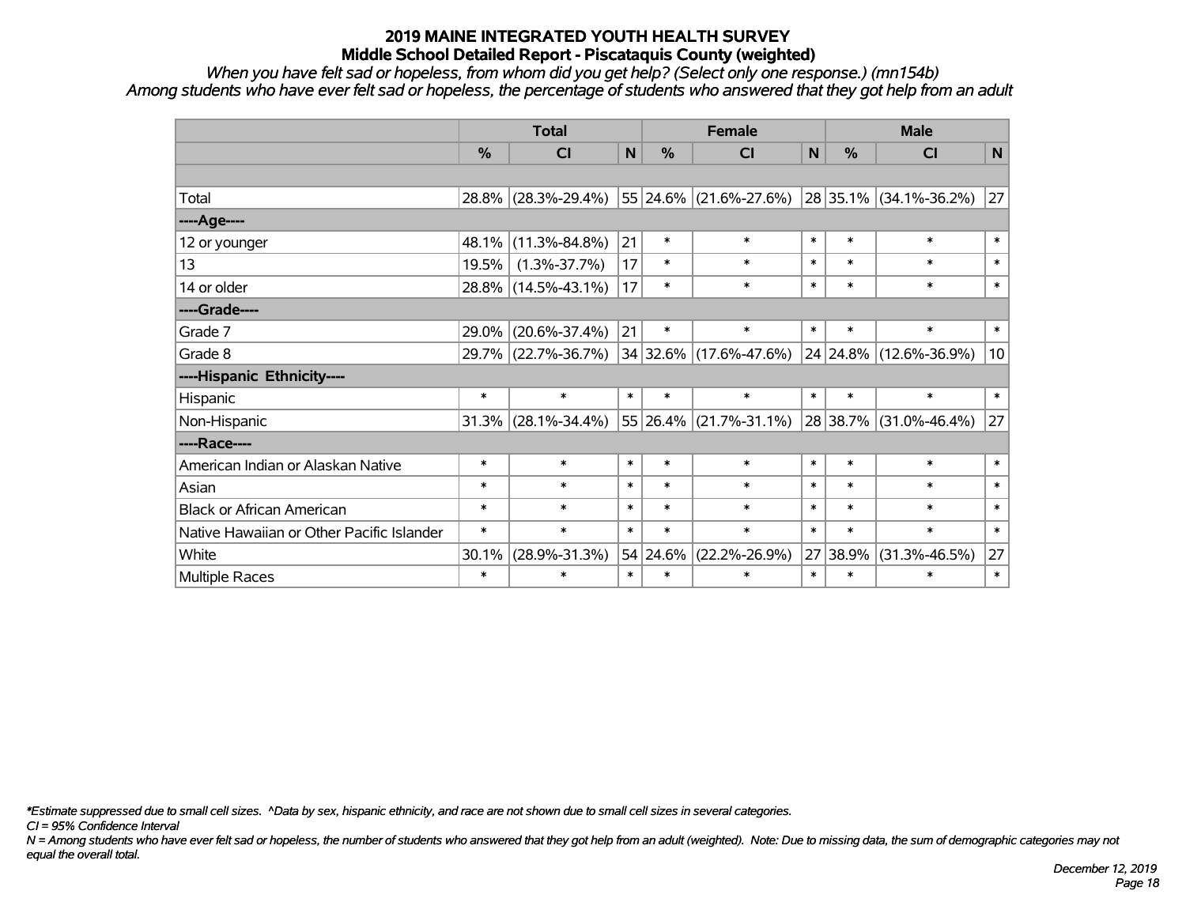# 2019 MAINE INTEGRATED YOUTH HEALTH SURVEY
## Middle School Detailed Report - Piscataquis County (weighted)

*When you have felt sad or hopeless, from whom did you get help? (Select only one response.) (mn154b)*
*Among students who have ever felt sad or hopeless, the percentage of students who answered that they got help from an adult*

| | Total | | | Female | | | Male | | |
|---|---|---|---|---|---|---|---|---|---|
| | % | CI | N | % | CI | N | % | CI | N |
| Total | 28.8% | (28.3%-29.4%) | 55 | 24.6% | (21.6%-27.6%) | 28 | 35.1% | (34.1%-36.2%) | 27 |
| **----Age----** | | | | | | | | | |
| 12 or younger | 48.1% | (11.3%-84.8%) | 21 | * | * | * | * | * | * |
| 13 | 19.5% | (1.3%-37.7%) | 17 | * | * | * | * | * | * |
| 14 or older | 28.8% | (14.5%-43.1%) | 17 | * | * | * | * | * | * |
| **----Grade----** | | | | | | | | | |
| Grade 7 | 29.0% | (20.6%-37.4%) | 21 | * | * | * | * | * | * |
| Grade 8 | 29.7% | (22.7%-36.7%) | 34 | 32.6% | (17.6%-47.6%) | 24 | 24.8% | (12.6%-36.9%) | 10 |
| **----Hispanic Ethnicity----** | | | | | | | | | |
| Hispanic | * | * | * | * | * | * | * | * | * |
| Non-Hispanic | 31.3% | (28.1%-34.4%) | 55 | 26.4% | (21.7%-31.1%) | 28 | 38.7% | (31.0%-46.4%) | 27 |
| **----Race----** | | | | | | | | | |
| American Indian or Alaskan Native | * | * | * | * | * | * | * | * | * |
| Asian | * | * | * | * | * | * | * | * | * |
| Black or African American | * | * | * | * | * | * | * | * | * |
| Native Hawaiian or Other Pacific Islander | * | * | * | * | * | * | * | * | * |
| White | 30.1% | (28.9%-31.3%) | 54 | 24.6% | (22.2%-26.9%) | 27 | 38.9% | (31.3%-46.5%) | 27 |
| Multiple Races | * | * | * | * | * | * | * | * | * |

*\*Estimate suppressed due to small cell sizes. ^Data by sex, hispanic ethnicity, and race are not shown due to small cell sizes in several categories.*

*CI = 95% Confidence Interval*

*N = Among students who have ever felt sad or hopeless, the number of students who answered that they got help from an adult (weighted). Note: Due to missing data, the sum of demographic categories may not equal the overall total.*

*December 12, 2019*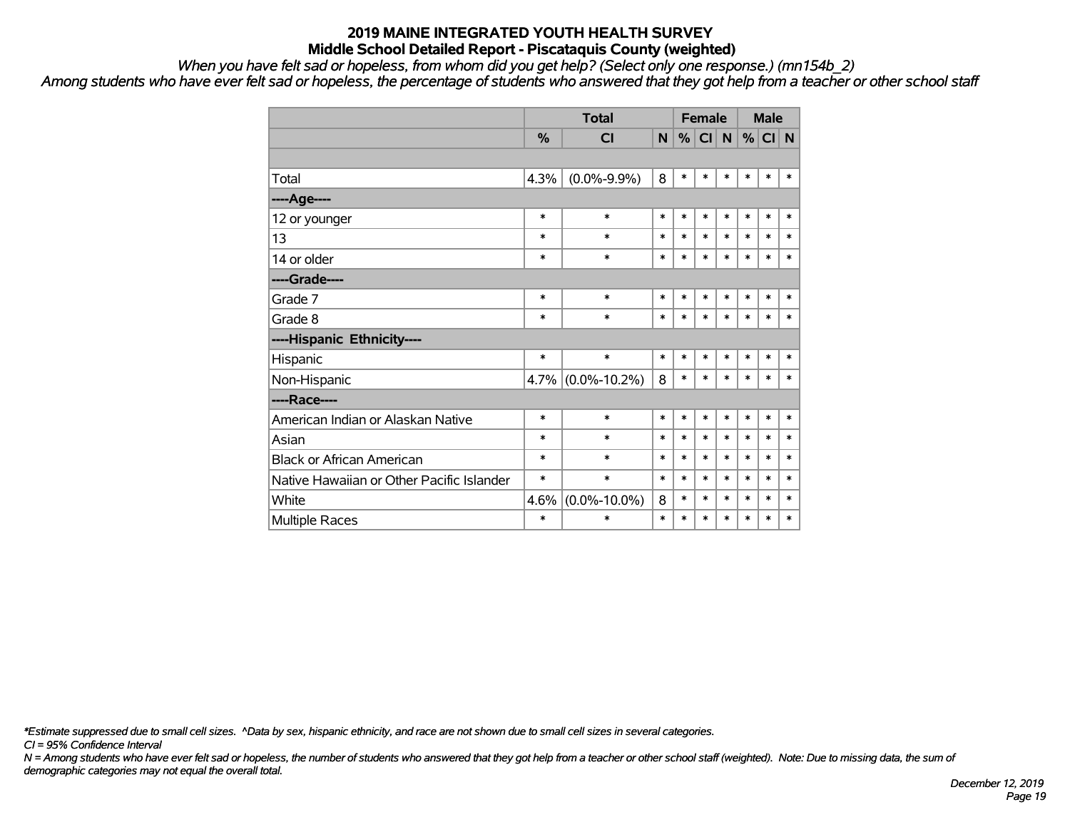# 2019 MAINE INTEGRATED YOUTH HEALTH SURVEY

## Middle School Detailed Report - Piscataquis County (weighted)

*When you have felt sad or hopeless, from whom did you get help? (Select only one response.) (mn154b_2)*

*Among students who have ever felt sad or hopeless, the percentage of students who answered that they got help from a teacher or other school staff*

| | Total | | | Female | | | Male | | |
|---|---|---|---|---|---|---|---|---|---|
| | % | CI | N | % | CI | N | % | CI | N |
| | | | | | | | | | |
| Total | 4.3% | (0.0%-9.9%) | 8 | * | * | * | * | * | * |
| ----Age---- | | | | | | | | | |
| 12 or younger | * | * | * | * | * | * | * | * | * |
| 13 | * | * | * | * | * | * | * | * | * |
| 14 or older | * | * | * | * | * | * | * | * | * |
| ----Grade---- | | | | | | | | | |
| Grade 7 | * | * | * | * | * | * | * | * | * |
| Grade 8 | * | * | * | * | * | * | * | * | * |
| ----Hispanic Ethnicity---- | | | | | | | | | |
| Hispanic | * | * | * | * | * | * | * | * | * |
| Non-Hispanic | 4.7% | (0.0%-10.2%) | 8 | * | * | * | * | * | * |
| ----Race---- | | | | | | | | | |
| American Indian or Alaskan Native | * | * | * | * | * | * | * | * | * |
| Asian | * | * | * | * | * | * | * | * | * |
| Black or African American | * | * | * | * | * | * | * | * | * |
| Native Hawaiian or Other Pacific Islander | * | * | * | * | * | * | * | * | * |
| White | 4.6% | (0.0%-10.0%) | 8 | * | * | * | * | * | * |
| Multiple Races | * | * | * | * | * | * | * | * | * |

*\*Estimate suppressed due to small cell sizes. ^Data by sex, hispanic ethnicity, and race are not shown due to small cell sizes in several categories.*

*CI = 95% Confidence Interval*

*N = Among students who have ever felt sad or hopeless, the number of students who answered that they got help from a teacher or other school staff (weighted). Note: Due to missing data, the sum of demographic categories may not equal the overall total.*

*December 12, 2019*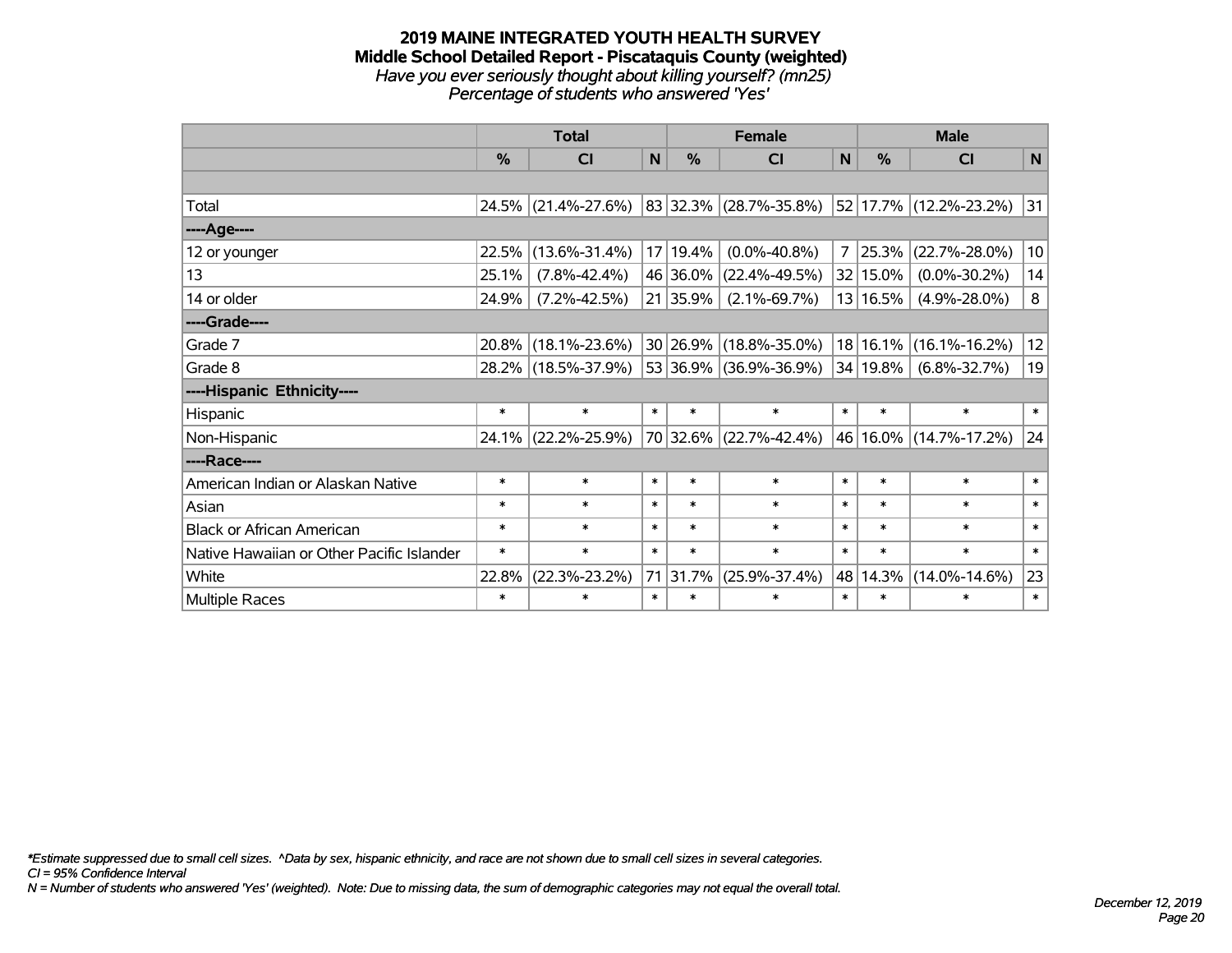# 2019 MAINE INTEGRATED YOUTH HEALTH SURVEY

## Middle School Detailed Report - Piscataquis County (weighted)

*Have you ever seriously thought about killing yourself? (mn25)*

*Percentage of students who answered 'Yes'*

| | Total | | | Female | | | Male | | |
|---|---|---|---|---|---|---|---|---|---|
| | % | CI | N | % | CI | N | % | CI | N |
| Total | 24.5% | (21.4%-27.6%) | 83 | 32.3% | (28.7%-35.8%) | 52 | 17.7% | (12.2%-23.2%) | 31 |
| ----Age---- | | | | | | | | | |
| 12 or younger | 22.5% | (13.6%-31.4%) | 17 | 19.4% | (0.0%-40.8%) | 7 | 25.3% | (22.7%-28.0%) | 10 |
| 13 | 25.1% | (7.8%-42.4%) | 46 | 36.0% | (22.4%-49.5%) | 32 | 15.0% | (0.0%-30.2%) | 14 |
| 14 or older | 24.9% | (7.2%-42.5%) | 21 | 35.9% | (2.1%-69.7%) | 13 | 16.5% | (4.9%-28.0%) | 8 |
| ----Grade---- | | | | | | | | | |
| Grade 7 | 20.8% | (18.1%-23.6%) | 30 | 26.9% | (18.8%-35.0%) | 18 | 16.1% | (16.1%-16.2%) | 12 |
| Grade 8 | 28.2% | (18.5%-37.9%) | 53 | 36.9% | (36.9%-36.9%) | 34 | 19.8% | (6.8%-32.7%) | 19 |
| ----Hispanic Ethnicity---- | | | | | | | | | |
| Hispanic | * | * | * | * | * | * | * | * | * |
| Non-Hispanic | 24.1% | (22.2%-25.9%) | 70 | 32.6% | (22.7%-42.4%) | 46 | 16.0% | (14.7%-17.2%) | 24 |
| ----Race---- | | | | | | | | | |
| American Indian or Alaskan Native | * | * | * | * | * | * | * | * | * |
| Asian | * | * | * | * | * | * | * | * | * |
| Black or African American | * | * | * | * | * | * | * | * | * |
| Native Hawaiian or Other Pacific Islander | * | * | * | * | * | * | * | * | * |
| White | 22.8% | (22.3%-23.2%) | 71 | 31.7% | (25.9%-37.4%) | 48 | 14.3% | (14.0%-14.6%) | 23 |
| Multiple Races | * | * | * | * | * | * | * | * | * |

*Estimate suppressed due to small cell sizes. ^Data by sex, hispanic ethnicity, and race are not shown due to small cell sizes in several categories.

CI = 95% Confidence Interval

N = Number of students who answered 'Yes' (weighted). Note: Due to missing data, the sum of demographic categories may not equal the overall total.

December 12, 2019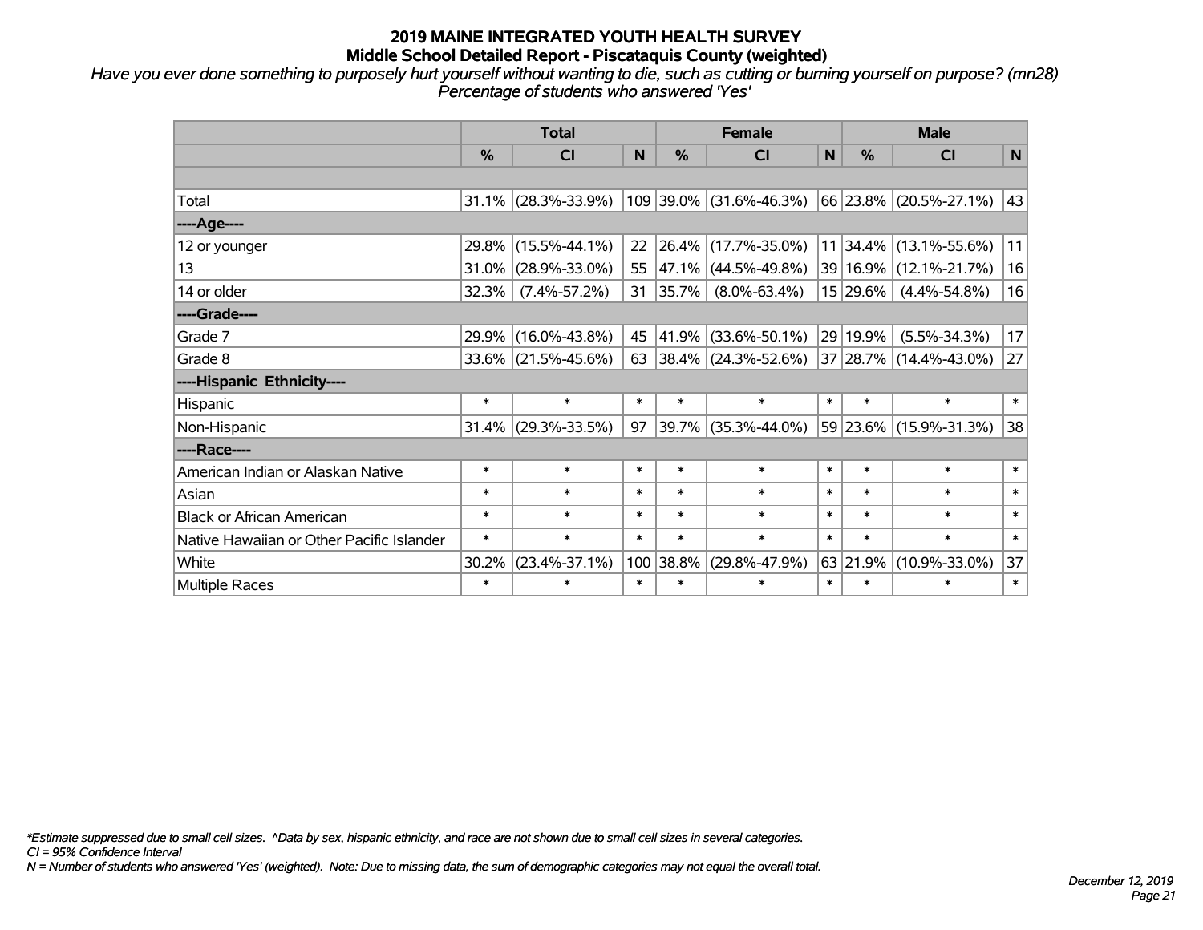# 2019 MAINE INTEGRATED YOUTH HEALTH SURVEY
## Middle School Detailed Report - Piscataquis County (weighted)

*Have you ever done something to purposely hurt yourself without wanting to die, such as cutting or burning yourself on purpose? (mn28)*
*Percentage of students who answered 'Yes'*

| | Total | | | Female | | | Male | | |
|---|---|---|---|---|---|---|---|---|---|
| | % | CI | N | % | CI | N | % | CI | N |
| | | | | | | | | | |
| Total | 31.1% | (28.3%-33.9%) | 109 | 39.0% | (31.6%-46.3%) | 66 | 23.8% | (20.5%-27.1%) | 43 |
| ----Age---- | | | | | | | | | |
| 12 or younger | 29.8% | (15.5%-44.1%) | 22 | 26.4% | (17.7%-35.0%) | 11 | 34.4% | (13.1%-55.6%) | 11 |
| 13 | 31.0% | (28.9%-33.0%) | 55 | 47.1% | (44.5%-49.8%) | 39 | 16.9% | (12.1%-21.7%) | 16 |
| 14 or older | 32.3% | (7.4%-57.2%) | 31 | 35.7% | (8.0%-63.4%) | 15 | 29.6% | (4.4%-54.8%) | 16 |
| ----Grade---- | | | | | | | | | |
| Grade 7 | 29.9% | (16.0%-43.8%) | 45 | 41.9% | (33.6%-50.1%) | 29 | 19.9% | (5.5%-34.3%) | 17 |
| Grade 8 | 33.6% | (21.5%-45.6%) | 63 | 38.4% | (24.3%-52.6%) | 37 | 28.7% | (14.4%-43.0%) | 27 |
| ----Hispanic Ethnicity---- | | | | | | | | | |
| Hispanic | * | * | * | * | * | * | * | * | * |
| Non-Hispanic | 31.4% | (29.3%-33.5%) | 97 | 39.7% | (35.3%-44.0%) | 59 | 23.6% | (15.9%-31.3%) | 38 |
| ----Race---- | | | | | | | | | |
| American Indian or Alaskan Native | * | * | * | * | * | * | * | * | * |
| Asian | * | * | * | * | * | * | * | * | * |
| Black or African American | * | * | * | * | * | * | * | * | * |
| Native Hawaiian or Other Pacific Islander | * | * | * | * | * | * | * | * | * |
| White | 30.2% | (23.4%-37.1%) | 100 | 38.8% | (29.8%-47.9%) | 63 | 21.9% | (10.9%-33.0%) | 37 |
| Multiple Races | * | * | * | * | * | * | * | * | * |

*\*Estimate suppressed due to small cell sizes. ^Data by sex, hispanic ethnicity, and race are not shown due to small cell sizes in several categories.*
*CI = 95% Confidence Interval*
*N = Number of students who answered 'Yes' (weighted). Note: Due to missing data, the sum of demographic categories may not equal the overall total.*

*December 12, 2019*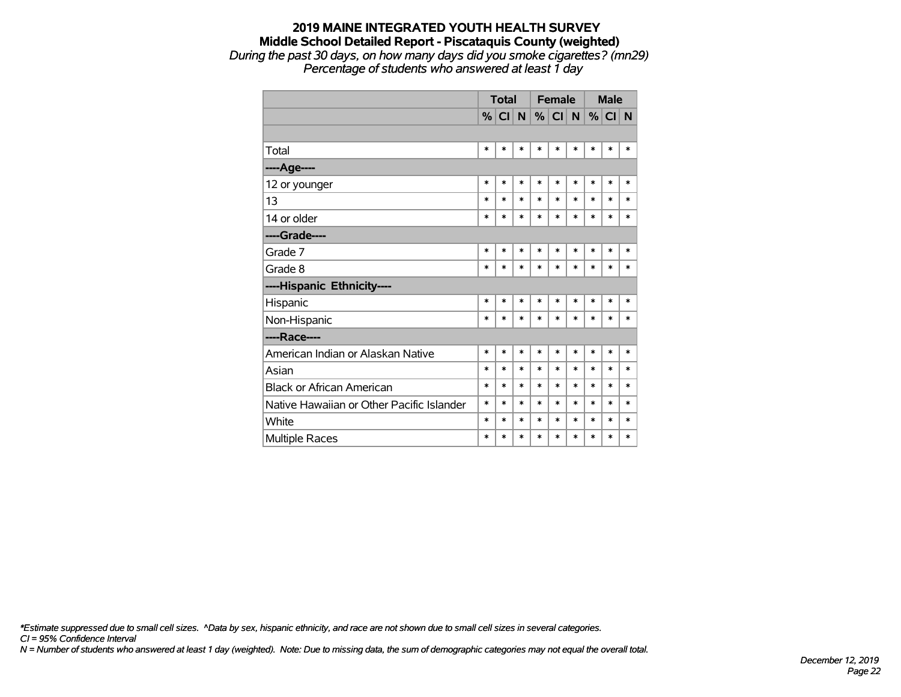# 2019 MAINE INTEGRATED YOUTH HEALTH SURVEY

## Middle School Detailed Report - Piscataquis County (weighted)

*During the past 30 days, on how many days did you smoke cigarettes? (mn29)*

*Percentage of students who answered at least 1 day*

| | Total | | | Female | | | Male | | |
|---|---|---|---|---|---|---|---|---|---|
| | % | CI | N | % | CI | N | % | CI | N |
| | | | | | | | | | |
| Total | * | * | * | * | * | * | * | * | * |
| ----Age---- | | | | | | | | | |
| 12 or younger | * | * | * | * | * | * | * | * | * |
| 13 | * | * | * | * | * | * | * | * | * |
| 14 or older | * | * | * | * | * | * | * | * | * |
| ----Grade---- | | | | | | | | | |
| Grade 7 | * | * | * | * | * | * | * | * | * |
| Grade 8 | * | * | * | * | * | * | * | * | * |
| ----Hispanic Ethnicity---- | | | | | | | | | |
| Hispanic | * | * | * | * | * | * | * | * | * |
| Non-Hispanic | * | * | * | * | * | * | * | * | * |
| ----Race---- | | | | | | | | | |
| American Indian or Alaskan Native | * | * | * | * | * | * | * | * | * |
| Asian | * | * | * | * | * | * | * | * | * |
| Black or African American | * | * | * | * | * | * | * | * | * |
| Native Hawaiian or Other Pacific Islander | * | * | * | * | * | * | * | * | * |
| White | * | * | * | * | * | * | * | * | * |
| Multiple Races | * | * | * | * | * | * | * | * | * |

*\*Estimate suppressed due to small cell sizes. ^Data by sex, hispanic ethnicity, and race are not shown due to small cell sizes in several categories.*
*CI = 95% Confidence Interval*
*N = Number of students who answered at least 1 day (weighted). Note: Due to missing data, the sum of demographic categories may not equal the overall total.*

*December 12, 2019*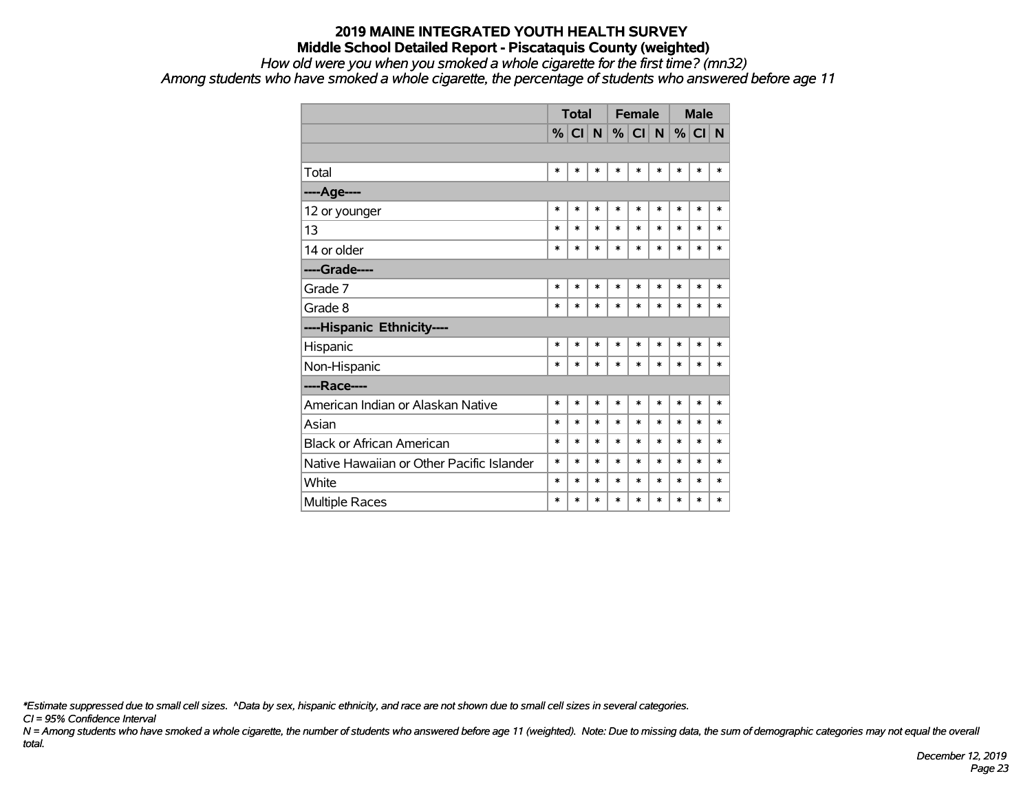# 2019 MAINE INTEGRATED YOUTH HEALTH SURVEY

## Middle School Detailed Report - Piscataquis County (weighted)

*How old were you when you smoked a whole cigarette for the first time? (mn32)*

*Among students who have smoked a whole cigarette, the percentage of students who answered before age 11*

| | Total | | | Female | | | Male | | |
|---|---|---|---|---|---|---|---|---|---|
| | % | CI | N | % | CI | N | % | CI | N |
| | | | | | | | | | |
| Total | * | * | * | * | * | * | * | * | * |
| **----Age----** | | | | | | | | | |
| 12 or younger | * | * | * | * | * | * | * | * | * |
| 13 | * | * | * | * | * | * | * | * | * |
| 14 or older | * | * | * | * | * | * | * | * | * |
| **----Grade----** | | | | | | | | | |
| Grade 7 | * | * | * | * | * | * | * | * | * |
| Grade 8 | * | * | * | * | * | * | * | * | * |
| **----Hispanic Ethnicity----** | | | | | | | | | |
| Hispanic | * | * | * | * | * | * | * | * | * |
| Non-Hispanic | * | * | * | * | * | * | * | * | * |
| **----Race----** | | | | | | | | | |
| American Indian or Alaskan Native | * | * | * | * | * | * | * | * | * |
| Asian | * | * | * | * | * | * | * | * | * |
| Black or African American | * | * | * | * | * | * | * | * | * |
| Native Hawaiian or Other Pacific Islander | * | * | * | * | * | * | * | * | * |
| White | * | * | * | * | * | * | * | * | * |
| Multiple Races | * | * | * | * | * | * | * | * | * |

*\*Estimate suppressed due to small cell sizes. ^Data by sex, hispanic ethnicity, and race are not shown due to small cell sizes in several categories.*

*CI = 95% Confidence Interval*

*N = Among students who have smoked a whole cigarette, the number of students who answered before age 11 (weighted). Note: Due to missing data, the sum of demographic categories may not equal the overall total.*

*December 12, 2019*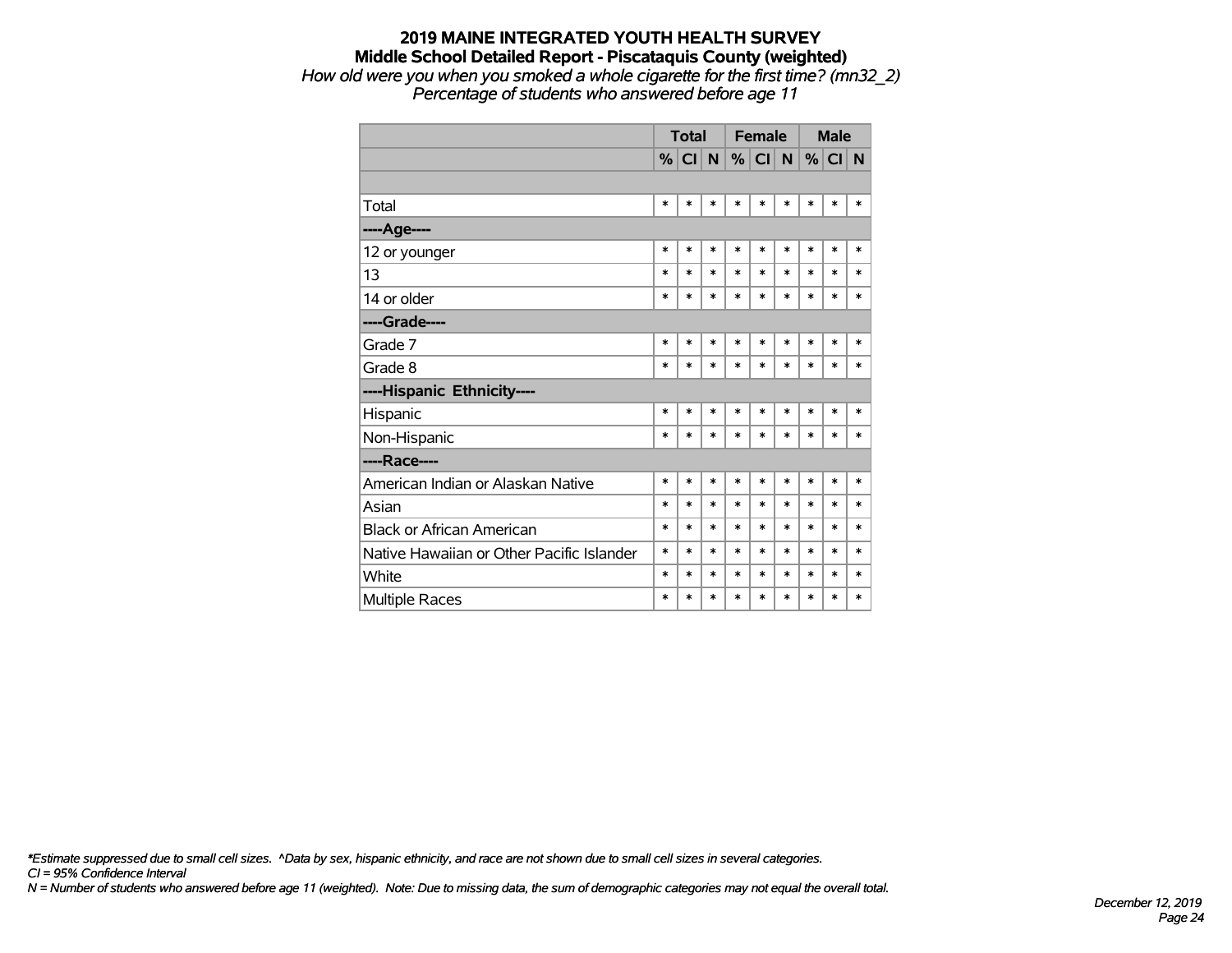# 2019 MAINE INTEGRATED YOUTH HEALTH SURVEY

## Middle School Detailed Report - Piscataquis County (weighted)

*How old were you when you smoked a whole cigarette for the first time? (mn32_2)*
*Percentage of students who answered before age 11*

| | Total | | | Female | | | Male | | |
|---|---|---|---|---|---|---|---|---|---|
| | % | CI | N | % | CI | N | % | CI | N |
| | | | | | | | | | |
| Total | * | * | * | * | * | * | * | * | * |
| **----Age----** | | | | | | | | | |
| 12 or younger | * | * | * | * | * | * | * | * | * |
| 13 | * | * | * | * | * | * | * | * | * |
| 14 or older | * | * | * | * | * | * | * | * | * |
| **----Grade----** | | | | | | | | | |
| Grade 7 | * | * | * | * | * | * | * | * | * |
| Grade 8 | * | * | * | * | * | * | * | * | * |
| **----Hispanic Ethnicity----** | | | | | | | | | |
| Hispanic | * | * | * | * | * | * | * | * | * |
| Non-Hispanic | * | * | * | * | * | * | * | * | * |
| **----Race----** | | | | | | | | | |
| American Indian or Alaskan Native | * | * | * | * | * | * | * | * | * |
| Asian | * | * | * | * | * | * | * | * | * |
| Black or African American | * | * | * | * | * | * | * | * | * |
| Native Hawaiian or Other Pacific Islander | * | * | * | * | * | * | * | * | * |
| White | * | * | * | * | * | * | * | * | * |
| Multiple Races | * | * | * | * | * | * | * | * | * |

*\*Estimate suppressed due to small cell sizes. ^Data by sex, hispanic ethnicity, and race are not shown due to small cell sizes in several categories.*
*CI = 95% Confidence Interval*
*N = Number of students who answered before age 11 (weighted). Note: Due to missing data, the sum of demographic categories may not equal the overall total.*

*December 12, 2019*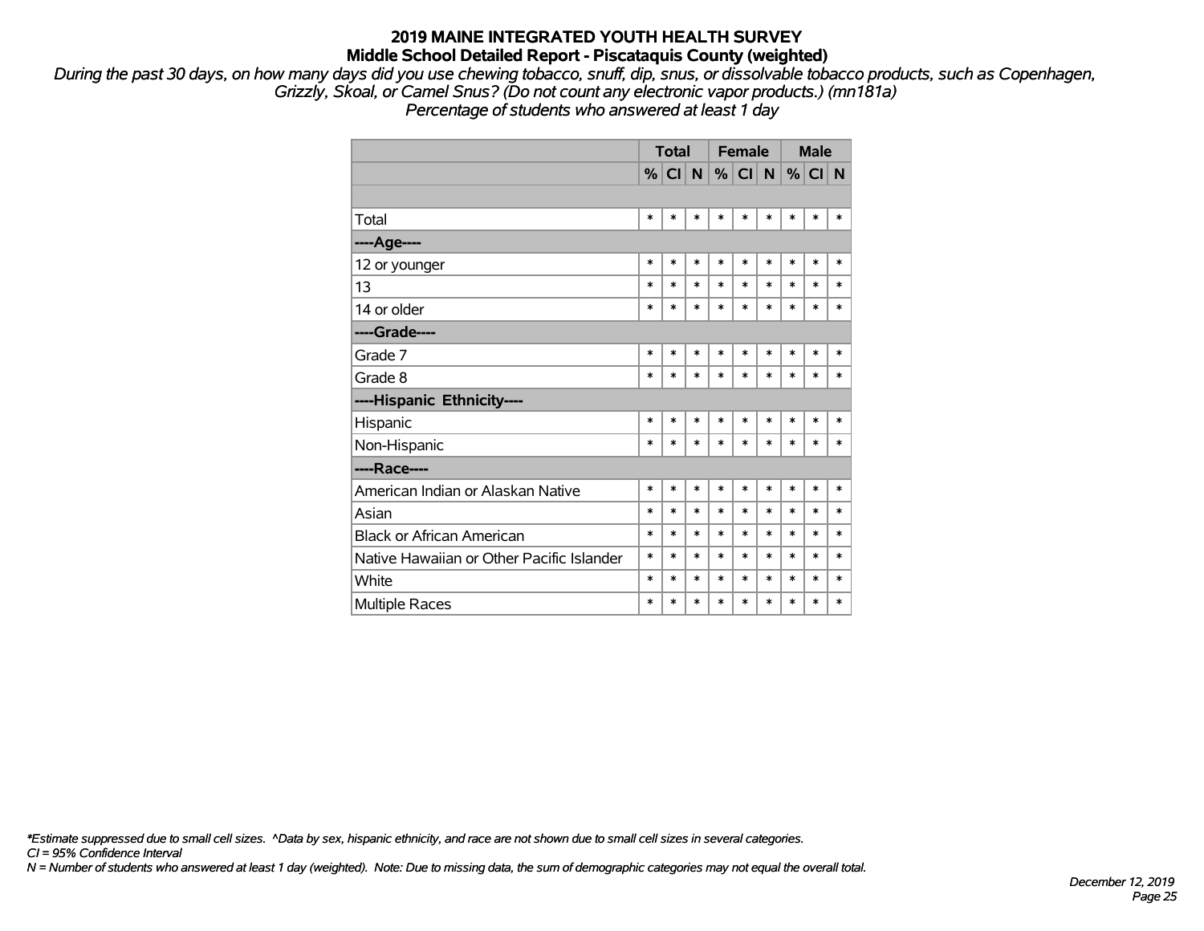# 2019 MAINE INTEGRATED YOUTH HEALTH SURVEY

## Middle School Detailed Report - Piscataquis County (weighted)

*During the past 30 days, on how many days did you use chewing tobacco, snuff, dip, snus, or dissolvable tobacco products, such as Copenhagen, Grizzly, Skoal, or Camel Snus? (Do not count any electronic vapor products.) (mn181a)*
*Percentage of students who answered at least 1 day*

| | Total | | | Female | | | Male | | |
|---|---|---|---|---|---|---|---|---|---|
| | % | CI | N | % | CI | N | % | CI | N |
| | | | | | | | | | |
| Total | * | * | * | * | * | * | * | * | * |
| ----Age---- | | | | | | | | | |
| 12 or younger | * | * | * | * | * | * | * | * | * |
| 13 | * | * | * | * | * | * | * | * | * |
| 14 or older | * | * | * | * | * | * | * | * | * |
| ----Grade---- | | | | | | | | | |
| Grade 7 | * | * | * | * | * | * | * | * | * |
| Grade 8 | * | * | * | * | * | * | * | * | * |
| ----Hispanic Ethnicity---- | | | | | | | | | |
| Hispanic | * | * | * | * | * | * | * | * | * |
| Non-Hispanic | * | * | * | * | * | * | * | * | * |
| ----Race---- | | | | | | | | | |
| American Indian or Alaskan Native | * | * | * | * | * | * | * | * | * |
| Asian | * | * | * | * | * | * | * | * | * |
| Black or African American | * | * | * | * | * | * | * | * | * |
| Native Hawaiian or Other Pacific Islander | * | * | * | * | * | * | * | * | * |
| White | * | * | * | * | * | * | * | * | * |
| Multiple Races | * | * | * | * | * | * | * | * | * |

*\*Estimate suppressed due to small cell sizes. ^Data by sex, hispanic ethnicity, and race are not shown due to small cell sizes in several categories.*
*CI = 95% Confidence Interval*
*N = Number of students who answered at least 1 day (weighted). Note: Due to missing data, the sum of demographic categories may not equal the overall total.*

*December 12, 2019*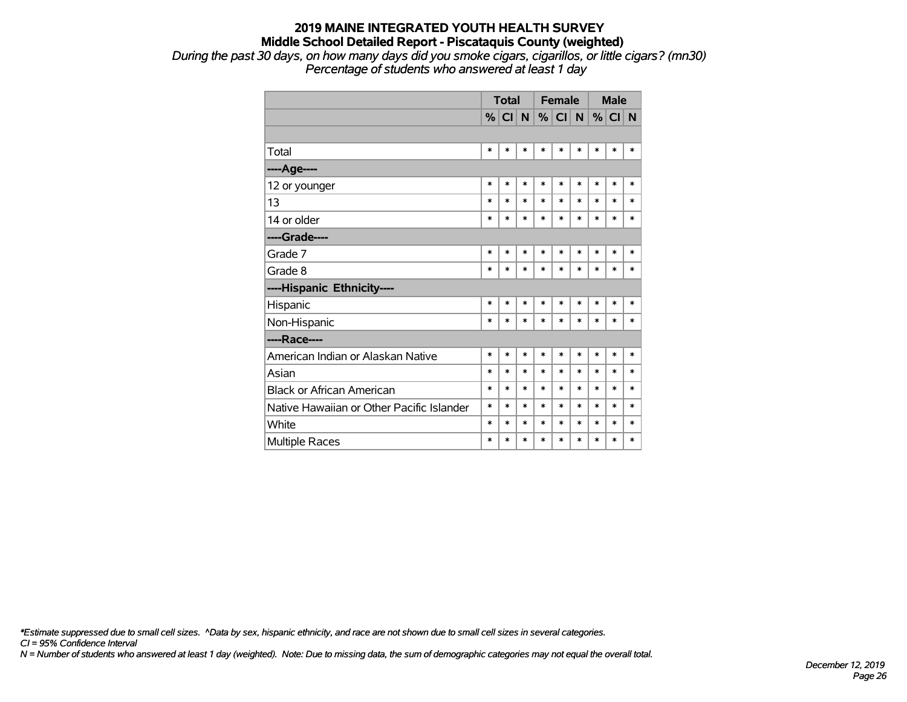# 2019 MAINE INTEGRATED YOUTH HEALTH SURVEY

## Middle School Detailed Report - Piscataquis County (weighted)

*During the past 30 days, on how many days did you smoke cigars, cigarillos, or little cigars? (mn30)*
*Percentage of students who answered at least 1 day*

| | Total | | | Female | | | Male | | |
|---|---|---|---|---|---|---|---|---|---|
| | % | CI | N | % | CI | N | % | CI | N |
| | | | | | | | | | |
| Total | * | * | * | * | * | * | * | * | * |
| **----Age----** | | | | | | | | | |
| 12 or younger | * | * | * | * | * | * | * | * | * |
| 13 | * | * | * | * | * | * | * | * | * |
| 14 or older | * | * | * | * | * | * | * | * | * |
| **----Grade----** | | | | | | | | | |
| Grade 7 | * | * | * | * | * | * | * | * | * |
| Grade 8 | * | * | * | * | * | * | * | * | * |
| **----Hispanic Ethnicity----** | | | | | | | | | |
| Hispanic | * | * | * | * | * | * | * | * | * |
| Non-Hispanic | * | * | * | * | * | * | * | * | * |
| **----Race----** | | | | | | | | | |
| American Indian or Alaskan Native | * | * | * | * | * | * | * | * | * |
| Asian | * | * | * | * | * | * | * | * | * |
| Black or African American | * | * | * | * | * | * | * | * | * |
| Native Hawaiian or Other Pacific Islander | * | * | * | * | * | * | * | * | * |
| White | * | * | * | * | * | * | * | * | * |
| Multiple Races | * | * | * | * | * | * | * | * | * |

*\*Estimate suppressed due to small cell sizes. ^Data by sex, hispanic ethnicity, and race are not shown due to small cell sizes in several categories.*
*CI = 95% Confidence Interval*
*N = Number of students who answered at least 1 day (weighted). Note: Due to missing data, the sum of demographic categories may not equal the overall total.*

*December 12, 2019*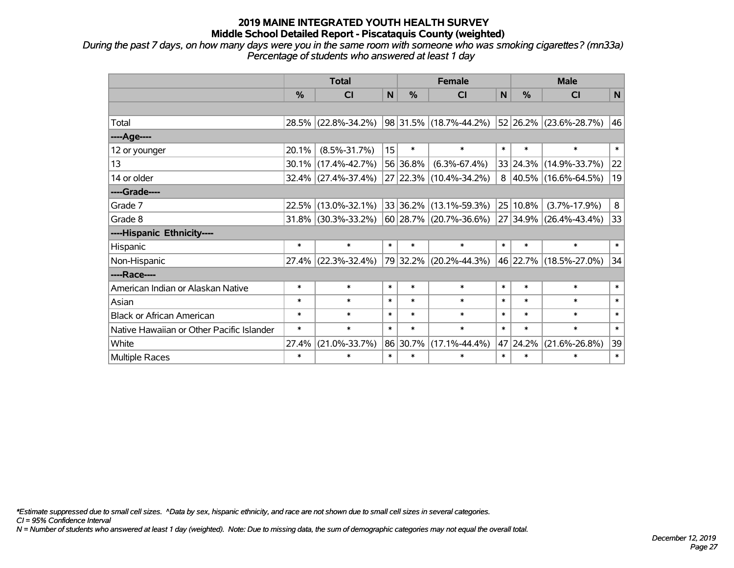# 2019 MAINE INTEGRATED YOUTH HEALTH SURVEY
## Middle School Detailed Report - Piscataquis County (weighted)

*During the past 7 days, on how many days were you in the same room with someone who was smoking cigarettes? (mn33a)*
*Percentage of students who answered at least 1 day*

| | Total | | | Female | | | Male | | |
|---|---|---|---|---|---|---|---|---|---|
| | % | CI | N | % | CI | N | % | CI | N |
| | | | | | | | | | |
| Total | 28.5% | (22.8%-34.2%) | 98 | 31.5% | (18.7%-44.2%) | 52 | 26.2% | (23.6%-28.7%) | 46 |
| ----Age---- | | | | | | | | | |
| 12 or younger | 20.1% | (8.5%-31.7%) | 15 | * | * | * | * | * | * |
| 13 | 30.1% | (17.4%-42.7%) | 56 | 36.8% | (6.3%-67.4%) | 33 | 24.3% | (14.9%-33.7%) | 22 |
| 14 or older | 32.4% | (27.4%-37.4%) | 27 | 22.3% | (10.4%-34.2%) | 8 | 40.5% | (16.6%-64.5%) | 19 |
| ----Grade---- | | | | | | | | | |
| Grade 7 | 22.5% | (13.0%-32.1%) | 33 | 36.2% | (13.1%-59.3%) | 25 | 10.8% | (3.7%-17.9%) | 8 |
| Grade 8 | 31.8% | (30.3%-33.2%) | 60 | 28.7% | (20.7%-36.6%) | 27 | 34.9% | (26.4%-43.4%) | 33 |
| ----Hispanic Ethnicity---- | | | | | | | | | |
| Hispanic | * | * | * | * | * | * | * | * | * |
| Non-Hispanic | 27.4% | (22.3%-32.4%) | 79 | 32.2% | (20.2%-44.3%) | 46 | 22.7% | (18.5%-27.0%) | 34 |
| ----Race---- | | | | | | | | | |
| American Indian or Alaskan Native | * | * | * | * | * | * | * | * | * |
| Asian | * | * | * | * | * | * | * | * | * |
| Black or African American | * | * | * | * | * | * | * | * | * |
| Native Hawaiian or Other Pacific Islander | * | * | * | * | * | * | * | * | * |
| White | 27.4% | (21.0%-33.7%) | 86 | 30.7% | (17.1%-44.4%) | 47 | 24.2% | (21.6%-26.8%) | 39 |
| Multiple Races | * | * | * | * | * | * | * | * | * |

*\*Estimate suppressed due to small cell sizes. ^Data by sex, hispanic ethnicity, and race are not shown due to small cell sizes in several categories.*
*CI = 95% Confidence Interval*
*N = Number of students who answered at least 1 day (weighted). Note: Due to missing data, the sum of demographic categories may not equal the overall total.*

*December 12, 2019*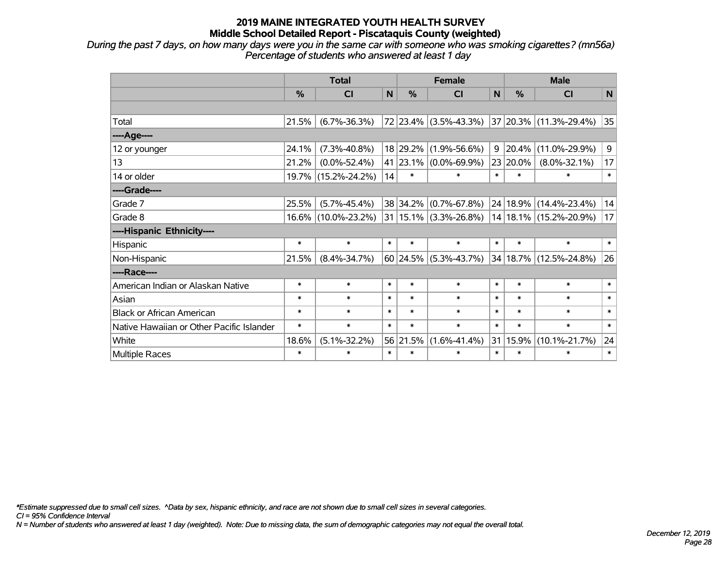# 2019 MAINE INTEGRATED YOUTH HEALTH SURVEY
## Middle School Detailed Report - Piscataquis County (weighted)

*During the past 7 days, on how many days were you in the same car with someone who was smoking cigarettes? (mn56a)*
*Percentage of students who answered at least 1 day*

| | Total | | | Female | | | Male | | |
|---|---|---|---|---|---|---|---|---|---|
| | % | CI | N | % | CI | N | % | CI | N |
| | | | | | | | | | |
| Total | 21.5% | (6.7%-36.3%) | 72 | 23.4% | (3.5%-43.3%) | 37 | 20.3% | (11.3%-29.4%) | 35 |
| ----Age---- | | | | | | | | | |
| 12 or younger | 24.1% | (7.3%-40.8%) | 18 | 29.2% | (1.9%-56.6%) | 9 | 20.4% | (11.0%-29.9%) | 9 |
| 13 | 21.2% | (0.0%-52.4%) | 41 | 23.1% | (0.0%-69.9%) | 23 | 20.0% | (8.0%-32.1%) | 17 |
| 14 or older | 19.7% | (15.2%-24.2%) | 14 | * | * | * | * | * | * |
| ----Grade---- | | | | | | | | | |
| Grade 7 | 25.5% | (5.7%-45.4%) | 38 | 34.2% | (0.7%-67.8%) | 24 | 18.9% | (14.4%-23.4%) | 14 |
| Grade 8 | 16.6% | (10.0%-23.2%) | 31 | 15.1% | (3.3%-26.8%) | 14 | 18.1% | (15.2%-20.9%) | 17 |
| ----Hispanic Ethnicity---- | | | | | | | | | |
| Hispanic | * | * | * | * | * | * | * | * | * |
| Non-Hispanic | 21.5% | (8.4%-34.7%) | 60 | 24.5% | (5.3%-43.7%) | 34 | 18.7% | (12.5%-24.8%) | 26 |
| ----Race---- | | | | | | | | | |
| American Indian or Alaskan Native | * | * | * | * | * | * | * | * | * |
| Asian | * | * | * | * | * | * | * | * | * |
| Black or African American | * | * | * | * | * | * | * | * | * |
| Native Hawaiian or Other Pacific Islander | * | * | * | * | * | * | * | * | * |
| White | 18.6% | (5.1%-32.2%) | 56 | 21.5% | (1.6%-41.4%) | 31 | 15.9% | (10.1%-21.7%) | 24 |
| Multiple Races | * | * | * | * | * | * | * | * | * |

*\*Estimate suppressed due to small cell sizes. ^Data by sex, hispanic ethnicity, and race are not shown due to small cell sizes in several categories.*
*CI = 95% Confidence Interval*
*N = Number of students who answered at least 1 day (weighted). Note: Due to missing data, the sum of demographic categories may not equal the overall total.*

*December 12, 2019*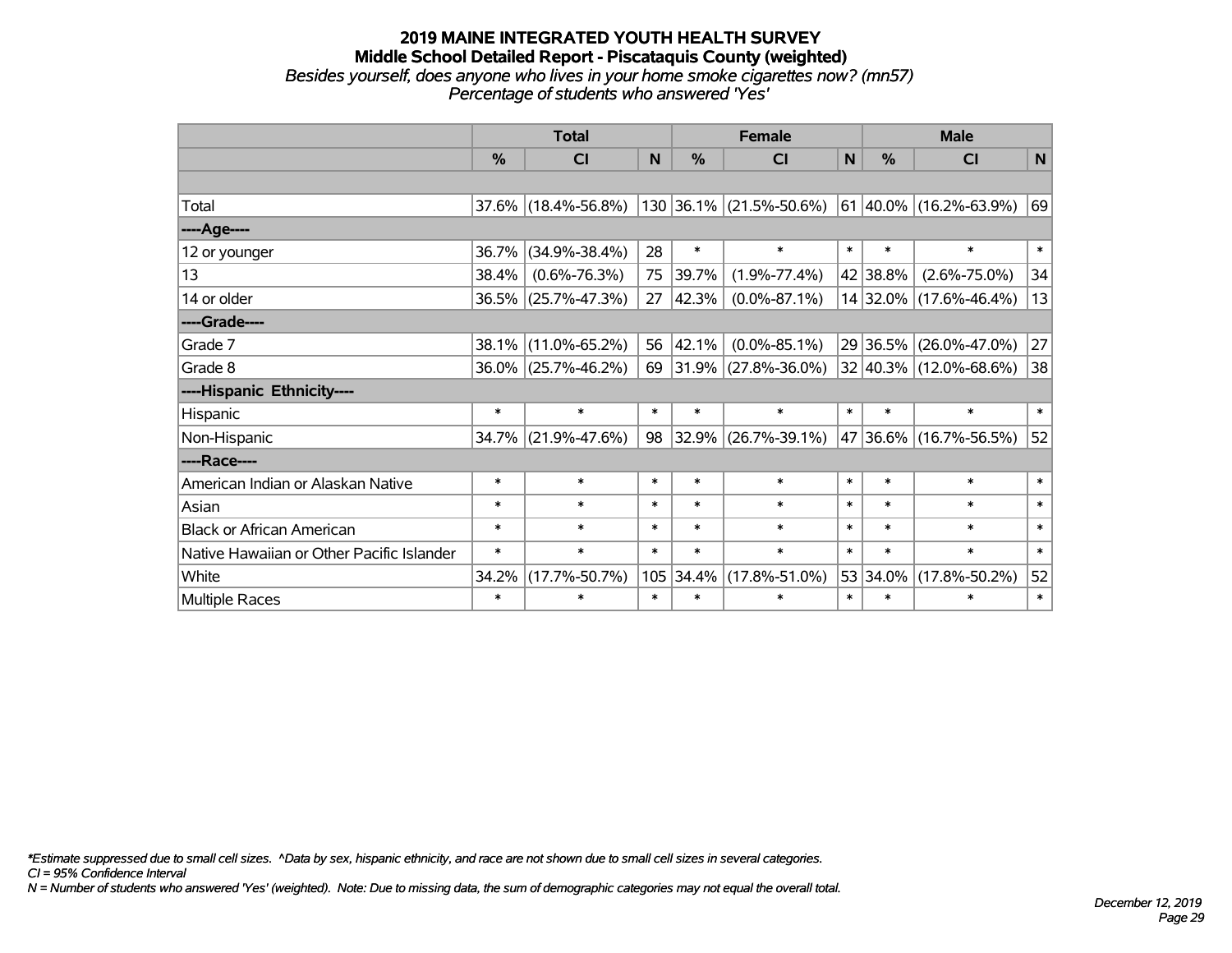# 2019 MAINE INTEGRATED YOUTH HEALTH SURVEY
## Middle School Detailed Report - Piscataquis County (weighted)
### *Besides yourself, does anyone who lives in your home smoke cigarettes now? (mn57)*
### *Percentage of students who answered 'Yes'*

| | Total | | | Female | | | Male | | |
|---|---|---|---|---|---|---|---|---|---|
| | % | CI | N | % | CI | N | % | CI | N |
| | | | | | | | | | |
| Total | 37.6% | (18.4%-56.8%) | 130 | 36.1% | (21.5%-50.6%) | 61 | 40.0% | (16.2%-63.9%) | 69 |
| ----Age---- | | | | | | | | | |
| 12 or younger | 36.7% | (34.9%-38.4%) | 28 | * | * | * | * | * | * |
| 13 | 38.4% | (0.6%-76.3%) | 75 | 39.7% | (1.9%-77.4%) | 42 | 38.8% | (2.6%-75.0%) | 34 |
| 14 or older | 36.5% | (25.7%-47.3%) | 27 | 42.3% | (0.0%-87.1%) | 14 | 32.0% | (17.6%-46.4%) | 13 |
| ----Grade---- | | | | | | | | | |
| Grade 7 | 38.1% | (11.0%-65.2%) | 56 | 42.1% | (0.0%-85.1%) | 29 | 36.5% | (26.0%-47.0%) | 27 |
| Grade 8 | 36.0% | (25.7%-46.2%) | 69 | 31.9% | (27.8%-36.0%) | 32 | 40.3% | (12.0%-68.6%) | 38 |
| ----Hispanic Ethnicity---- | | | | | | | | | |
| Hispanic | * | * | * | * | * | * | * | * | * |
| Non-Hispanic | 34.7% | (21.9%-47.6%) | 98 | 32.9% | (26.7%-39.1%) | 47 | 36.6% | (16.7%-56.5%) | 52 |
| ----Race---- | | | | | | | | | |
| American Indian or Alaskan Native | * | * | * | * | * | * | * | * | * |
| Asian | * | * | * | * | * | * | * | * | * |
| Black or African American | * | * | * | * | * | * | * | * | * |
| Native Hawaiian or Other Pacific Islander | * | * | * | * | * | * | * | * | * |
| White | 34.2% | (17.7%-50.7%) | 105 | 34.4% | (17.8%-51.0%) | 53 | 34.0% | (17.8%-50.2%) | 52 |
| Multiple Races | * | * | * | * | * | * | * | * | * |

*\*Estimate suppressed due to small cell sizes. ^Data by sex, hispanic ethnicity, and race are not shown due to small cell sizes in several categories.*
*CI = 95% Confidence Interval*
*N = Number of students who answered 'Yes' (weighted). Note: Due to missing data, the sum of demographic categories may not equal the overall total.*

*December 12, 2019*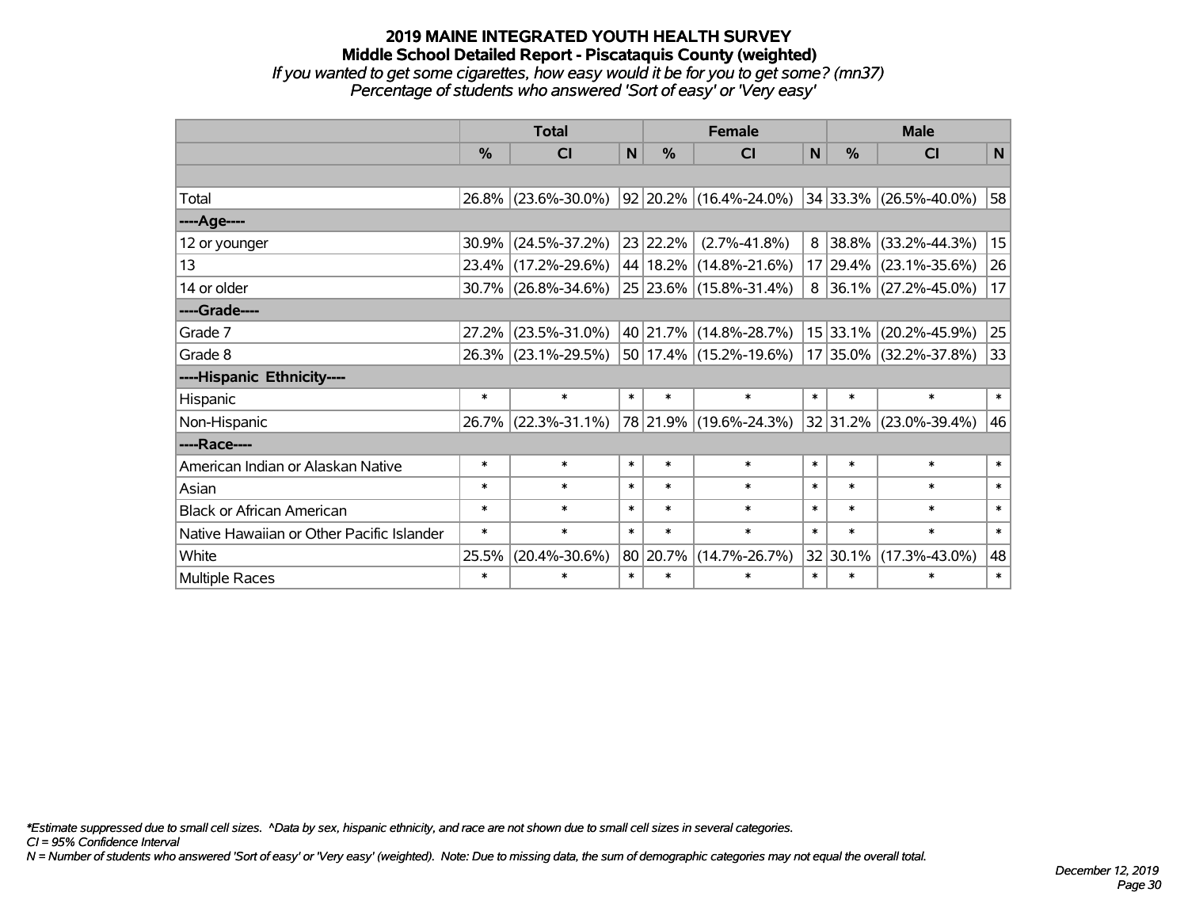# 2019 MAINE INTEGRATED YOUTH HEALTH SURVEY
## Middle School Detailed Report - Piscataquis County (weighted)
*If you wanted to get some cigarettes, how easy would it be for you to get some? (mn37)*
*Percentage of students who answered 'Sort of easy' or 'Very easy'*

| | Total | | | Female | | | Male | | |
|---|---|---|---|---|---|---|---|---|---|
| | % | CI | N | % | CI | N | % | CI | N |
| | | | | | | | | | |
| Total | 26.8% | (23.6%-30.0%) | 92 | 20.2% | (16.4%-24.0%) | 34 | 33.3% | (26.5%-40.0%) | 58 |
| ----Age---- | | | | | | | | | |
| 12 or younger | 30.9% | (24.5%-37.2%) | 23 | 22.2% | (2.7%-41.8%) | 8 | 38.8% | (33.2%-44.3%) | 15 |
| 13 | 23.4% | (17.2%-29.6%) | 44 | 18.2% | (14.8%-21.6%) | 17 | 29.4% | (23.1%-35.6%) | 26 |
| 14 or older | 30.7% | (26.8%-34.6%) | 25 | 23.6% | (15.8%-31.4%) | 8 | 36.1% | (27.2%-45.0%) | 17 |
| ----Grade---- | | | | | | | | | |
| Grade 7 | 27.2% | (23.5%-31.0%) | 40 | 21.7% | (14.8%-28.7%) | 15 | 33.1% | (20.2%-45.9%) | 25 |
| Grade 8 | 26.3% | (23.1%-29.5%) | 50 | 17.4% | (15.2%-19.6%) | 17 | 35.0% | (32.2%-37.8%) | 33 |
| ----Hispanic Ethnicity---- | | | | | | | | | |
| Hispanic | * | * | * | * | * | * | * | * | * |
| Non-Hispanic | 26.7% | (22.3%-31.1%) | 78 | 21.9% | (19.6%-24.3%) | 32 | 31.2% | (23.0%-39.4%) | 46 |
| ----Race---- | | | | | | | | | |
| American Indian or Alaskan Native | * | * | * | * | * | * | * | * | * |
| Asian | * | * | * | * | * | * | * | * | * |
| Black or African American | * | * | * | * | * | * | * | * | * |
| Native Hawaiian or Other Pacific Islander | * | * | * | * | * | * | * | * | * |
| White | 25.5% | (20.4%-30.6%) | 80 | 20.7% | (14.7%-26.7%) | 32 | 30.1% | (17.3%-43.0%) | 48 |
| Multiple Races | * | * | * | * | * | * | * | * | * |

*\*Estimate suppressed due to small cell sizes. ^Data by sex, hispanic ethnicity, and race are not shown due to small cell sizes in several categories.*

*CI = 95% Confidence Interval*

*N = Number of students who answered 'Sort of easy' or 'Very easy' (weighted). Note: Due to missing data, the sum of demographic categories may not equal the overall total.*

*December 12, 2019*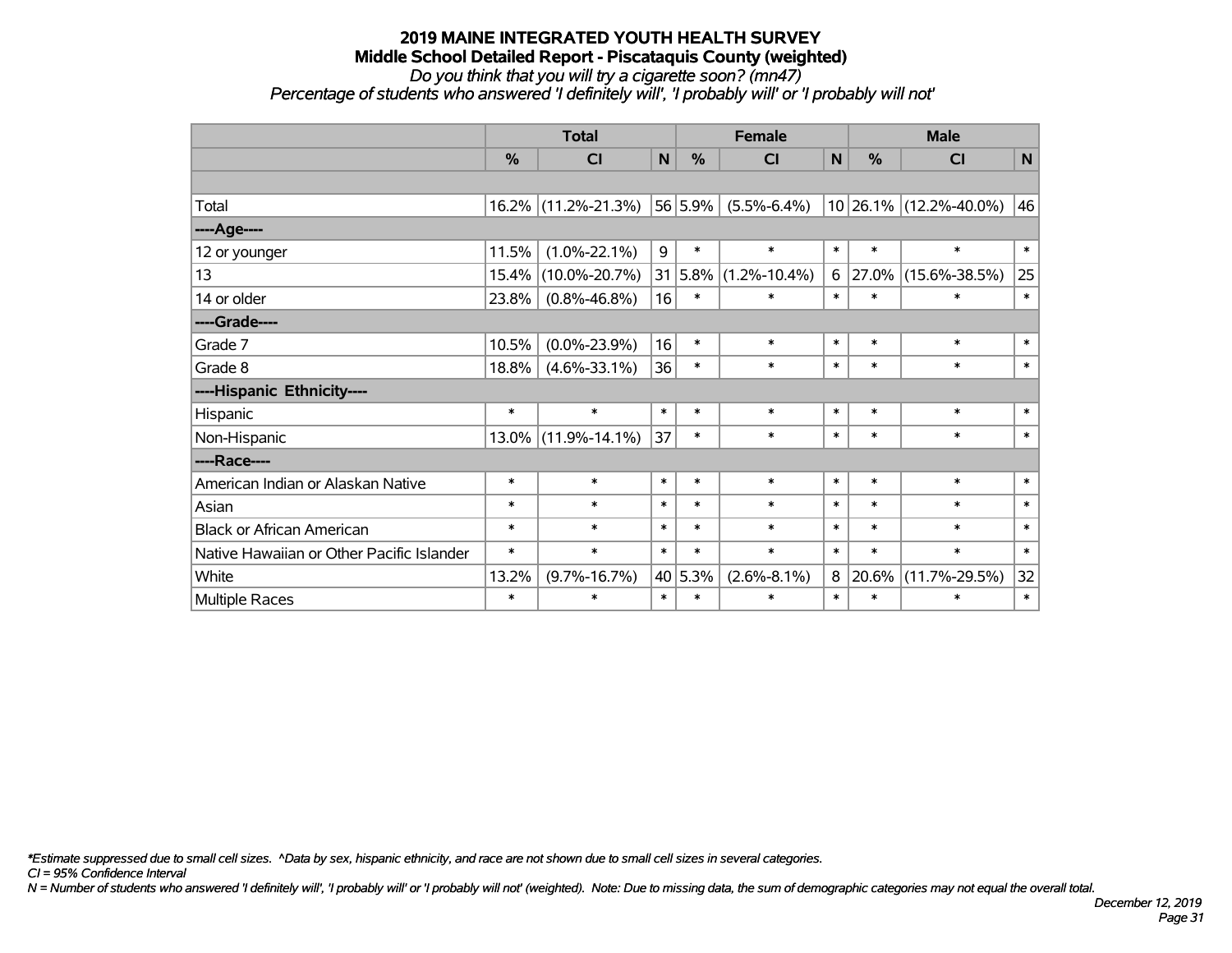# 2019 MAINE INTEGRATED YOUTH HEALTH SURVEY

## Middle School Detailed Report - Piscataquis County (weighted)

*Do you think that you will try a cigarette soon? (mn47)*

*Percentage of students who answered 'I definitely will', 'I probably will' or 'I probably will not'*

| | Total | | | Female | | | Male | | |
|---|---|---|---|---|---|---|---|---|---|
| | % | CI | N | % | CI | N | % | CI | N |
| Total | 16.2% | (11.2%-21.3%) | 56 | 5.9% | (5.5%-6.4%) | 10 | 26.1% | (12.2%-40.0%) | 46 |
| ----Age---- | | | | | | | | | |
| 12 or younger | 11.5% | (1.0%-22.1%) | 9 | * | * | * | * | * | * |
| 13 | 15.4% | (10.0%-20.7%) | 31 | 5.8% | (1.2%-10.4%) | 6 | 27.0% | (15.6%-38.5%) | 25 |
| 14 or older | 23.8% | (0.8%-46.8%) | 16 | * | * | * | * | * | * |
| ----Grade---- | | | | | | | | | |
| Grade 7 | 10.5% | (0.0%-23.9%) | 16 | * | * | * | * | * | * |
| Grade 8 | 18.8% | (4.6%-33.1%) | 36 | * | * | * | * | * | * |
| ----Hispanic Ethnicity---- | | | | | | | | | |
| Hispanic | * | * | * | * | * | * | * | * | * |
| Non-Hispanic | 13.0% | (11.9%-14.1%) | 37 | * | * | * | * | * | * |
| ----Race---- | | | | | | | | | |
| American Indian or Alaskan Native | * | * | * | * | * | * | * | * | * |
| Asian | * | * | * | * | * | * | * | * | * |
| Black or African American | * | * | * | * | * | * | * | * | * |
| Native Hawaiian or Other Pacific Islander | * | * | * | * | * | * | * | * | * |
| White | 13.2% | (9.7%-16.7%) | 40 | 5.3% | (2.6%-8.1%) | 8 | 20.6% | (11.7%-29.5%) | 32 |
| Multiple Races | * | * | * | * | * | * | * | * | * |

*\*Estimate suppressed due to small cell sizes. ^Data by sex, hispanic ethnicity, and race are not shown due to small cell sizes in several categories.*

*CI = 95% Confidence Interval*

*N = Number of students who answered 'I definitely will', 'I probably will' or 'I probably will not' (weighted). Note: Due to missing data, the sum of demographic categories may not equal the overall total.*

*December 12, 2019*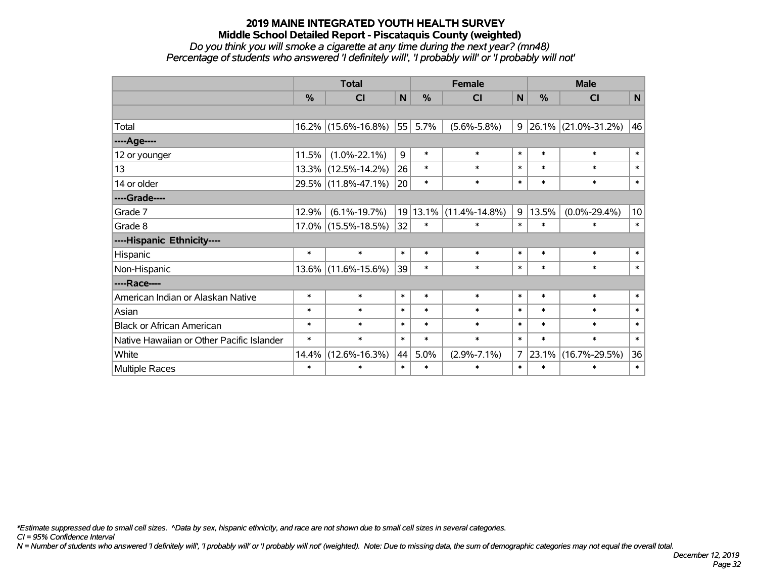# 2019 MAINE INTEGRATED YOUTH HEALTH SURVEY

## Middle School Detailed Report - Piscataquis County (weighted)

*Do you think you will smoke a cigarette at any time during the next year? (mn48)*

*Percentage of students who answered 'I definitely will', 'I probably will' or 'I probably will not'*

| | Total | | | Female | | | Male | | |
|---|---|---|---|---|---|---|---|---|---|
| | % | CI | N | % | CI | N | % | CI | N |
| Total | 16.2% | (15.6%-16.8%) | 55 | 5.7% | (5.6%-5.8%) | 9 | 26.1% | (21.0%-31.2%) | 46 |
| ----Age---- | | | | | | | | | |
| 12 or younger | 11.5% | (1.0%-22.1%) | 9 | * | * | * | * | * | * |
| 13 | 13.3% | (12.5%-14.2%) | 26 | * | * | * | * | * | * |
| 14 or older | 29.5% | (11.8%-47.1%) | 20 | * | * | * | * | * | * |
| ----Grade---- | | | | | | | | | |
| Grade 7 | 12.9% | (6.1%-19.7%) | 19 | 13.1% | (11.4%-14.8%) | 9 | 13.5% | (0.0%-29.4%) | 10 |
| Grade 8 | 17.0% | (15.5%-18.5%) | 32 | * | * | * | * | * | * |
| ----Hispanic Ethnicity---- | | | | | | | | | |
| Hispanic | * | * | * | * | * | * | * | * | * |
| Non-Hispanic | 13.6% | (11.6%-15.6%) | 39 | * | * | * | * | * | * |
| ----Race---- | | | | | | | | | |
| American Indian or Alaskan Native | * | * | * | * | * | * | * | * | * |
| Asian | * | * | * | * | * | * | * | * | * |
| Black or African American | * | * | * | * | * | * | * | * | * |
| Native Hawaiian or Other Pacific Islander | * | * | * | * | * | * | * | * | * |
| White | 14.4% | (12.6%-16.3%) | 44 | 5.0% | (2.9%-7.1%) | 7 | 23.1% | (16.7%-29.5%) | 36 |
| Multiple Races | * | * | * | * | * | * | * | * | * |

*\*Estimate suppressed due to small cell sizes. ^Data by sex, hispanic ethnicity, and race are not shown due to small cell sizes in several categories.*

*CI = 95% Confidence Interval*

*N = Number of students who answered 'I definitely will', 'I probably will' or 'I probably will not' (weighted). Note: Due to missing data, the sum of demographic categories may not equal the overall total.*

*December 12, 2019*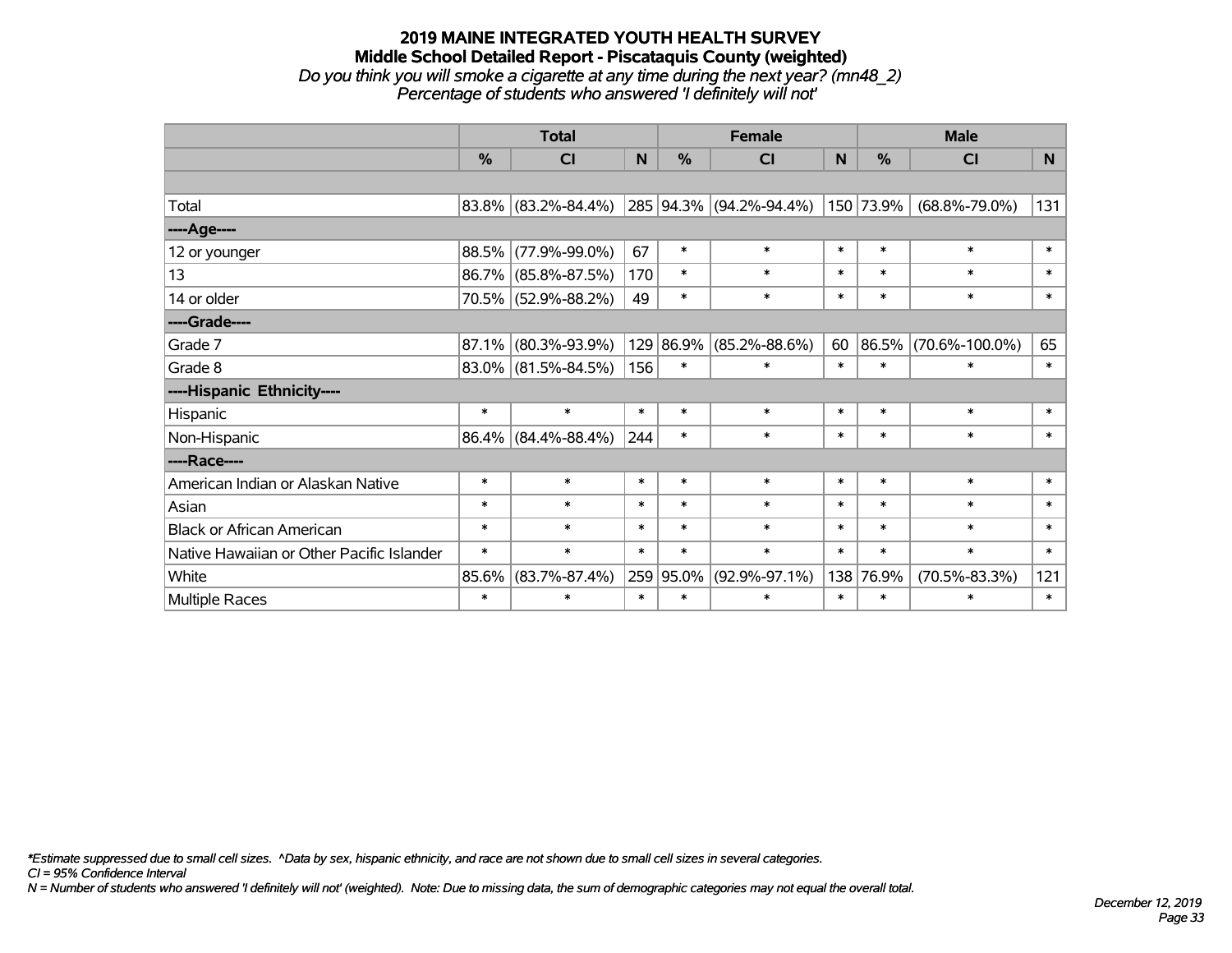# 2019 MAINE INTEGRATED YOUTH HEALTH SURVEY

## Middle School Detailed Report - Piscataquis County (weighted)

*Do you think you will smoke a cigarette at any time during the next year? (mn48_2)*

*Percentage of students who answered 'I definitely will not'*

| | Total | | | Female | | | Male | | |
|---|---|---|---|---|---|---|---|---|---|
| | % | CI | N | % | CI | N | % | CI | N |
| | | | | | | | | | |
| Total | 83.8% | (83.2%-84.4%) | 285 | 94.3% | (94.2%-94.4%) | 150 | 73.9% | (68.8%-79.0%) | 131 |
| ----Age---- | | | | | | | | | |
| 12 or younger | 88.5% | (77.9%-99.0%) | 67 | * | * | * | * | * | * |
| 13 | 86.7% | (85.8%-87.5%) | 170 | * | * | * | * | * | * |
| 14 or older | 70.5% | (52.9%-88.2%) | 49 | * | * | * | * | * | * |
| ----Grade---- | | | | | | | | | |
| Grade 7 | 87.1% | (80.3%-93.9%) | 129 | 86.9% | (85.2%-88.6%) | 60 | 86.5% | (70.6%-100.0%) | 65 |
| Grade 8 | 83.0% | (81.5%-84.5%) | 156 | * | * | * | * | * | * |
| ----Hispanic Ethnicity---- | | | | | | | | | |
| Hispanic | * | * | * | * | * | * | * | * | * |
| Non-Hispanic | 86.4% | (84.4%-88.4%) | 244 | * | * | * | * | * | * |
| ----Race---- | | | | | | | | | |
| American Indian or Alaskan Native | * | * | * | * | * | * | * | * | * |
| Asian | * | * | * | * | * | * | * | * | * |
| Black or African American | * | * | * | * | * | * | * | * | * |
| Native Hawaiian or Other Pacific Islander | * | * | * | * | * | * | * | * | * |
| White | 85.6% | (83.7%-87.4%) | 259 | 95.0% | (92.9%-97.1%) | 138 | 76.9% | (70.5%-83.3%) | 121 |
| Multiple Races | * | * | * | * | * | * | * | * | * |

*\*Estimate suppressed due to small cell sizes. ^Data by sex, hispanic ethnicity, and race are not shown due to small cell sizes in several categories.*

*CI = 95% Confidence Interval*

*N = Number of students who answered 'I definitely will not' (weighted). Note: Due to missing data, the sum of demographic categories may not equal the overall total.*

*December 12, 2019*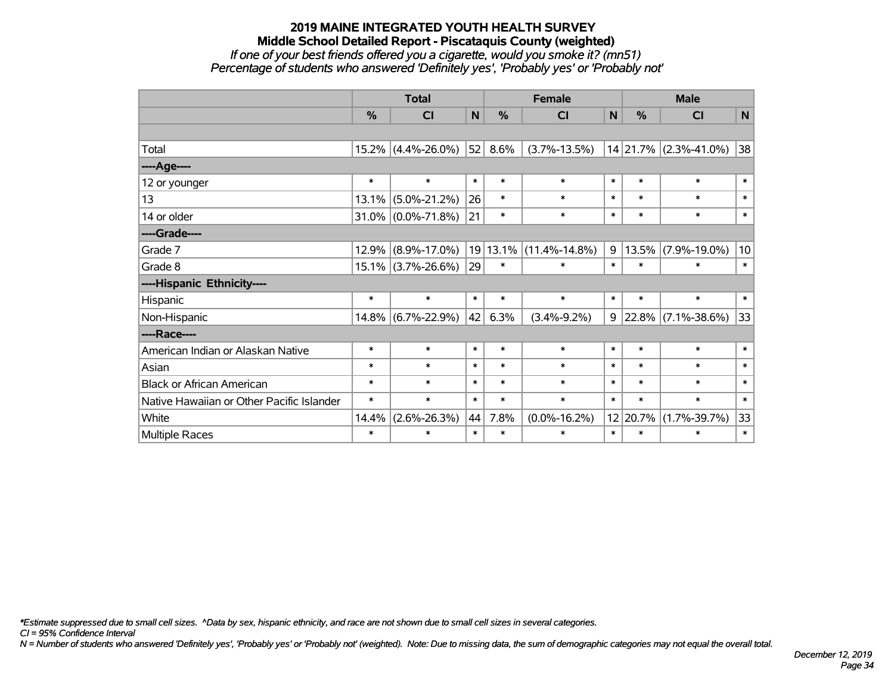# 2019 MAINE INTEGRATED YOUTH HEALTH SURVEY

## Middle School Detailed Report - Piscataquis County (weighted)

*If one of your best friends offered you a cigarette, would you smoke it? (mn51)*

*Percentage of students who answered 'Definitely yes', 'Probably yes' or 'Probably not'*

| | Total | | | Female | | | Male | | |
|---|---|---|---|---|---|---|---|---|---|
| | % | CI | N | % | CI | N | % | CI | N |
| | | | | | | | | | |
| Total | 15.2% | (4.4%-26.0%) | 52 | 8.6% | (3.7%-13.5%) | 14 | 21.7% | (2.3%-41.0%) | 38 |
| ----Age---- | | | | | | | | | |
| 12 or younger | * | * | * | * | * | * | * | * | * |
| 13 | 13.1% | (5.0%-21.2%) | 26 | * | * | * | * | * | * |
| 14 or older | 31.0% | (0.0%-71.8%) | 21 | * | * | * | * | * | * |
| ----Grade---- | | | | | | | | | |
| Grade 7 | 12.9% | (8.9%-17.0%) | 19 | 13.1% | (11.4%-14.8%) | 9 | 13.5% | (7.9%-19.0%) | 10 |
| Grade 8 | 15.1% | (3.7%-26.6%) | 29 | * | * | * | * | * | * |
| ----Hispanic Ethnicity---- | | | | | | | | | |
| Hispanic | * | * | * | * | * | * | * | * | * |
| Non-Hispanic | 14.8% | (6.7%-22.9%) | 42 | 6.3% | (3.4%-9.2%) | 9 | 22.8% | (7.1%-38.6%) | 33 |
| ----Race---- | | | | | | | | | |
| American Indian or Alaskan Native | * | * | * | * | * | * | * | * | * |
| Asian | * | * | * | * | * | * | * | * | * |
| Black or African American | * | * | * | * | * | * | * | * | * |
| Native Hawaiian or Other Pacific Islander | * | * | * | * | * | * | * | * | * |
| White | 14.4% | (2.6%-26.3%) | 44 | 7.8% | (0.0%-16.2%) | 12 | 20.7% | (1.7%-39.7%) | 33 |
| Multiple Races | * | * | * | * | * | * | * | * | * |

*\*Estimate suppressed due to small cell sizes. ^Data by sex, hispanic ethnicity, and race are not shown due to small cell sizes in several categories.*

*CI = 95% Confidence Interval*

*N = Number of students who answered 'Definitely yes', 'Probably yes' or 'Probably not' (weighted). Note: Due to missing data, the sum of demographic categories may not equal the overall total.*

*December 12, 2019*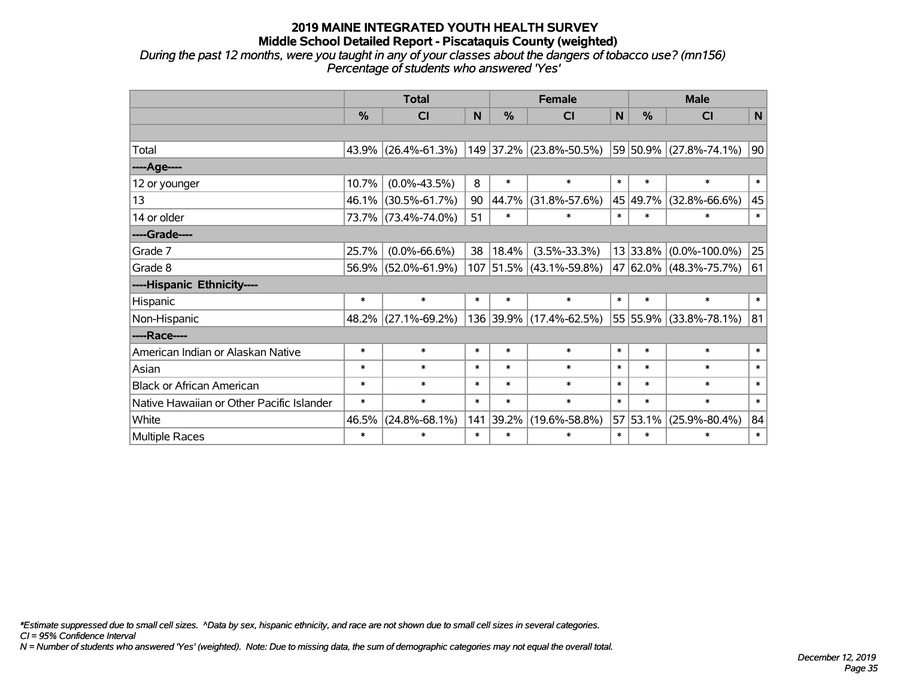# 2019 MAINE INTEGRATED YOUTH HEALTH SURVEY
## Middle School Detailed Report - Piscataquis County (weighted)

*During the past 12 months, were you taught in any of your classes about the dangers of tobacco use? (mn156)*
*Percentage of students who answered 'Yes'*

| | Total | | | Female | | | Male | | |
|---|---|---|---|---|---|---|---|---|---|
| | % | CI | N | % | CI | N | % | CI | N |
| | | | | | | | | | |
| Total | 43.9% | (26.4%-61.3%) | 149 | 37.2% | (23.8%-50.5%) | 59 | 50.9% | (27.8%-74.1%) | 90 |
| ----Age---- | | | | | | | | | |
| 12 or younger | 10.7% | (0.0%-43.5%) | 8 | * | * | * | * | * | * |
| 13 | 46.1% | (30.5%-61.7%) | 90 | 44.7% | (31.8%-57.6%) | 45 | 49.7% | (32.8%-66.6%) | 45 |
| 14 or older | 73.7% | (73.4%-74.0%) | 51 | * | * | * | * | * | * |
| ----Grade---- | | | | | | | | | |
| Grade 7 | 25.7% | (0.0%-66.6%) | 38 | 18.4% | (3.5%-33.3%) | 13 | 33.8% | (0.0%-100.0%) | 25 |
| Grade 8 | 56.9% | (52.0%-61.9%) | 107 | 51.5% | (43.1%-59.8%) | 47 | 62.0% | (48.3%-75.7%) | 61 |
| ----Hispanic Ethnicity---- | | | | | | | | | |
| Hispanic | * | * | * | * | * | * | * | * | * |
| Non-Hispanic | 48.2% | (27.1%-69.2%) | 136 | 39.9% | (17.4%-62.5%) | 55 | 55.9% | (33.8%-78.1%) | 81 |
| ----Race---- | | | | | | | | | |
| American Indian or Alaskan Native | * | * | * | * | * | * | * | * | * |
| Asian | * | * | * | * | * | * | * | * | * |
| Black or African American | * | * | * | * | * | * | * | * | * |
| Native Hawaiian or Other Pacific Islander | * | * | * | * | * | * | * | * | * |
| White | 46.5% | (24.8%-68.1%) | 141 | 39.2% | (19.6%-58.8%) | 57 | 53.1% | (25.9%-80.4%) | 84 |
| Multiple Races | * | * | * | * | * | * | * | * | * |

*\*Estimate suppressed due to small cell sizes. ^Data by sex, hispanic ethnicity, and race are not shown due to small cell sizes in several categories.*
*CI = 95% Confidence Interval*
*N = Number of students who answered 'Yes' (weighted). Note: Due to missing data, the sum of demographic categories may not equal the overall total.*

*December 12, 2019*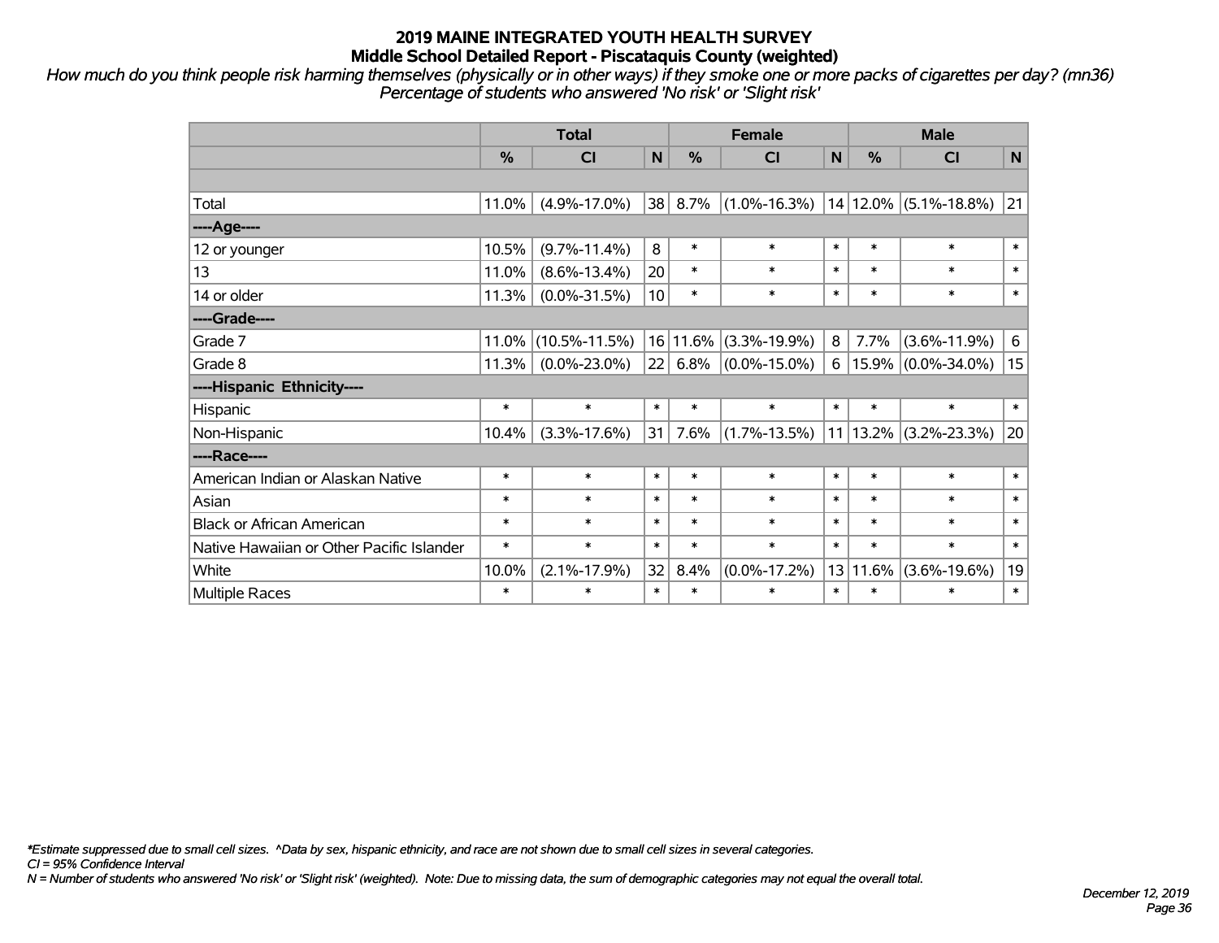# 2019 MAINE INTEGRATED YOUTH HEALTH SURVEY
## Middle School Detailed Report - Piscataquis County (weighted)

*How much do you think people risk harming themselves (physically or in other ways) if they smoke one or more packs of cigarettes per day? (mn36)*
*Percentage of students who answered 'No risk' or 'Slight risk'*

| | Total | | | Female | | | Male | | |
|---|---|---|---|---|---|---|---|---|---|
| | % | CI | N | % | CI | N | % | CI | N |
| Total | 11.0% | (4.9%-17.0%) | 38 | 8.7% | (1.0%-16.3%) | 14 | 12.0% | (5.1%-18.8%) | 21 |
| ----Age---- | | | | | | | | | |
| 12 or younger | 10.5% | (9.7%-11.4%) | 8 | * | * | * | * | * | * |
| 13 | 11.0% | (8.6%-13.4%) | 20 | * | * | * | * | * | * |
| 14 or older | 11.3% | (0.0%-31.5%) | 10 | * | * | * | * | * | * |
| ----Grade---- | | | | | | | | | |
| Grade 7 | 11.0% | (10.5%-11.5%) | 16 | 11.6% | (3.3%-19.9%) | 8 | 7.7% | (3.6%-11.9%) | 6 |
| Grade 8 | 11.3% | (0.0%-23.0%) | 22 | 6.8% | (0.0%-15.0%) | 6 | 15.9% | (0.0%-34.0%) | 15 |
| ----Hispanic Ethnicity---- | | | | | | | | | |
| Hispanic | * | * | * | * | * | * | * | * | * |
| Non-Hispanic | 10.4% | (3.3%-17.6%) | 31 | 7.6% | (1.7%-13.5%) | 11 | 13.2% | (3.2%-23.3%) | 20 |
| ----Race---- | | | | | | | | | |
| American Indian or Alaskan Native | * | * | * | * | * | * | * | * | * |
| Asian | * | * | * | * | * | * | * | * | * |
| Black or African American | * | * | * | * | * | * | * | * | * |
| Native Hawaiian or Other Pacific Islander | * | * | * | * | * | * | * | * | * |
| White | 10.0% | (2.1%-17.9%) | 32 | 8.4% | (0.0%-17.2%) | 13 | 11.6% | (3.6%-19.6%) | 19 |
| Multiple Races | * | * | * | * | * | * | * | * | * |

*\*Estimate suppressed due to small cell sizes. ^Data by sex, hispanic ethnicity, and race are not shown due to small cell sizes in several categories.*
*CI = 95% Confidence Interval*
*N = Number of students who answered 'No risk' or 'Slight risk' (weighted). Note: Due to missing data, the sum of demographic categories may not equal the overall total.*

*December 12, 2019*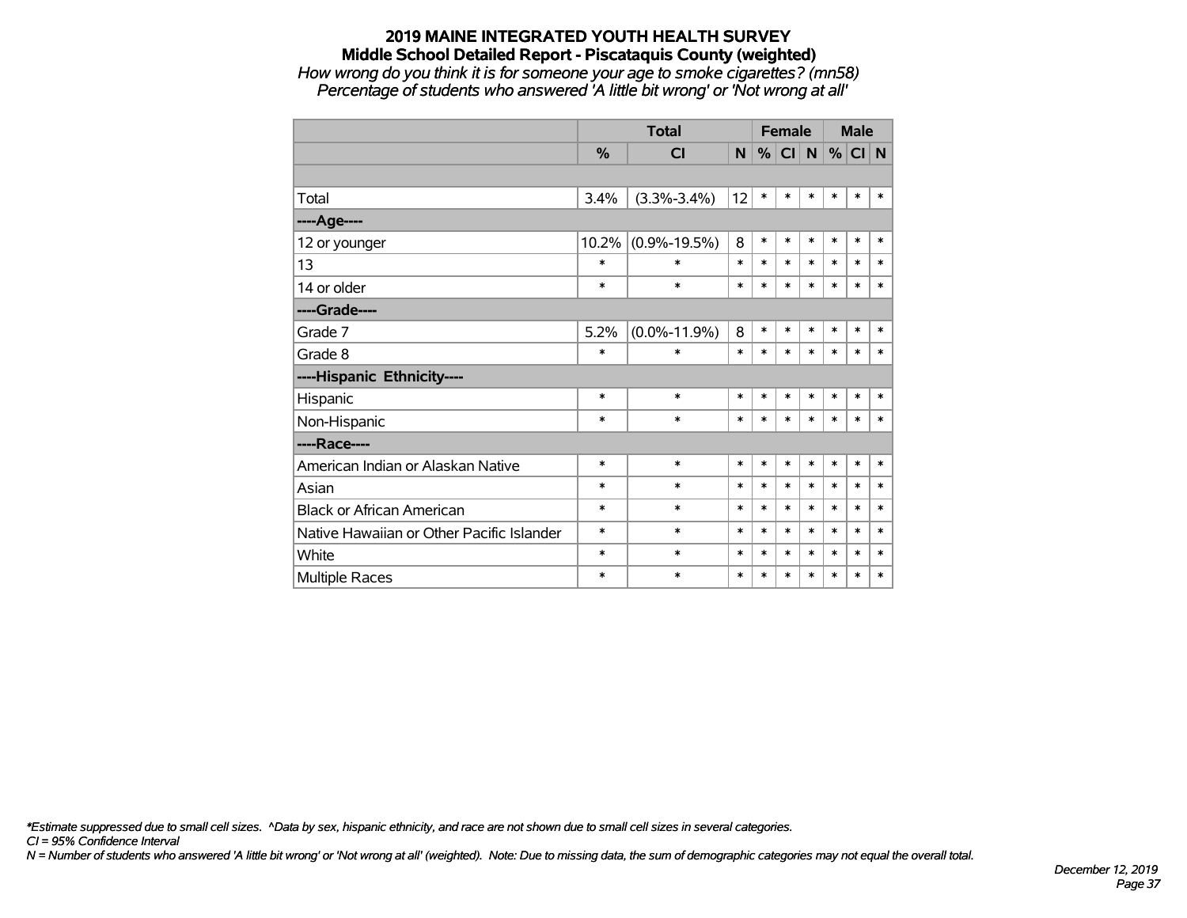# 2019 MAINE INTEGRATED YOUTH HEALTH SURVEY

## Middle School Detailed Report - Piscataquis County (weighted)

*How wrong do you think it is for someone your age to smoke cigarettes? (mn58)*

*Percentage of students who answered 'A little bit wrong' or 'Not wrong at all'*

| | Total | | | Female | | | Male | | |
|---|---|---|---|---|---|---|---|---|---|
| | % | CI | N | % | CI | N | % | CI | N |
| | | | | | | | | | |
| Total | 3.4% | (3.3%-3.4%) | 12 | * | * | * | * | * | * |
| ----Age---- | | | | | | | | | |
| 12 or younger | 10.2% | (0.9%-19.5%) | 8 | * | * | * | * | * | * |
| 13 | * | * | * | * | * | * | * | * | * |
| 14 or older | * | * | * | * | * | * | * | * | * |
| ----Grade---- | | | | | | | | | |
| Grade 7 | 5.2% | (0.0%-11.9%) | 8 | * | * | * | * | * | * |
| Grade 8 | * | * | * | * | * | * | * | * | * |
| ----Hispanic Ethnicity---- | | | | | | | | | |
| Hispanic | * | * | * | * | * | * | * | * | * |
| Non-Hispanic | * | * | * | * | * | * | * | * | * |
| ----Race---- | | | | | | | | | |
| American Indian or Alaskan Native | * | * | * | * | * | * | * | * | * |
| Asian | * | * | * | * | * | * | * | * | * |
| Black or African American | * | * | * | * | * | * | * | * | * |
| Native Hawaiian or Other Pacific Islander | * | * | * | * | * | * | * | * | * |
| White | * | * | * | * | * | * | * | * | * |
| Multiple Races | * | * | * | * | * | * | * | * | * |

*\*Estimate suppressed due to small cell sizes. ^Data by sex, hispanic ethnicity, and race are not shown due to small cell sizes in several categories.*

*CI = 95% Confidence Interval*

*N = Number of students who answered 'A little bit wrong' or 'Not wrong at all' (weighted). Note: Due to missing data, the sum of demographic categories may not equal the overall total.*

*December 12, 2019*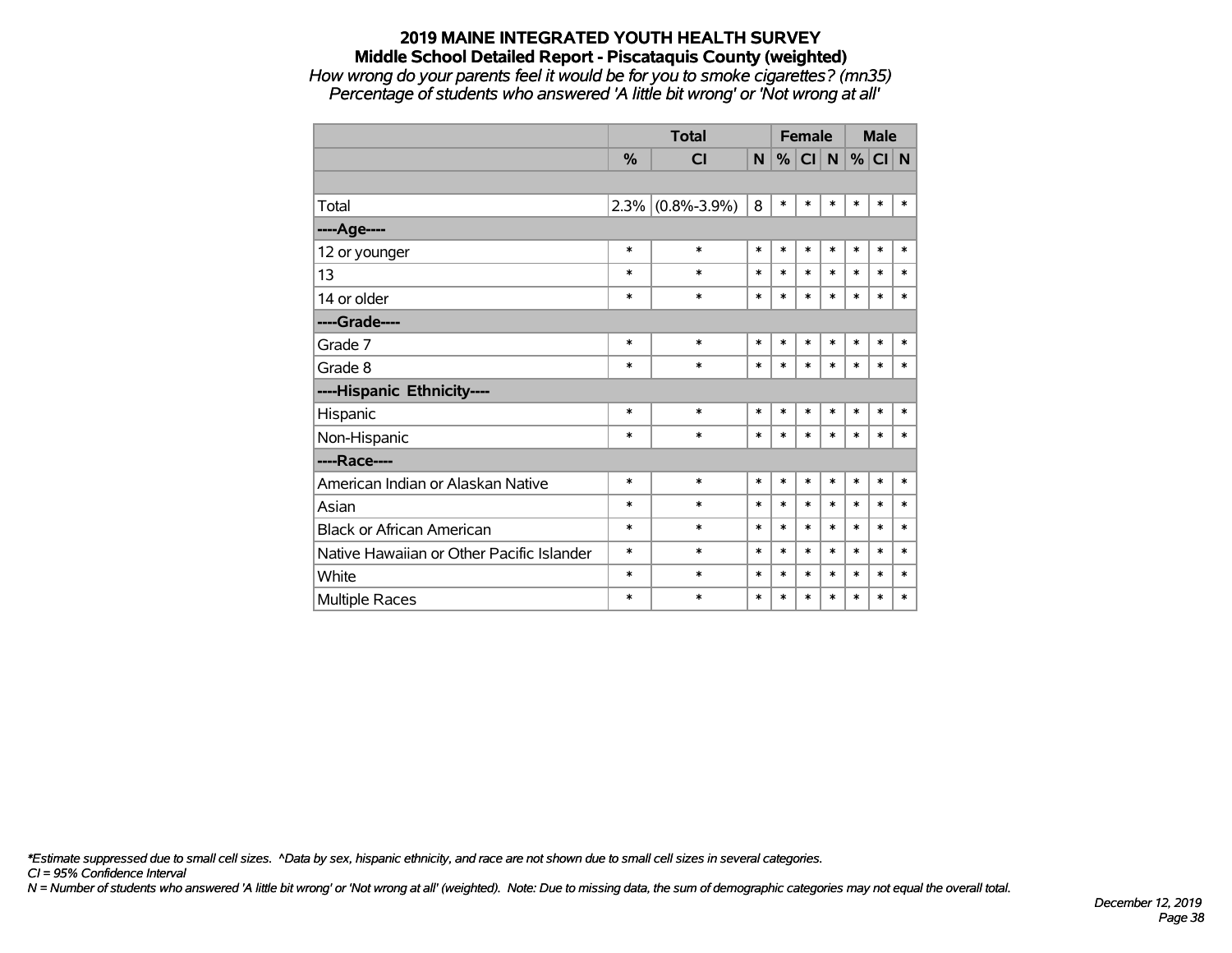**2019 MAINE INTEGRATED YOUTH HEALTH SURVEY**
**Middle School Detailed Report - Piscataquis County (weighted)**
*How wrong do your parents feel it would be for you to smoke cigarettes? (mn35)*
*Percentage of students who answered 'A little bit wrong' or 'Not wrong at all'*

| | Total | | | Female | | | Male | | |
|---|---|---|---|---|---|---|---|---|---|
| | % | CI | N | % | CI | N | % | CI | N |
| | | | | | | | | | |
| Total | 2.3% | (0.8%-3.9%) | 8 | * | * | * | * | * | * |
| ----Age---- | | | | | | | | | |
| 12 or younger | * | * | * | * | * | * | * | * | * |
| 13 | * | * | * | * | * | * | * | * | * |
| 14 or older | * | * | * | * | * | * | * | * | * |
| ----Grade---- | | | | | | | | | |
| Grade 7 | * | * | * | * | * | * | * | * | * |
| Grade 8 | * | * | * | * | * | * | * | * | * |
| ----Hispanic Ethnicity---- | | | | | | | | | |
| Hispanic | * | * | * | * | * | * | * | * | * |
| Non-Hispanic | * | * | * | * | * | * | * | * | * |
| ----Race---- | | | | | | | | | |
| American Indian or Alaskan Native | * | * | * | * | * | * | * | * | * |
| Asian | * | * | * | * | * | * | * | * | * |
| Black or African American | * | * | * | * | * | * | * | * | * |
| Native Hawaiian or Other Pacific Islander | * | * | * | * | * | * | * | * | * |
| White | * | * | * | * | * | * | * | * | * |
| Multiple Races | * | * | * | * | * | * | * | * | * |

*\*Estimate suppressed due to small cell sizes. ^Data by sex, hispanic ethnicity, and race are not shown due to small cell sizes in several categories.*
*CI = 95% Confidence Interval*
*N = Number of students who answered 'A little bit wrong' or 'Not wrong at all' (weighted). Note: Due to missing data, the sum of demographic categories may not equal the overall total.*

*December 12, 2019*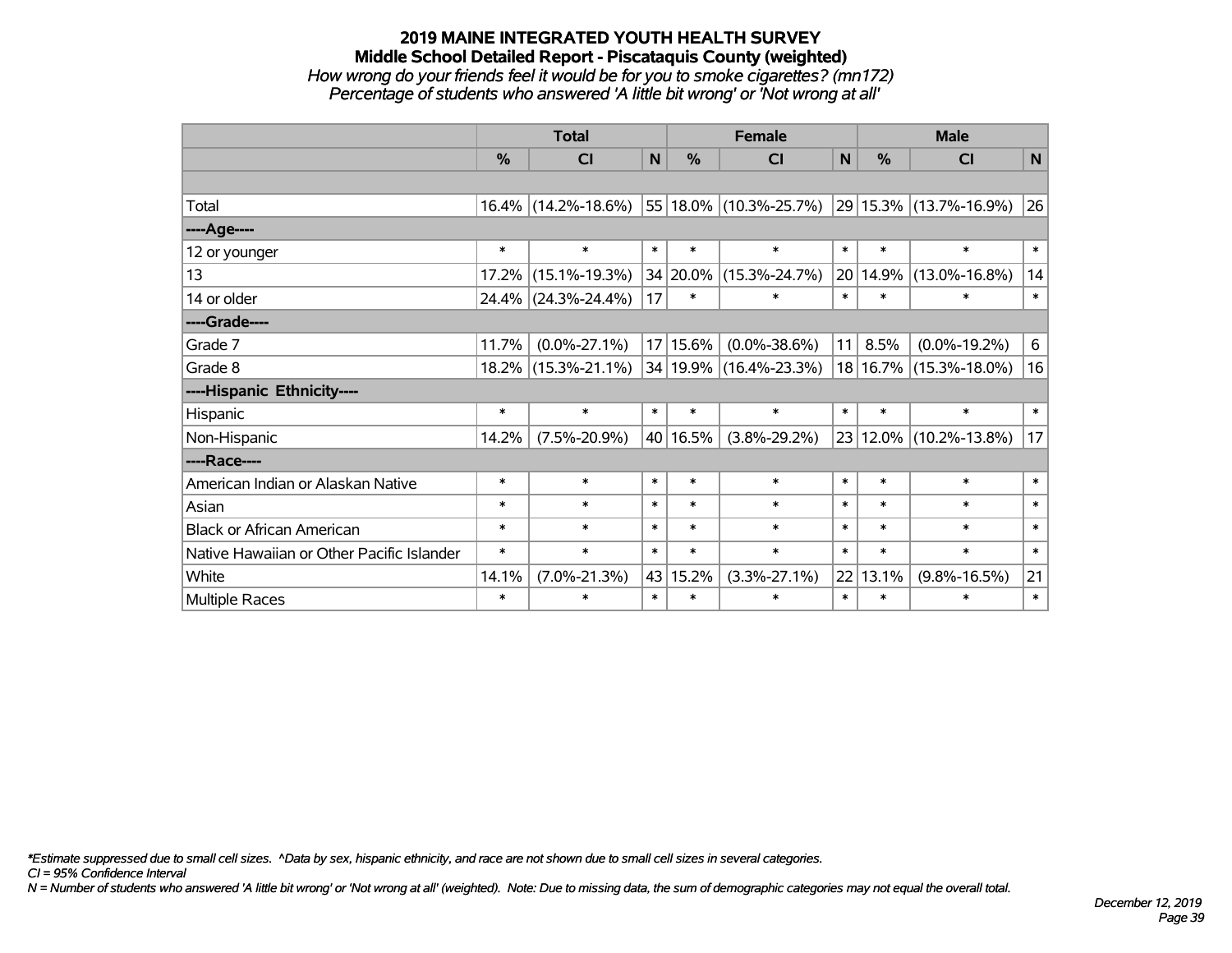# 2019 MAINE INTEGRATED YOUTH HEALTH SURVEY

## Middle School Detailed Report - Piscataquis County (weighted)

*How wrong do your friends feel it would be for you to smoke cigarettes? (mn172)*

*Percentage of students who answered 'A little bit wrong' or 'Not wrong at all'*

| | Total | | | Female | | | Male | | |
|---|---|---|---|---|---|---|---|---|---|
| | % | CI | N | % | CI | N | % | CI | N |
| | | | | | | | | | |
| Total | 16.4% | (14.2%-18.6%) | 55 | 18.0% | (10.3%-25.7%) | 29 | 15.3% | (13.7%-16.9%) | 26 |
| ----Age---- | | | | | | | | | |
| 12 or younger | * | * | * | * | * | * | * | * | * |
| 13 | 17.2% | (15.1%-19.3%) | 34 | 20.0% | (15.3%-24.7%) | 20 | 14.9% | (13.0%-16.8%) | 14 |
| 14 or older | 24.4% | (24.3%-24.4%) | 17 | * | * | * | * | * | * |
| ----Grade---- | | | | | | | | | |
| Grade 7 | 11.7% | (0.0%-27.1%) | 17 | 15.6% | (0.0%-38.6%) | 11 | 8.5% | (0.0%-19.2%) | 6 |
| Grade 8 | 18.2% | (15.3%-21.1%) | 34 | 19.9% | (16.4%-23.3%) | 18 | 16.7% | (15.3%-18.0%) | 16 |
| ----Hispanic Ethnicity---- | | | | | | | | | |
| Hispanic | * | * | * | * | * | * | * | * | * |
| Non-Hispanic | 14.2% | (7.5%-20.9%) | 40 | 16.5% | (3.8%-29.2%) | 23 | 12.0% | (10.2%-13.8%) | 17 |
| ----Race---- | | | | | | | | | |
| American Indian or Alaskan Native | * | * | * | * | * | * | * | * | * |
| Asian | * | * | * | * | * | * | * | * | * |
| Black or African American | * | * | * | * | * | * | * | * | * |
| Native Hawaiian or Other Pacific Islander | * | * | * | * | * | * | * | * | * |
| White | 14.1% | (7.0%-21.3%) | 43 | 15.2% | (3.3%-27.1%) | 22 | 13.1% | (9.8%-16.5%) | 21 |
| Multiple Races | * | * | * | * | * | * | * | * | * |

*\*Estimate suppressed due to small cell sizes. ^Data by sex, hispanic ethnicity, and race are not shown due to small cell sizes in several categories.*

*CI = 95% Confidence Interval*

*N = Number of students who answered 'A little bit wrong' or 'Not wrong at all' (weighted). Note: Due to missing data, the sum of demographic categories may not equal the overall total.*

*December 12, 2019*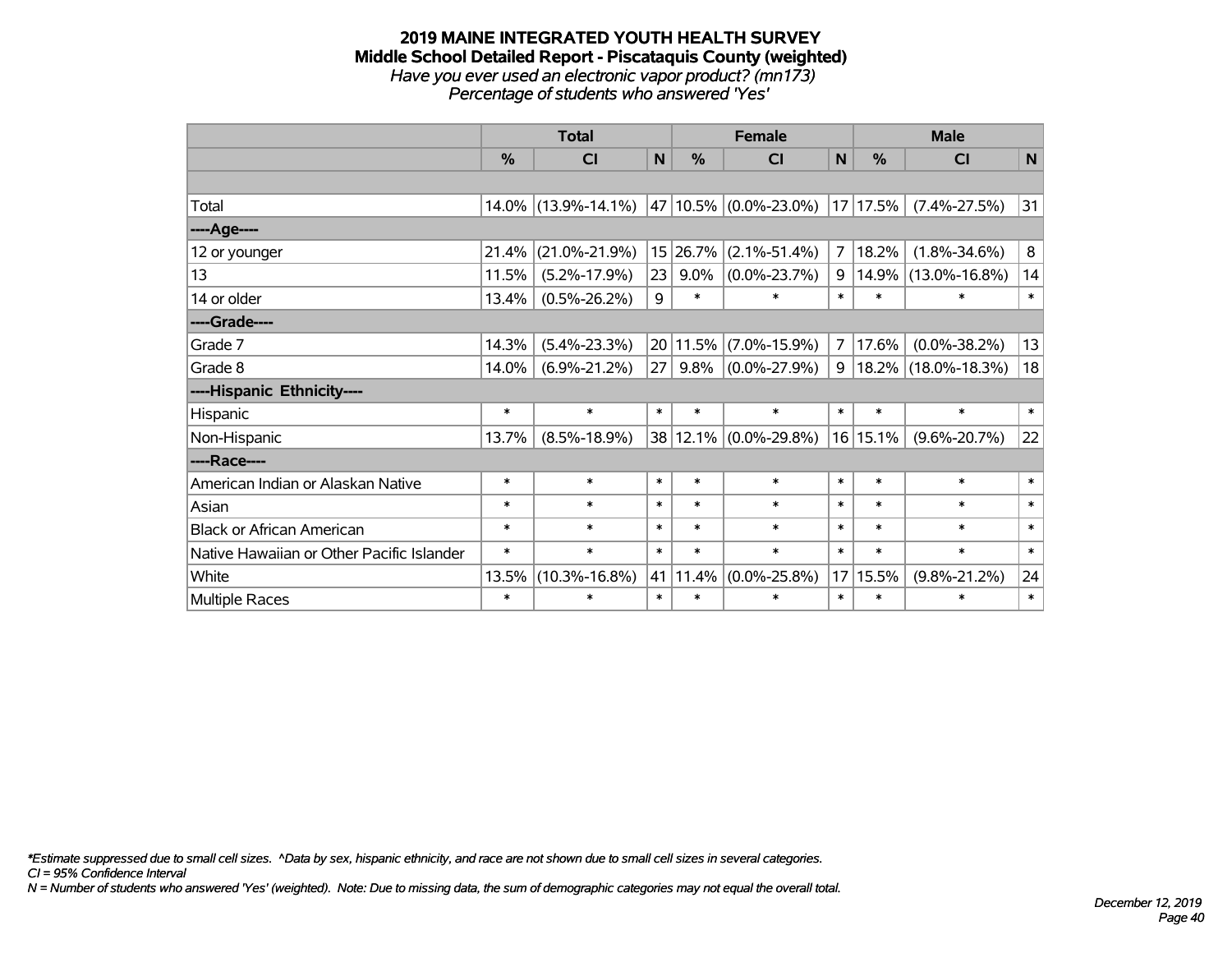# 2019 MAINE INTEGRATED YOUTH HEALTH SURVEY

## Middle School Detailed Report - Piscataquis County (weighted)

*Have you ever used an electronic vapor product? (mn173)*

*Percentage of students who answered 'Yes'*

| | Total | | | Female | | | Male | | |
|---|---|---|---|---|---|---|---|---|---|
| | % | CI | N | % | CI | N | % | CI | N |
| | | | | | | | | | |
| Total | 14.0% | (13.9%-14.1%) | 47 | 10.5% | (0.0%-23.0%) | 17 | 17.5% | (7.4%-27.5%) | 31 |
| ----Age---- | | | | | | | | | |
| 12 or younger | 21.4% | (21.0%-21.9%) | 15 | 26.7% | (2.1%-51.4%) | 7 | 18.2% | (1.8%-34.6%) | 8 |
| 13 | 11.5% | (5.2%-17.9%) | 23 | 9.0% | (0.0%-23.7%) | 9 | 14.9% | (13.0%-16.8%) | 14 |
| 14 or older | 13.4% | (0.5%-26.2%) | 9 | * | * | * | * | * | * |
| ----Grade---- | | | | | | | | | |
| Grade 7 | 14.3% | (5.4%-23.3%) | 20 | 11.5% | (7.0%-15.9%) | 7 | 17.6% | (0.0%-38.2%) | 13 |
| Grade 8 | 14.0% | (6.9%-21.2%) | 27 | 9.8% | (0.0%-27.9%) | 9 | 18.2% | (18.0%-18.3%) | 18 |
| ----Hispanic Ethnicity---- | | | | | | | | | |
| Hispanic | * | * | * | * | * | * | * | * | * |
| Non-Hispanic | 13.7% | (8.5%-18.9%) | 38 | 12.1% | (0.0%-29.8%) | 16 | 15.1% | (9.6%-20.7%) | 22 |
| ----Race---- | | | | | | | | | |
| American Indian or Alaskan Native | * | * | * | * | * | * | * | * | * |
| Asian | * | * | * | * | * | * | * | * | * |
| Black or African American | * | * | * | * | * | * | * | * | * |
| Native Hawaiian or Other Pacific Islander | * | * | * | * | * | * | * | * | * |
| White | 13.5% | (10.3%-16.8%) | 41 | 11.4% | (0.0%-25.8%) | 17 | 15.5% | (9.8%-21.2%) | 24 |
| Multiple Races | * | * | * | * | * | * | * | * | * |

*\*Estimate suppressed due to small cell sizes. ^Data by sex, hispanic ethnicity, and race are not shown due to small cell sizes in several categories.*

*CI = 95% Confidence Interval*

*N = Number of students who answered 'Yes' (weighted). Note: Due to missing data, the sum of demographic categories may not equal the overall total.*

*December 12, 2019*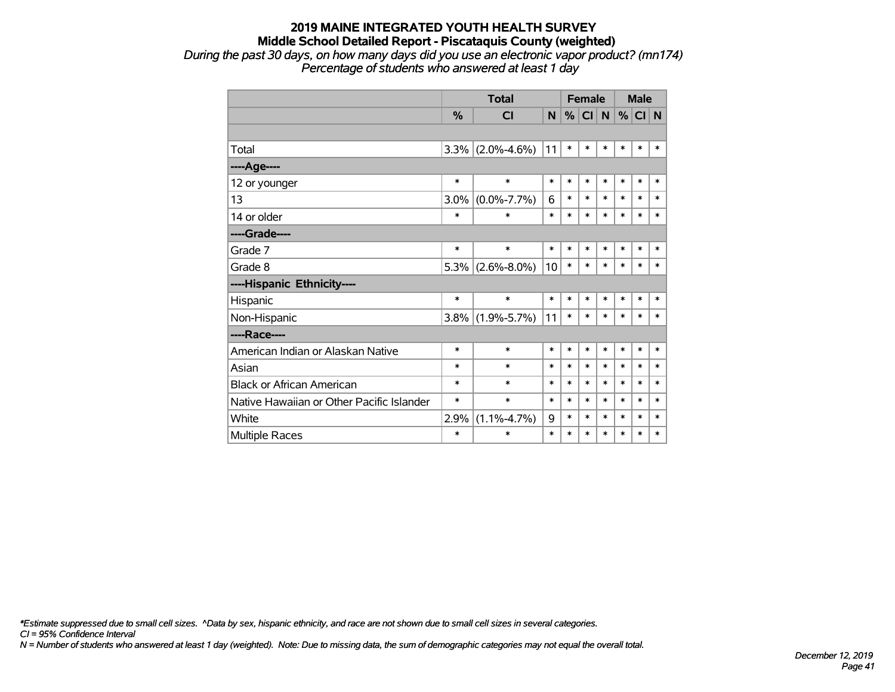# 2019 MAINE INTEGRATED YOUTH HEALTH SURVEY

## Middle School Detailed Report - Piscataquis County (weighted)

*During the past 30 days, on how many days did you use an electronic vapor product? (mn174)*

*Percentage of students who answered at least 1 day*

| | Total | | | Female | | | Male | | |
|---|---|---|---|---|---|---|---|---|---|
| | % | CI | N | % | CI | N | % | CI | N |
| | | | | | | | | | |
| Total | 3.3% | (2.0%-4.6%) | 11 | * | * | * | * | * | * |
| ----Age---- | | | | | | | | | |
| 12 or younger | * | * | * | * | * | * | * | * | * |
| 13 | 3.0% | (0.0%-7.7%) | 6 | * | * | * | * | * | * |
| 14 or older | * | * | * | * | * | * | * | * | * |
| ----Grade---- | | | | | | | | | |
| Grade 7 | * | * | * | * | * | * | * | * | * |
| Grade 8 | 5.3% | (2.6%-8.0%) | 10 | * | * | * | * | * | * |
| ----Hispanic Ethnicity---- | | | | | | | | | |
| Hispanic | * | * | * | * | * | * | * | * | * |
| Non-Hispanic | 3.8% | (1.9%-5.7%) | 11 | * | * | * | * | * | * |
| ----Race---- | | | | | | | | | |
| American Indian or Alaskan Native | * | * | * | * | * | * | * | * | * |
| Asian | * | * | * | * | * | * | * | * | * |
| Black or African American | * | * | * | * | * | * | * | * | * |
| Native Hawaiian or Other Pacific Islander | * | * | * | * | * | * | * | * | * |
| White | 2.9% | (1.1%-4.7%) | 9 | * | * | * | * | * | * |
| Multiple Races | * | * | * | * | * | * | * | * | * |

*\*Estimate suppressed due to small cell sizes. ^Data by sex, hispanic ethnicity, and race are not shown due to small cell sizes in several categories.*

*CI = 95% Confidence Interval*

*N = Number of students who answered at least 1 day (weighted). Note: Due to missing data, the sum of demographic categories may not equal the overall total.*

*December 12, 2019*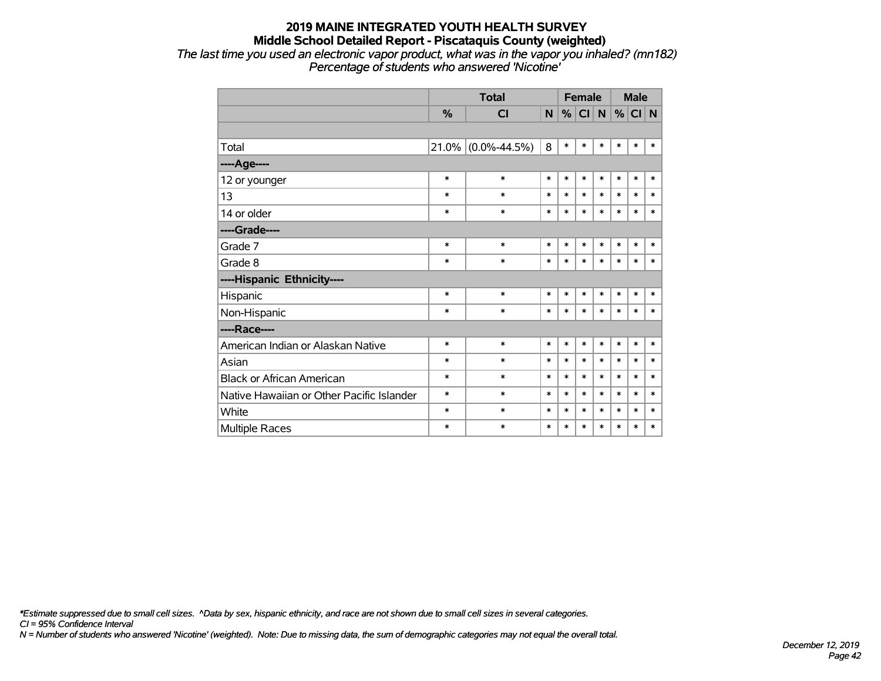# 2019 MAINE INTEGRATED YOUTH HEALTH SURVEY

## Middle School Detailed Report - Piscataquis County (weighted)

*The last time you used an electronic vapor product, what was in the vapor you inhaled? (mn182)*
*Percentage of students who answered 'Nicotine'*

| | Total | | | Female | | | Male | | |
|---|---|---|---|---|---|---|---|---|---|
| | % | CI | N | % | CI | N | % | CI | N |
| | | | | | | | | | |
| Total | 21.0% | (0.0%-44.5%) | 8 | * | * | * | * | * | * |
| ----Age---- | | | | | | | | | |
| 12 or younger | * | * | * | * | * | * | * | * | * |
| 13 | * | * | * | * | * | * | * | * | * |
| 14 or older | * | * | * | * | * | * | * | * | * |
| ----Grade---- | | | | | | | | | |
| Grade 7 | * | * | * | * | * | * | * | * | * |
| Grade 8 | * | * | * | * | * | * | * | * | * |
| ----Hispanic Ethnicity---- | | | | | | | | | |
| Hispanic | * | * | * | * | * | * | * | * | * |
| Non-Hispanic | * | * | * | * | * | * | * | * | * |
| ----Race---- | | | | | | | | | |
| American Indian or Alaskan Native | * | * | * | * | * | * | * | * | * |
| Asian | * | * | * | * | * | * | * | * | * |
| Black or African American | * | * | * | * | * | * | * | * | * |
| Native Hawaiian or Other Pacific Islander | * | * | * | * | * | * | * | * | * |
| White | * | * | * | * | * | * | * | * | * |
| Multiple Races | * | * | * | * | * | * | * | * | * |

*\*Estimate suppressed due to small cell sizes. ^Data by sex, hispanic ethnicity, and race are not shown due to small cell sizes in several categories.*
*CI = 95% Confidence Interval*
*N = Number of students who answered 'Nicotine' (weighted). Note: Due to missing data, the sum of demographic categories may not equal the overall total.*

*December 12, 2019*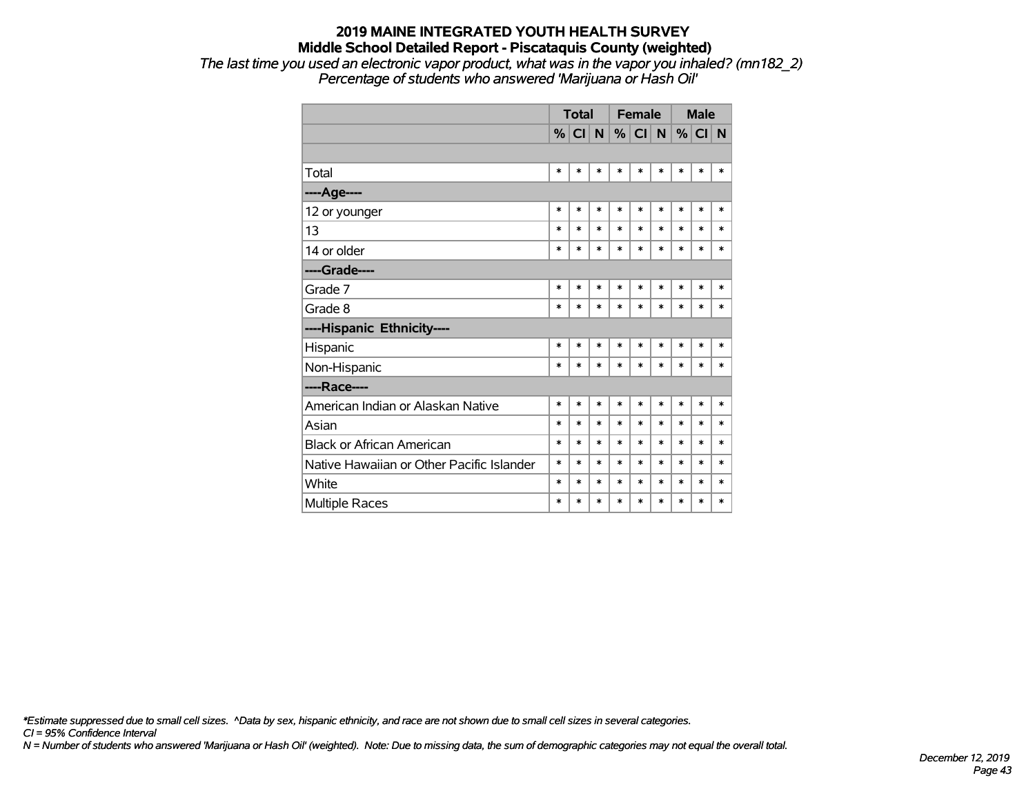# 2019 MAINE INTEGRATED YOUTH HEALTH SURVEY

## Middle School Detailed Report - Piscataquis County (weighted)

*The last time you used an electronic vapor product, what was in the vapor you inhaled? (mn182_2)*
*Percentage of students who answered 'Marijuana or Hash Oil'*

| | Total | | | Female | | | Male | | |
|---|---|---|---|---|---|---|---|---|---|
| | % | CI | N | % | CI | N | % | CI | N |
| | | | | | | | | | |
| Total | * | * | * | * | * | * | * | * | * |
| **----Age----** | | | | | | | | | |
| 12 or younger | * | * | * | * | * | * | * | * | * |
| 13 | * | * | * | * | * | * | * | * | * |
| 14 or older | * | * | * | * | * | * | * | * | * |
| **----Grade----** | | | | | | | | | |
| Grade 7 | * | * | * | * | * | * | * | * | * |
| Grade 8 | * | * | * | * | * | * | * | * | * |
| **----Hispanic Ethnicity----** | | | | | | | | | |
| Hispanic | * | * | * | * | * | * | * | * | * |
| Non-Hispanic | * | * | * | * | * | * | * | * | * |
| **----Race----** | | | | | | | | | |
| American Indian or Alaskan Native | * | * | * | * | * | * | * | * | * |
| Asian | * | * | * | * | * | * | * | * | * |
| Black or African American | * | * | * | * | * | * | * | * | * |
| Native Hawaiian or Other Pacific Islander | * | * | * | * | * | * | * | * | * |
| White | * | * | * | * | * | * | * | * | * |
| Multiple Races | * | * | * | * | * | * | * | * | * |

*\*Estimate suppressed due to small cell sizes. ^Data by sex, hispanic ethnicity, and race are not shown due to small cell sizes in several categories.*
*CI = 95% Confidence Interval*
*N = Number of students who answered 'Marijuana or Hash Oil' (weighted). Note: Due to missing data, the sum of demographic categories may not equal the overall total.*

*December 12, 2019*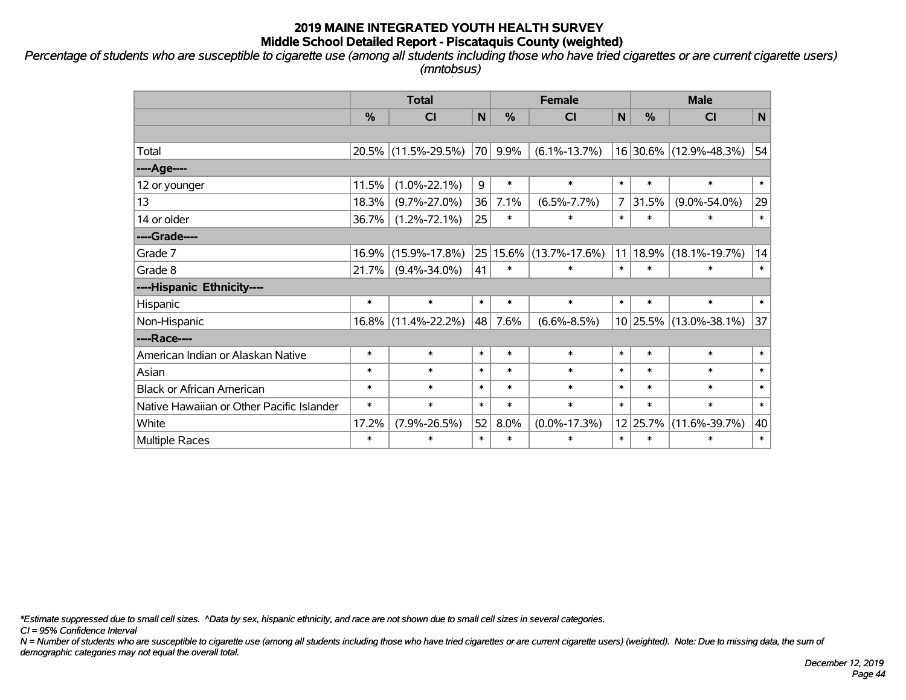# 2019 MAINE INTEGRATED YOUTH HEALTH SURVEY
## Middle School Detailed Report - Piscataquis County (weighted)

*Percentage of students who are susceptible to cigarette use (among all students including those who have tried cigarettes or are current cigarette users) (mntobsus)*

| | Total | | | Female | | | Male | | |
|---|---|---|---|---|---|---|---|---|---|
| | % | CI | N | % | CI | N | % | CI | N |
| Total | 20.5% | (11.5%-29.5%) | 70 | 9.9% | (6.1%-13.7%) | 16 | 30.6% | (12.9%-48.3%) | 54 |
| ----Age---- | | | | | | | | | |
| 12 or younger | 11.5% | (1.0%-22.1%) | 9 | * | * | * | * | * | * |
| 13 | 18.3% | (9.7%-27.0%) | 36 | 7.1% | (6.5%-7.7%) | 7 | 31.5% | (9.0%-54.0%) | 29 |
| 14 or older | 36.7% | (1.2%-72.1%) | 25 | * | * | * | * | * | * |
| ----Grade---- | | | | | | | | | |
| Grade 7 | 16.9% | (15.9%-17.8%) | 25 | 15.6% | (13.7%-17.6%) | 11 | 18.9% | (18.1%-19.7%) | 14 |
| Grade 8 | 21.7% | (9.4%-34.0%) | 41 | * | * | * | * | * | * |
| ----Hispanic Ethnicity---- | | | | | | | | | |
| Hispanic | * | * | * | * | * | * | * | * | * |
| Non-Hispanic | 16.8% | (11.4%-22.2%) | 48 | 7.6% | (6.6%-8.5%) | 10 | 25.5% | (13.0%-38.1%) | 37 |
| ----Race---- | | | | | | | | | |
| American Indian or Alaskan Native | * | * | * | * | * | * | * | * | * |
| Asian | * | * | * | * | * | * | * | * | * |
| Black or African American | * | * | * | * | * | * | * | * | * |
| Native Hawaiian or Other Pacific Islander | * | * | * | * | * | * | * | * | * |
| White | 17.2% | (7.9%-26.5%) | 52 | 8.0% | (0.0%-17.3%) | 12 | 25.7% | (11.6%-39.7%) | 40 |
| Multiple Races | * | * | * | * | * | * | * | * | * |

*\*Estimate suppressed due to small cell sizes. ^Data by sex, hispanic ethnicity, and race are not shown due to small cell sizes in several categories.*

*CI = 95% Confidence Interval*

*N = Number of students who are susceptible to cigarette use (among all students including those who have tried cigarettes or are current cigarette users) (weighted). Note: Due to missing data, the sum of demographic categories may not equal the overall total.*

*December 12, 2019*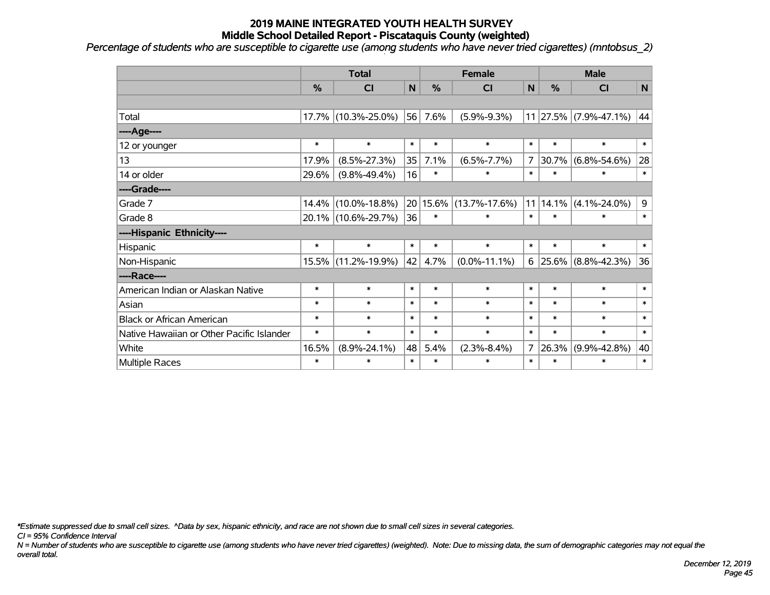# 2019 MAINE INTEGRATED YOUTH HEALTH SURVEY
## Middle School Detailed Report - Piscataquis County (weighted)

*Percentage of students who are susceptible to cigarette use (among students who have never tried cigarettes) (mntobsus_2)*

| | Total | | | Female | | | Male | | |
|---|---|---|---|---|---|---|---|---|---|
| | % | CI | N | % | CI | N | % | CI | N |
| | | | | | | | | | |
| Total | 17.7% | (10.3%-25.0%) | 56 | 7.6% | (5.9%-9.3%) | 11 | 27.5% | (7.9%-47.1%) | 44 |
| ----Age---- | | | | | | | | | |
| 12 or younger | * | * | * | * | * | * | * | * | * |
| 13 | 17.9% | (8.5%-27.3%) | 35 | 7.1% | (6.5%-7.7%) | 7 | 30.7% | (6.8%-54.6%) | 28 |
| 14 or older | 29.6% | (9.8%-49.4%) | 16 | * | * | * | * | * | * |
| ----Grade---- | | | | | | | | | |
| Grade 7 | 14.4% | (10.0%-18.8%) | 20 | 15.6% | (13.7%-17.6%) | 11 | 14.1% | (4.1%-24.0%) | 9 |
| Grade 8 | 20.1% | (10.6%-29.7%) | 36 | * | * | * | * | * | * |
| ----Hispanic Ethnicity---- | | | | | | | | | |
| Hispanic | * | * | * | * | * | * | * | * | * |
| Non-Hispanic | 15.5% | (11.2%-19.9%) | 42 | 4.7% | (0.0%-11.1%) | 6 | 25.6% | (8.8%-42.3%) | 36 |
| ----Race---- | | | | | | | | | |
| American Indian or Alaskan Native | * | * | * | * | * | * | * | * | * |
| Asian | * | * | * | * | * | * | * | * | * |
| Black or African American | * | * | * | * | * | * | * | * | * |
| Native Hawaiian or Other Pacific Islander | * | * | * | * | * | * | * | * | * |
| White | 16.5% | (8.9%-24.1%) | 48 | 5.4% | (2.3%-8.4%) | 7 | 26.3% | (9.9%-42.8%) | 40 |
| Multiple Races | * | * | * | * | * | * | * | * | * |

*Estimate suppressed due to small cell sizes. ^Data by sex, hispanic ethnicity, and race are not shown due to small cell sizes in several categories.

CI = 95% Confidence Interval

N = Number of students who are susceptible to cigarette use (among students who have never tried cigarettes) (weighted). Note: Due to missing data, the sum of demographic categories may not equal the overall total.

*December 12, 2019*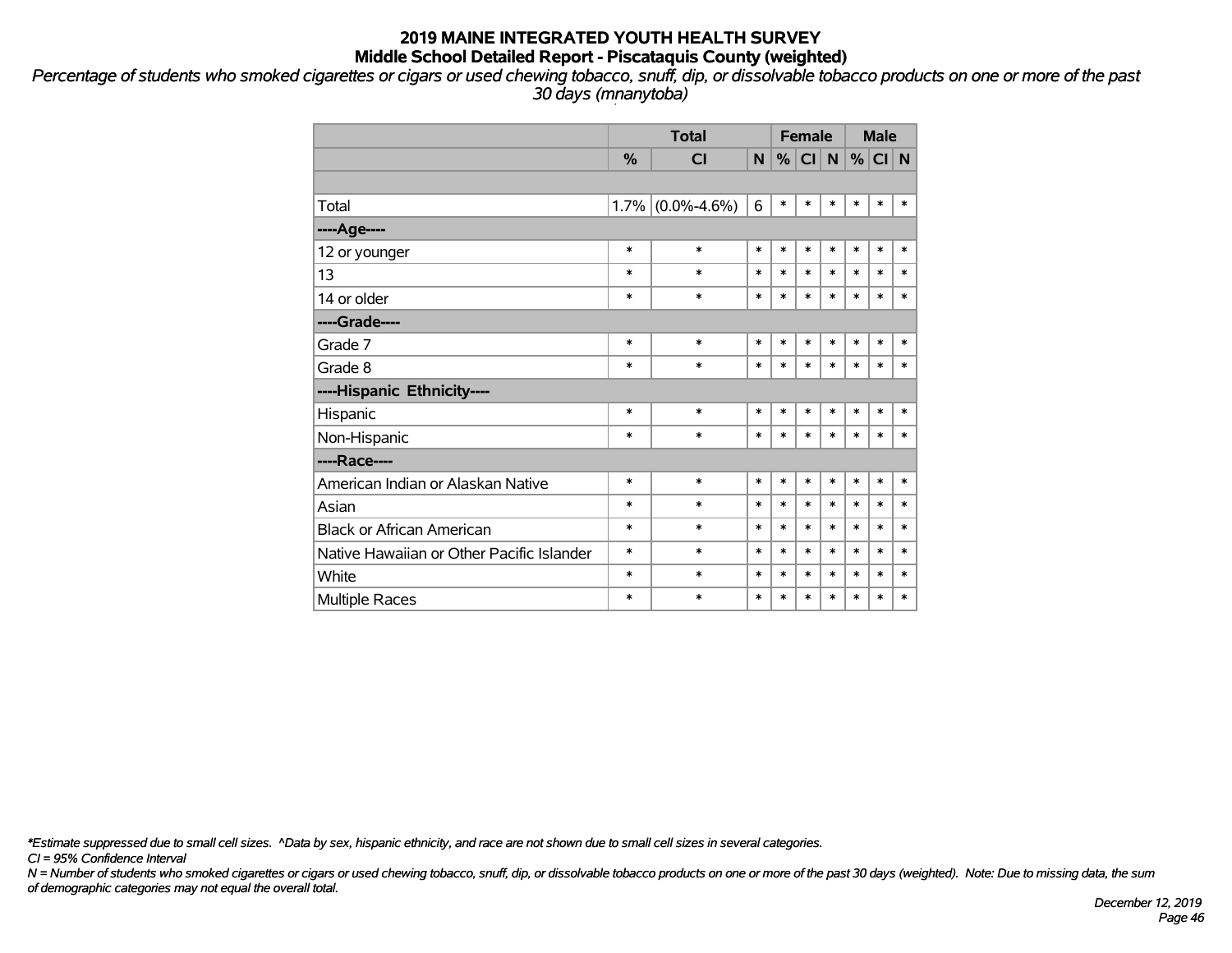# 2019 MAINE INTEGRATED YOUTH HEALTH SURVEY

## Middle School Detailed Report - Piscataquis County (weighted)

*Percentage of students who smoked cigarettes or cigars or used chewing tobacco, snuff, dip, or dissolvable tobacco products on one or more of the past 30 days (mnanytoba)*

| | Total | | | Female | | | Male | | |
|---|---|---|---|---|---|---|---|---|---|
| | % | CI | N | % | CI | N | % | CI | N |
| | | | | | | | | | |
| Total | 1.7% | (0.0%-4.6%) | 6 | * | * | * | * | * | * |
| ----Age---- | | | | | | | | | |
| 12 or younger | * | * | * | * | * | * | * | * | * |
| 13 | * | * | * | * | * | * | * | * | * |
| 14 or older | * | * | * | * | * | * | * | * | * |
| ----Grade---- | | | | | | | | | |
| Grade 7 | * | * | * | * | * | * | * | * | * |
| Grade 8 | * | * | * | * | * | * | * | * | * |
| ----Hispanic Ethnicity---- | | | | | | | | | |
| Hispanic | * | * | * | * | * | * | * | * | * |
| Non-Hispanic | * | * | * | * | * | * | * | * | * |
| ----Race---- | | | | | | | | | |
| American Indian or Alaskan Native | * | * | * | * | * | * | * | * | * |
| Asian | * | * | * | * | * | * | * | * | * |
| Black or African American | * | * | * | * | * | * | * | * | * |
| Native Hawaiian or Other Pacific Islander | * | * | * | * | * | * | * | * | * |
| White | * | * | * | * | * | * | * | * | * |
| Multiple Races | * | * | * | * | * | * | * | * | * |

*\*Estimate suppressed due to small cell sizes. ^Data by sex, hispanic ethnicity, and race are not shown due to small cell sizes in several categories.*

*CI = 95% Confidence Interval*

*N = Number of students who smoked cigarettes or cigars or used chewing tobacco, snuff, dip, or dissolvable tobacco products on one or more of the past 30 days (weighted). Note: Due to missing data, the sum of demographic categories may not equal the overall total.*

*December 12, 2019*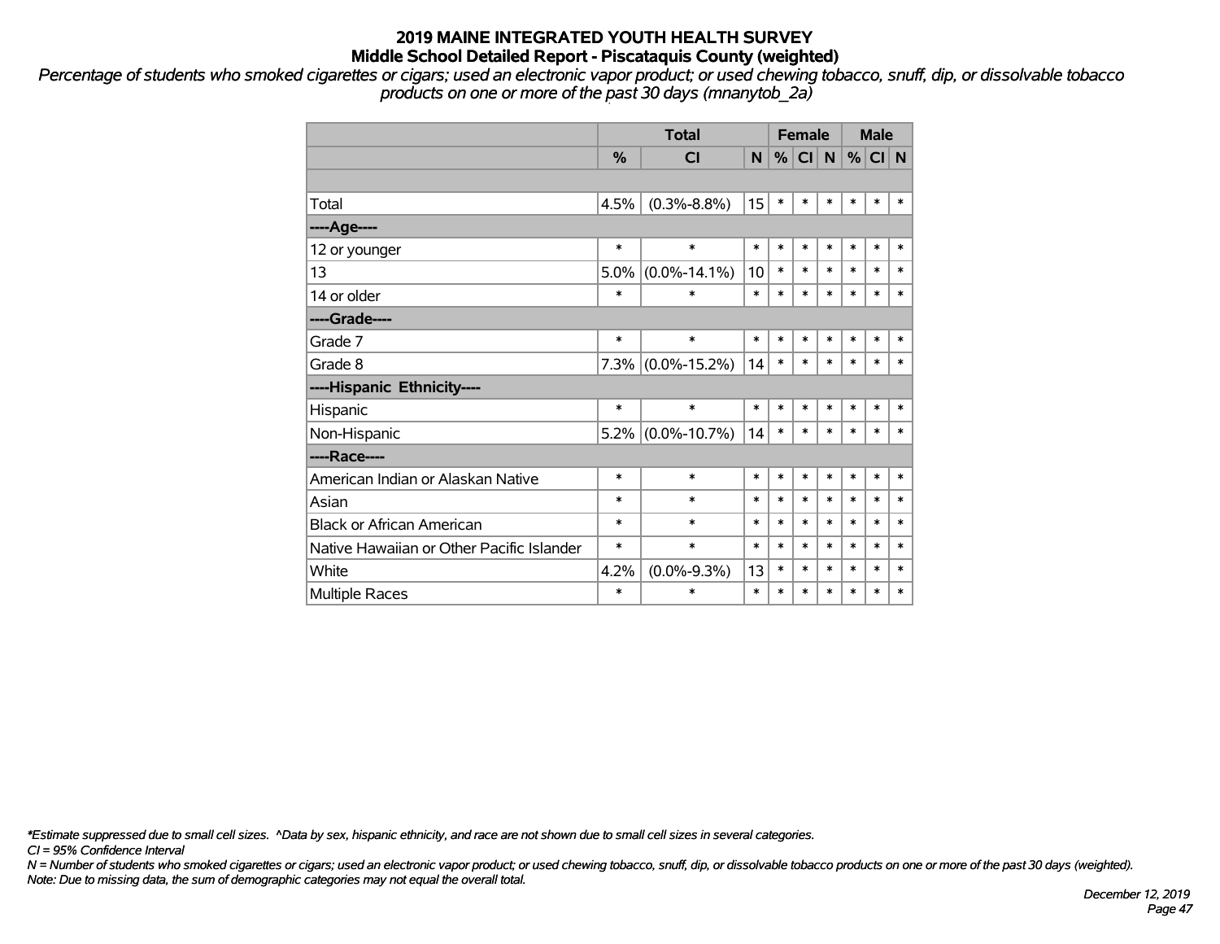# 2019 MAINE INTEGRATED YOUTH HEALTH SURVEY
## Middle School Detailed Report - Piscataquis County (weighted)

*Percentage of students who smoked cigarettes or cigars; used an electronic vapor product; or used chewing tobacco, snuff, dip, or dissolvable tobacco products on one or more of the past 30 days (mnanytob_2a)*

| | Total | | | Female | | | Male | | |
|---|---|---|---|---|---|---|---|---|---|
| | % | CI | N | % | CI | N | % | CI | N |
| | | | | | | | | | |
| Total | 4.5% | (0.3%-8.8%) | 15 | * | * | * | * | * | * |
| ----Age---- | | | | | | | | | |
| 12 or younger | * | * | * | * | * | * | * | * | * |
| 13 | 5.0% | (0.0%-14.1%) | 10 | * | * | * | * | * | * |
| 14 or older | * | * | * | * | * | * | * | * | * |
| ----Grade---- | | | | | | | | | |
| Grade 7 | * | * | * | * | * | * | * | * | * |
| Grade 8 | 7.3% | (0.0%-15.2%) | 14 | * | * | * | * | * | * |
| ----Hispanic Ethnicity---- | | | | | | | | | |
| Hispanic | * | * | * | * | * | * | * | * | * |
| Non-Hispanic | 5.2% | (0.0%-10.7%) | 14 | * | * | * | * | * | * |
| ----Race---- | | | | | | | | | |
| American Indian or Alaskan Native | * | * | * | * | * | * | * | * | * |
| Asian | * | * | * | * | * | * | * | * | * |
| Black or African American | * | * | * | * | * | * | * | * | * |
| Native Hawaiian or Other Pacific Islander | * | * | * | * | * | * | * | * | * |
| White | 4.2% | (0.0%-9.3%) | 13 | * | * | * | * | * | * |
| Multiple Races | * | * | * | * | * | * | * | * | * |

*\*Estimate suppressed due to small cell sizes. ^Data by sex, hispanic ethnicity, and race are not shown due to small cell sizes in several categories.*

*CI = 95% Confidence Interval*

*N = Number of students who smoked cigarettes or cigars; used an electronic vapor product; or used chewing tobacco, snuff, dip, or dissolvable tobacco products on one or more of the past 30 days (weighted).*

*Note: Due to missing data, the sum of demographic categories may not equal the overall total.*

*December 12, 2019*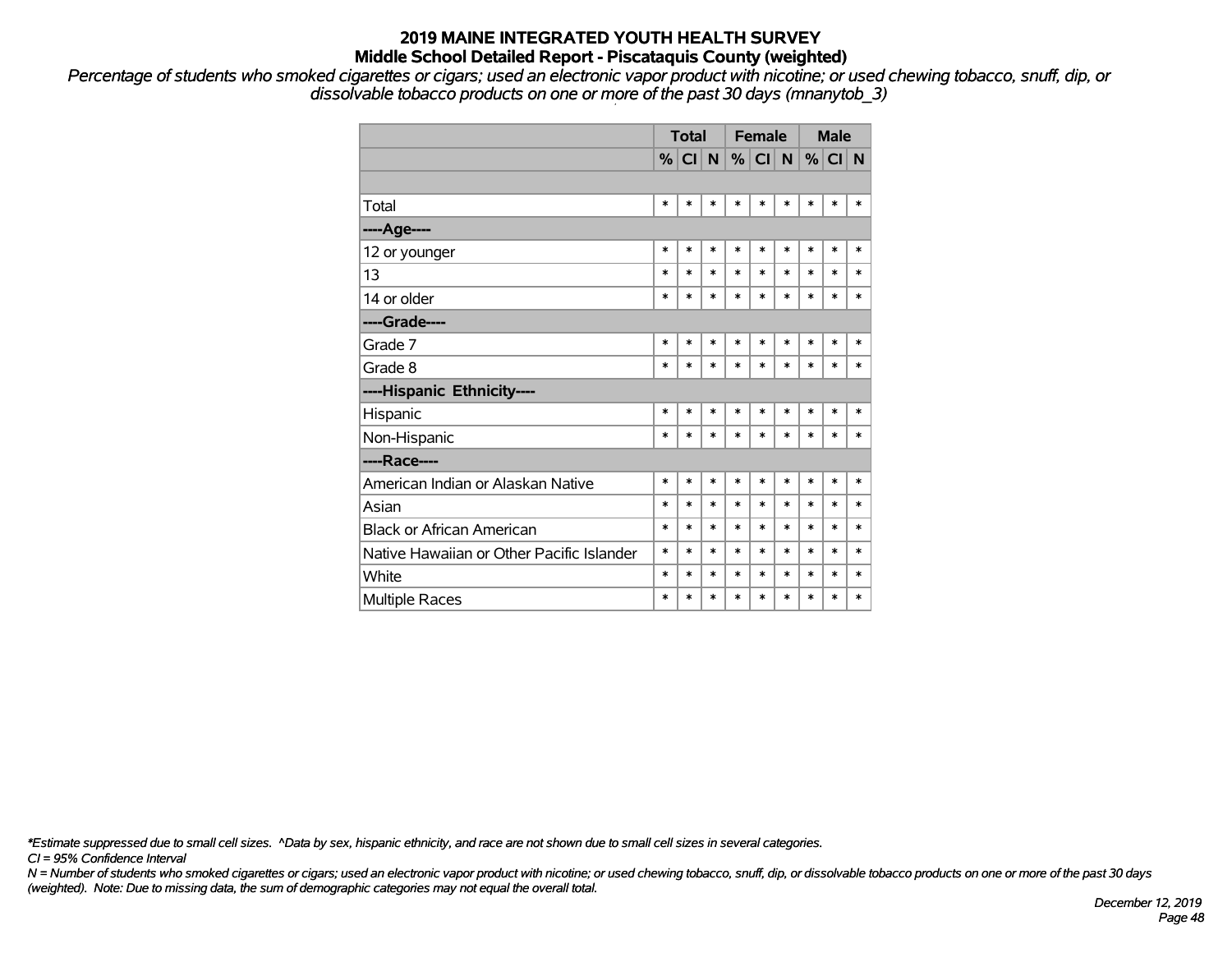# 2019 MAINE INTEGRATED YOUTH HEALTH SURVEY
## Middle School Detailed Report - Piscataquis County (weighted)

*Percentage of students who smoked cigarettes or cigars; used an electronic vapor product with nicotine; or used chewing tobacco, snuff, dip, or dissolvable tobacco products on one or more of the past 30 days (mnanytob_3)*

| | Total | | | Female | | | Male | | |
|---|---|---|---|---|---|---|---|---|---|
| | % | CI | N | % | CI | N | % | CI | N |
| | | | | | | | | | |
| Total | * | * | * | * | * | * | * | * | * |
| **----Age----** | | | | | | | | | |
| 12 or younger | * | * | * | * | * | * | * | * | * |
| 13 | * | * | * | * | * | * | * | * | * |
| 14 or older | * | * | * | * | * | * | * | * | * |
| **----Grade----** | | | | | | | | | |
| Grade 7 | * | * | * | * | * | * | * | * | * |
| Grade 8 | * | * | * | * | * | * | * | * | * |
| **----Hispanic Ethnicity----** | | | | | | | | | |
| Hispanic | * | * | * | * | * | * | * | * | * |
| Non-Hispanic | * | * | * | * | * | * | * | * | * |
| **----Race----** | | | | | | | | | |
| American Indian or Alaskan Native | * | * | * | * | * | * | * | * | * |
| Asian | * | * | * | * | * | * | * | * | * |
| Black or African American | * | * | * | * | * | * | * | * | * |
| Native Hawaiian or Other Pacific Islander | * | * | * | * | * | * | * | * | * |
| White | * | * | * | * | * | * | * | * | * |
| Multiple Races | * | * | * | * | * | * | * | * | * |

*\*Estimate suppressed due to small cell sizes. ^Data by sex, hispanic ethnicity, and race are not shown due to small cell sizes in several categories.*

*CI = 95% Confidence Interval*

*N = Number of students who smoked cigarettes or cigars; used an electronic vapor product with nicotine; or used chewing tobacco, snuff, dip, or dissolvable tobacco products on one or more of the past 30 days (weighted). Note: Due to missing data, the sum of demographic categories may not equal the overall total.*

*December 12, 2019*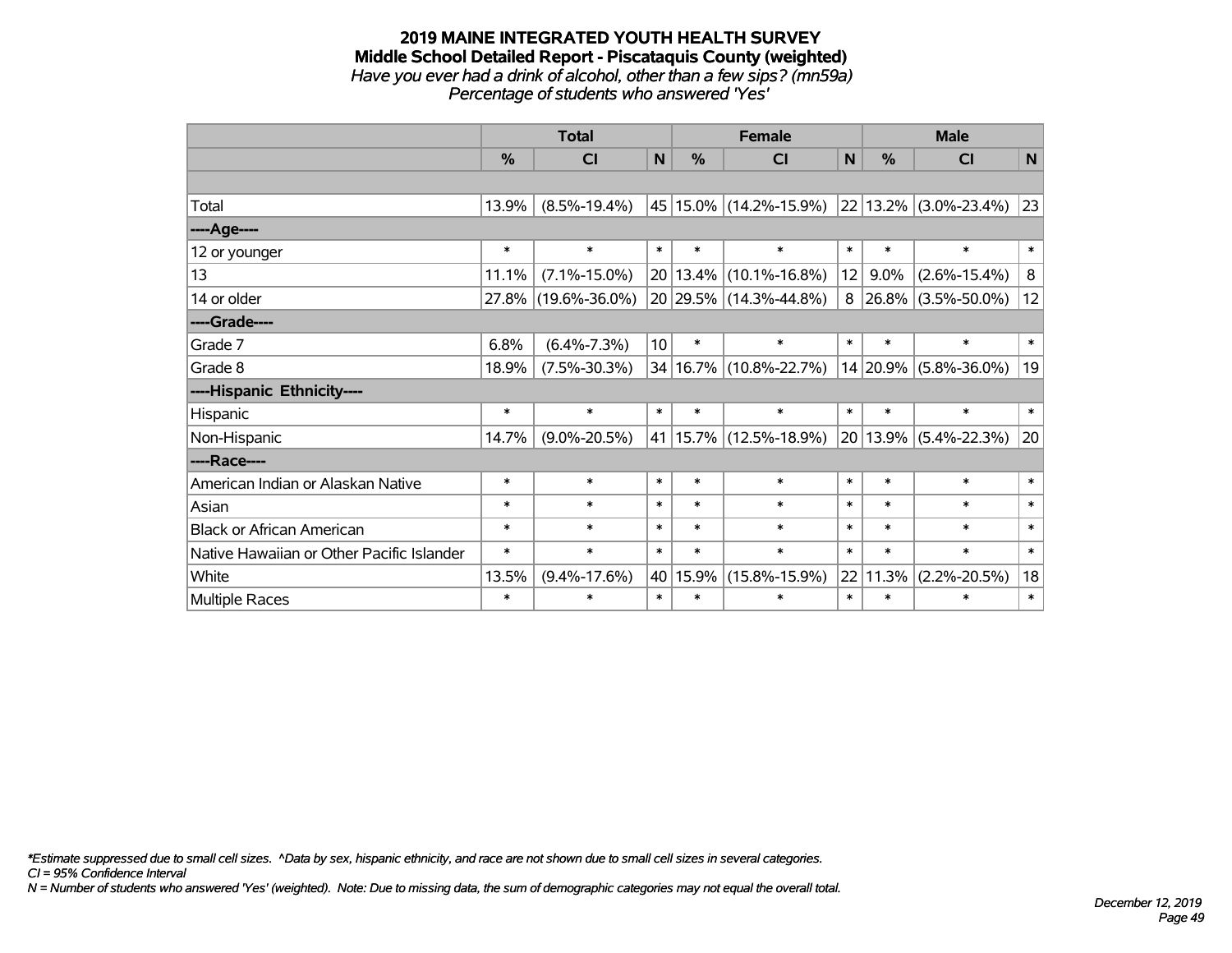# 2019 MAINE INTEGRATED YOUTH HEALTH SURVEY
## Middle School Detailed Report - Piscataquis County (weighted)
### *Have you ever had a drink of alcohol, other than a few sips? (mn59a)*
### *Percentage of students who answered 'Yes'*

| | Total | | | Female | | | Male | | |
|---|---|---|---|---|---|---|---|---|---|
| | % | CI | N | % | CI | N | % | CI | N |
| | | | | | | | | | |
| Total | 13.9% | (8.5%-19.4%) | 45 | 15.0% | (14.2%-15.9%) | 22 | 13.2% | (3.0%-23.4%) | 23 |
| ----Age---- | | | | | | | | | |
| 12 or younger | * | * | * | * | * | * | * | * | * |
| 13 | 11.1% | (7.1%-15.0%) | 20 | 13.4% | (10.1%-16.8%) | 12 | 9.0% | (2.6%-15.4%) | 8 |
| 14 or older | 27.8% | (19.6%-36.0%) | 20 | 29.5% | (14.3%-44.8%) | 8 | 26.8% | (3.5%-50.0%) | 12 |
| ----Grade---- | | | | | | | | | |
| Grade 7 | 6.8% | (6.4%-7.3%) | 10 | * | * | * | * | * | * |
| Grade 8 | 18.9% | (7.5%-30.3%) | 34 | 16.7% | (10.8%-22.7%) | 14 | 20.9% | (5.8%-36.0%) | 19 |
| ----Hispanic Ethnicity---- | | | | | | | | | |
| Hispanic | * | * | * | * | * | * | * | * | * |
| Non-Hispanic | 14.7% | (9.0%-20.5%) | 41 | 15.7% | (12.5%-18.9%) | 20 | 13.9% | (5.4%-22.3%) | 20 |
| ----Race---- | | | | | | | | | |
| American Indian or Alaskan Native | * | * | * | * | * | * | * | * | * |
| Asian | * | * | * | * | * | * | * | * | * |
| Black or African American | * | * | * | * | * | * | * | * | * |
| Native Hawaiian or Other Pacific Islander | * | * | * | * | * | * | * | * | * |
| White | 13.5% | (9.4%-17.6%) | 40 | 15.9% | (15.8%-15.9%) | 22 | 11.3% | (2.2%-20.5%) | 18 |
| Multiple Races | * | * | * | * | * | * | * | * | * |

*\*Estimate suppressed due to small cell sizes. ^Data by sex, hispanic ethnicity, and race are not shown due to small cell sizes in several categories.*
*CI = 95% Confidence Interval*
*N = Number of students who answered 'Yes' (weighted). Note: Due to missing data, the sum of demographic categories may not equal the overall total.*

*December 12, 2019*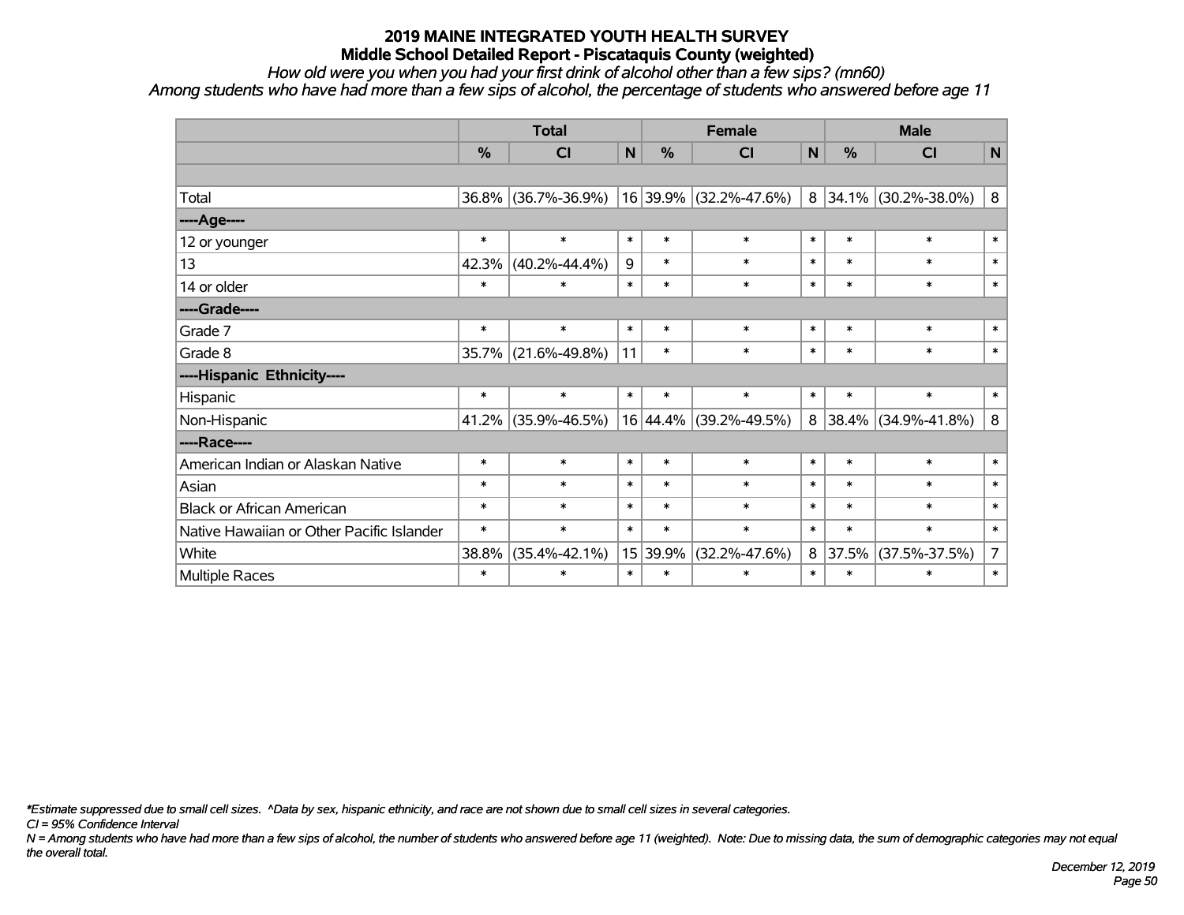# 2019 MAINE INTEGRATED YOUTH HEALTH SURVEY

## Middle School Detailed Report - Piscataquis County (weighted)

*How old were you when you had your first drink of alcohol other than a few sips? (mn60)*

*Among students who have had more than a few sips of alcohol, the percentage of students who answered before age 11*

| | Total | | | Female | | | Male | | |
|---|---|---|---|---|---|---|---|---|---|
| | % | CI | N | % | CI | N | % | CI | N |
| | | | | | | | | | |
| Total | 36.8% | (36.7%-36.9%) | 16 | 39.9% | (32.2%-47.6%) | 8 | 34.1% | (30.2%-38.0%) | 8 |
| ----Age---- | | | | | | | | | |
| 12 or younger | * | * | * | * | * | * | * | * | * |
| 13 | 42.3% | (40.2%-44.4%) | 9 | * | * | * | * | * | * |
| 14 or older | * | * | * | * | * | * | * | * | * |
| ----Grade---- | | | | | | | | | |
| Grade 7 | * | * | * | * | * | * | * | * | * |
| Grade 8 | 35.7% | (21.6%-49.8%) | 11 | * | * | * | * | * | * |
| ----Hispanic Ethnicity---- | | | | | | | | | |
| Hispanic | * | * | * | * | * | * | * | * | * |
| Non-Hispanic | 41.2% | (35.9%-46.5%) | 16 | 44.4% | (39.2%-49.5%) | 8 | 38.4% | (34.9%-41.8%) | 8 |
| ----Race---- | | | | | | | | | |
| American Indian or Alaskan Native | * | * | * | * | * | * | * | * | * |
| Asian | * | * | * | * | * | * | * | * | * |
| Black or African American | * | * | * | * | * | * | * | * | * |
| Native Hawaiian or Other Pacific Islander | * | * | * | * | * | * | * | * | * |
| White | 38.8% | (35.4%-42.1%) | 15 | 39.9% | (32.2%-47.6%) | 8 | 37.5% | (37.5%-37.5%) | 7 |
| Multiple Races | * | * | * | * | * | * | * | * | * |

*\*Estimate suppressed due to small cell sizes. ^Data by sex, hispanic ethnicity, and race are not shown due to small cell sizes in several categories.*

*CI = 95% Confidence Interval*

*N = Among students who have had more than a few sips of alcohol, the number of students who answered before age 11 (weighted). Note: Due to missing data, the sum of demographic categories may not equal the overall total.*

*December 12, 2019*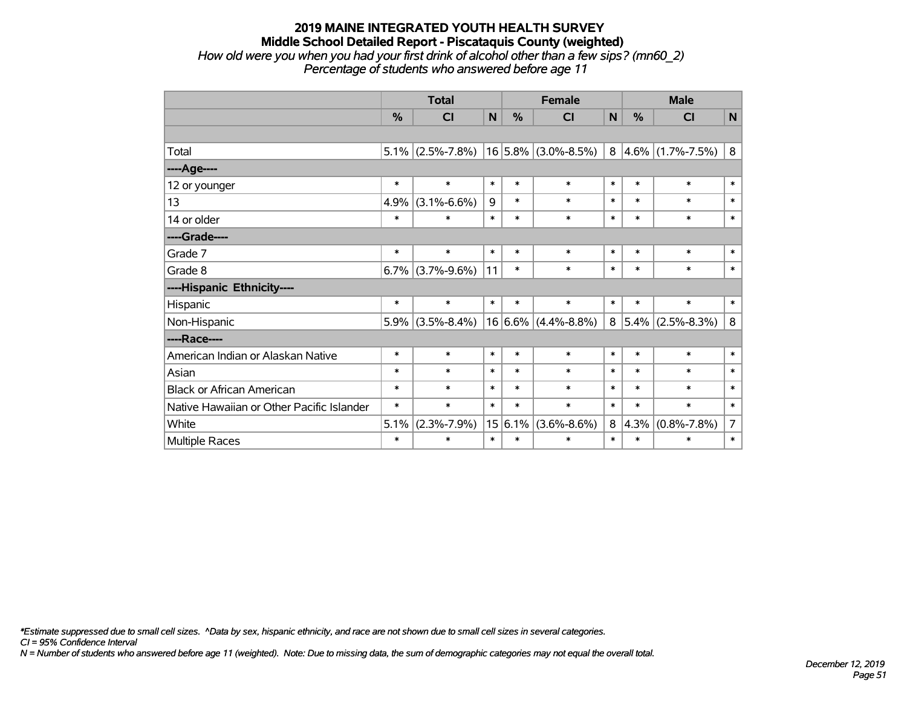# 2019 MAINE INTEGRATED YOUTH HEALTH SURVEY

## Middle School Detailed Report - Piscataquis County (weighted)

*How old were you when you had your first drink of alcohol other than a few sips? (mn60_2)*

*Percentage of students who answered before age 11*

| | Total | | | Female | | | Male | | |
|---|---|---|---|---|---|---|---|---|---|
| | % | CI | N | % | CI | N | % | CI | N |
| | | | | | | | | | |
| Total | 5.1% | (2.5%-7.8%) | 16 | 5.8% | (3.0%-8.5%) | 8 | 4.6% | (1.7%-7.5%) | 8 |
| ----Age---- | | | | | | | | | |
| 12 or younger | * | * | * | * | * | * | * | * | * |
| 13 | 4.9% | (3.1%-6.6%) | 9 | * | * | * | * | * | * |
| 14 or older | * | * | * | * | * | * | * | * | * |
| ----Grade---- | | | | | | | | | |
| Grade 7 | * | * | * | * | * | * | * | * | * |
| Grade 8 | 6.7% | (3.7%-9.6%) | 11 | * | * | * | * | * | * |
| ----Hispanic Ethnicity---- | | | | | | | | | |
| Hispanic | * | * | * | * | * | * | * | * | * |
| Non-Hispanic | 5.9% | (3.5%-8.4%) | 16 | 6.6% | (4.4%-8.8%) | 8 | 5.4% | (2.5%-8.3%) | 8 |
| ----Race---- | | | | | | | | | |
| American Indian or Alaskan Native | * | * | * | * | * | * | * | * | * |
| Asian | * | * | * | * | * | * | * | * | * |
| Black or African American | * | * | * | * | * | * | * | * | * |
| Native Hawaiian or Other Pacific Islander | * | * | * | * | * | * | * | * | * |
| White | 5.1% | (2.3%-7.9%) | 15 | 6.1% | (3.6%-8.6%) | 8 | 4.3% | (0.8%-7.8%) | 7 |
| Multiple Races | * | * | * | * | * | * | * | * | * |

*\*Estimate suppressed due to small cell sizes. ^Data by sex, hispanic ethnicity, and race are not shown due to small cell sizes in several categories.*

*CI = 95% Confidence Interval*

*N = Number of students who answered before age 11 (weighted). Note: Due to missing data, the sum of demographic categories may not equal the overall total.*

*December 12, 2019*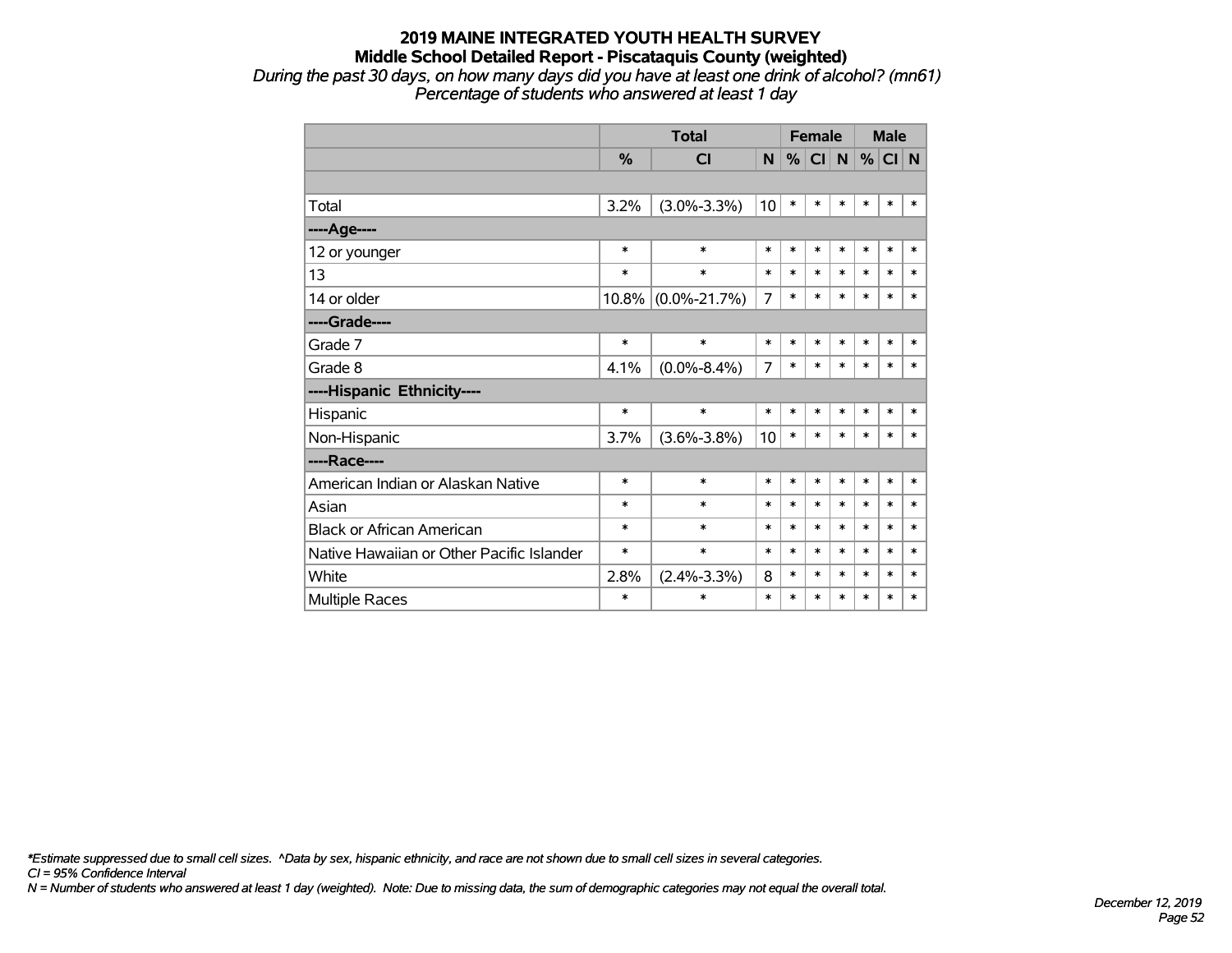# 2019 MAINE INTEGRATED YOUTH HEALTH SURVEY

## Middle School Detailed Report - Piscataquis County (weighted)

*During the past 30 days, on how many days did you have at least one drink of alcohol? (mn61)*
*Percentage of students who answered at least 1 day*

| | Total | | | Female | | | Male | | |
|---|---|---|---|---|---|---|---|---|---|
| | % | CI | N | % | CI | N | % | CI | N |
| | | | | | | | | | |
| Total | 3.2% | (3.0%-3.3%) | 10 | * | * | * | * | * | * |
| ----Age---- | | | | | | | | | |
| 12 or younger | * | * | * | * | * | * | * | * | * |
| 13 | * | * | * | * | * | * | * | * | * |
| 14 or older | 10.8% | (0.0%-21.7%) | 7 | * | * | * | * | * | * |
| ----Grade---- | | | | | | | | | |
| Grade 7 | * | * | * | * | * | * | * | * | * |
| Grade 8 | 4.1% | (0.0%-8.4%) | 7 | * | * | * | * | * | * |
| ----Hispanic Ethnicity---- | | | | | | | | | |
| Hispanic | * | * | * | * | * | * | * | * | * |
| Non-Hispanic | 3.7% | (3.6%-3.8%) | 10 | * | * | * | * | * | * |
| ----Race---- | | | | | | | | | |
| American Indian or Alaskan Native | * | * | * | * | * | * | * | * | * |
| Asian | * | * | * | * | * | * | * | * | * |
| Black or African American | * | * | * | * | * | * | * | * | * |
| Native Hawaiian or Other Pacific Islander | * | * | * | * | * | * | * | * | * |
| White | 2.8% | (2.4%-3.3%) | 8 | * | * | * | * | * | * |
| Multiple Races | * | * | * | * | * | * | * | * | * |

*\*Estimate suppressed due to small cell sizes. ^Data by sex, hispanic ethnicity, and race are not shown due to small cell sizes in several categories.*
*CI = 95% Confidence Interval*
*N = Number of students who answered at least 1 day (weighted). Note: Due to missing data, the sum of demographic categories may not equal the overall total.*

*December 12, 2019*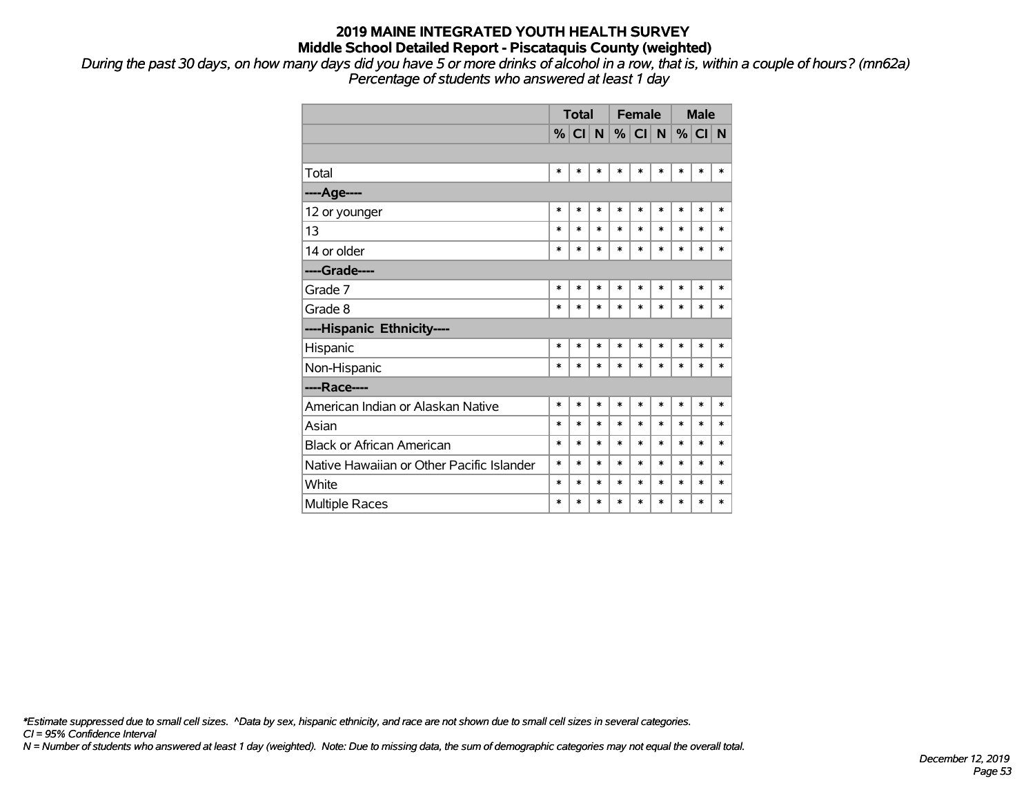# 2019 MAINE INTEGRATED YOUTH HEALTH SURVEY

## Middle School Detailed Report - Piscataquis County (weighted)

*During the past 30 days, on how many days did you have 5 or more drinks of alcohol in a row, that is, within a couple of hours? (mn62a)*
*Percentage of students who answered at least 1 day*

| | Total | | | Female | | | Male | | |
|---|---|---|---|---|---|---|---|---|---|
| | % | CI | N | % | CI | N | % | CI | N |
| | | | | | | | | | |
| Total | * | * | * | * | * | * | * | * | * |
| **----Age----** | | | | | | | | | |
| 12 or younger | * | * | * | * | * | * | * | * | * |
| 13 | * | * | * | * | * | * | * | * | * |
| 14 or older | * | * | * | * | * | * | * | * | * |
| **----Grade----** | | | | | | | | | |
| Grade 7 | * | * | * | * | * | * | * | * | * |
| Grade 8 | * | * | * | * | * | * | * | * | * |
| **----Hispanic Ethnicity----** | | | | | | | | | |
| Hispanic | * | * | * | * | * | * | * | * | * |
| Non-Hispanic | * | * | * | * | * | * | * | * | * |
| **----Race----** | | | | | | | | | |
| American Indian or Alaskan Native | * | * | * | * | * | * | * | * | * |
| Asian | * | * | * | * | * | * | * | * | * |
| Black or African American | * | * | * | * | * | * | * | * | * |
| Native Hawaiian or Other Pacific Islander | * | * | * | * | * | * | * | * | * |
| White | * | * | * | * | * | * | * | * | * |
| Multiple Races | * | * | * | * | * | * | * | * | * |

*\*Estimate suppressed due to small cell sizes. ^Data by sex, hispanic ethnicity, and race are not shown due to small cell sizes in several categories.*
*CI = 95% Confidence Interval*
*N = Number of students who answered at least 1 day (weighted). Note: Due to missing data, the sum of demographic categories may not equal the overall total.*

*December 12, 2019*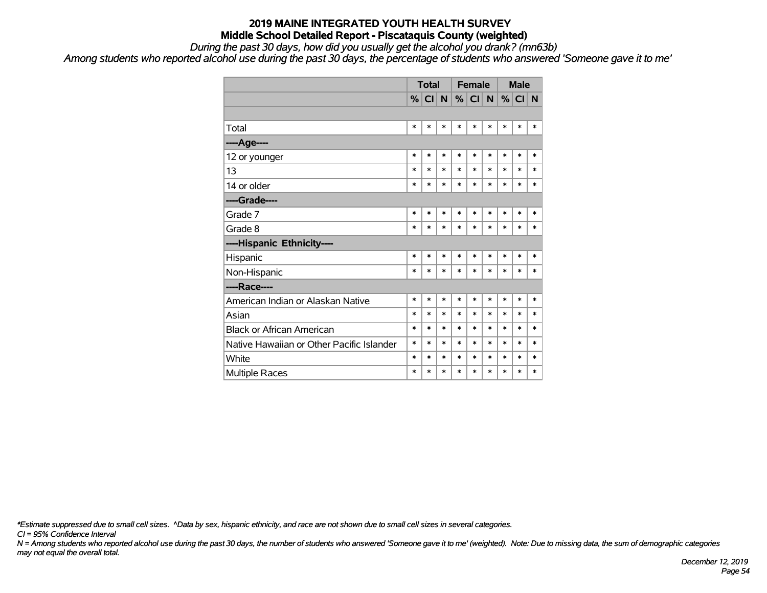# 2019 MAINE INTEGRATED YOUTH HEALTH SURVEY

## Middle School Detailed Report - Piscataquis County (weighted)

*During the past 30 days, how did you usually get the alcohol you drank? (mn63b)*

*Among students who reported alcohol use during the past 30 days, the percentage of students who answered 'Someone gave it to me'*

| | Total | | | Female | | | Male | | |
|---|---|---|---|---|---|---|---|---|---|
| | % | CI | N | % | CI | N | % | CI | N |
| | | | | | | | | | |
| Total | * | * | * | * | * | * | * | * | * |
| **----Age----** | | | | | | | | | |
| 12 or younger | * | * | * | * | * | * | * | * | * |
| 13 | * | * | * | * | * | * | * | * | * |
| 14 or older | * | * | * | * | * | * | * | * | * |
| **----Grade----** | | | | | | | | | |
| Grade 7 | * | * | * | * | * | * | * | * | * |
| Grade 8 | * | * | * | * | * | * | * | * | * |
| **----Hispanic Ethnicity----** | | | | | | | | | |
| Hispanic | * | * | * | * | * | * | * | * | * |
| Non-Hispanic | * | * | * | * | * | * | * | * | * |
| **----Race----** | | | | | | | | | |
| American Indian or Alaskan Native | * | * | * | * | * | * | * | * | * |
| Asian | * | * | * | * | * | * | * | * | * |
| Black or African American | * | * | * | * | * | * | * | * | * |
| Native Hawaiian or Other Pacific Islander | * | * | * | * | * | * | * | * | * |
| White | * | * | * | * | * | * | * | * | * |
| Multiple Races | * | * | * | * | * | * | * | * | * |

*\*Estimate suppressed due to small cell sizes. ^Data by sex, hispanic ethnicity, and race are not shown due to small cell sizes in several categories.*

*CI = 95% Confidence Interval*

*N = Among students who reported alcohol use during the past 30 days, the number of students who answered 'Someone gave it to me' (weighted). Note: Due to missing data, the sum of demographic categories may not equal the overall total.*

*December 12, 2019*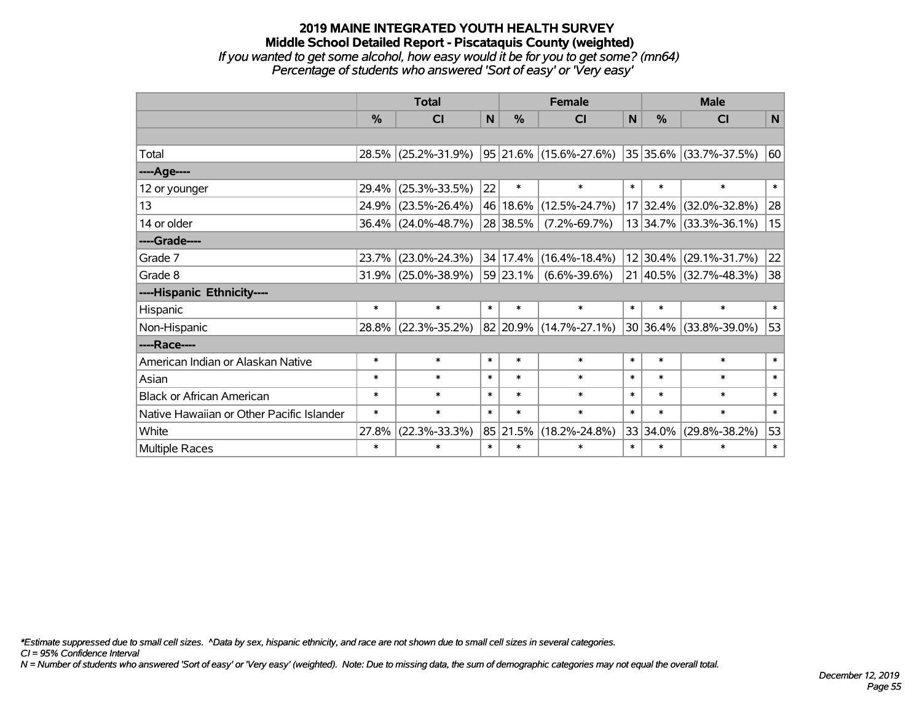# 2019 MAINE INTEGRATED YOUTH HEALTH SURVEY
## Middle School Detailed Report - Piscataquis County (weighted)
*If you wanted to get some alcohol, how easy would it be for you to get some? (mn64)*
*Percentage of students who answered 'Sort of easy' or 'Very easy'*

| | Total | | | Female | | | Male | | |
|---|---|---|---|---|---|---|---|---|---|
| | % | CI | N | % | CI | N | % | CI | N |
| | | | | | | | | | |
| Total | 28.5% | (25.2%-31.9%) | 95 | 21.6% | (15.6%-27.6%) | 35 | 35.6% | (33.7%-37.5%) | 60 |
| ----Age---- | | | | | | | | | |
| 12 or younger | 29.4% | (25.3%-33.5%) | 22 | * | * | * | * | * | * |
| 13 | 24.9% | (23.5%-26.4%) | 46 | 18.6% | (12.5%-24.7%) | 17 | 32.4% | (32.0%-32.8%) | 28 |
| 14 or older | 36.4% | (24.0%-48.7%) | 28 | 38.5% | (7.2%-69.7%) | 13 | 34.7% | (33.3%-36.1%) | 15 |
| ----Grade---- | | | | | | | | | |
| Grade 7 | 23.7% | (23.0%-24.3%) | 34 | 17.4% | (16.4%-18.4%) | 12 | 30.4% | (29.1%-31.7%) | 22 |
| Grade 8 | 31.9% | (25.0%-38.9%) | 59 | 23.1% | (6.6%-39.6%) | 21 | 40.5% | (32.7%-48.3%) | 38 |
| ----Hispanic Ethnicity---- | | | | | | | | | |
| Hispanic | * | * | * | * | * | * | * | * | * |
| Non-Hispanic | 28.8% | (22.3%-35.2%) | 82 | 20.9% | (14.7%-27.1%) | 30 | 36.4% | (33.8%-39.0%) | 53 |
| ----Race---- | | | | | | | | | |
| American Indian or Alaskan Native | * | * | * | * | * | * | * | * | * |
| Asian | * | * | * | * | * | * | * | * | * |
| Black or African American | * | * | * | * | * | * | * | * | * |
| Native Hawaiian or Other Pacific Islander | * | * | * | * | * | * | * | * | * |
| White | 27.8% | (22.3%-33.3%) | 85 | 21.5% | (18.2%-24.8%) | 33 | 34.0% | (29.8%-38.2%) | 53 |
| Multiple Races | * | * | * | * | * | * | * | * | * |

*Estimate suppressed due to small cell sizes. ^Data by sex, hispanic ethnicity, and race are not shown due to small cell sizes in several categories.

*CI = 95% Confidence Interval*

*N = Number of students who answered 'Sort of easy' or 'Very easy' (weighted). Note: Due to missing data, the sum of demographic categories may not equal the overall total.*

*December 12, 2019*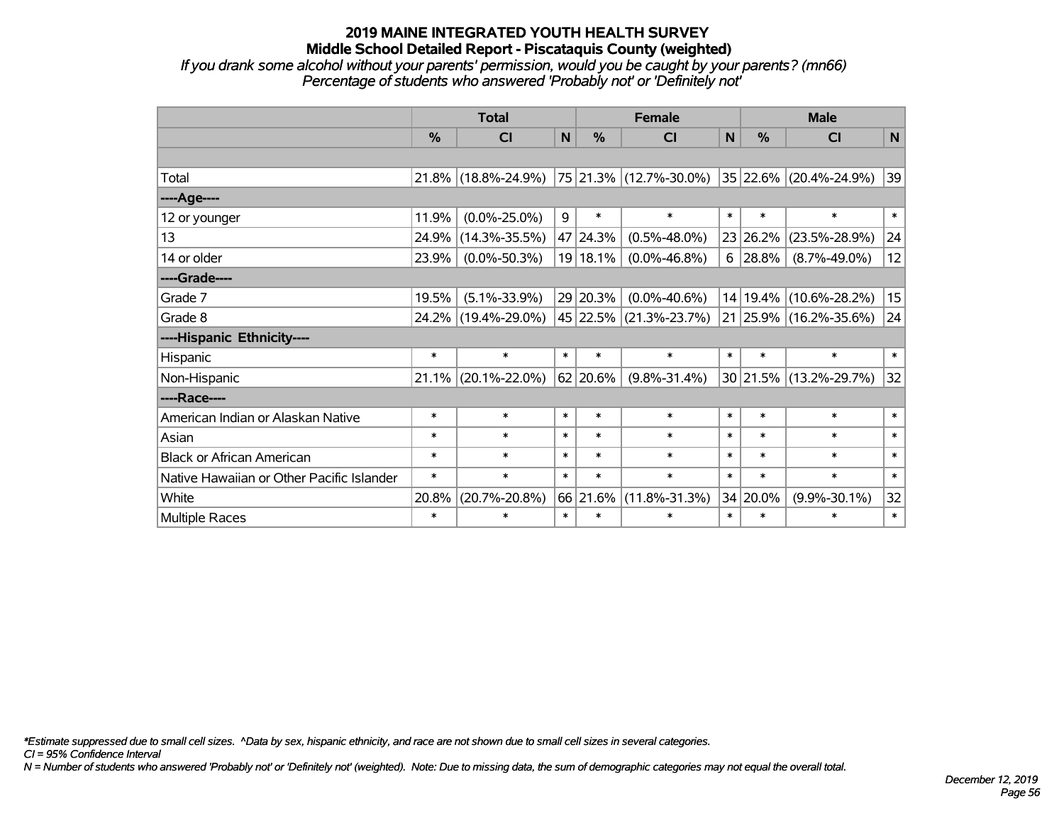# 2019 MAINE INTEGRATED YOUTH HEALTH SURVEY
## Middle School Detailed Report - Piscataquis County (weighted)

*If you drank some alcohol without your parents' permission, would you be caught by your parents? (mn66)*
*Percentage of students who answered 'Probably not' or 'Definitely not'*

| | Total | | | Female | | | Male | | |
|---|---|---|---|---|---|---|---|---|---|
| | % | CI | N | % | CI | N | % | CI | N |
| Total | 21.8% | (18.8%-24.9%) | 75 | 21.3% | (12.7%-30.0%) | 35 | 22.6% | (20.4%-24.9%) | 39 |
| ----Age---- | | | | | | | | | |
| 12 or younger | 11.9% | (0.0%-25.0%) | 9 | * | * | * | * | * | * |
| 13 | 24.9% | (14.3%-35.5%) | 47 | 24.3% | (0.5%-48.0%) | 23 | 26.2% | (23.5%-28.9%) | 24 |
| 14 or older | 23.9% | (0.0%-50.3%) | 19 | 18.1% | (0.0%-46.8%) | 6 | 28.8% | (8.7%-49.0%) | 12 |
| ----Grade---- | | | | | | | | | |
| Grade 7 | 19.5% | (5.1%-33.9%) | 29 | 20.3% | (0.0%-40.6%) | 14 | 19.4% | (10.6%-28.2%) | 15 |
| Grade 8 | 24.2% | (19.4%-29.0%) | 45 | 22.5% | (21.3%-23.7%) | 21 | 25.9% | (16.2%-35.6%) | 24 |
| ----Hispanic Ethnicity---- | | | | | | | | | |
| Hispanic | * | * | * | * | * | * | * | * | * |
| Non-Hispanic | 21.1% | (20.1%-22.0%) | 62 | 20.6% | (9.8%-31.4%) | 30 | 21.5% | (13.2%-29.7%) | 32 |
| ----Race---- | | | | | | | | | |
| American Indian or Alaskan Native | * | * | * | * | * | * | * | * | * |
| Asian | * | * | * | * | * | * | * | * | * |
| Black or African American | * | * | * | * | * | * | * | * | * |
| Native Hawaiian or Other Pacific Islander | * | * | * | * | * | * | * | * | * |
| White | 20.8% | (20.7%-20.8%) | 66 | 21.6% | (11.8%-31.3%) | 34 | 20.0% | (9.9%-30.1%) | 32 |
| Multiple Races | * | * | * | * | * | * | * | * | * |

*\*Estimate suppressed due to small cell sizes. ^Data by sex, hispanic ethnicity, and race are not shown due to small cell sizes in several categories.*

*CI = 95% Confidence Interval*

*N = Number of students who answered 'Probably not' or 'Definitely not' (weighted). Note: Due to missing data, the sum of demographic categories may not equal the overall total.*

*December 12, 2019*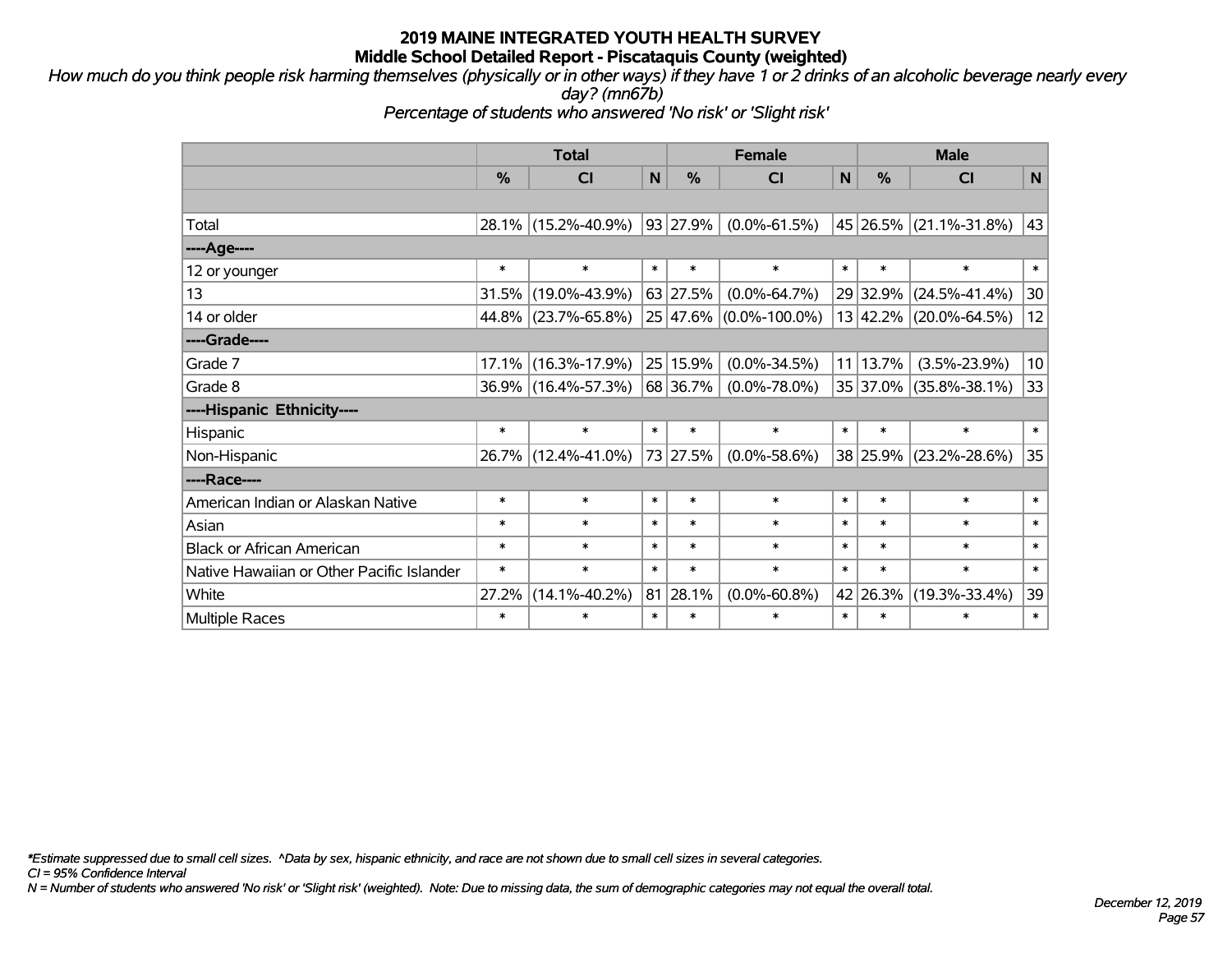# 2019 MAINE INTEGRATED YOUTH HEALTH SURVEY
## Middle School Detailed Report - Piscataquis County (weighted)

*How much do you think people risk harming themselves (physically or in other ways) if they have 1 or 2 drinks of an alcoholic beverage nearly every day? (mn67b)*

*Percentage of students who answered 'No risk' or 'Slight risk'*

| | Total | | | Female | | | Male | | |
|---|---|---|---|---|---|---|---|---|---|
| | % | CI | N | % | CI | N | % | CI | N |
| | | | | | | | | | |
| Total | 28.1% | (15.2%-40.9%) | 93 | 27.9% | (0.0%-61.5%) | 45 | 26.5% | (21.1%-31.8%) | 43 |
| ----Age---- | | | | | | | | | |
| 12 or younger | * | * | * | * | * | * | * | * | * |
| 13 | 31.5% | (19.0%-43.9%) | 63 | 27.5% | (0.0%-64.7%) | 29 | 32.9% | (24.5%-41.4%) | 30 |
| 14 or older | 44.8% | (23.7%-65.8%) | 25 | 47.6% | (0.0%-100.0%) | 13 | 42.2% | (20.0%-64.5%) | 12 |
| ----Grade---- | | | | | | | | | |
| Grade 7 | 17.1% | (16.3%-17.9%) | 25 | 15.9% | (0.0%-34.5%) | 11 | 13.7% | (3.5%-23.9%) | 10 |
| Grade 8 | 36.9% | (16.4%-57.3%) | 68 | 36.7% | (0.0%-78.0%) | 35 | 37.0% | (35.8%-38.1%) | 33 |
| ----Hispanic Ethnicity---- | | | | | | | | | |
| Hispanic | * | * | * | * | * | * | * | * | * |
| Non-Hispanic | 26.7% | (12.4%-41.0%) | 73 | 27.5% | (0.0%-58.6%) | 38 | 25.9% | (23.2%-28.6%) | 35 |
| ----Race---- | | | | | | | | | |
| American Indian or Alaskan Native | * | * | * | * | * | * | * | * | * |
| Asian | * | * | * | * | * | * | * | * | * |
| Black or African American | * | * | * | * | * | * | * | * | * |
| Native Hawaiian or Other Pacific Islander | * | * | * | * | * | * | * | * | * |
| White | 27.2% | (14.1%-40.2%) | 81 | 28.1% | (0.0%-60.8%) | 42 | 26.3% | (19.3%-33.4%) | 39 |
| Multiple Races | * | * | * | * | * | * | * | * | * |

*\*Estimate suppressed due to small cell sizes. ^Data by sex, hispanic ethnicity, and race are not shown due to small cell sizes in several categories.*

*CI = 95% Confidence Interval*

*N = Number of students who answered 'No risk' or 'Slight risk' (weighted). Note: Due to missing data, the sum of demographic categories may not equal the overall total.*

*December 12, 2019*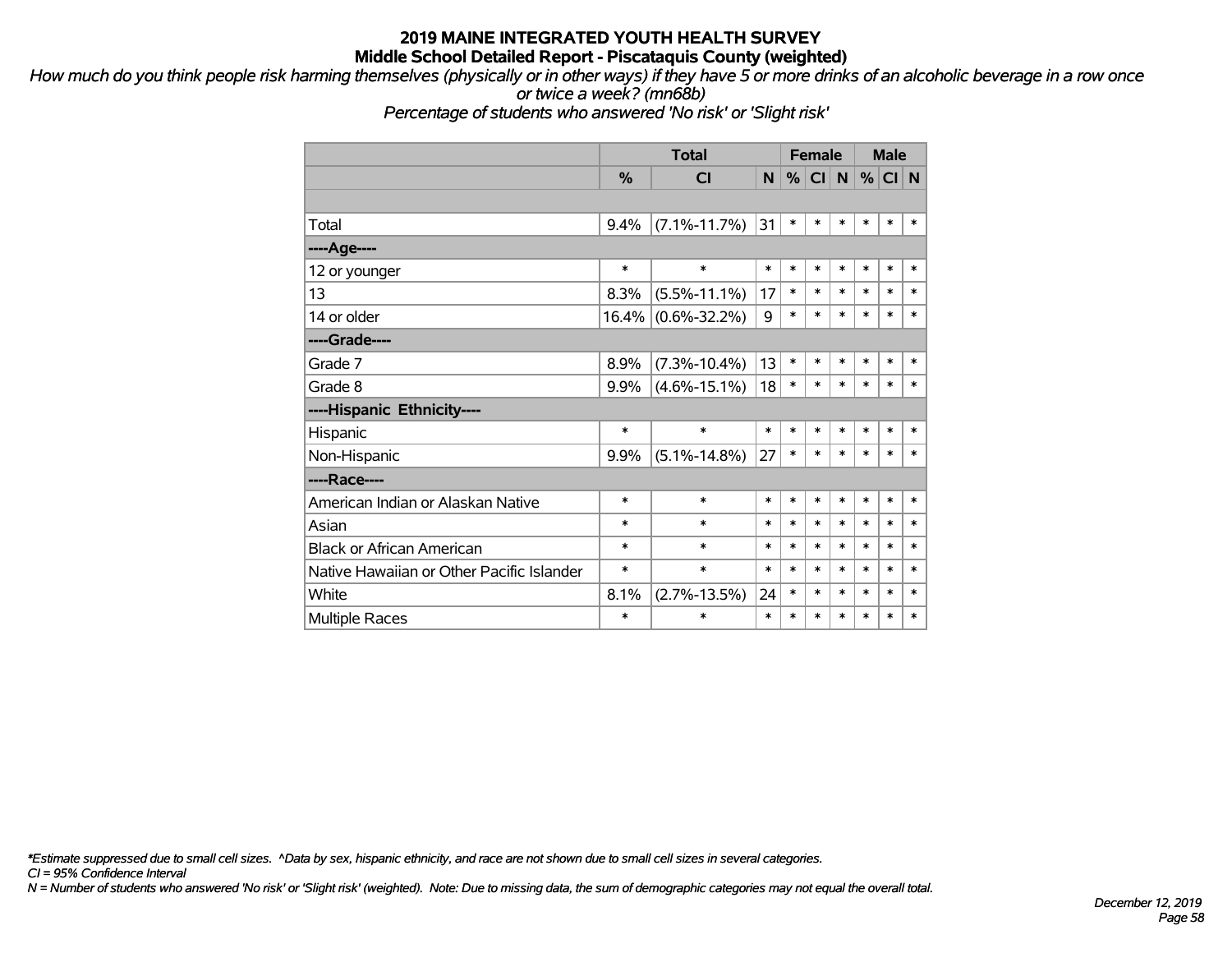# 2019 MAINE INTEGRATED YOUTH HEALTH SURVEY

## Middle School Detailed Report - Piscataquis County (weighted)

*How much do you think people risk harming themselves (physically or in other ways) if they have 5 or more drinks of an alcoholic beverage in a row once or twice a week? (mn68b)*

*Percentage of students who answered 'No risk' or 'Slight risk'*

| | Total | | | Female | | | Male | | |
|---|---|---|---|---|---|---|---|---|---|
| | % | CI | N | % | CI | N | % | CI | N |
| | | | | | | | | | |
| Total | 9.4% | (7.1%-11.7%) | 31 | * | * | * | * | * | * |
| ----Age---- | | | | | | | | | |
| 12 or younger | * | * | * | * | * | * | * | * | * |
| 13 | 8.3% | (5.5%-11.1%) | 17 | * | * | * | * | * | * |
| 14 or older | 16.4% | (0.6%-32.2%) | 9 | * | * | * | * | * | * |
| ----Grade---- | | | | | | | | | |
| Grade 7 | 8.9% | (7.3%-10.4%) | 13 | * | * | * | * | * | * |
| Grade 8 | 9.9% | (4.6%-15.1%) | 18 | * | * | * | * | * | * |
| ----Hispanic Ethnicity---- | | | | | | | | | |
| Hispanic | * | * | * | * | * | * | * | * | * |
| Non-Hispanic | 9.9% | (5.1%-14.8%) | 27 | * | * | * | * | * | * |
| ----Race---- | | | | | | | | | |
| American Indian or Alaskan Native | * | * | * | * | * | * | * | * | * |
| Asian | * | * | * | * | * | * | * | * | * |
| Black or African American | * | * | * | * | * | * | * | * | * |
| Native Hawaiian or Other Pacific Islander | * | * | * | * | * | * | * | * | * |
| White | 8.1% | (2.7%-13.5%) | 24 | * | * | * | * | * | * |
| Multiple Races | * | * | * | * | * | * | * | * | * |

*\*Estimate suppressed due to small cell sizes. ^Data by sex, hispanic ethnicity, and race are not shown due to small cell sizes in several categories.*

*CI = 95% Confidence Interval*

*N = Number of students who answered 'No risk' or 'Slight risk' (weighted). Note: Due to missing data, the sum of demographic categories may not equal the overall total.*

*December 12, 2019*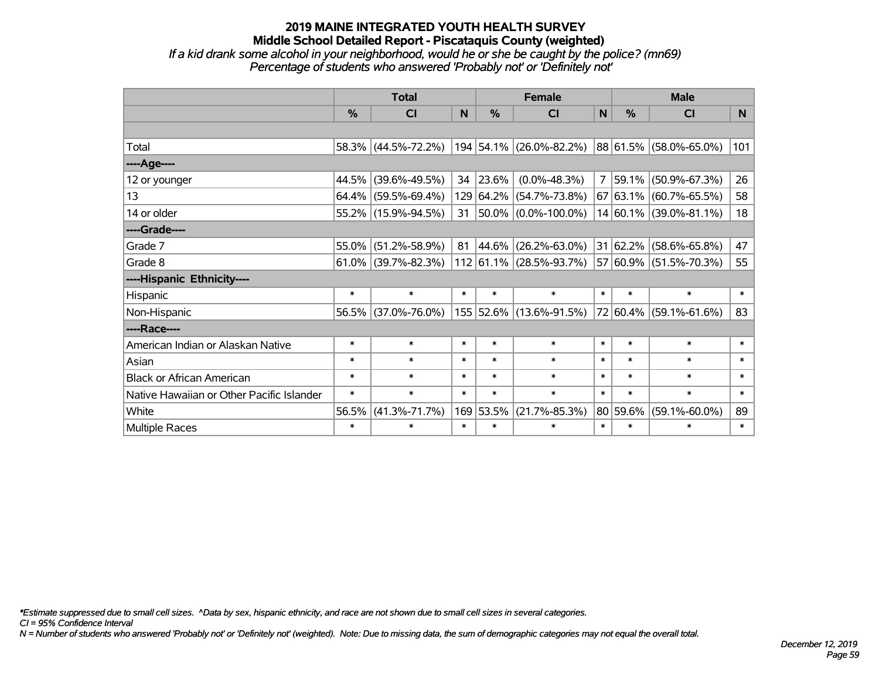# 2019 MAINE INTEGRATED YOUTH HEALTH SURVEY

## Middle School Detailed Report - Piscataquis County (weighted)

*If a kid drank some alcohol in your neighborhood, would he or she be caught by the police? (mn69)*

*Percentage of students who answered 'Probably not' or 'Definitely not'*

| | Total | | | Female | | | Male | | |
|---|---|---|---|---|---|---|---|---|---|
| | % | CI | N | % | CI | N | % | CI | N |
| | | | | | | | | | |
| Total | 58.3% | (44.5%-72.2%) | 194 | 54.1% | (26.0%-82.2%) | 88 | 61.5% | (58.0%-65.0%) | 101 |
| ----Age---- | | | | | | | | | |
| 12 or younger | 44.5% | (39.6%-49.5%) | 34 | 23.6% | (0.0%-48.3%) | 7 | 59.1% | (50.9%-67.3%) | 26 |
| 13 | 64.4% | (59.5%-69.4%) | 129 | 64.2% | (54.7%-73.8%) | 67 | 63.1% | (60.7%-65.5%) | 58 |
| 14 or older | 55.2% | (15.9%-94.5%) | 31 | 50.0% | (0.0%-100.0%) | 14 | 60.1% | (39.0%-81.1%) | 18 |
| ----Grade---- | | | | | | | | | |
| Grade 7 | 55.0% | (51.2%-58.9%) | 81 | 44.6% | (26.2%-63.0%) | 31 | 62.2% | (58.6%-65.8%) | 47 |
| Grade 8 | 61.0% | (39.7%-82.3%) | 112 | 61.1% | (28.5%-93.7%) | 57 | 60.9% | (51.5%-70.3%) | 55 |
| ----Hispanic Ethnicity---- | | | | | | | | | |
| Hispanic | * | * | * | * | * | * | * | * | * |
| Non-Hispanic | 56.5% | (37.0%-76.0%) | 155 | 52.6% | (13.6%-91.5%) | 72 | 60.4% | (59.1%-61.6%) | 83 |
| ----Race---- | | | | | | | | | |
| American Indian or Alaskan Native | * | * | * | * | * | * | * | * | * |
| Asian | * | * | * | * | * | * | * | * | * |
| Black or African American | * | * | * | * | * | * | * | * | * |
| Native Hawaiian or Other Pacific Islander | * | * | * | * | * | * | * | * | * |
| White | 56.5% | (41.3%-71.7%) | 169 | 53.5% | (21.7%-85.3%) | 80 | 59.6% | (59.1%-60.0%) | 89 |
| Multiple Races | * | * | * | * | * | * | * | * | * |

*\*Estimate suppressed due to small cell sizes. ^Data by sex, hispanic ethnicity, and race are not shown due to small cell sizes in several categories.*

*CI = 95% Confidence Interval*

*N = Number of students who answered 'Probably not' or 'Definitely not' (weighted). Note: Due to missing data, the sum of demographic categories may not equal the overall total.*

*December 12, 2019*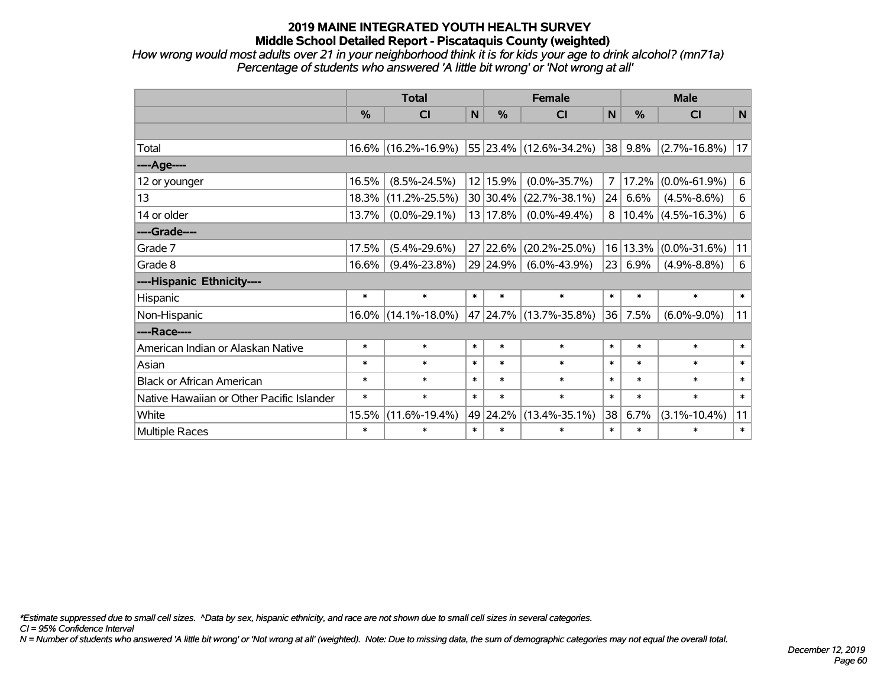# 2019 MAINE INTEGRATED YOUTH HEALTH SURVEY
## Middle School Detailed Report - Piscataquis County (weighted)

*How wrong would most adults over 21 in your neighborhood think it is for kids your age to drink alcohol? (mn71a)*
*Percentage of students who answered 'A little bit wrong' or 'Not wrong at all'*

| | Total | | | Female | | | Male | | |
|---|---|---|---|---|---|---|---|---|---|
| | % | CI | N | % | CI | N | % | CI | N |
| | | | | | | | | | |
| Total | 16.6% | (16.2%-16.9%) | 55 | 23.4% | (12.6%-34.2%) | 38 | 9.8% | (2.7%-16.8%) | 17 |
| **----Age----** | | | | | | | | | |
| 12 or younger | 16.5% | (8.5%-24.5%) | 12 | 15.9% | (0.0%-35.7%) | 7 | 17.2% | (0.0%-61.9%) | 6 |
| 13 | 18.3% | (11.2%-25.5%) | 30 | 30.4% | (22.7%-38.1%) | 24 | 6.6% | (4.5%-8.6%) | 6 |
| 14 or older | 13.7% | (0.0%-29.1%) | 13 | 17.8% | (0.0%-49.4%) | 8 | 10.4% | (4.5%-16.3%) | 6 |
| **----Grade----** | | | | | | | | | |
| Grade 7 | 17.5% | (5.4%-29.6%) | 27 | 22.6% | (20.2%-25.0%) | 16 | 13.3% | (0.0%-31.6%) | 11 |
| Grade 8 | 16.6% | (9.4%-23.8%) | 29 | 24.9% | (6.0%-43.9%) | 23 | 6.9% | (4.9%-8.8%) | 6 |
| **----Hispanic Ethnicity----** | | | | | | | | | |
| Hispanic | * | * | * | * | * | * | * | * | * |
| Non-Hispanic | 16.0% | (14.1%-18.0%) | 47 | 24.7% | (13.7%-35.8%) | 36 | 7.5% | (6.0%-9.0%) | 11 |
| **----Race----** | | | | | | | | | |
| American Indian or Alaskan Native | * | * | * | * | * | * | * | * | * |
| Asian | * | * | * | * | * | * | * | * | * |
| Black or African American | * | * | * | * | * | * | * | * | * |
| Native Hawaiian or Other Pacific Islander | * | * | * | * | * | * | * | * | * |
| White | 15.5% | (11.6%-19.4%) | 49 | 24.2% | (13.4%-35.1%) | 38 | 6.7% | (3.1%-10.4%) | 11 |
| Multiple Races | * | * | * | * | * | * | * | * | * |

*\*Estimate suppressed due to small cell sizes. ^Data by sex, hispanic ethnicity, and race are not shown due to small cell sizes in several categories.*
*CI = 95% Confidence Interval*
*N = Number of students who answered 'A little bit wrong' or 'Not wrong at all' (weighted). Note: Due to missing data, the sum of demographic categories may not equal the overall total.*

*December 12, 2019*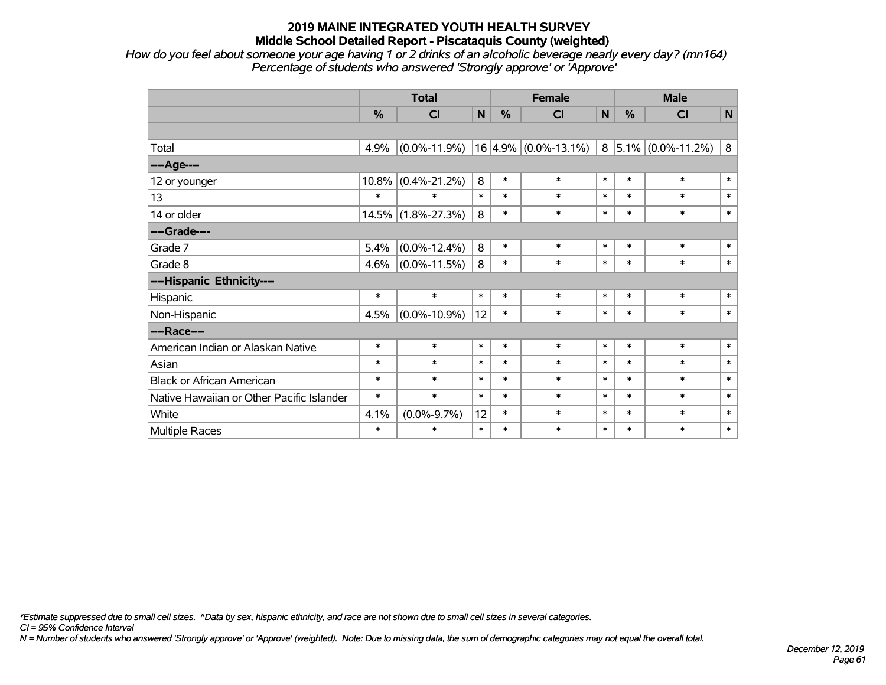# 2019 MAINE INTEGRATED YOUTH HEALTH SURVEY

## Middle School Detailed Report - Piscataquis County (weighted)

*How do you feel about someone your age having 1 or 2 drinks of an alcoholic beverage nearly every day? (mn164)*
*Percentage of students who answered 'Strongly approve' or 'Approve'*

| | Total | | | Female | | | Male | | |
|---|---|---|---|---|---|---|---|---|---|
| | % | CI | N | % | CI | N | % | CI | N |
| | | | | | | | | | |
| Total | 4.9% | (0.0%-11.9%) | 16 | 4.9% | (0.0%-13.1%) | 8 | 5.1% | (0.0%-11.2%) | 8 |
| ----Age---- | | | | | | | | | |
| 12 or younger | 10.8% | (0.4%-21.2%) | 8 | * | * | * | * | * | * |
| 13 | * | * | * | * | * | * | * | * | * |
| 14 or older | 14.5% | (1.8%-27.3%) | 8 | * | * | * | * | * | * |
| ----Grade---- | | | | | | | | | |
| Grade 7 | 5.4% | (0.0%-12.4%) | 8 | * | * | * | * | * | * |
| Grade 8 | 4.6% | (0.0%-11.5%) | 8 | * | * | * | * | * | * |
| ----Hispanic Ethnicity---- | | | | | | | | | |
| Hispanic | * | * | * | * | * | * | * | * | * |
| Non-Hispanic | 4.5% | (0.0%-10.9%) | 12 | * | * | * | * | * | * |
| ----Race---- | | | | | | | | | |
| American Indian or Alaskan Native | * | * | * | * | * | * | * | * | * |
| Asian | * | * | * | * | * | * | * | * | * |
| Black or African American | * | * | * | * | * | * | * | * | * |
| Native Hawaiian or Other Pacific Islander | * | * | * | * | * | * | * | * | * |
| White | 4.1% | (0.0%-9.7%) | 12 | * | * | * | * | * | * |
| Multiple Races | * | * | * | * | * | * | * | * | * |

*\*Estimate suppressed due to small cell sizes. ^Data by sex, hispanic ethnicity, and race are not shown due to small cell sizes in several categories.*
*CI = 95% Confidence Interval*
*N = Number of students who answered 'Strongly approve' or 'Approve' (weighted). Note: Due to missing data, the sum of demographic categories may not equal the overall total.*

*December 12, 2019*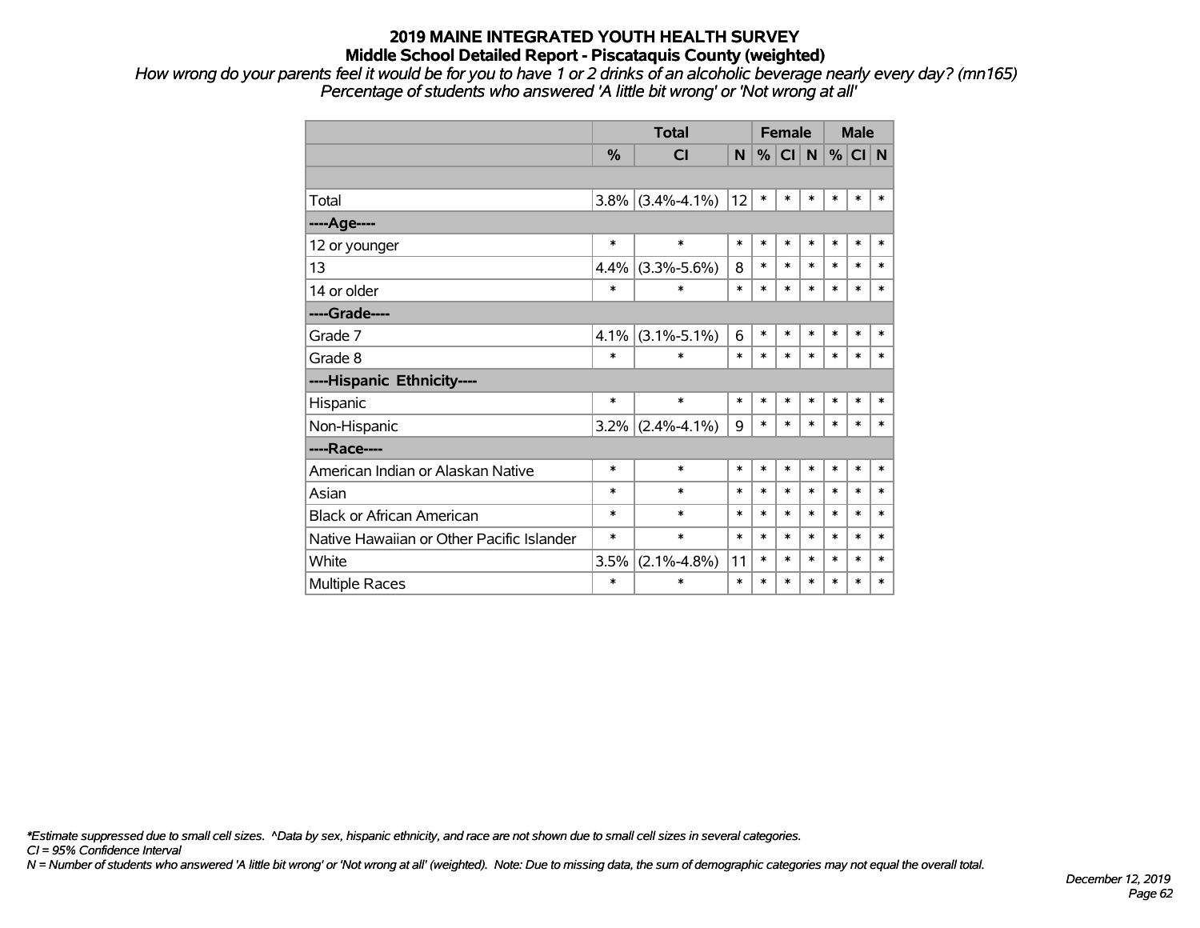# 2019 MAINE INTEGRATED YOUTH HEALTH SURVEY

## Middle School Detailed Report - Piscataquis County (weighted)

*How wrong do your parents feel it would be for you to have 1 or 2 drinks of an alcoholic beverage nearly every day? (mn165)*
*Percentage of students who answered 'A little bit wrong' or 'Not wrong at all'*

| | Total | | | Female | | | Male | | |
|---|---|---|---|---|---|---|---|---|---|
| | % | CI | N | % | CI | N | % | CI | N |
| | | | | | | | | | |
| Total | 3.8% | (3.4%-4.1%) | 12 | * | * | * | * | * | * |
| ----Age---- | | | | | | | | | |
| 12 or younger | * | * | * | * | * | * | * | * | * |
| 13 | 4.4% | (3.3%-5.6%) | 8 | * | * | * | * | * | * |
| 14 or older | * | * | * | * | * | * | * | * | * |
| ----Grade---- | | | | | | | | | |
| Grade 7 | 4.1% | (3.1%-5.1%) | 6 | * | * | * | * | * | * |
| Grade 8 | * | * | * | * | * | * | * | * | * |
| ----Hispanic Ethnicity---- | | | | | | | | | |
| Hispanic | * | * | * | * | * | * | * | * | * |
| Non-Hispanic | 3.2% | (2.4%-4.1%) | 9 | * | * | * | * | * | * |
| ----Race---- | | | | | | | | | |
| American Indian or Alaskan Native | * | * | * | * | * | * | * | * | * |
| Asian | * | * | * | * | * | * | * | * | * |
| Black or African American | * | * | * | * | * | * | * | * | * |
| Native Hawaiian or Other Pacific Islander | * | * | * | * | * | * | * | * | * |
| White | 3.5% | (2.1%-4.8%) | 11 | * | * | * | * | * | * |
| Multiple Races | * | * | * | * | * | * | * | * | * |

*\*Estimate suppressed due to small cell sizes. ^Data by sex, hispanic ethnicity, and race are not shown due to small cell sizes in several categories.*
*CI = 95% Confidence Interval*
*N = Number of students who answered 'A little bit wrong' or 'Not wrong at all' (weighted). Note: Due to missing data, the sum of demographic categories may not equal the overall total.*

*December 12, 2019*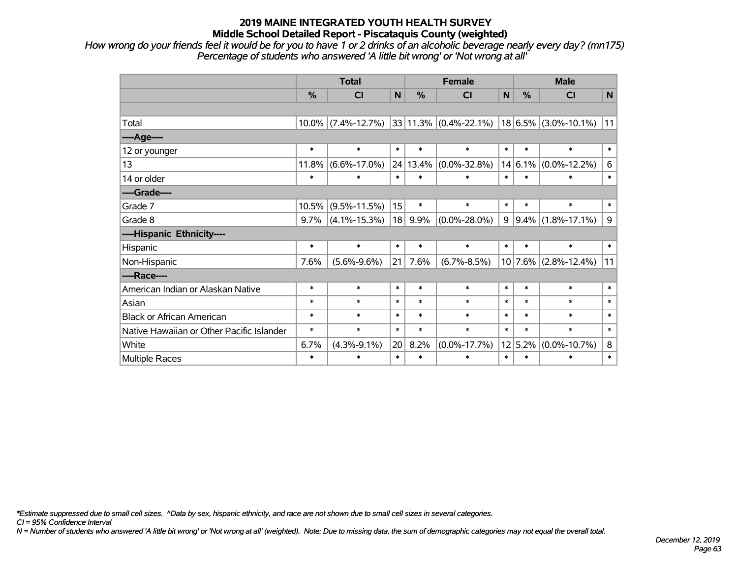# 2019 MAINE INTEGRATED YOUTH HEALTH SURVEY

## Middle School Detailed Report - Piscataquis County (weighted)

*How wrong do your friends feel it would be for you to have 1 or 2 drinks of an alcoholic beverage nearly every day? (mn175)*
*Percentage of students who answered 'A little bit wrong' or 'Not wrong at all'*

| | Total | | | Female | | | Male | | |
|---|---|---|---|---|---|---|---|---|---|
| | % | CI | N | % | CI | N | % | CI | N |
| | | | | | | | | | |
| Total | 10.0% | (7.4%-12.7%) | 33 | 11.3% | (0.4%-22.1%) | 18 | 6.5% | (3.0%-10.1%) | 11 |
| ----Age---- | | | | | | | | | |
| 12 or younger | * | * | * | * | * | * | * | * | * |
| 13 | 11.8% | (6.6%-17.0%) | 24 | 13.4% | (0.0%-32.8%) | 14 | 6.1% | (0.0%-12.2%) | 6 |
| 14 or older | * | * | * | * | * | * | * | * | * |
| ----Grade---- | | | | | | | | | |
| Grade 7 | 10.5% | (9.5%-11.5%) | 15 | * | * | * | * | * | * |
| Grade 8 | 9.7% | (4.1%-15.3%) | 18 | 9.9% | (0.0%-28.0%) | 9 | 9.4% | (1.8%-17.1%) | 9 |
| ----Hispanic Ethnicity---- | | | | | | | | | |
| Hispanic | * | * | * | * | * | * | * | * | * |
| Non-Hispanic | 7.6% | (5.6%-9.6%) | 21 | 7.6% | (6.7%-8.5%) | 10 | 7.6% | (2.8%-12.4%) | 11 |
| ----Race---- | | | | | | | | | |
| American Indian or Alaskan Native | * | * | * | * | * | * | * | * | * |
| Asian | * | * | * | * | * | * | * | * | * |
| Black or African American | * | * | * | * | * | * | * | * | * |
| Native Hawaiian or Other Pacific Islander | * | * | * | * | * | * | * | * | * |
| White | 6.7% | (4.3%-9.1%) | 20 | 8.2% | (0.0%-17.7%) | 12 | 5.2% | (0.0%-10.7%) | 8 |
| Multiple Races | * | * | * | * | * | * | * | * | * |

*\*Estimate suppressed due to small cell sizes. ^Data by sex, hispanic ethnicity, and race are not shown due to small cell sizes in several categories.*
*CI = 95% Confidence Interval*
*N = Number of students who answered 'A little bit wrong' or 'Not wrong at all' (weighted). Note: Due to missing data, the sum of demographic categories may not equal the overall total.*

*December 12, 2019*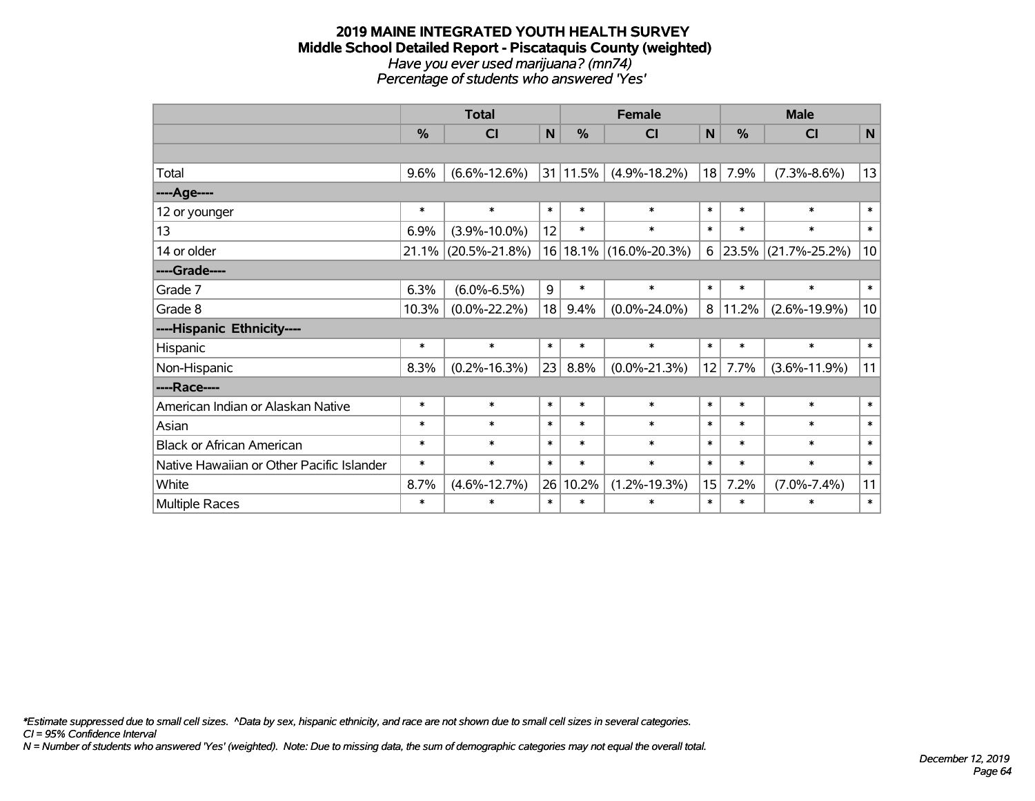# 2019 MAINE INTEGRATED YOUTH HEALTH SURVEY

## Middle School Detailed Report - Piscataquis County (weighted)

*Have you ever used marijuana? (mn74)*

*Percentage of students who answered 'Yes'*

| | Total | | | Female | | | Male | | |
|---|---|---|---|---|---|---|---|---|---|
| | % | CI | N | % | CI | N | % | CI | N |
| | | | | | | | | | |
| Total | 9.6% | (6.6%-12.6%) | 31 | 11.5% | (4.9%-18.2%) | 18 | 7.9% | (7.3%-8.6%) | 13 |
| ----Age---- | | | | | | | | | |
| 12 or younger | * | * | * | * | * | * | * | * | * |
| 13 | 6.9% | (3.9%-10.0%) | 12 | * | * | * | * | * | * |
| 14 or older | 21.1% | (20.5%-21.8%) | 16 | 18.1% | (16.0%-20.3%) | 6 | 23.5% | (21.7%-25.2%) | 10 |
| ----Grade---- | | | | | | | | | |
| Grade 7 | 6.3% | (6.0%-6.5%) | 9 | * | * | * | * | * | * |
| Grade 8 | 10.3% | (0.0%-22.2%) | 18 | 9.4% | (0.0%-24.0%) | 8 | 11.2% | (2.6%-19.9%) | 10 |
| ----Hispanic Ethnicity---- | | | | | | | | | |
| Hispanic | * | * | * | * | * | * | * | * | * |
| Non-Hispanic | 8.3% | (0.2%-16.3%) | 23 | 8.8% | (0.0%-21.3%) | 12 | 7.7% | (3.6%-11.9%) | 11 |
| ----Race---- | | | | | | | | | |
| American Indian or Alaskan Native | * | * | * | * | * | * | * | * | * |
| Asian | * | * | * | * | * | * | * | * | * |
| Black or African American | * | * | * | * | * | * | * | * | * |
| Native Hawaiian or Other Pacific Islander | * | * | * | * | * | * | * | * | * |
| White | 8.7% | (4.6%-12.7%) | 26 | 10.2% | (1.2%-19.3%) | 15 | 7.2% | (7.0%-7.4%) | 11 |
| Multiple Races | * | * | * | * | * | * | * | * | * |

*\*Estimate suppressed due to small cell sizes. ^Data by sex, hispanic ethnicity, and race are not shown due to small cell sizes in several categories.*

*CI = 95% Confidence Interval*

*N = Number of students who answered 'Yes' (weighted). Note: Due to missing data, the sum of demographic categories may not equal the overall total.*

*December 12, 2019*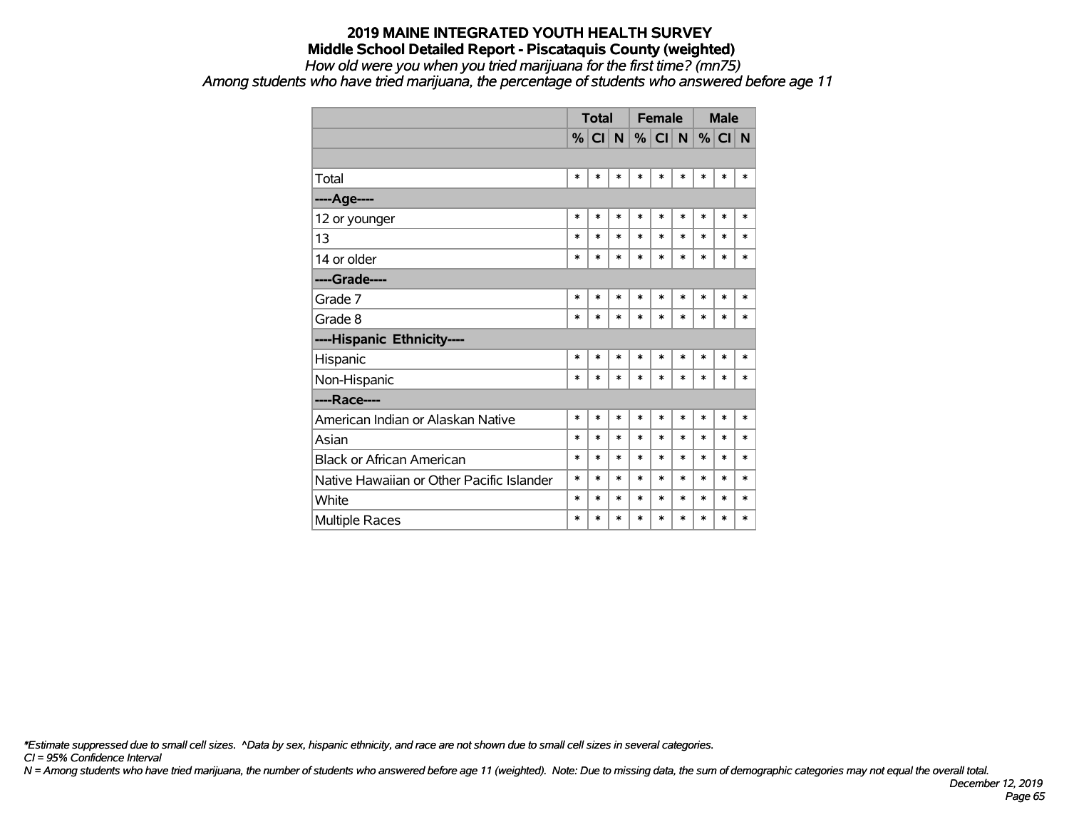# 2019 MAINE INTEGRATED YOUTH HEALTH SURVEY

## Middle School Detailed Report - Piscataquis County (weighted)

*How old were you when you tried marijuana for the first time? (mn75)*

*Among students who have tried marijuana, the percentage of students who answered before age 11*

| | Total | | | Female | | | Male | | |
|---|---|---|---|---|---|---|---|---|---|
| | % | CI | N | % | CI | N | % | CI | N |
| | | | | | | | | | |
| Total | * | * | * | * | * | * | * | * | * |
| **----Age----** | | | | | | | | | |
| 12 or younger | * | * | * | * | * | * | * | * | * |
| 13 | * | * | * | * | * | * | * | * | * |
| 14 or older | * | * | * | * | * | * | * | * | * |
| **----Grade----** | | | | | | | | | |
| Grade 7 | * | * | * | * | * | * | * | * | * |
| Grade 8 | * | * | * | * | * | * | * | * | * |
| **----Hispanic Ethnicity----** | | | | | | | | | |
| Hispanic | * | * | * | * | * | * | * | * | * |
| Non-Hispanic | * | * | * | * | * | * | * | * | * |
| **----Race----** | | | | | | | | | |
| American Indian or Alaskan Native | * | * | * | * | * | * | * | * | * |
| Asian | * | * | * | * | * | * | * | * | * |
| Black or African American | * | * | * | * | * | * | * | * | * |
| Native Hawaiian or Other Pacific Islander | * | * | * | * | * | * | * | * | * |
| White | * | * | * | * | * | * | * | * | * |
| Multiple Races | * | * | * | * | * | * | * | * | * |

*\*Estimate suppressed due to small cell sizes. ^Data by sex, hispanic ethnicity, and race are not shown due to small cell sizes in several categories.*

*CI = 95% Confidence Interval*

*N = Among students who have tried marijuana, the number of students who answered before age 11 (weighted). Note: Due to missing data, the sum of demographic categories may not equal the overall total.*

*December 12, 2019*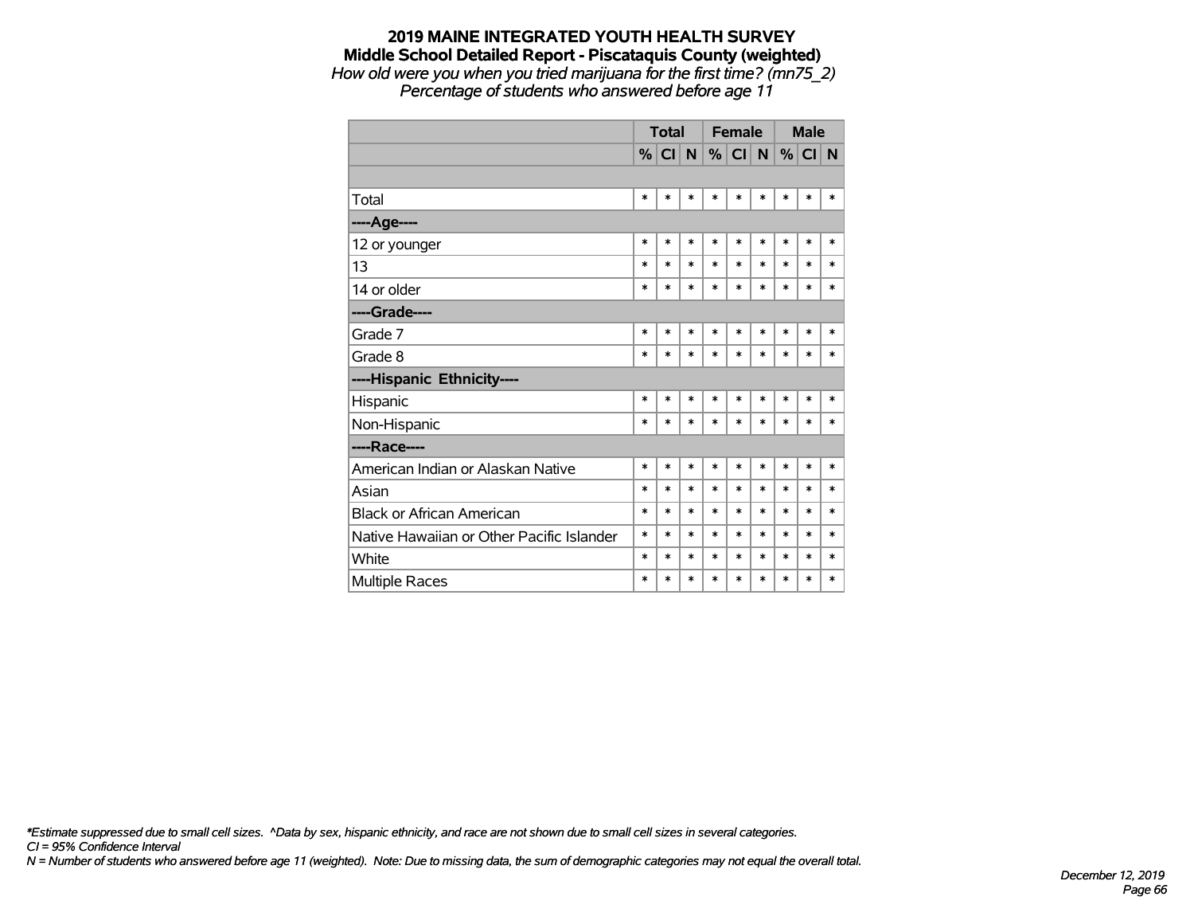**2019 MAINE INTEGRATED YOUTH HEALTH SURVEY**
**Middle School Detailed Report - Piscataquis County (weighted)**
*How old were you when you tried marijuana for the first time? (mn75_2)*
*Percentage of students who answered before age 11*

| | Total | | | Female | | | Male | | |
|---|---|---|---|---|---|---|---|---|---|
| | % | CI | N | % | CI | N | % | CI | N |
| | | | | | | | | | |
| Total | * | * | * | * | * | * | * | * | * |
| **----Age----** | | | | | | | | | |
| 12 or younger | * | * | * | * | * | * | * | * | * |
| 13 | * | * | * | * | * | * | * | * | * |
| 14 or older | * | * | * | * | * | * | * | * | * |
| **----Grade----** | | | | | | | | | |
| Grade 7 | * | * | * | * | * | * | * | * | * |
| Grade 8 | * | * | * | * | * | * | * | * | * |
| **----Hispanic Ethnicity----** | | | | | | | | | |
| Hispanic | * | * | * | * | * | * | * | * | * |
| Non-Hispanic | * | * | * | * | * | * | * | * | * |
| **----Race----** | | | | | | | | | |
| American Indian or Alaskan Native | * | * | * | * | * | * | * | * | * |
| Asian | * | * | * | * | * | * | * | * | * |
| Black or African American | * | * | * | * | * | * | * | * | * |
| Native Hawaiian or Other Pacific Islander | * | * | * | * | * | * | * | * | * |
| White | * | * | * | * | * | * | * | * | * |
| Multiple Races | * | * | * | * | * | * | * | * | * |

*\*Estimate suppressed due to small cell sizes. ^Data by sex, hispanic ethnicity, and race are not shown due to small cell sizes in several categories.*
*CI = 95% Confidence Interval*
*N = Number of students who answered before age 11 (weighted). Note: Due to missing data, the sum of demographic categories may not equal the overall total.*

*December 12, 2019*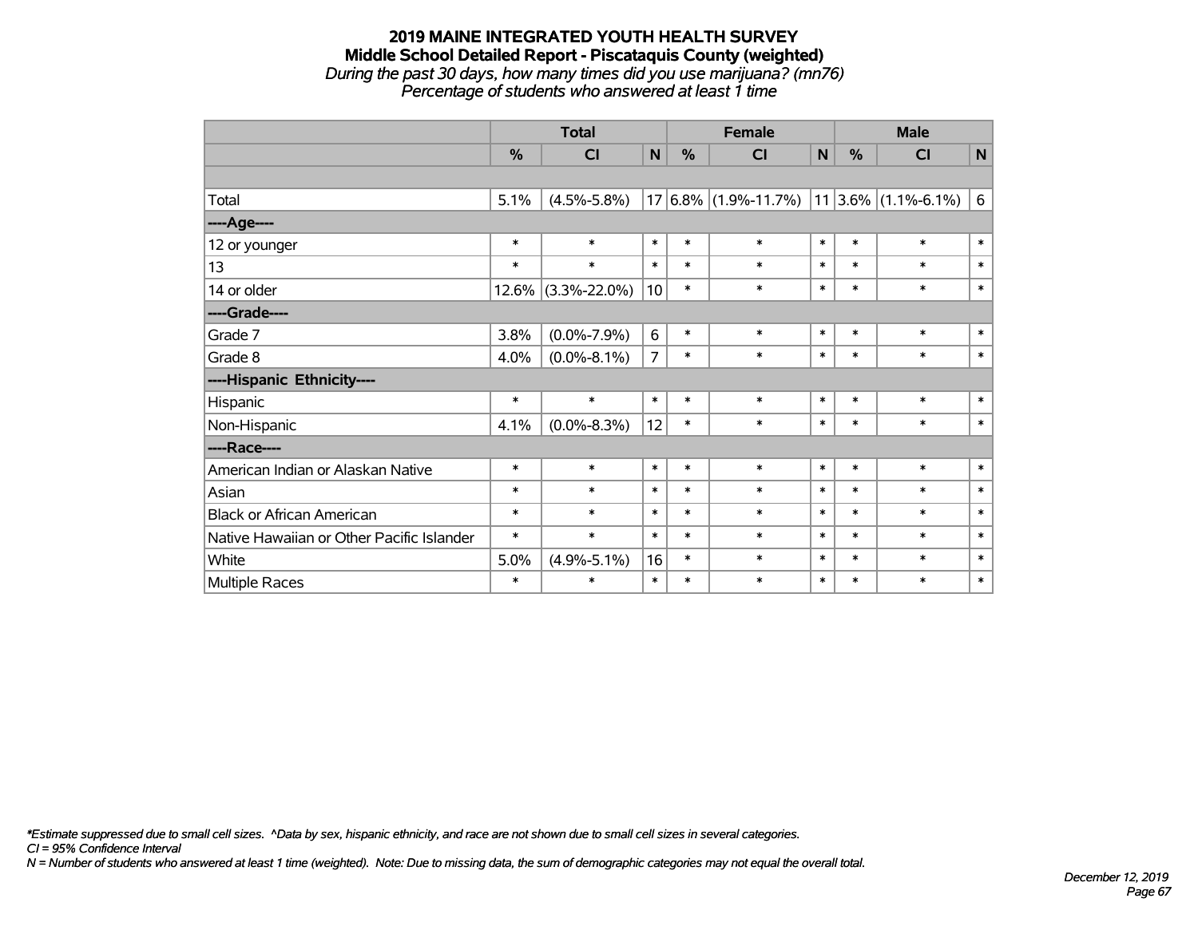# 2019 MAINE INTEGRATED YOUTH HEALTH SURVEY

## Middle School Detailed Report - Piscataquis County (weighted)

*During the past 30 days, how many times did you use marijuana? (mn76)*

*Percentage of students who answered at least 1 time*

| | Total | | | Female | | | Male | | |
|---|---|---|---|---|---|---|---|---|---|
| | % | CI | N | % | CI | N | % | CI | N |
| | | | | | | | | | |
| Total | 5.1% | (4.5%-5.8%) | 17 | 6.8% | (1.9%-11.7%) | 11 | 3.6% | (1.1%-6.1%) | 6 |
| ----Age---- | | | | | | | | | |
| 12 or younger | * | * | * | * | * | * | * | * | * |
| 13 | * | * | * | * | * | * | * | * | * |
| 14 or older | 12.6% | (3.3%-22.0%) | 10 | * | * | * | * | * | * |
| ----Grade---- | | | | | | | | | |
| Grade 7 | 3.8% | (0.0%-7.9%) | 6 | * | * | * | * | * | * |
| Grade 8 | 4.0% | (0.0%-8.1%) | 7 | * | * | * | * | * | * |
| ----Hispanic Ethnicity---- | | | | | | | | | |
| Hispanic | * | * | * | * | * | * | * | * | * |
| Non-Hispanic | 4.1% | (0.0%-8.3%) | 12 | * | * | * | * | * | * |
| ----Race---- | | | | | | | | | |
| American Indian or Alaskan Native | * | * | * | * | * | * | * | * | * |
| Asian | * | * | * | * | * | * | * | * | * |
| Black or African American | * | * | * | * | * | * | * | * | * |
| Native Hawaiian or Other Pacific Islander | * | * | * | * | * | * | * | * | * |
| White | 5.0% | (4.9%-5.1%) | 16 | * | * | * | * | * | * |
| Multiple Races | * | * | * | * | * | * | * | * | * |

*\*Estimate suppressed due to small cell sizes. ^Data by sex, hispanic ethnicity, and race are not shown due to small cell sizes in several categories.*
*CI = 95% Confidence Interval*
*N = Number of students who answered at least 1 time (weighted). Note: Due to missing data, the sum of demographic categories may not equal the overall total.*

*December 12, 2019*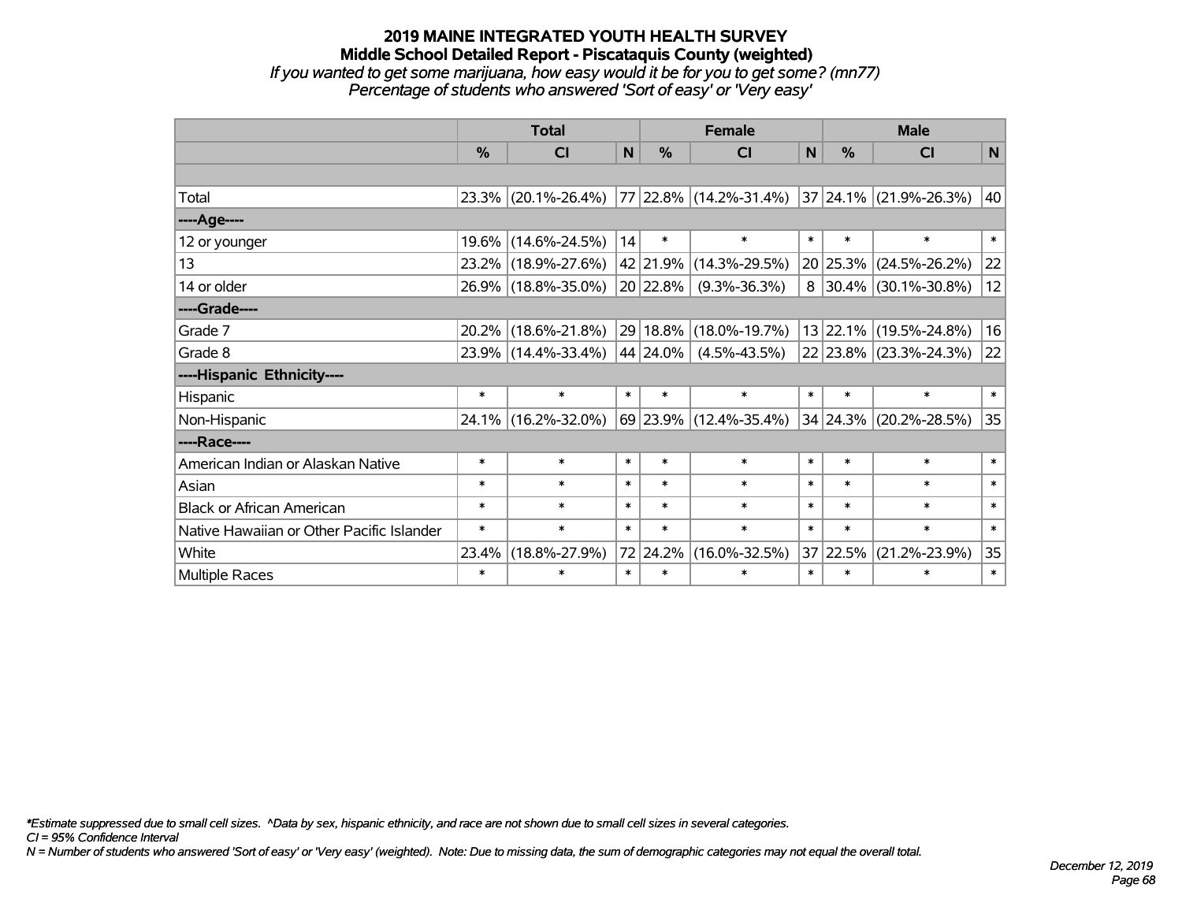# 2019 MAINE INTEGRATED YOUTH HEALTH SURVEY
## Middle School Detailed Report - Piscataquis County (weighted)
*If you wanted to get some marijuana, how easy would it be for you to get some? (mn77)*
*Percentage of students who answered 'Sort of easy' or 'Very easy'*

| | Total | | | Female | | | Male | | |
|---|---|---|---|---|---|---|---|---|---|
| | % | CI | N | % | CI | N | % | CI | N |
| | | | | | | | | | |
| Total | 23.3% | (20.1%-26.4%) | 77 | 22.8% | (14.2%-31.4%) | 37 | 24.1% | (21.9%-26.3%) | 40 |
| ----Age---- | | | | | | | | | |
| 12 or younger | 19.6% | (14.6%-24.5%) | 14 | * | * | * | * | * | * |
| 13 | 23.2% | (18.9%-27.6%) | 42 | 21.9% | (14.3%-29.5%) | 20 | 25.3% | (24.5%-26.2%) | 22 |
| 14 or older | 26.9% | (18.8%-35.0%) | 20 | 22.8% | (9.3%-36.3%) | 8 | 30.4% | (30.1%-30.8%) | 12 |
| ----Grade---- | | | | | | | | | |
| Grade 7 | 20.2% | (18.6%-21.8%) | 29 | 18.8% | (18.0%-19.7%) | 13 | 22.1% | (19.5%-24.8%) | 16 |
| Grade 8 | 23.9% | (14.4%-33.4%) | 44 | 24.0% | (4.5%-43.5%) | 22 | 23.8% | (23.3%-24.3%) | 22 |
| ----Hispanic Ethnicity---- | | | | | | | | | |
| Hispanic | * | * | * | * | * | * | * | * | * |
| Non-Hispanic | 24.1% | (16.2%-32.0%) | 69 | 23.9% | (12.4%-35.4%) | 34 | 24.3% | (20.2%-28.5%) | 35 |
| ----Race---- | | | | | | | | | |
| American Indian or Alaskan Native | * | * | * | * | * | * | * | * | * |
| Asian | * | * | * | * | * | * | * | * | * |
| Black or African American | * | * | * | * | * | * | * | * | * |
| Native Hawaiian or Other Pacific Islander | * | * | * | * | * | * | * | * | * |
| White | 23.4% | (18.8%-27.9%) | 72 | 24.2% | (16.0%-32.5%) | 37 | 22.5% | (21.2%-23.9%) | 35 |
| Multiple Races | * | * | * | * | * | * | * | * | * |

*Estimate suppressed due to small cell sizes. ^Data by sex, hispanic ethnicity, and race are not shown due to small cell sizes in several categories.

CI = 95% Confidence Interval

N = Number of students who answered 'Sort of easy' or 'Very easy' (weighted). Note: Due to missing data, the sum of demographic categories may not equal the overall total.

December 12, 2019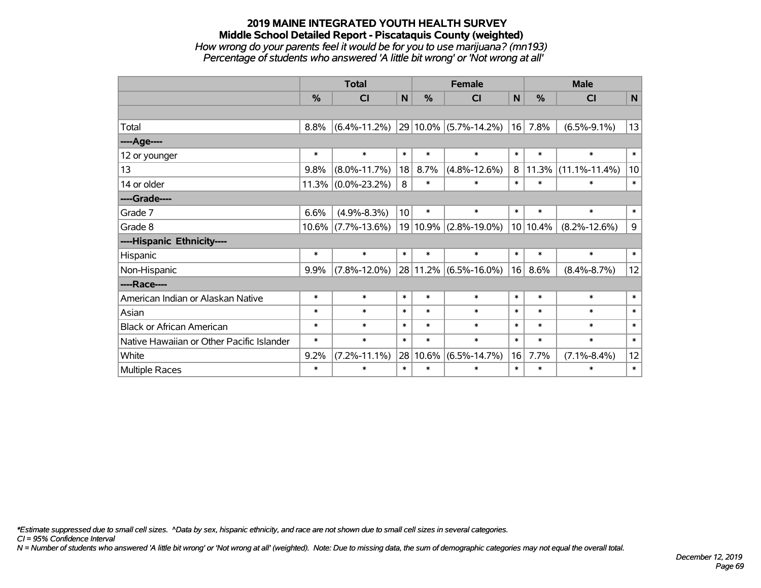# 2019 MAINE INTEGRATED YOUTH HEALTH SURVEY
## Middle School Detailed Report - Piscataquis County (weighted)
*How wrong do your parents feel it would be for you to use marijuana? (mn193)*
*Percentage of students who answered 'A little bit wrong' or 'Not wrong at all'*

| | Total | | | Female | | | Male | | |
|---|---|---|---|---|---|---|---|---|---|
| | % | CI | N | % | CI | N | % | CI | N |
| | | | | | | | | | |
| Total | 8.8% | (6.4%-11.2%) | 29 | 10.0% | (5.7%-14.2%) | 16 | 7.8% | (6.5%-9.1%) | 13 |
| ----Age---- | | | | | | | | | |
| 12 or younger | * | * | * | * | * | * | * | * | * |
| 13 | 9.8% | (8.0%-11.7%) | 18 | 8.7% | (4.8%-12.6%) | 8 | 11.3% | (11.1%-11.4%) | 10 |
| 14 or older | 11.3% | (0.0%-23.2%) | 8 | * | * | * | * | * | * |
| ----Grade---- | | | | | | | | | |
| Grade 7 | 6.6% | (4.9%-8.3%) | 10 | * | * | * | * | * | * |
| Grade 8 | 10.6% | (7.7%-13.6%) | 19 | 10.9% | (2.8%-19.0%) | 10 | 10.4% | (8.2%-12.6%) | 9 |
| ----Hispanic Ethnicity---- | | | | | | | | | |
| Hispanic | * | * | * | * | * | * | * | * | * |
| Non-Hispanic | 9.9% | (7.8%-12.0%) | 28 | 11.2% | (6.5%-16.0%) | 16 | 8.6% | (8.4%-8.7%) | 12 |
| ----Race---- | | | | | | | | | |
| American Indian or Alaskan Native | * | * | * | * | * | * | * | * | * |
| Asian | * | * | * | * | * | * | * | * | * |
| Black or African American | * | * | * | * | * | * | * | * | * |
| Native Hawaiian or Other Pacific Islander | * | * | * | * | * | * | * | * | * |
| White | 9.2% | (7.2%-11.1%) | 28 | 10.6% | (6.5%-14.7%) | 16 | 7.7% | (7.1%-8.4%) | 12 |
| Multiple Races | * | * | * | * | * | * | * | * | * |

*\*Estimate suppressed due to small cell sizes. ^Data by sex, hispanic ethnicity, and race are not shown due to small cell sizes in several categories.*
*CI = 95% Confidence Interval*
*N = Number of students who answered 'A little bit wrong' or 'Not wrong at all' (weighted). Note: Due to missing data, the sum of demographic categories may not equal the overall total.*

*December 12, 2019*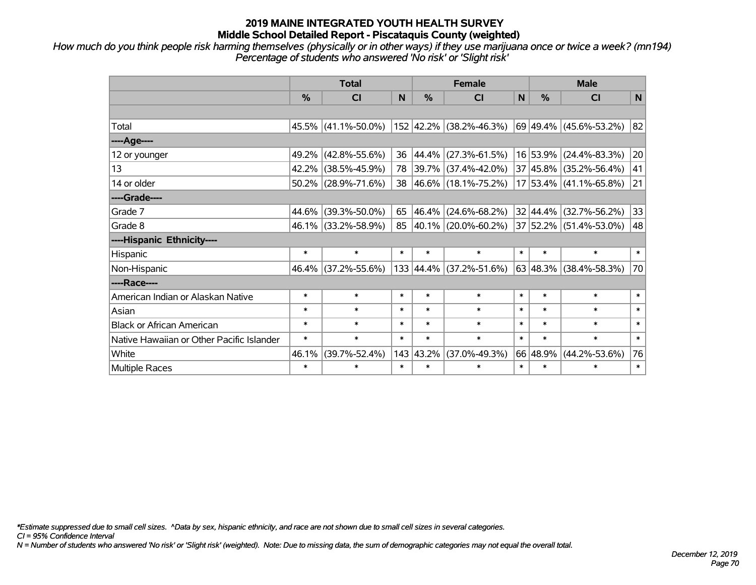# 2019 MAINE INTEGRATED YOUTH HEALTH SURVEY
## Middle School Detailed Report - Piscataquis County (weighted)

*How much do you think people risk harming themselves (physically or in other ways) if they use marijuana once or twice a week? (mn194)*
*Percentage of students who answered 'No risk' or 'Slight risk'*

| | Total | | | Female | | | Male | | |
|---|---|---|---|---|---|---|---|---|---|
| | % | CI | N | % | CI | N | % | CI | N |
| | | | | | | | | | |
| Total | 45.5% | (41.1%-50.0%) | 152 | 42.2% | (38.2%-46.3%) | 69 | 49.4% | (45.6%-53.2%) | 82 |
| ----Age---- | | | | | | | | | |
| 12 or younger | 49.2% | (42.8%-55.6%) | 36 | 44.4% | (27.3%-61.5%) | 16 | 53.9% | (24.4%-83.3%) | 20 |
| 13 | 42.2% | (38.5%-45.9%) | 78 | 39.7% | (37.4%-42.0%) | 37 | 45.8% | (35.2%-56.4%) | 41 |
| 14 or older | 50.2% | (28.9%-71.6%) | 38 | 46.6% | (18.1%-75.2%) | 17 | 53.4% | (41.1%-65.8%) | 21 |
| ----Grade---- | | | | | | | | | |
| Grade 7 | 44.6% | (39.3%-50.0%) | 65 | 46.4% | (24.6%-68.2%) | 32 | 44.4% | (32.7%-56.2%) | 33 |
| Grade 8 | 46.1% | (33.2%-58.9%) | 85 | 40.1% | (20.0%-60.2%) | 37 | 52.2% | (51.4%-53.0%) | 48 |
| ----Hispanic Ethnicity---- | | | | | | | | | |
| Hispanic | * | * | * | * | * | * | * | * | * |
| Non-Hispanic | 46.4% | (37.2%-55.6%) | 133 | 44.4% | (37.2%-51.6%) | 63 | 48.3% | (38.4%-58.3%) | 70 |
| ----Race---- | | | | | | | | | |
| American Indian or Alaskan Native | * | * | * | * | * | * | * | * | * |
| Asian | * | * | * | * | * | * | * | * | * |
| Black or African American | * | * | * | * | * | * | * | * | * |
| Native Hawaiian or Other Pacific Islander | * | * | * | * | * | * | * | * | * |
| White | 46.1% | (39.7%-52.4%) | 143 | 43.2% | (37.0%-49.3%) | 66 | 48.9% | (44.2%-53.6%) | 76 |
| Multiple Races | * | * | * | * | * | * | * | * | * |

*\*Estimate suppressed due to small cell sizes. ^Data by sex, hispanic ethnicity, and race are not shown due to small cell sizes in several categories.*
*CI = 95% Confidence Interval*
*N = Number of students who answered 'No risk' or 'Slight risk' (weighted). Note: Due to missing data, the sum of demographic categories may not equal the overall total.*

*December 12, 2019*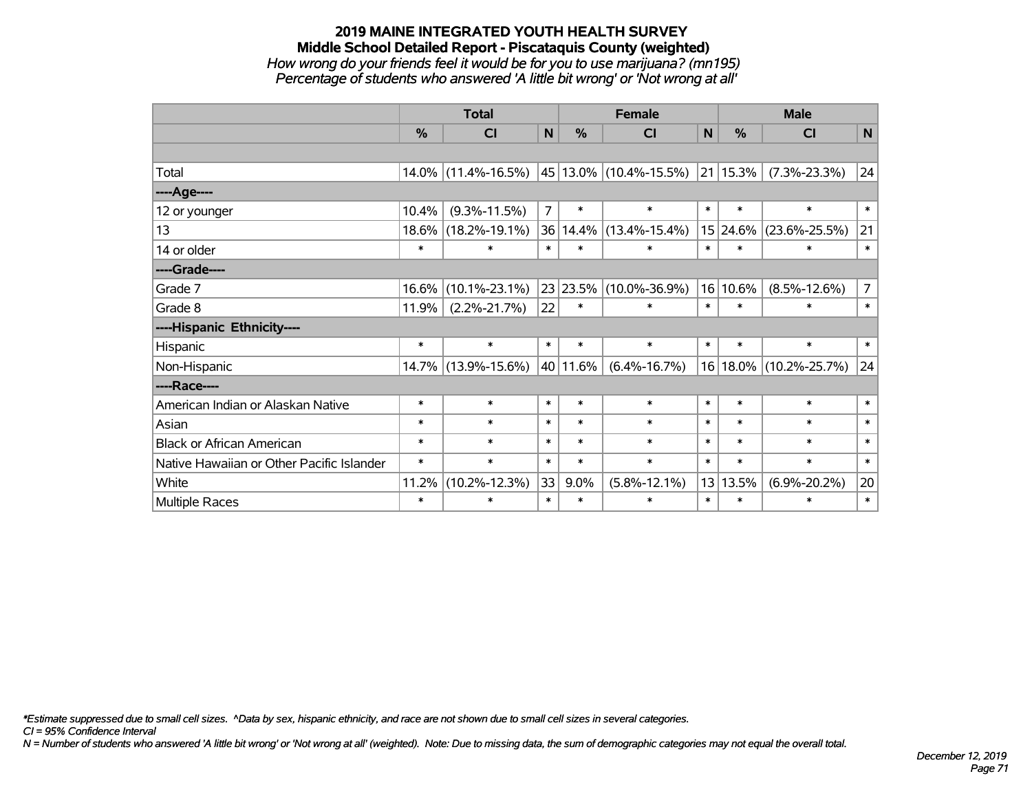# 2019 MAINE INTEGRATED YOUTH HEALTH SURVEY

## Middle School Detailed Report - Piscataquis County (weighted)

*How wrong do your friends feel it would be for you to use marijuana? (mn195)*

*Percentage of students who answered 'A little bit wrong' or 'Not wrong at all'*

| | Total | | | Female | | | Male | | |
|---|---|---|---|---|---|---|---|---|---|
| | % | CI | N | % | CI | N | % | CI | N |
| Total | 14.0% | (11.4%-16.5%) | 45 | 13.0% | (10.4%-15.5%) | 21 | 15.3% | (7.3%-23.3%) | 24 |
| ----Age---- | | | | | | | | | |
| 12 or younger | 10.4% | (9.3%-11.5%) | 7 | * | * | * | * | * | * |
| 13 | 18.6% | (18.2%-19.1%) | 36 | 14.4% | (13.4%-15.4%) | 15 | 24.6% | (23.6%-25.5%) | 21 |
| 14 or older | * | * | * | * | * | * | * | * | * |
| ----Grade---- | | | | | | | | | |
| Grade 7 | 16.6% | (10.1%-23.1%) | 23 | 23.5% | (10.0%-36.9%) | 16 | 10.6% | (8.5%-12.6%) | 7 |
| Grade 8 | 11.9% | (2.2%-21.7%) | 22 | * | * | * | * | * | * |
| ----Hispanic Ethnicity---- | | | | | | | | | |
| Hispanic | * | * | * | * | * | * | * | * | * |
| Non-Hispanic | 14.7% | (13.9%-15.6%) | 40 | 11.6% | (6.4%-16.7%) | 16 | 18.0% | (10.2%-25.7%) | 24 |
| ----Race---- | | | | | | | | | |
| American Indian or Alaskan Native | * | * | * | * | * | * | * | * | * |
| Asian | * | * | * | * | * | * | * | * | * |
| Black or African American | * | * | * | * | * | * | * | * | * |
| Native Hawaiian or Other Pacific Islander | * | * | * | * | * | * | * | * | * |
| White | 11.2% | (10.2%-12.3%) | 33 | 9.0% | (5.8%-12.1%) | 13 | 13.5% | (6.9%-20.2%) | 20 |
| Multiple Races | * | * | * | * | * | * | * | * | * |

*\*Estimate suppressed due to small cell sizes. ^Data by sex, hispanic ethnicity, and race are not shown due to small cell sizes in several categories.*

*CI = 95% Confidence Interval*

*N = Number of students who answered 'A little bit wrong' or 'Not wrong at all' (weighted). Note: Due to missing data, the sum of demographic categories may not equal the overall total.*

*December 12, 2019*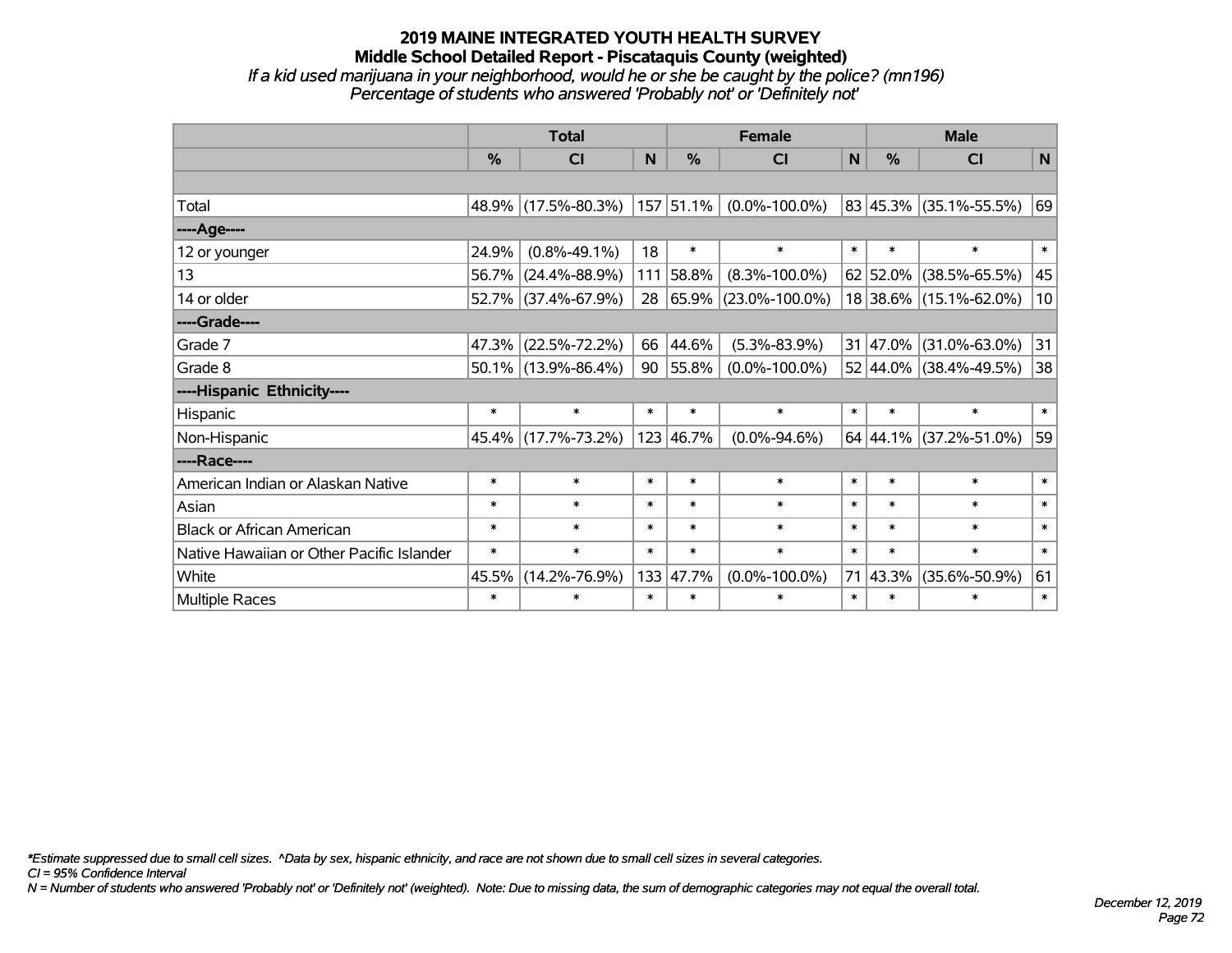# 2019 MAINE INTEGRATED YOUTH HEALTH SURVEY
## Middle School Detailed Report - Piscataquis County (weighted)
*If a kid used marijuana in your neighborhood, would he or she be caught by the police? (mn196)*
*Percentage of students who answered 'Probably not' or 'Definitely not'*

| | Total | | | Female | | | Male | | |
|---|---|---|---|---|---|---|---|---|---|
| | % | CI | N | % | CI | N | % | CI | N |
| | | | | | | | | | |
| Total | 48.9% | (17.5%-80.3%) | 157 | 51.1% | (0.0%-100.0%) | 83 | 45.3% | (35.1%-55.5%) | 69 |
| ----Age---- | | | | | | | | | |
| 12 or younger | 24.9% | (0.8%-49.1%) | 18 | * | * | * | * | * | * |
| 13 | 56.7% | (24.4%-88.9%) | 111 | 58.8% | (8.3%-100.0%) | 62 | 52.0% | (38.5%-65.5%) | 45 |
| 14 or older | 52.7% | (37.4%-67.9%) | 28 | 65.9% | (23.0%-100.0%) | 18 | 38.6% | (15.1%-62.0%) | 10 |
| ----Grade---- | | | | | | | | | |
| Grade 7 | 47.3% | (22.5%-72.2%) | 66 | 44.6% | (5.3%-83.9%) | 31 | 47.0% | (31.0%-63.0%) | 31 |
| Grade 8 | 50.1% | (13.9%-86.4%) | 90 | 55.8% | (0.0%-100.0%) | 52 | 44.0% | (38.4%-49.5%) | 38 |
| ----Hispanic Ethnicity---- | | | | | | | | | |
| Hispanic | * | * | * | * | * | * | * | * | * |
| Non-Hispanic | 45.4% | (17.7%-73.2%) | 123 | 46.7% | (0.0%-94.6%) | 64 | 44.1% | (37.2%-51.0%) | 59 |
| ----Race---- | | | | | | | | | |
| American Indian or Alaskan Native | * | * | * | * | * | * | * | * | * |
| Asian | * | * | * | * | * | * | * | * | * |
| Black or African American | * | * | * | * | * | * | * | * | * |
| Native Hawaiian or Other Pacific Islander | * | * | * | * | * | * | * | * | * |
| White | 45.5% | (14.2%-76.9%) | 133 | 47.7% | (0.0%-100.0%) | 71 | 43.3% | (35.6%-50.9%) | 61 |
| Multiple Races | * | * | * | * | * | * | * | * | * |

*\*Estimate suppressed due to small cell sizes. ^Data by sex, hispanic ethnicity, and race are not shown due to small cell sizes in several categories.*
*CI = 95% Confidence Interval*
*N = Number of students who answered 'Probably not' or 'Definitely not' (weighted). Note: Due to missing data, the sum of demographic categories may not equal the overall total.*

*December 12, 2019*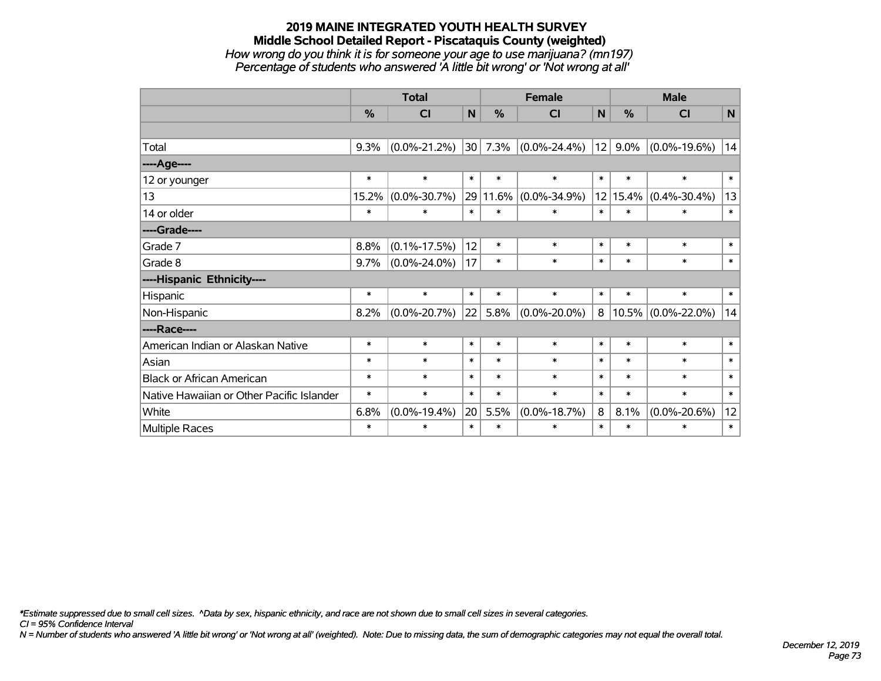# 2019 MAINE INTEGRATED YOUTH HEALTH SURVEY

## Middle School Detailed Report - Piscataquis County (weighted)

*How wrong do you think it is for someone your age to use marijuana? (mn197)*

*Percentage of students who answered 'A little bit wrong' or 'Not wrong at all'*

| | Total | | | Female | | | Male | | |
|---|---|---|---|---|---|---|---|---|---|
| | % | CI | N | % | CI | N | % | CI | N |
| | | | | | | | | | |
| Total | 9.3% | (0.0%-21.2%) | 30 | 7.3% | (0.0%-24.4%) | 12 | 9.0% | (0.0%-19.6%) | 14 |
| ----Age---- | | | | | | | | | |
| 12 or younger | * | * | * | * | * | * | * | * | * |
| 13 | 15.2% | (0.0%-30.7%) | 29 | 11.6% | (0.0%-34.9%) | 12 | 15.4% | (0.4%-30.4%) | 13 |
| 14 or older | * | * | * | * | * | * | * | * | * |
| ----Grade---- | | | | | | | | | |
| Grade 7 | 8.8% | (0.1%-17.5%) | 12 | * | * | * | * | * | * |
| Grade 8 | 9.7% | (0.0%-24.0%) | 17 | * | * | * | * | * | * |
| ----Hispanic Ethnicity---- | | | | | | | | | |
| Hispanic | * | * | * | * | * | * | * | * | * |
| Non-Hispanic | 8.2% | (0.0%-20.7%) | 22 | 5.8% | (0.0%-20.0%) | 8 | 10.5% | (0.0%-22.0%) | 14 |
| ----Race---- | | | | | | | | | |
| American Indian or Alaskan Native | * | * | * | * | * | * | * | * | * |
| Asian | * | * | * | * | * | * | * | * | * |
| Black or African American | * | * | * | * | * | * | * | * | * |
| Native Hawaiian or Other Pacific Islander | * | * | * | * | * | * | * | * | * |
| White | 6.8% | (0.0%-19.4%) | 20 | 5.5% | (0.0%-18.7%) | 8 | 8.1% | (0.0%-20.6%) | 12 |
| Multiple Races | * | * | * | * | * | * | * | * | * |

*\*Estimate suppressed due to small cell sizes. ^Data by sex, hispanic ethnicity, and race are not shown due to small cell sizes in several categories.*

*CI = 95% Confidence Interval*

*N = Number of students who answered 'A little bit wrong' or 'Not wrong at all' (weighted). Note: Due to missing data, the sum of demographic categories may not equal the overall total.*

*December 12, 2019*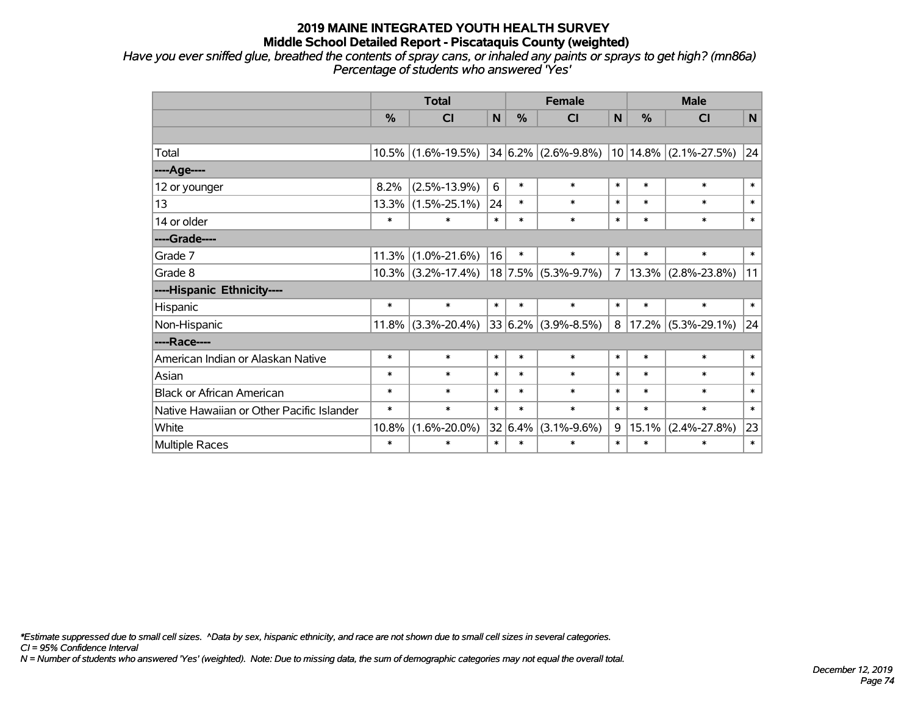# 2019 MAINE INTEGRATED YOUTH HEALTH SURVEY
## Middle School Detailed Report - Piscataquis County (weighted)

*Have you ever sniffed glue, breathed the contents of spray cans, or inhaled any paints or sprays to get high? (mn86a)*
*Percentage of students who answered 'Yes'*

| | Total | | | Female | | | Male | | |
|---|---|---|---|---|---|---|---|---|---|
| | % | CI | N | % | CI | N | % | CI | N |
| | | | | | | | | | |
| Total | 10.5% | (1.6%-19.5%) | 34 | 6.2% | (2.6%-9.8%) | 10 | 14.8% | (2.1%-27.5%) | 24 |
| ----Age---- | | | | | | | | | |
| 12 or younger | 8.2% | (2.5%-13.9%) | 6 | * | * | * | * | * | * |
| 13 | 13.3% | (1.5%-25.1%) | 24 | * | * | * | * | * | * |
| 14 or older | * | * | * | * | * | * | * | * | * |
| ----Grade---- | | | | | | | | | |
| Grade 7 | 11.3% | (1.0%-21.6%) | 16 | * | * | * | * | * | * |
| Grade 8 | 10.3% | (3.2%-17.4%) | 18 | 7.5% | (5.3%-9.7%) | 7 | 13.3% | (2.8%-23.8%) | 11 |
| ----Hispanic Ethnicity---- | | | | | | | | | |
| Hispanic | * | * | * | * | * | * | * | * | * |
| Non-Hispanic | 11.8% | (3.3%-20.4%) | 33 | 6.2% | (3.9%-8.5%) | 8 | 17.2% | (5.3%-29.1%) | 24 |
| ----Race---- | | | | | | | | | |
| American Indian or Alaskan Native | * | * | * | * | * | * | * | * | * |
| Asian | * | * | * | * | * | * | * | * | * |
| Black or African American | * | * | * | * | * | * | * | * | * |
| Native Hawaiian or Other Pacific Islander | * | * | * | * | * | * | * | * | * |
| White | 10.8% | (1.6%-20.0%) | 32 | 6.4% | (3.1%-9.6%) | 9 | 15.1% | (2.4%-27.8%) | 23 |
| Multiple Races | * | * | * | * | * | * | * | * | * |

*\*Estimate suppressed due to small cell sizes. ^Data by sex, hispanic ethnicity, and race are not shown due to small cell sizes in several categories.*
*CI = 95% Confidence Interval*
*N = Number of students who answered 'Yes' (weighted). Note: Due to missing data, the sum of demographic categories may not equal the overall total.*

*December 12, 2019*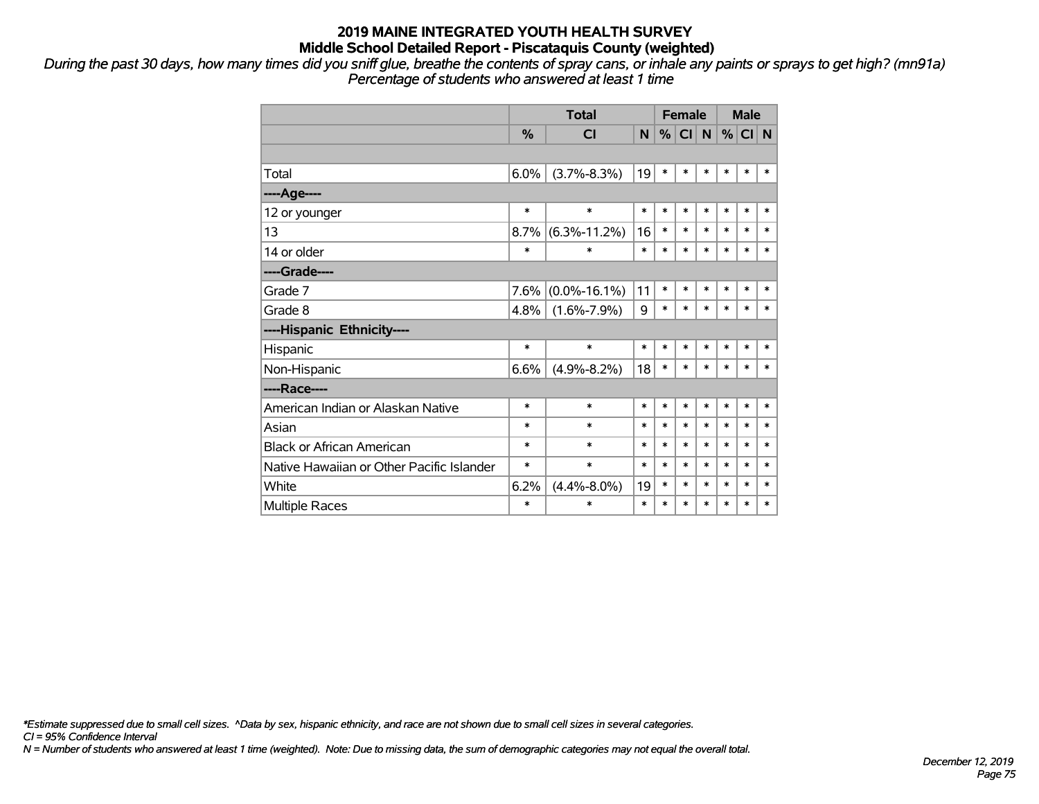**2019 MAINE INTEGRATED YOUTH HEALTH SURVEY**
**Middle School Detailed Report - Piscataquis County (weighted)**

*During the past 30 days, how many times did you sniff glue, breathe the contents of spray cans, or inhale any paints or sprays to get high? (mn91a)*
*Percentage of students who answered at least 1 time*

| | Total | | | Female | | | Male | | |
|---|---|---|---|---|---|---|---|---|---|
| | % | CI | N | % | CI | N | % | CI | N |
| | | | | | | | | | |
| Total | 6.0% | (3.7%-8.3%) | 19 | * | * | * | * | * | * |
| **----Age----** | | | | | | | | | |
| 12 or younger | * | * | * | * | * | * | * | * | * |
| 13 | 8.7% | (6.3%-11.2%) | 16 | * | * | * | * | * | * |
| 14 or older | * | * | * | * | * | * | * | * | * |
| **----Grade----** | | | | | | | | | |
| Grade 7 | 7.6% | (0.0%-16.1%) | 11 | * | * | * | * | * | * |
| Grade 8 | 4.8% | (1.6%-7.9%) | 9 | * | * | * | * | * | * |
| **----Hispanic Ethnicity----** | | | | | | | | | |
| Hispanic | * | * | * | * | * | * | * | * | * |
| Non-Hispanic | 6.6% | (4.9%-8.2%) | 18 | * | * | * | * | * | * |
| **----Race----** | | | | | | | | | |
| American Indian or Alaskan Native | * | * | * | * | * | * | * | * | * |
| Asian | * | * | * | * | * | * | * | * | * |
| Black or African American | * | * | * | * | * | * | * | * | * |
| Native Hawaiian or Other Pacific Islander | * | * | * | * | * | * | * | * | * |
| White | 6.2% | (4.4%-8.0%) | 19 | * | * | * | * | * | * |
| Multiple Races | * | * | * | * | * | * | * | * | * |

*\*Estimate suppressed due to small cell sizes. ^Data by sex, hispanic ethnicity, and race are not shown due to small cell sizes in several categories.*
*CI = 95% Confidence Interval*
*N = Number of students who answered at least 1 time (weighted). Note: Due to missing data, the sum of demographic categories may not equal the overall total.*

*December 12, 2019*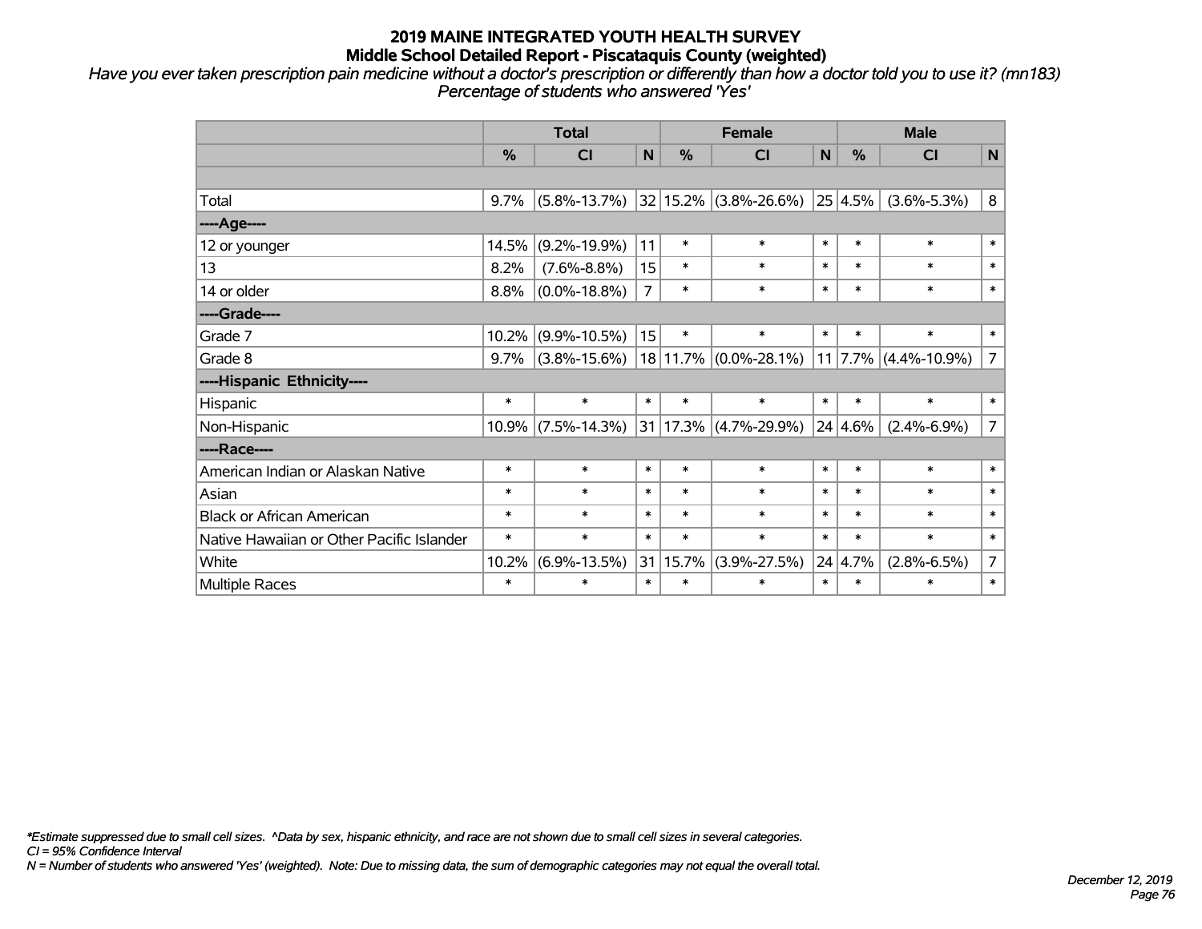# 2019 MAINE INTEGRATED YOUTH HEALTH SURVEY
## Middle School Detailed Report - Piscataquis County (weighted)

*Have you ever taken prescription pain medicine without a doctor's prescription or differently than how a doctor told you to use it? (mn183)*
*Percentage of students who answered 'Yes'*

| | Total | | | Female | | | Male | | |
|---|---|---|---|---|---|---|---|---|---|
| | % | CI | N | % | CI | N | % | CI | N |
| | | | | | | | | | |
| Total | 9.7% | (5.8%-13.7%) | 32 | 15.2% | (3.8%-26.6%) | 25 | 4.5% | (3.6%-5.3%) | 8 |
| ----Age---- | | | | | | | | | |
| 12 or younger | 14.5% | (9.2%-19.9%) | 11 | * | * | * | * | * | * |
| 13 | 8.2% | (7.6%-8.8%) | 15 | * | * | * | * | * | * |
| 14 or older | 8.8% | (0.0%-18.8%) | 7 | * | * | * | * | * | * |
| ----Grade---- | | | | | | | | | |
| Grade 7 | 10.2% | (9.9%-10.5%) | 15 | * | * | * | * | * | * |
| Grade 8 | 9.7% | (3.8%-15.6%) | 18 | 11.7% | (0.0%-28.1%) | 11 | 7.7% | (4.4%-10.9%) | 7 |
| ----Hispanic Ethnicity---- | | | | | | | | | |
| Hispanic | * | * | * | * | * | * | * | * | * |
| Non-Hispanic | 10.9% | (7.5%-14.3%) | 31 | 17.3% | (4.7%-29.9%) | 24 | 4.6% | (2.4%-6.9%) | 7 |
| ----Race---- | | | | | | | | | |
| American Indian or Alaskan Native | * | * | * | * | * | * | * | * | * |
| Asian | * | * | * | * | * | * | * | * | * |
| Black or African American | * | * | * | * | * | * | * | * | * |
| Native Hawaiian or Other Pacific Islander | * | * | * | * | * | * | * | * | * |
| White | 10.2% | (6.9%-13.5%) | 31 | 15.7% | (3.9%-27.5%) | 24 | 4.7% | (2.8%-6.5%) | 7 |
| Multiple Races | * | * | * | * | * | * | * | * | * |

*\*Estimate suppressed due to small cell sizes. ^Data by sex, hispanic ethnicity, and race are not shown due to small cell sizes in several categories.*
*CI = 95% Confidence Interval*
*N = Number of students who answered 'Yes' (weighted). Note: Due to missing data, the sum of demographic categories may not equal the overall total.*

*December 12, 2019*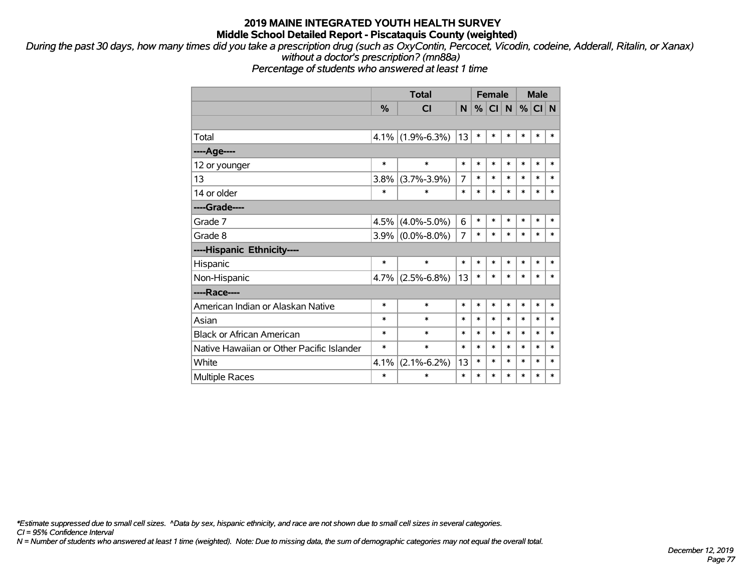# 2019 MAINE INTEGRATED YOUTH HEALTH SURVEY

## Middle School Detailed Report - Piscataquis County (weighted)

*During the past 30 days, how many times did you take a prescription drug (such as OxyContin, Percocet, Vicodin, codeine, Adderall, Ritalin, or Xanax) without a doctor's prescription? (mn88a)*

*Percentage of students who answered at least 1 time*

| | Total | | | Female | | | Male | | |
|---|---|---|---|---|---|---|---|---|---|
| | % | CI | N | % | CI | N | % | CI | N |
| | | | | | | | | | |
| Total | 4.1% | (1.9%-6.3%) | 13 | * | * | * | * | * | * |
| ----Age---- | | | | | | | | | |
| 12 or younger | * | * | * | * | * | * | * | * | * |
| 13 | 3.8% | (3.7%-3.9%) | 7 | * | * | * | * | * | * |
| 14 or older | * | * | * | * | * | * | * | * | * |
| ----Grade---- | | | | | | | | | |
| Grade 7 | 4.5% | (4.0%-5.0%) | 6 | * | * | * | * | * | * |
| Grade 8 | 3.9% | (0.0%-8.0%) | 7 | * | * | * | * | * | * |
| ----Hispanic Ethnicity---- | | | | | | | | | |
| Hispanic | * | * | * | * | * | * | * | * | * |
| Non-Hispanic | 4.7% | (2.5%-6.8%) | 13 | * | * | * | * | * | * |
| ----Race---- | | | | | | | | | |
| American Indian or Alaskan Native | * | * | * | * | * | * | * | * | * |
| Asian | * | * | * | * | * | * | * | * | * |
| Black or African American | * | * | * | * | * | * | * | * | * |
| Native Hawaiian or Other Pacific Islander | * | * | * | * | * | * | * | * | * |
| White | 4.1% | (2.1%-6.2%) | 13 | * | * | * | * | * | * |
| Multiple Races | * | * | * | * | * | * | * | * | * |

*\*Estimate suppressed due to small cell sizes. ^Data by sex, hispanic ethnicity, and race are not shown due to small cell sizes in several categories.*

*CI = 95% Confidence Interval*

*N = Number of students who answered at least 1 time (weighted). Note: Due to missing data, the sum of demographic categories may not equal the overall total.*

*December 12, 2019*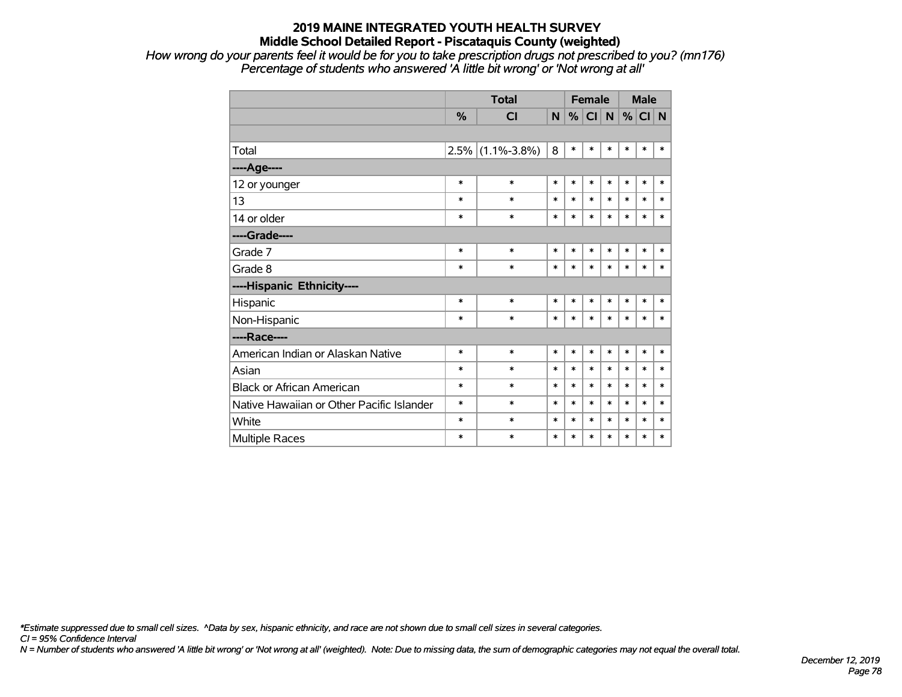# 2019 MAINE INTEGRATED YOUTH HEALTH SURVEY

## Middle School Detailed Report - Piscataquis County (weighted)

*How wrong do your parents feel it would be for you to take prescription drugs not prescribed to you? (mn176)*
*Percentage of students who answered 'A little bit wrong' or 'Not wrong at all'*

| | Total | | | Female | | | Male | | |
|---|---|---|---|---|---|---|---|---|---|
| | % | CI | N | % | CI | N | % | CI | N |
| | | | | | | | | | |
| Total | 2.5% | (1.1%-3.8%) | 8 | * | * | * | * | * | * |
| ----Age---- | | | | | | | | | |
| 12 or younger | * | * | * | * | * | * | * | * | * |
| 13 | * | * | * | * | * | * | * | * | * |
| 14 or older | * | * | * | * | * | * | * | * | * |
| ----Grade---- | | | | | | | | | |
| Grade 7 | * | * | * | * | * | * | * | * | * |
| Grade 8 | * | * | * | * | * | * | * | * | * |
| ----Hispanic Ethnicity---- | | | | | | | | | |
| Hispanic | * | * | * | * | * | * | * | * | * |
| Non-Hispanic | * | * | * | * | * | * | * | * | * |
| ----Race---- | | | | | | | | | |
| American Indian or Alaskan Native | * | * | * | * | * | * | * | * | * |
| Asian | * | * | * | * | * | * | * | * | * |
| Black or African American | * | * | * | * | * | * | * | * | * |
| Native Hawaiian or Other Pacific Islander | * | * | * | * | * | * | * | * | * |
| White | * | * | * | * | * | * | * | * | * |
| Multiple Races | * | * | * | * | * | * | * | * | * |

*\*Estimate suppressed due to small cell sizes. ^Data by sex, hispanic ethnicity, and race are not shown due to small cell sizes in several categories.*
*CI = 95% Confidence Interval*
*N = Number of students who answered 'A little bit wrong' or 'Not wrong at all' (weighted). Note: Due to missing data, the sum of demographic categories may not equal the overall total.*

*December 12, 2019*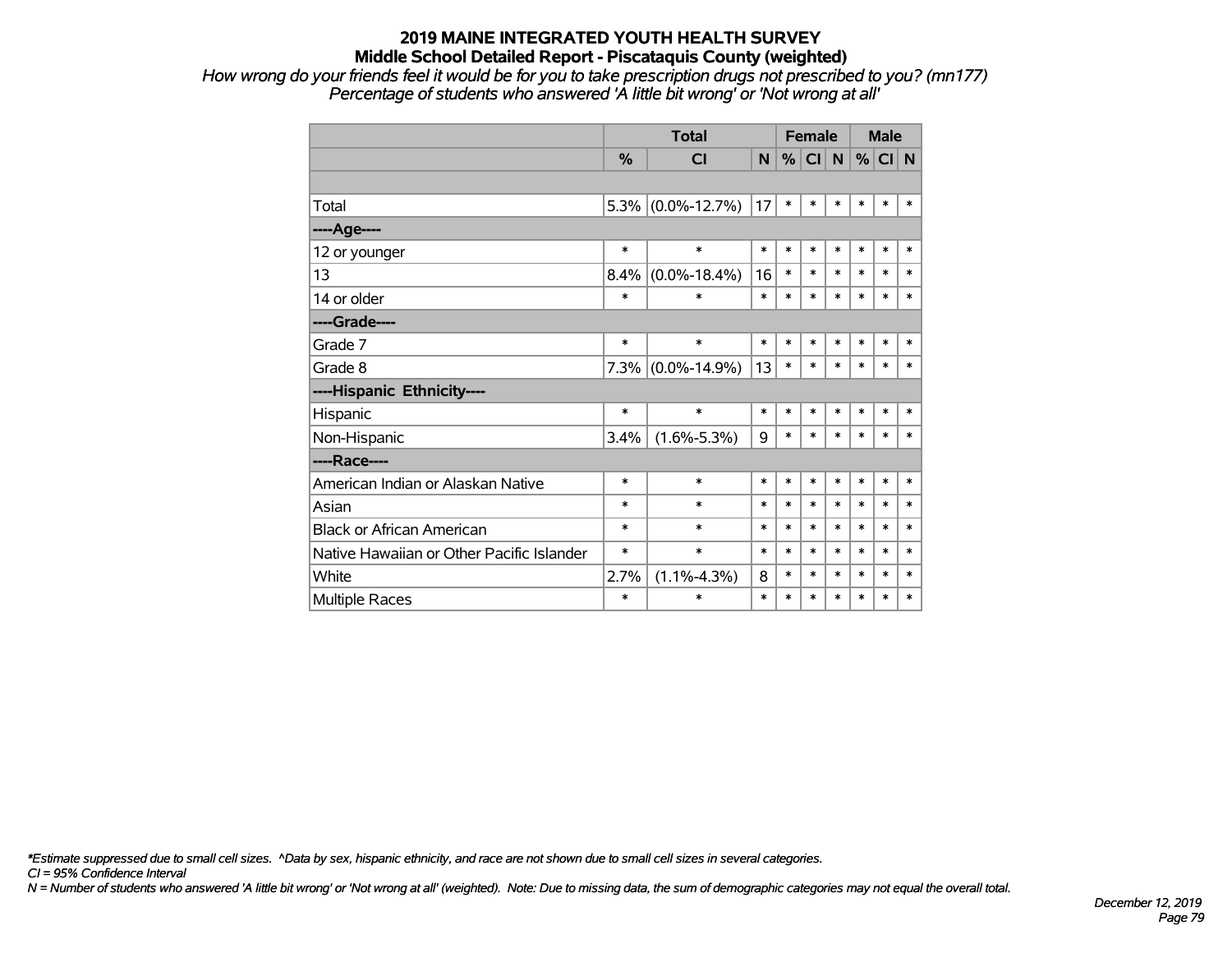# 2019 MAINE INTEGRATED YOUTH HEALTH SURVEY

## Middle School Detailed Report - Piscataquis County (weighted)

*How wrong do your friends feel it would be for you to take prescription drugs not prescribed to you? (mn177)*
*Percentage of students who answered 'A little bit wrong' or 'Not wrong at all'*

| | Total | | | Female | | | Male | | |
|---|---|---|---|---|---|---|---|---|---|
| | % | CI | N | % | CI | N | % | CI | N |
| | | | | | | | | | |
| Total | 5.3% | (0.0%-12.7%) | 17 | * | * | * | * | * | * |
| ----Age---- | | | | | | | | | |
| 12 or younger | * | * | * | * | * | * | * | * | * |
| 13 | 8.4% | (0.0%-18.4%) | 16 | * | * | * | * | * | * |
| 14 or older | * | * | * | * | * | * | * | * | * |
| ----Grade---- | | | | | | | | | |
| Grade 7 | * | * | * | * | * | * | * | * | * |
| Grade 8 | 7.3% | (0.0%-14.9%) | 13 | * | * | * | * | * | * |
| ----Hispanic Ethnicity---- | | | | | | | | | |
| Hispanic | * | * | * | * | * | * | * | * | * |
| Non-Hispanic | 3.4% | (1.6%-5.3%) | 9 | * | * | * | * | * | * |
| ----Race---- | | | | | | | | | |
| American Indian or Alaskan Native | * | * | * | * | * | * | * | * | * |
| Asian | * | * | * | * | * | * | * | * | * |
| Black or African American | * | * | * | * | * | * | * | * | * |
| Native Hawaiian or Other Pacific Islander | * | * | * | * | * | * | * | * | * |
| White | 2.7% | (1.1%-4.3%) | 8 | * | * | * | * | * | * |
| Multiple Races | * | * | * | * | * | * | * | * | * |

*\*Estimate suppressed due to small cell sizes. ^Data by sex, hispanic ethnicity, and race are not shown due to small cell sizes in several categories.*
*CI = 95% Confidence Interval*
*N = Number of students who answered 'A little bit wrong' or 'Not wrong at all' (weighted). Note: Due to missing data, the sum of demographic categories may not equal the overall total.*

*December 12, 2019*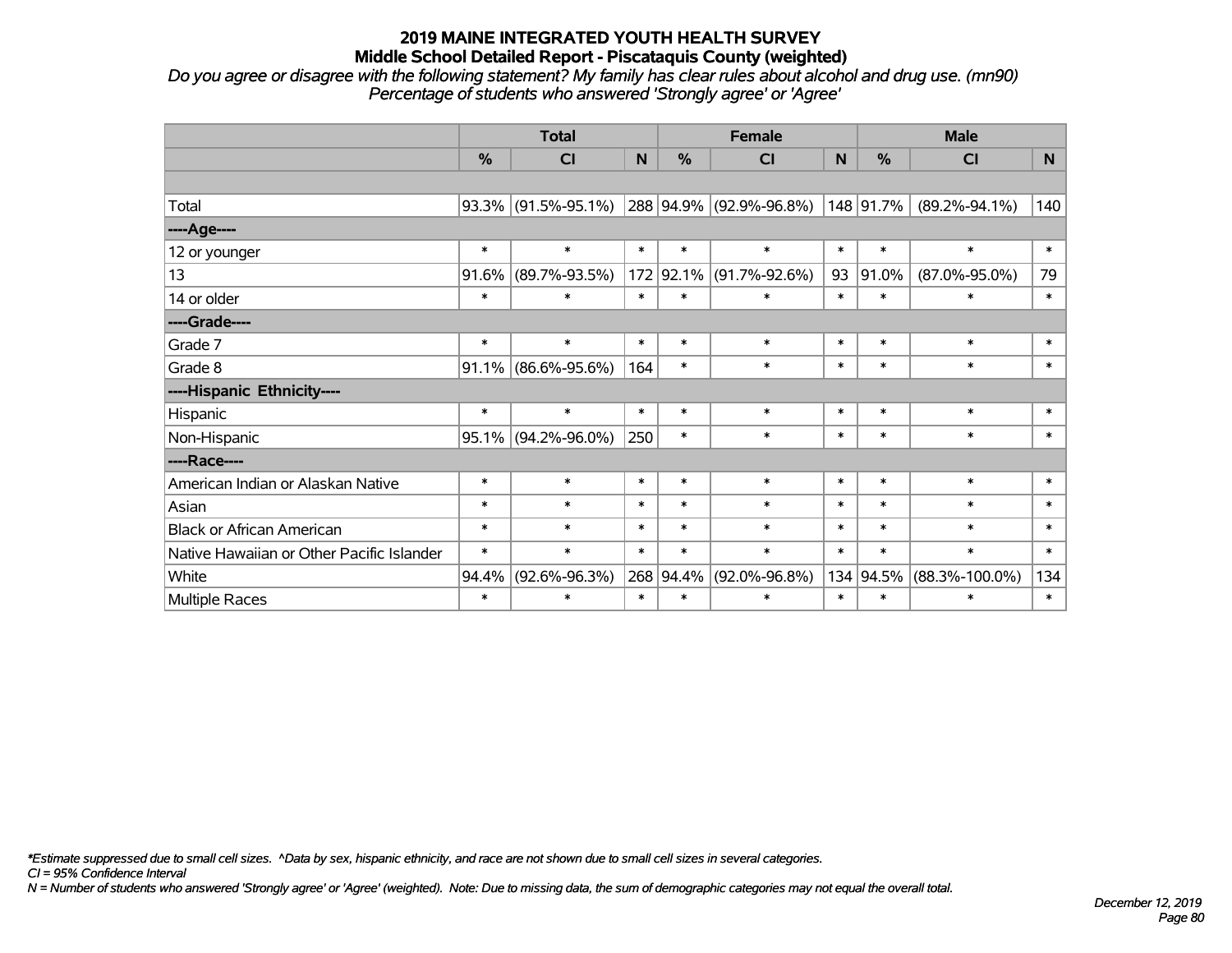## 2019 MAINE INTEGRATED YOUTH HEALTH SURVEY
### Middle School Detailed Report - Piscataquis County (weighted)

*Do you agree or disagree with the following statement? My family has clear rules about alcohol and drug use. (mn90)*
*Percentage of students who answered 'Strongly agree' or 'Agree'*

| | Total | | | Female | | | Male | | |
|---|---|---|---|---|---|---|---|---|---|
| | % | CI | N | % | CI | N | % | CI | N |
| | | | | | | | | | |
| Total | 93.3% | (91.5%-95.1%) | 288 | 94.9% | (92.9%-96.8%) | 148 | 91.7% | (89.2%-94.1%) | 140 |
| ----Age---- | | | | | | | | | |
| 12 or younger | * | * | * | * | * | * | * | * | * |
| 13 | 91.6% | (89.7%-93.5%) | 172 | 92.1% | (91.7%-92.6%) | 93 | 91.0% | (87.0%-95.0%) | 79 |
| 14 or older | * | * | * | * | * | * | * | * | * |
| ----Grade---- | | | | | | | | | |
| Grade 7 | * | * | * | * | * | * | * | * | * |
| Grade 8 | 91.1% | (86.6%-95.6%) | 164 | * | * | * | * | * | * |
| ----Hispanic Ethnicity---- | | | | | | | | | |
| Hispanic | * | * | * | * | * | * | * | * | * |
| Non-Hispanic | 95.1% | (94.2%-96.0%) | 250 | * | * | * | * | * | * |
| ----Race---- | | | | | | | | | |
| American Indian or Alaskan Native | * | * | * | * | * | * | * | * | * |
| Asian | * | * | * | * | * | * | * | * | * |
| Black or African American | * | * | * | * | * | * | * | * | * |
| Native Hawaiian or Other Pacific Islander | * | * | * | * | * | * | * | * | * |
| White | 94.4% | (92.6%-96.3%) | 268 | 94.4% | (92.0%-96.8%) | 134 | 94.5% | (88.3%-100.0%) | 134 |
| Multiple Races | * | * | * | * | * | * | * | * | * |

*\*Estimate suppressed due to small cell sizes. ^Data by sex, hispanic ethnicity, and race are not shown due to small cell sizes in several categories.*
*CI = 95% Confidence Interval*
*N = Number of students who answered 'Strongly agree' or 'Agree' (weighted). Note: Due to missing data, the sum of demographic categories may not equal the overall total.*

*December 12, 2019*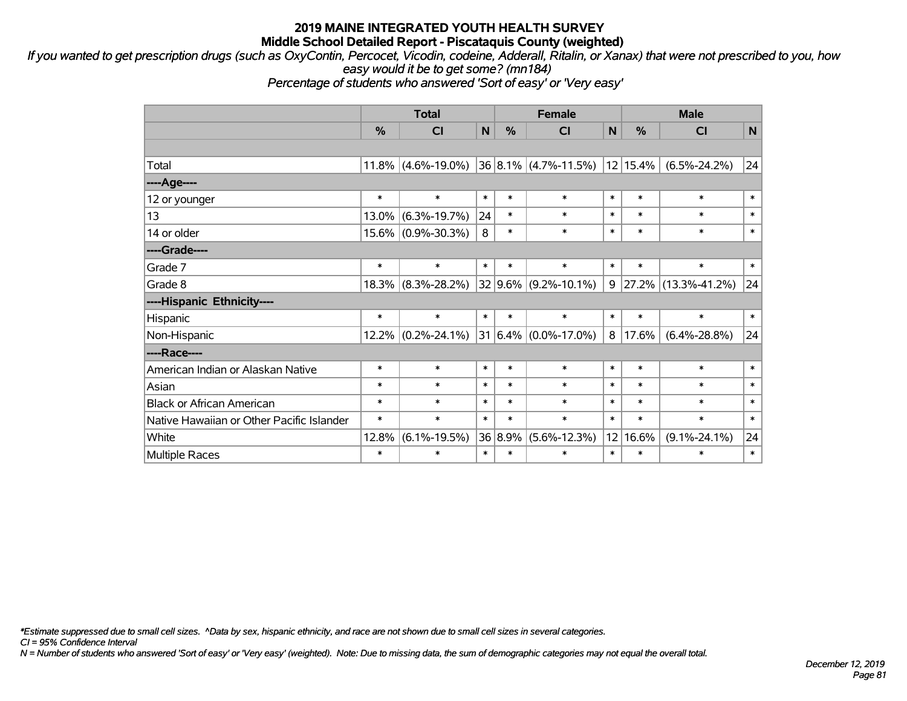# 2019 MAINE INTEGRATED YOUTH HEALTH SURVEY
## Middle School Detailed Report - Piscataquis County (weighted)

*If you wanted to get prescription drugs (such as OxyContin, Percocet, Vicodin, codeine, Adderall, Ritalin, or Xanax) that were not prescribed to you, how easy would it be to get some? (mn184)*
*Percentage of students who answered 'Sort of easy' or 'Very easy'*

| | Total | | | Female | | | Male | | |
|---|---|---|---|---|---|---|---|---|---|
| | % | CI | N | % | CI | N | % | CI | N |
| | | | | | | | | | |
| Total | 11.8% | (4.6%-19.0%) | 36 | 8.1% | (4.7%-11.5%) | 12 | 15.4% | (6.5%-24.2%) | 24 |
| **----Age----** | | | | | | | | | |
| 12 or younger | * | * | * | * | * | * | * | * | * |
| 13 | 13.0% | (6.3%-19.7%) | 24 | * | * | * | * | * | * |
| 14 or older | 15.6% | (0.9%-30.3%) | 8 | * | * | * | * | * | * |
| **----Grade----** | | | | | | | | | |
| Grade 7 | * | * | * | * | * | * | * | * | * |
| Grade 8 | 18.3% | (8.3%-28.2%) | 32 | 9.6% | (9.2%-10.1%) | 9 | 27.2% | (13.3%-41.2%) | 24 |
| **----Hispanic Ethnicity----** | | | | | | | | | |
| Hispanic | * | * | * | * | * | * | * | * | * |
| Non-Hispanic | 12.2% | (0.2%-24.1%) | 31 | 6.4% | (0.0%-17.0%) | 8 | 17.6% | (6.4%-28.8%) | 24 |
| **----Race----** | | | | | | | | | |
| American Indian or Alaskan Native | * | * | * | * | * | * | * | * | * |
| Asian | * | * | * | * | * | * | * | * | * |
| Black or African American | * | * | * | * | * | * | * | * | * |
| Native Hawaiian or Other Pacific Islander | * | * | * | * | * | * | * | * | * |
| White | 12.8% | (6.1%-19.5%) | 36 | 8.9% | (5.6%-12.3%) | 12 | 16.6% | (9.1%-24.1%) | 24 |
| Multiple Races | * | * | * | * | * | * | * | * | * |

*\*Estimate suppressed due to small cell sizes. ^Data by sex, hispanic ethnicity, and race are not shown due to small cell sizes in several categories.*
*CI = 95% Confidence Interval*
*N = Number of students who answered 'Sort of easy' or 'Very easy' (weighted). Note: Due to missing data, the sum of demographic categories may not equal the overall total.*

*December 12, 2019*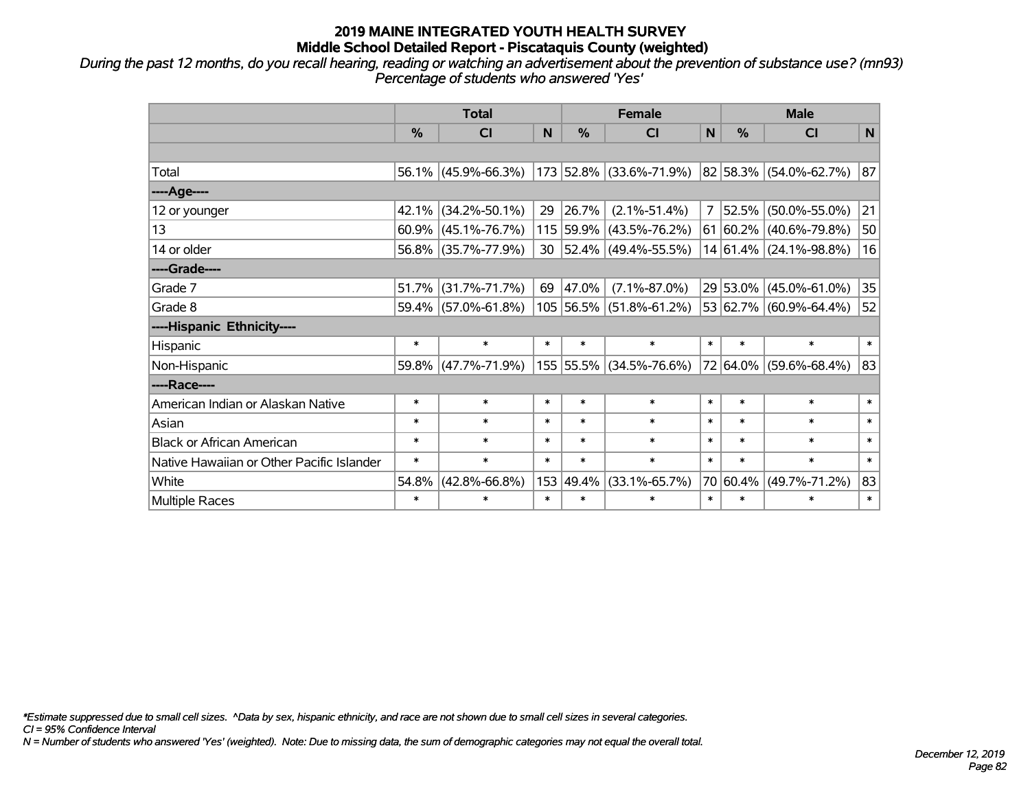# 2019 MAINE INTEGRATED YOUTH HEALTH SURVEY
## Middle School Detailed Report - Piscataquis County (weighted)

*During the past 12 months, do you recall hearing, reading or watching an advertisement about the prevention of substance use? (mn93)*
*Percentage of students who answered 'Yes'*

| | Total | | | Female | | | Male | | |
|---|---|---|---|---|---|---|---|---|---|
| | % | CI | N | % | CI | N | % | CI | N |
| | | | | | | | | | |
| Total | 56.1% | (45.9%-66.3%) | 173 | 52.8% | (33.6%-71.9%) | 82 | 58.3% | (54.0%-62.7%) | 87 |
| ----Age---- | | | | | | | | | |
| 12 or younger | 42.1% | (34.2%-50.1%) | 29 | 26.7% | (2.1%-51.4%) | 7 | 52.5% | (50.0%-55.0%) | 21 |
| 13 | 60.9% | (45.1%-76.7%) | 115 | 59.9% | (43.5%-76.2%) | 61 | 60.2% | (40.6%-79.8%) | 50 |
| 14 or older | 56.8% | (35.7%-77.9%) | 30 | 52.4% | (49.4%-55.5%) | 14 | 61.4% | (24.1%-98.8%) | 16 |
| ----Grade---- | | | | | | | | | |
| Grade 7 | 51.7% | (31.7%-71.7%) | 69 | 47.0% | (7.1%-87.0%) | 29 | 53.0% | (45.0%-61.0%) | 35 |
| Grade 8 | 59.4% | (57.0%-61.8%) | 105 | 56.5% | (51.8%-61.2%) | 53 | 62.7% | (60.9%-64.4%) | 52 |
| ----Hispanic Ethnicity---- | | | | | | | | | |
| Hispanic | * | * | * | * | * | * | * | * | * |
| Non-Hispanic | 59.8% | (47.7%-71.9%) | 155 | 55.5% | (34.5%-76.6%) | 72 | 64.0% | (59.6%-68.4%) | 83 |
| ----Race---- | | | | | | | | | |
| American Indian or Alaskan Native | * | * | * | * | * | * | * | * | * |
| Asian | * | * | * | * | * | * | * | * | * |
| Black or African American | * | * | * | * | * | * | * | * | * |
| Native Hawaiian or Other Pacific Islander | * | * | * | * | * | * | * | * | * |
| White | 54.8% | (42.8%-66.8%) | 153 | 49.4% | (33.1%-65.7%) | 70 | 60.4% | (49.7%-71.2%) | 83 |
| Multiple Races | * | * | * | * | * | * | * | * | * |

*\*Estimate suppressed due to small cell sizes. ^Data by sex, hispanic ethnicity, and race are not shown due to small cell sizes in several categories.*
*CI = 95% Confidence Interval*
*N = Number of students who answered 'Yes' (weighted). Note: Due to missing data, the sum of demographic categories may not equal the overall total.*

*December 12, 2019*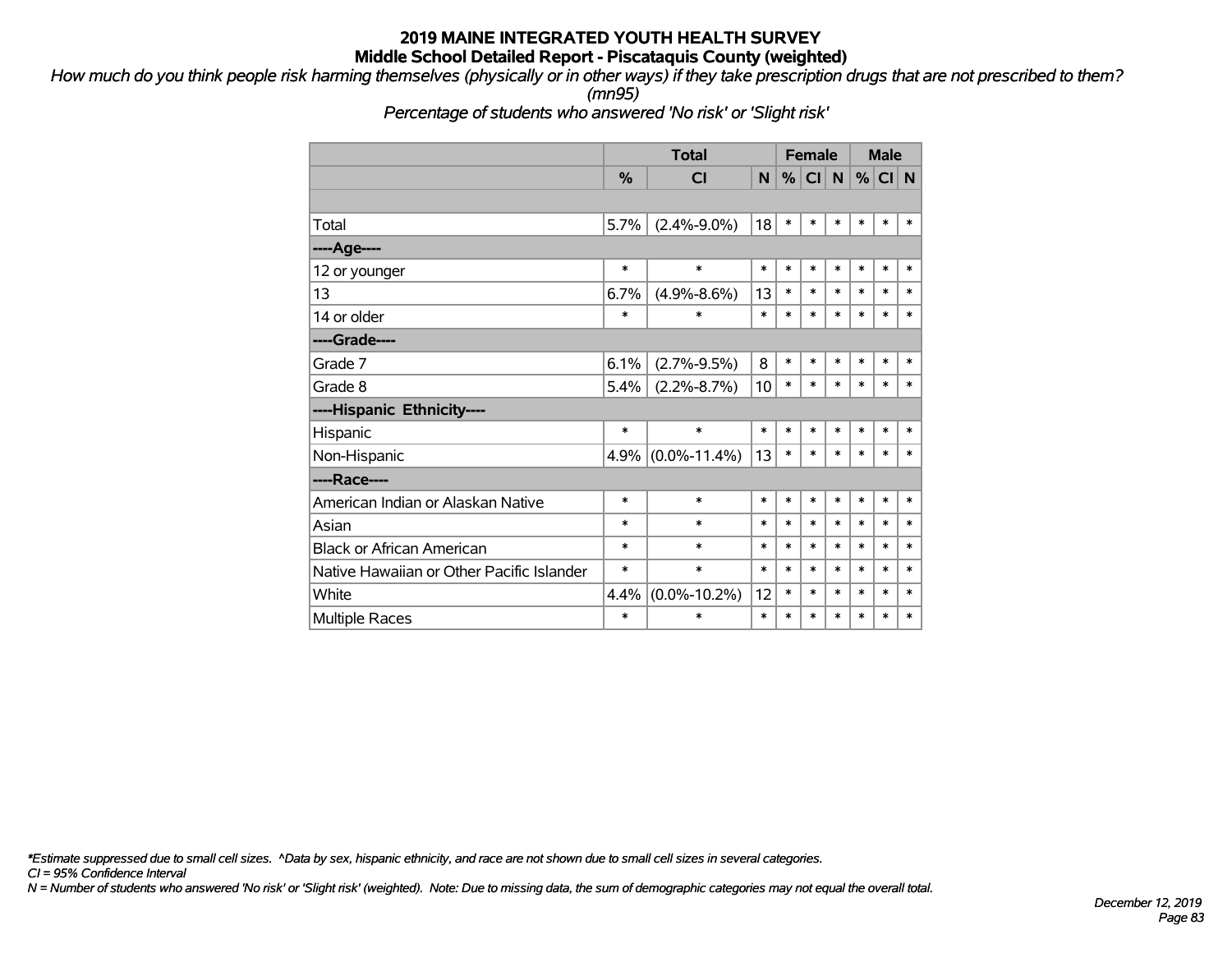# 2019 MAINE INTEGRATED YOUTH HEALTH SURVEY
## Middle School Detailed Report - Piscataquis County (weighted)

*How much do you think people risk harming themselves (physically or in other ways) if they take prescription drugs that are not prescribed to them? (mn95)*

*Percentage of students who answered 'No risk' or 'Slight risk'*

| | Total | | | Female | | | Male | | |
|---|---|---|---|---|---|---|---|---|---|
| | % | CI | N | % | CI | N | % | CI | N |
| Total | 5.7% | (2.4%-9.0%) | 18 | * | * | * | * | * | * |
| ----Age---- | | | | | | | | | |
| 12 or younger | * | * | * | * | * | * | * | * | * |
| 13 | 6.7% | (4.9%-8.6%) | 13 | * | * | * | * | * | * |
| 14 or older | * | * | * | * | * | * | * | * | * |
| ----Grade---- | | | | | | | | | |
| Grade 7 | 6.1% | (2.7%-9.5%) | 8 | * | * | * | * | * | * |
| Grade 8 | 5.4% | (2.2%-8.7%) | 10 | * | * | * | * | * | * |
| ----Hispanic Ethnicity---- | | | | | | | | | |
| Hispanic | * | * | * | * | * | * | * | * | * |
| Non-Hispanic | 4.9% | (0.0%-11.4%) | 13 | * | * | * | * | * | * |
| ----Race---- | | | | | | | | | |
| American Indian or Alaskan Native | * | * | * | * | * | * | * | * | * |
| Asian | * | * | * | * | * | * | * | * | * |
| Black or African American | * | * | * | * | * | * | * | * | * |
| Native Hawaiian or Other Pacific Islander | * | * | * | * | * | * | * | * | * |
| White | 4.4% | (0.0%-10.2%) | 12 | * | * | * | * | * | * |
| Multiple Races | * | * | * | * | * | * | * | * | * |

*\*Estimate suppressed due to small cell sizes. ^Data by sex, hispanic ethnicity, and race are not shown due to small cell sizes in several categories.*

*CI = 95% Confidence Interval*

*N = Number of students who answered 'No risk' or 'Slight risk' (weighted). Note: Due to missing data, the sum of demographic categories may not equal the overall total.*

*December 12, 2019*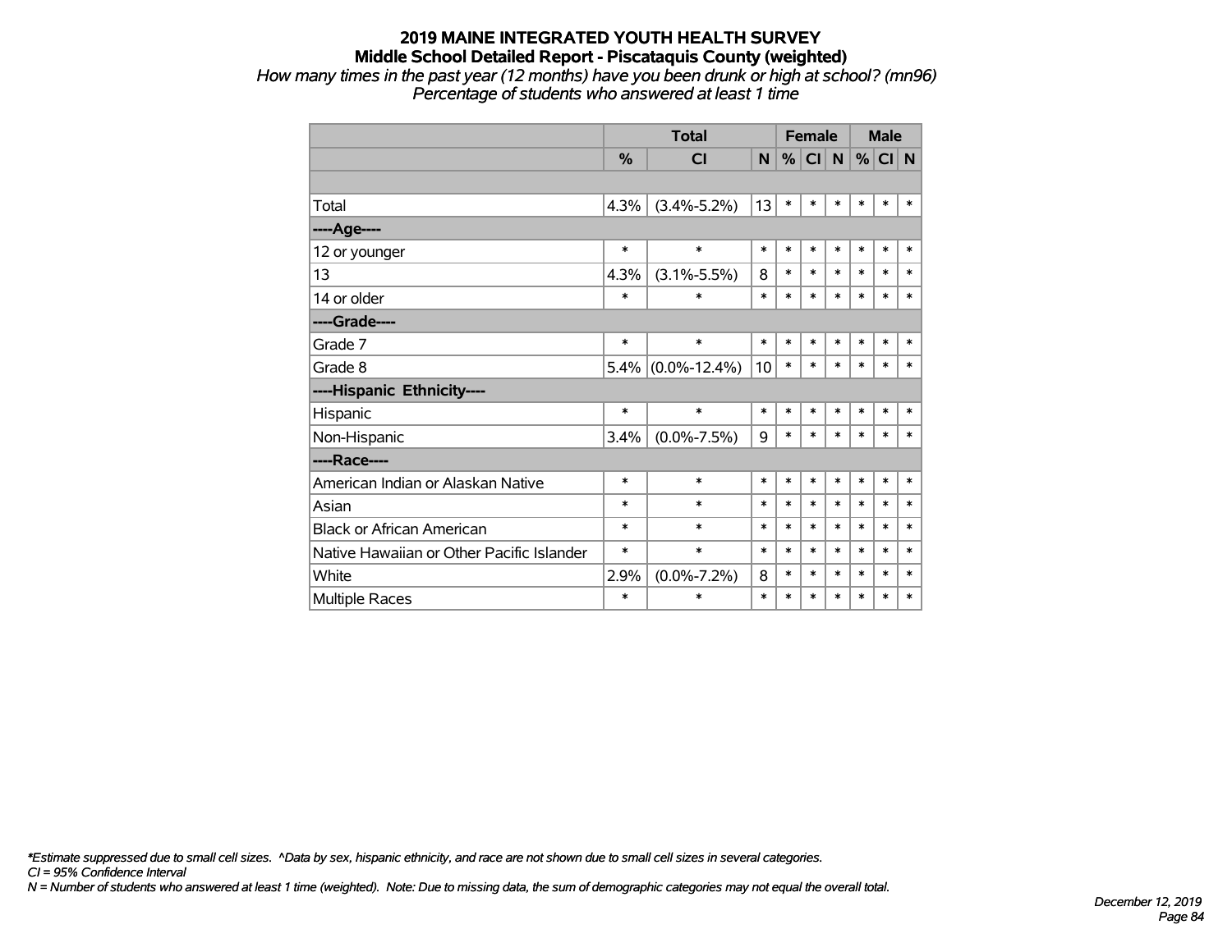# 2019 MAINE INTEGRATED YOUTH HEALTH SURVEY
## Middle School Detailed Report - Piscataquis County (weighted)

*How many times in the past year (12 months) have you been drunk or high at school? (mn96)*
*Percentage of students who answered at least 1 time*

| | Total | | | Female | | | Male | | |
|---|---|---|---|---|---|---|---|---|---|
| | % | CI | N | % | CI | N | % | CI | N |
| | | | | | | | | | |
| Total | 4.3% | (3.4%-5.2%) | 13 | * | * | * | * | * | * |
| ----Age---- | | | | | | | | | |
| 12 or younger | * | * | * | * | * | * | * | * | * |
| 13 | 4.3% | (3.1%-5.5%) | 8 | * | * | * | * | * | * |
| 14 or older | * | * | * | * | * | * | * | * | * |
| ----Grade---- | | | | | | | | | |
| Grade 7 | * | * | * | * | * | * | * | * | * |
| Grade 8 | 5.4% | (0.0%-12.4%) | 10 | * | * | * | * | * | * |
| ----Hispanic Ethnicity---- | | | | | | | | | |
| Hispanic | * | * | * | * | * | * | * | * | * |
| Non-Hispanic | 3.4% | (0.0%-7.5%) | 9 | * | * | * | * | * | * |
| ----Race---- | | | | | | | | | |
| American Indian or Alaskan Native | * | * | * | * | * | * | * | * | * |
| Asian | * | * | * | * | * | * | * | * | * |
| Black or African American | * | * | * | * | * | * | * | * | * |
| Native Hawaiian or Other Pacific Islander | * | * | * | * | * | * | * | * | * |
| White | 2.9% | (0.0%-7.2%) | 8 | * | * | * | * | * | * |
| Multiple Races | * | * | * | * | * | * | * | * | * |

*\*Estimate suppressed due to small cell sizes. ^Data by sex, hispanic ethnicity, and race are not shown due to small cell sizes in several categories.*
*CI = 95% Confidence Interval*
*N = Number of students who answered at least 1 time (weighted). Note: Due to missing data, the sum of demographic categories may not equal the overall total.*

*December 12, 2019*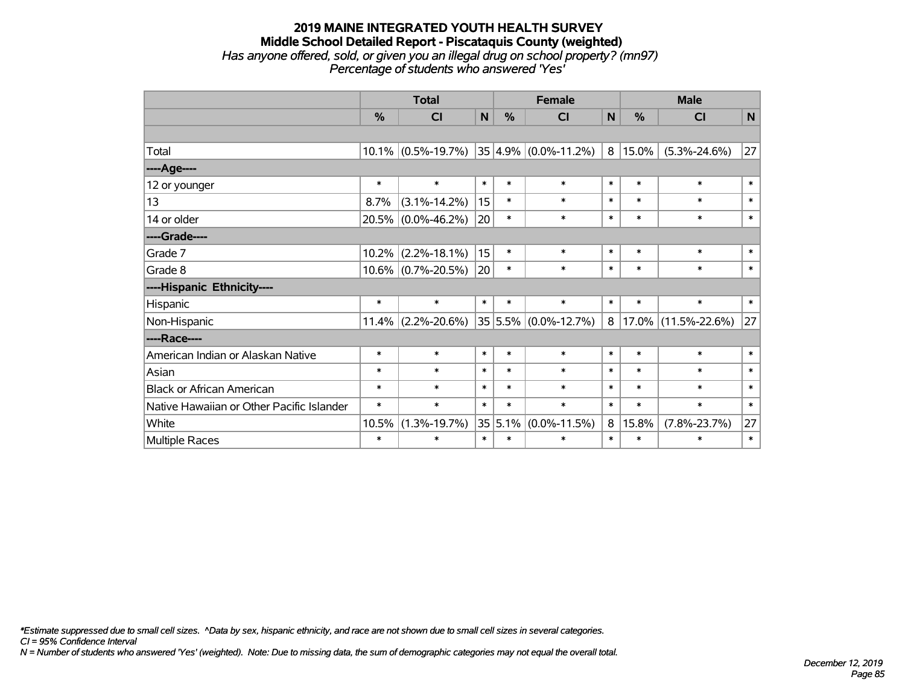# 2019 MAINE INTEGRATED YOUTH HEALTH SURVEY

## Middle School Detailed Report - Piscataquis County (weighted)

*Has anyone offered, sold, or given you an illegal drug on school property? (mn97)*
*Percentage of students who answered 'Yes'*

| | Total | | | Female | | | Male | | |
|---|---|---|---|---|---|---|---|---|---|
| | % | CI | N | % | CI | N | % | CI | N |
| | | | | | | | | | |
| Total | 10.1% | (0.5%-19.7%) | 35 | 4.9% | (0.0%-11.2%) | 8 | 15.0% | (5.3%-24.6%) | 27 |
| ----Age---- | | | | | | | | | |
| 12 or younger | * | * | * | * | * | * | * | * | * |
| 13 | 8.7% | (3.1%-14.2%) | 15 | * | * | * | * | * | * |
| 14 or older | 20.5% | (0.0%-46.2%) | 20 | * | * | * | * | * | * |
| ----Grade---- | | | | | | | | | |
| Grade 7 | 10.2% | (2.2%-18.1%) | 15 | * | * | * | * | * | * |
| Grade 8 | 10.6% | (0.7%-20.5%) | 20 | * | * | * | * | * | * |
| ----Hispanic Ethnicity---- | | | | | | | | | |
| Hispanic | * | * | * | * | * | * | * | * | * |
| Non-Hispanic | 11.4% | (2.2%-20.6%) | 35 | 5.5% | (0.0%-12.7%) | 8 | 17.0% | (11.5%-22.6%) | 27 |
| ----Race---- | | | | | | | | | |
| American Indian or Alaskan Native | * | * | * | * | * | * | * | * | * |
| Asian | * | * | * | * | * | * | * | * | * |
| Black or African American | * | * | * | * | * | * | * | * | * |
| Native Hawaiian or Other Pacific Islander | * | * | * | * | * | * | * | * | * |
| White | 10.5% | (1.3%-19.7%) | 35 | 5.1% | (0.0%-11.5%) | 8 | 15.8% | (7.8%-23.7%) | 27 |
| Multiple Races | * | * | * | * | * | * | * | * | * |

*\*Estimate suppressed due to small cell sizes. ^Data by sex, hispanic ethnicity, and race are not shown due to small cell sizes in several categories.*
*CI = 95% Confidence Interval*
*N = Number of students who answered 'Yes' (weighted). Note: Due to missing data, the sum of demographic categories may not equal the overall total.*

*December 12, 2019*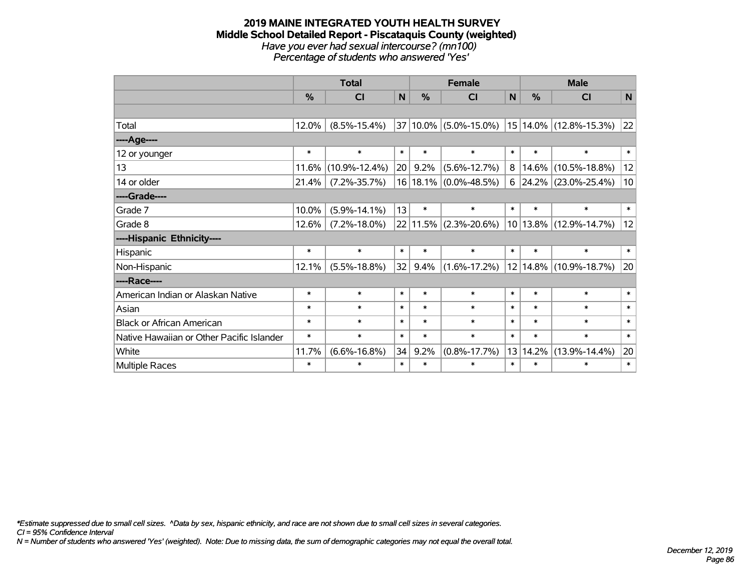# 2019 MAINE INTEGRATED YOUTH HEALTH SURVEY
## Middle School Detailed Report - Piscataquis County (weighted)
*Have you ever had sexual intercourse? (mn100)*
*Percentage of students who answered 'Yes'*

| | Total | | | Female | | | Male | | |
|---|---|---|---|---|---|---|---|---|---|
| | % | CI | N | % | CI | N | % | CI | N |
| | | | | | | | | | |
| Total | 12.0% | (8.5%-15.4%) | 37 | 10.0% | (5.0%-15.0%) | 15 | 14.0% | (12.8%-15.3%) | 22 |
| **----Age----** | | | | | | | | | |
| 12 or younger | * | * | * | * | * | * | * | * | * |
| 13 | 11.6% | (10.9%-12.4%) | 20 | 9.2% | (5.6%-12.7%) | 8 | 14.6% | (10.5%-18.8%) | 12 |
| 14 or older | 21.4% | (7.2%-35.7%) | 16 | 18.1% | (0.0%-48.5%) | 6 | 24.2% | (23.0%-25.4%) | 10 |
| **----Grade----** | | | | | | | | | |
| Grade 7 | 10.0% | (5.9%-14.1%) | 13 | * | * | * | * | * | * |
| Grade 8 | 12.6% | (7.2%-18.0%) | 22 | 11.5% | (2.3%-20.6%) | 10 | 13.8% | (12.9%-14.7%) | 12 |
| **----Hispanic Ethnicity----** | | | | | | | | | |
| Hispanic | * | * | * | * | * | * | * | * | * |
| Non-Hispanic | 12.1% | (5.5%-18.8%) | 32 | 9.4% | (1.6%-17.2%) | 12 | 14.8% | (10.9%-18.7%) | 20 |
| **----Race----** | | | | | | | | | |
| American Indian or Alaskan Native | * | * | * | * | * | * | * | * | * |
| Asian | * | * | * | * | * | * | * | * | * |
| Black or African American | * | * | * | * | * | * | * | * | * |
| Native Hawaiian or Other Pacific Islander | * | * | * | * | * | * | * | * | * |
| White | 11.7% | (6.6%-16.8%) | 34 | 9.2% | (0.8%-17.7%) | 13 | 14.2% | (13.9%-14.4%) | 20 |
| Multiple Races | * | * | * | * | * | * | * | * | * |

*\*Estimate suppressed due to small cell sizes. ^Data by sex, hispanic ethnicity, and race are not shown due to small cell sizes in several categories.*
*CI = 95% Confidence Interval*
*N = Number of students who answered 'Yes' (weighted). Note: Due to missing data, the sum of demographic categories may not equal the overall total.*

*December 12, 2019*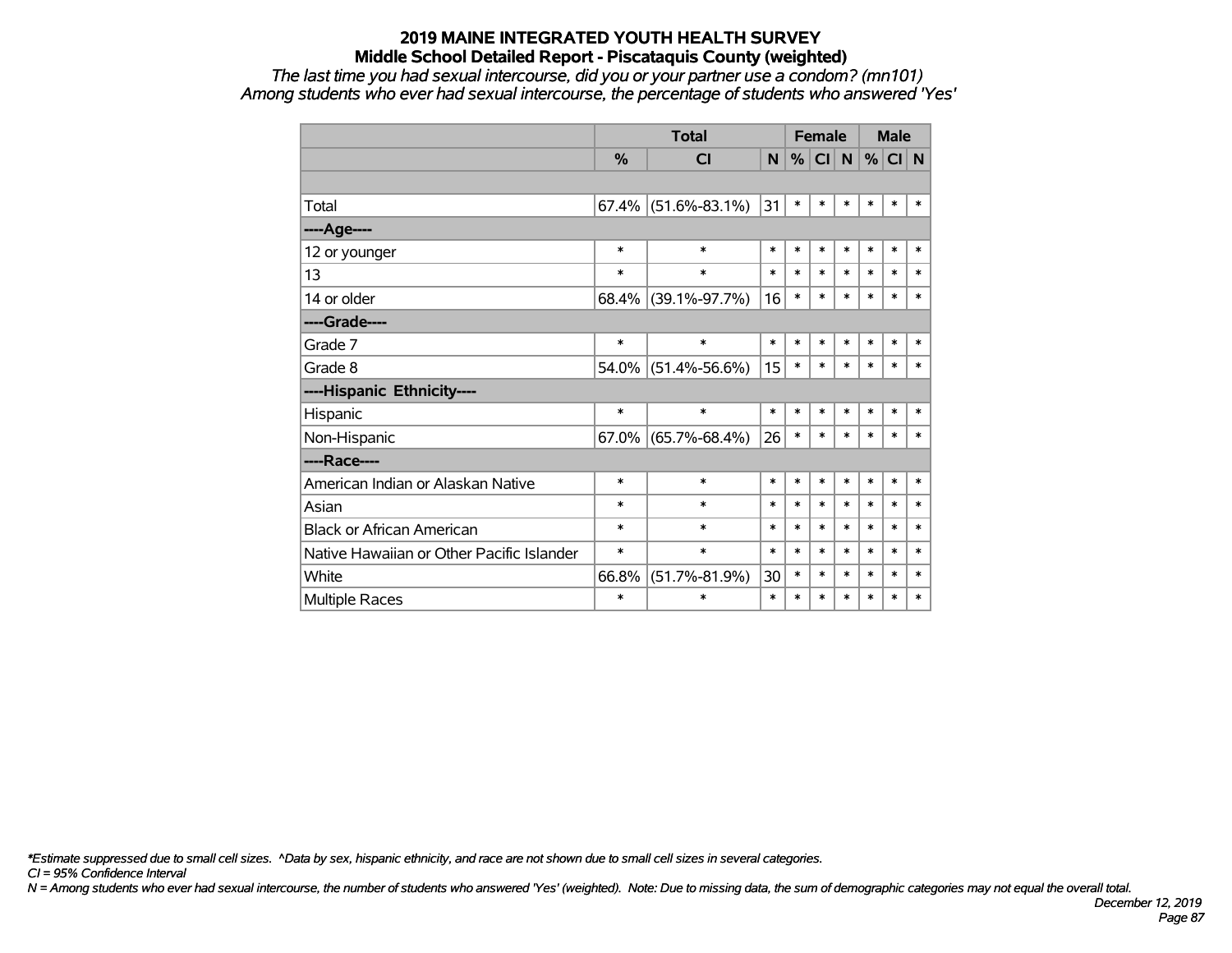# 2019 MAINE INTEGRATED YOUTH HEALTH SURVEY
## Middle School Detailed Report - Piscataquis County (weighted)
*The last time you had sexual intercourse, did you or your partner use a condom? (mn101)*
*Among students who ever had sexual intercourse, the percentage of students who answered 'Yes'*

| | Total | | | Female | | | Male | | |
|---|---|---|---|---|---|---|---|---|---|
| | % | CI | N | % | CI | N | % | CI | N |
| | | | | | | | | | |
| Total | 67.4% | (51.6%-83.1%) | 31 | * | * | * | * | * | * |
| ----Age---- | | | | | | | | | |
| 12 or younger | * | * | * | * | * | * | * | * | * |
| 13 | * | * | * | * | * | * | * | * | * |
| 14 or older | 68.4% | (39.1%-97.7%) | 16 | * | * | * | * | * | * |
| ----Grade---- | | | | | | | | | |
| Grade 7 | * | * | * | * | * | * | * | * | * |
| Grade 8 | 54.0% | (51.4%-56.6%) | 15 | * | * | * | * | * | * |
| ----Hispanic Ethnicity---- | | | | | | | | | |
| Hispanic | * | * | * | * | * | * | * | * | * |
| Non-Hispanic | 67.0% | (65.7%-68.4%) | 26 | * | * | * | * | * | * |
| ----Race---- | | | | | | | | | |
| American Indian or Alaskan Native | * | * | * | * | * | * | * | * | * |
| Asian | * | * | * | * | * | * | * | * | * |
| Black or African American | * | * | * | * | * | * | * | * | * |
| Native Hawaiian or Other Pacific Islander | * | * | * | * | * | * | * | * | * |
| White | 66.8% | (51.7%-81.9%) | 30 | * | * | * | * | * | * |
| Multiple Races | * | * | * | * | * | * | * | * | * |

*\*Estimate suppressed due to small cell sizes. ^Data by sex, hispanic ethnicity, and race are not shown due to small cell sizes in several categories.*
*CI = 95% Confidence Interval*
*N = Among students who ever had sexual intercourse, the number of students who answered 'Yes' (weighted). Note: Due to missing data, the sum of demographic categories may not equal the overall total.*

*December 12, 2019*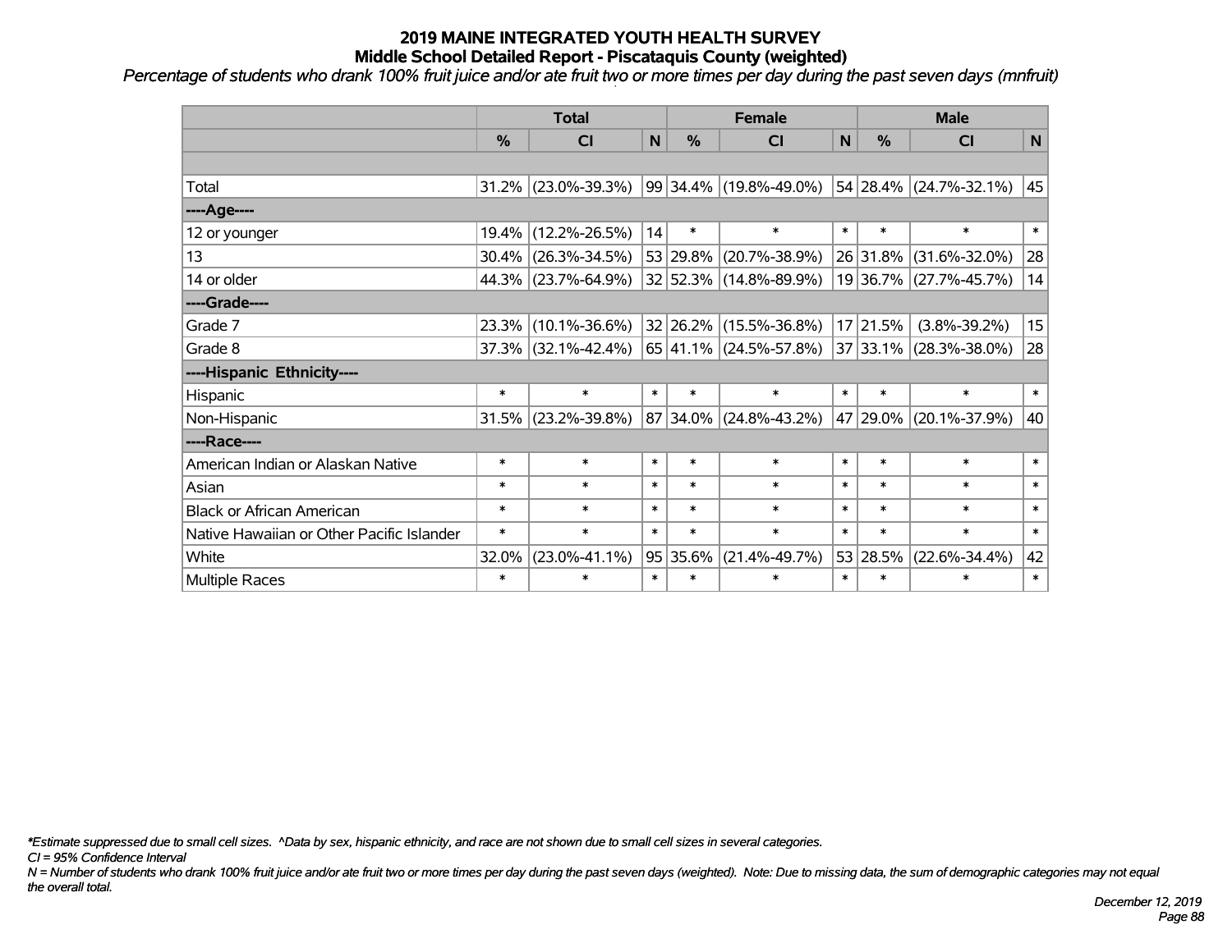# 2019 MAINE INTEGRATED YOUTH HEALTH SURVEY
## Middle School Detailed Report - Piscataquis County (weighted)

*Percentage of students who drank 100% fruit juice and/or ate fruit two or more times per day during the past seven days (mnfruit)*

| | Total | | | Female | | | Male | | |
|---|---|---|---|---|---|---|---|---|---|
| | % | CI | N | % | CI | N | % | CI | N |
| | | | | | | | | | |
| Total | 31.2% | (23.0%-39.3%) | 99 | 34.4% | (19.8%-49.0%) | 54 | 28.4% | (24.7%-32.1%) | 45 |
| ----Age---- | | | | | | | | | |
| 12 or younger | 19.4% | (12.2%-26.5%) | 14 | * | * | * | * | * | * |
| 13 | 30.4% | (26.3%-34.5%) | 53 | 29.8% | (20.7%-38.9%) | 26 | 31.8% | (31.6%-32.0%) | 28 |
| 14 or older | 44.3% | (23.7%-64.9%) | 32 | 52.3% | (14.8%-89.9%) | 19 | 36.7% | (27.7%-45.7%) | 14 |
| ----Grade---- | | | | | | | | | |
| Grade 7 | 23.3% | (10.1%-36.6%) | 32 | 26.2% | (15.5%-36.8%) | 17 | 21.5% | (3.8%-39.2%) | 15 |
| Grade 8 | 37.3% | (32.1%-42.4%) | 65 | 41.1% | (24.5%-57.8%) | 37 | 33.1% | (28.3%-38.0%) | 28 |
| ----Hispanic Ethnicity---- | | | | | | | | | |
| Hispanic | * | * | * | * | * | * | * | * | * |
| Non-Hispanic | 31.5% | (23.2%-39.8%) | 87 | 34.0% | (24.8%-43.2%) | 47 | 29.0% | (20.1%-37.9%) | 40 |
| ----Race---- | | | | | | | | | |
| American Indian or Alaskan Native | * | * | * | * | * | * | * | * | * |
| Asian | * | * | * | * | * | * | * | * | * |
| Black or African American | * | * | * | * | * | * | * | * | * |
| Native Hawaiian or Other Pacific Islander | * | * | * | * | * | * | * | * | * |
| White | 32.0% | (23.0%-41.1%) | 95 | 35.6% | (21.4%-49.7%) | 53 | 28.5% | (22.6%-34.4%) | 42 |
| Multiple Races | * | * | * | * | * | * | * | * | * |

*\*Estimate suppressed due to small cell sizes. ^Data by sex, hispanic ethnicity, and race are not shown due to small cell sizes in several categories.*

*CI = 95% Confidence Interval*

*N = Number of students who drank 100% fruit juice and/or ate fruit two or more times per day during the past seven days (weighted). Note: Due to missing data, the sum of demographic categories may not equal the overall total.*

*December 12, 2019*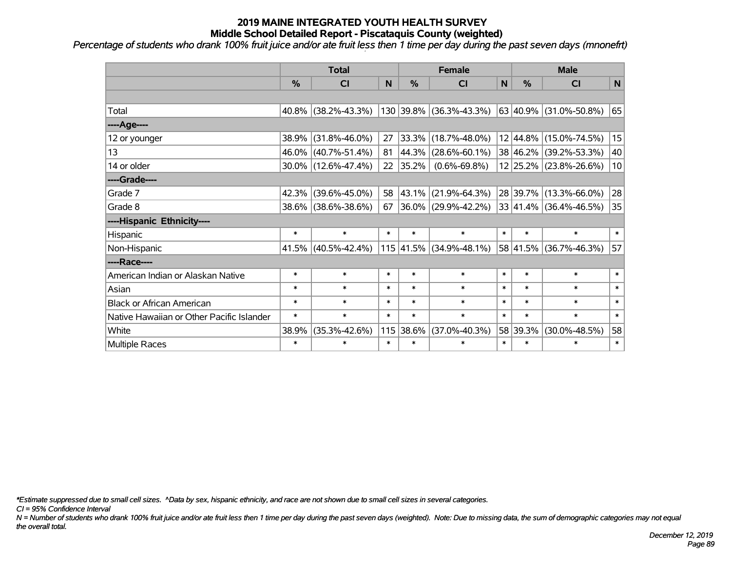# 2019 MAINE INTEGRATED YOUTH HEALTH SURVEY
## Middle School Detailed Report - Piscataquis County (weighted)

*Percentage of students who drank 100% fruit juice and/or ate fruit less then 1 time per day during the past seven days (mnonefrt)*

| | Total | | | Female | | | Male | | |
|---|---|---|---|---|---|---|---|---|---|
| | % | CI | N | % | CI | N | % | CI | N |
| | | | | | | | | | |
| Total | 40.8% | (38.2%-43.3%) | 130 | 39.8% | (36.3%-43.3%) | 63 | 40.9% | (31.0%-50.8%) | 65 |
| ----Age---- | | | | | | | | | |
| 12 or younger | 38.9% | (31.8%-46.0%) | 27 | 33.3% | (18.7%-48.0%) | 12 | 44.8% | (15.0%-74.5%) | 15 |
| 13 | 46.0% | (40.7%-51.4%) | 81 | 44.3% | (28.6%-60.1%) | 38 | 46.2% | (39.2%-53.3%) | 40 |
| 14 or older | 30.0% | (12.6%-47.4%) | 22 | 35.2% | (0.6%-69.8%) | 12 | 25.2% | (23.8%-26.6%) | 10 |
| ----Grade---- | | | | | | | | | |
| Grade 7 | 42.3% | (39.6%-45.0%) | 58 | 43.1% | (21.9%-64.3%) | 28 | 39.7% | (13.3%-66.0%) | 28 |
| Grade 8 | 38.6% | (38.6%-38.6%) | 67 | 36.0% | (29.9%-42.2%) | 33 | 41.4% | (36.4%-46.5%) | 35 |
| ----Hispanic Ethnicity---- | | | | | | | | | |
| Hispanic | * | * | * | * | * | * | * | * | * |
| Non-Hispanic | 41.5% | (40.5%-42.4%) | 115 | 41.5% | (34.9%-48.1%) | 58 | 41.5% | (36.7%-46.3%) | 57 |
| ----Race---- | | | | | | | | | |
| American Indian or Alaskan Native | * | * | * | * | * | * | * | * | * |
| Asian | * | * | * | * | * | * | * | * | * |
| Black or African American | * | * | * | * | * | * | * | * | * |
| Native Hawaiian or Other Pacific Islander | * | * | * | * | * | * | * | * | * |
| White | 38.9% | (35.3%-42.6%) | 115 | 38.6% | (37.0%-40.3%) | 58 | 39.3% | (30.0%-48.5%) | 58 |
| Multiple Races | * | * | * | * | * | * | * | * | * |

*\*Estimate suppressed due to small cell sizes. ^Data by sex, hispanic ethnicity, and race are not shown due to small cell sizes in several categories.*

*CI = 95% Confidence Interval*

*N = Number of students who drank 100% fruit juice and/or ate fruit less then 1 time per day during the past seven days (weighted). Note: Due to missing data, the sum of demographic categories may not equal the overall total.*

*December 12, 2019*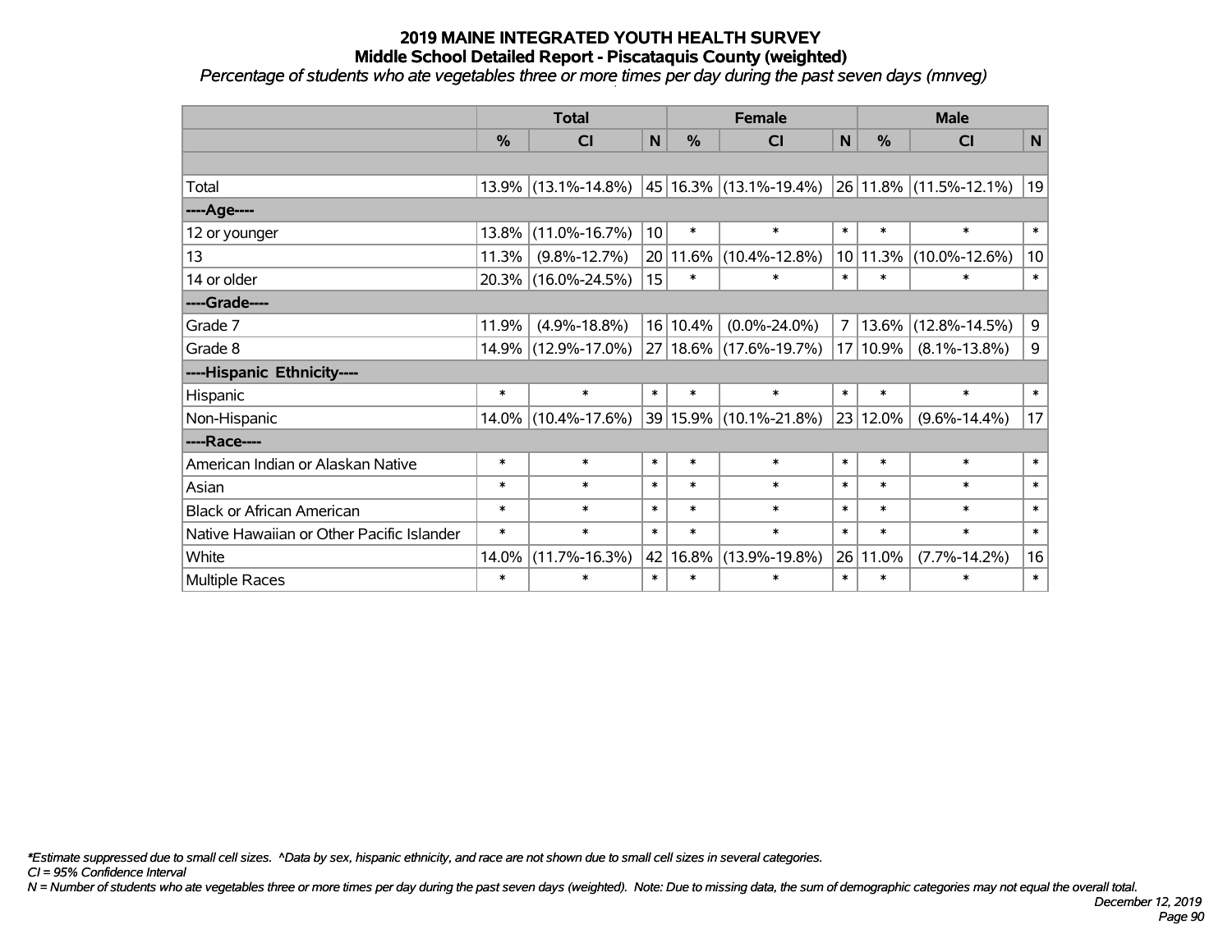# 2019 MAINE INTEGRATED YOUTH HEALTH SURVEY
## Middle School Detailed Report - Piscataquis County (weighted)
*Percentage of students who ate vegetables three or more times per day during the past seven days (mnveg)*

| | Total | | | Female | | | Male | | |
|---|---|---|---|---|---|---|---|---|---|
| | % | CI | N | % | CI | N | % | CI | N |
| | | | | | | | | | |
| Total | 13.9% | (13.1%-14.8%) | 45 | 16.3% | (13.1%-19.4%) | 26 | 11.8% | (11.5%-12.1%) | 19 |
| **----Age----** | | | | | | | | | |
| 12 or younger | 13.8% | (11.0%-16.7%) | 10 | * | * | * | * | * | * |
| 13 | 11.3% | (9.8%-12.7%) | 20 | 11.6% | (10.4%-12.8%) | 10 | 11.3% | (10.0%-12.6%) | 10 |
| 14 or older | 20.3% | (16.0%-24.5%) | 15 | * | * | * | * | * | * |
| **----Grade----** | | | | | | | | | |
| Grade 7 | 11.9% | (4.9%-18.8%) | 16 | 10.4% | (0.0%-24.0%) | 7 | 13.6% | (12.8%-14.5%) | 9 |
| Grade 8 | 14.9% | (12.9%-17.0%) | 27 | 18.6% | (17.6%-19.7%) | 17 | 10.9% | (8.1%-13.8%) | 9 |
| **----Hispanic Ethnicity----** | | | | | | | | | |
| Hispanic | * | * | * | * | * | * | * | * | * |
| Non-Hispanic | 14.0% | (10.4%-17.6%) | 39 | 15.9% | (10.1%-21.8%) | 23 | 12.0% | (9.6%-14.4%) | 17 |
| **----Race----** | | | | | | | | | |
| American Indian or Alaskan Native | * | * | * | * | * | * | * | * | * |
| Asian | * | * | * | * | * | * | * | * | * |
| Black or African American | * | * | * | * | * | * | * | * | * |
| Native Hawaiian or Other Pacific Islander | * | * | * | * | * | * | * | * | * |
| White | 14.0% | (11.7%-16.3%) | 42 | 16.8% | (13.9%-19.8%) | 26 | 11.0% | (7.7%-14.2%) | 16 |
| Multiple Races | * | * | * | * | * | * | * | * | * |

*\*Estimate suppressed due to small cell sizes. ^Data by sex, hispanic ethnicity, and race are not shown due to small cell sizes in several categories.*

*CI = 95% Confidence Interval*

*N = Number of students who ate vegetables three or more times per day during the past seven days (weighted). Note: Due to missing data, the sum of demographic categories may not equal the overall total.*

*December 12, 2019*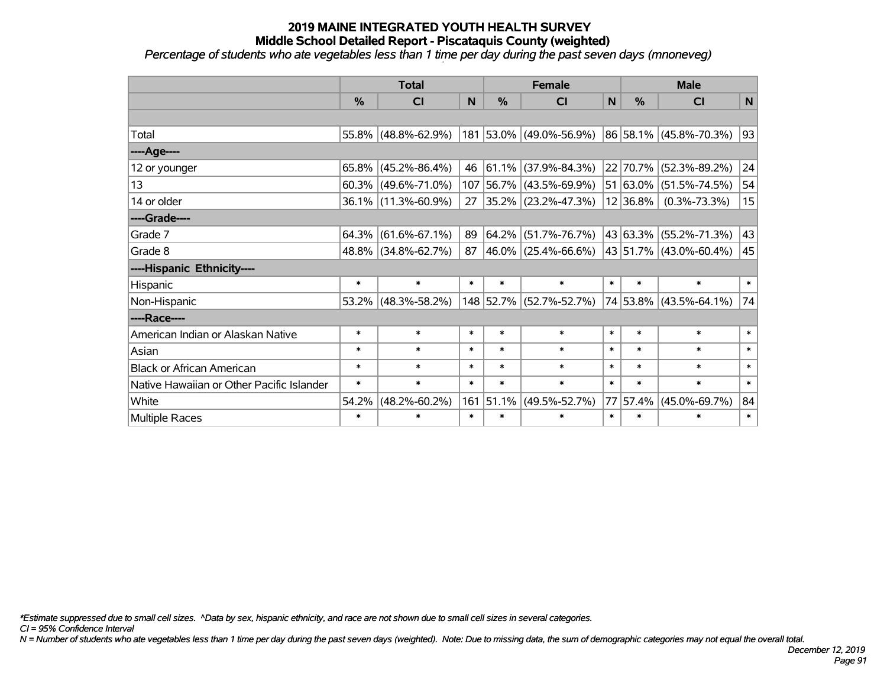# 2019 MAINE INTEGRATED YOUTH HEALTH SURVEY
## Middle School Detailed Report - Piscataquis County (weighted)
*Percentage of students who ate vegetables less than 1 time per day during the past seven days (mnoneveg)*

| | Total | | | Female | | | Male | | |
|---|---|---|---|---|---|---|---|---|---|
| | % | CI | N | % | CI | N | % | CI | N |
| | | | | | | | | | |
| Total | 55.8% | (48.8%-62.9%) | 181 | 53.0% | (49.0%-56.9%) | 86 | 58.1% | (45.8%-70.3%) | 93 |
| ----Age---- | | | | | | | | | |
| 12 or younger | 65.8% | (45.2%-86.4%) | 46 | 61.1% | (37.9%-84.3%) | 22 | 70.7% | (52.3%-89.2%) | 24 |
| 13 | 60.3% | (49.6%-71.0%) | 107 | 56.7% | (43.5%-69.9%) | 51 | 63.0% | (51.5%-74.5%) | 54 |
| 14 or older | 36.1% | (11.3%-60.9%) | 27 | 35.2% | (23.2%-47.3%) | 12 | 36.8% | (0.3%-73.3%) | 15 |
| ----Grade---- | | | | | | | | | |
| Grade 7 | 64.3% | (61.6%-67.1%) | 89 | 64.2% | (51.7%-76.7%) | 43 | 63.3% | (55.2%-71.3%) | 43 |
| Grade 8 | 48.8% | (34.8%-62.7%) | 87 | 46.0% | (25.4%-66.6%) | 43 | 51.7% | (43.0%-60.4%) | 45 |
| ----Hispanic Ethnicity---- | | | | | | | | | |
| Hispanic | * | * | * | * | * | * | * | * | * |
| Non-Hispanic | 53.2% | (48.3%-58.2%) | 148 | 52.7% | (52.7%-52.7%) | 74 | 53.8% | (43.5%-64.1%) | 74 |
| ----Race---- | | | | | | | | | |
| American Indian or Alaskan Native | * | * | * | * | * | * | * | * | * |
| Asian | * | * | * | * | * | * | * | * | * |
| Black or African American | * | * | * | * | * | * | * | * | * |
| Native Hawaiian or Other Pacific Islander | * | * | * | * | * | * | * | * | * |
| White | 54.2% | (48.2%-60.2%) | 161 | 51.1% | (49.5%-52.7%) | 77 | 57.4% | (45.0%-69.7%) | 84 |
| Multiple Races | * | * | * | * | * | * | * | * | * |

*\*Estimate suppressed due to small cell sizes. ^Data by sex, hispanic ethnicity, and race are not shown due to small cell sizes in several categories.*

*CI = 95% Confidence Interval*

*N = Number of students who ate vegetables less than 1 time per day during the past seven days (weighted). Note: Due to missing data, the sum of demographic categories may not equal the overall total.*

*December 12, 2019*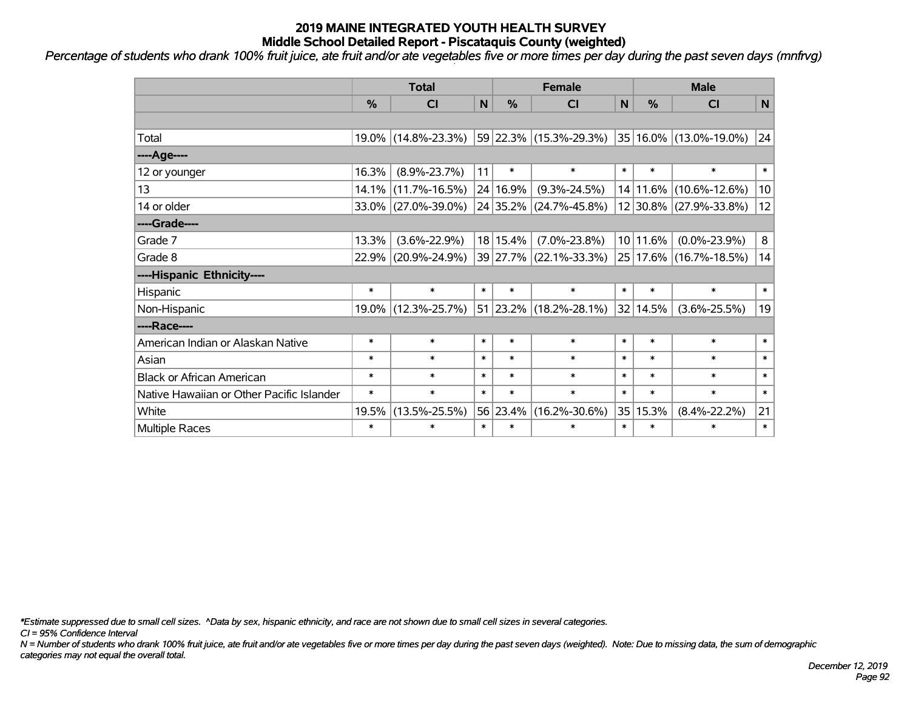# 2019 MAINE INTEGRATED YOUTH HEALTH SURVEY
## Middle School Detailed Report - Piscataquis County (weighted)

*Percentage of students who drank 100% fruit juice, ate fruit and/or ate vegetables five or more times per day during the past seven days (mnfrvg)*

| | Total | | | Female | | | Male | | |
|---|---|---|---|---|---|---|---|---|---|
| | % | CI | N | % | CI | N | % | CI | N |
| | | | | | | | | | |
| Total | 19.0% | (14.8%-23.3%) | 59 | 22.3% | (15.3%-29.3%) | 35 | 16.0% | (13.0%-19.0%) | 24 |
| ----Age---- | | | | | | | | | |
| 12 or younger | 16.3% | (8.9%-23.7%) | 11 | * | * | * | * | * | * |
| 13 | 14.1% | (11.7%-16.5%) | 24 | 16.9% | (9.3%-24.5%) | 14 | 11.6% | (10.6%-12.6%) | 10 |
| 14 or older | 33.0% | (27.0%-39.0%) | 24 | 35.2% | (24.7%-45.8%) | 12 | 30.8% | (27.9%-33.8%) | 12 |
| ----Grade---- | | | | | | | | | |
| Grade 7 | 13.3% | (3.6%-22.9%) | 18 | 15.4% | (7.0%-23.8%) | 10 | 11.6% | (0.0%-23.9%) | 8 |
| Grade 8 | 22.9% | (20.9%-24.9%) | 39 | 27.7% | (22.1%-33.3%) | 25 | 17.6% | (16.7%-18.5%) | 14 |
| ----Hispanic Ethnicity---- | | | | | | | | | |
| Hispanic | * | * | * | * | * | * | * | * | * |
| Non-Hispanic | 19.0% | (12.3%-25.7%) | 51 | 23.2% | (18.2%-28.1%) | 32 | 14.5% | (3.6%-25.5%) | 19 |
| ----Race---- | | | | | | | | | |
| American Indian or Alaskan Native | * | * | * | * | * | * | * | * | * |
| Asian | * | * | * | * | * | * | * | * | * |
| Black or African American | * | * | * | * | * | * | * | * | * |
| Native Hawaiian or Other Pacific Islander | * | * | * | * | * | * | * | * | * |
| White | 19.5% | (13.5%-25.5%) | 56 | 23.4% | (16.2%-30.6%) | 35 | 15.3% | (8.4%-22.2%) | 21 |
| Multiple Races | * | * | * | * | * | * | * | * | * |

*\*Estimate suppressed due to small cell sizes. ^Data by sex, hispanic ethnicity, and race are not shown due to small cell sizes in several categories.*

*CI = 95% Confidence Interval*

*N = Number of students who drank 100% fruit juice, ate fruit and/or ate vegetables five or more times per day during the past seven days (weighted). Note: Due to missing data, the sum of demographic categories may not equal the overall total.*

*December 12, 2019*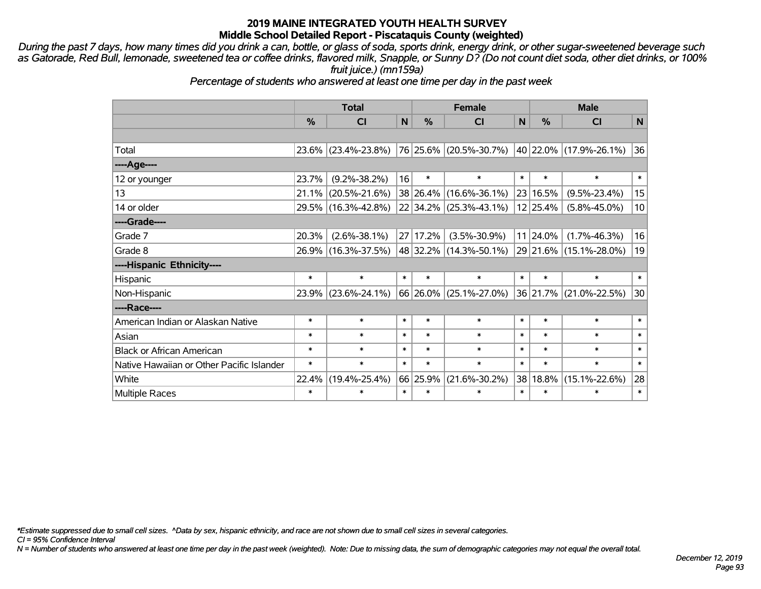# 2019 MAINE INTEGRATED YOUTH HEALTH SURVEY
## Middle School Detailed Report - Piscataquis County (weighted)

*During the past 7 days, how many times did you drink a can, bottle, or glass of soda, sports drink, energy drink, or other sugar-sweetened beverage such as Gatorade, Red Bull, lemonade, sweetened tea or coffee drinks, flavored milk, Snapple, or Sunny D? (Do not count diet soda, other diet drinks, or 100% fruit juice.) (mn159a)*

*Percentage of students who answered at least one time per day in the past week*

| | Total | | | Female | | | Male | | |
|---|---|---|---|---|---|---|---|---|---|
| | % | CI | N | % | CI | N | % | CI | N |
| Total | 23.6% | (23.4%-23.8%) | 76 | 25.6% | (20.5%-30.7%) | 40 | 22.0% | (17.9%-26.1%) | 36 |
| **----Age----** | | | | | | | | | |
| 12 or younger | 23.7% | (9.2%-38.2%) | 16 | * | * | * | * | * | * |
| 13 | 21.1% | (20.5%-21.6%) | 38 | 26.4% | (16.6%-36.1%) | 23 | 16.5% | (9.5%-23.4%) | 15 |
| 14 or older | 29.5% | (16.3%-42.8%) | 22 | 34.2% | (25.3%-43.1%) | 12 | 25.4% | (5.8%-45.0%) | 10 |
| **----Grade----** | | | | | | | | | |
| Grade 7 | 20.3% | (2.6%-38.1%) | 27 | 17.2% | (3.5%-30.9%) | 11 | 24.0% | (1.7%-46.3%) | 16 |
| Grade 8 | 26.9% | (16.3%-37.5%) | 48 | 32.2% | (14.3%-50.1%) | 29 | 21.6% | (15.1%-28.0%) | 19 |
| **----Hispanic Ethnicity----** | | | | | | | | | |
| Hispanic | * | * | * | * | * | * | * | * | * |
| Non-Hispanic | 23.9% | (23.6%-24.1%) | 66 | 26.0% | (25.1%-27.0%) | 36 | 21.7% | (21.0%-22.5%) | 30 |
| **----Race----** | | | | | | | | | |
| American Indian or Alaskan Native | * | * | * | * | * | * | * | * | * |
| Asian | * | * | * | * | * | * | * | * | * |
| Black or African American | * | * | * | * | * | * | * | * | * |
| Native Hawaiian or Other Pacific Islander | * | * | * | * | * | * | * | * | * |
| White | 22.4% | (19.4%-25.4%) | 66 | 25.9% | (21.6%-30.2%) | 38 | 18.8% | (15.1%-22.6%) | 28 |
| Multiple Races | * | * | * | * | * | * | * | * | * |

*\*Estimate suppressed due to small cell sizes. ^Data by sex, hispanic ethnicity, and race are not shown due to small cell sizes in several categories.*

*CI = 95% Confidence Interval*

*N = Number of students who answered at least one time per day in the past week (weighted). Note: Due to missing data, the sum of demographic categories may not equal the overall total.*

*December 12, 2019*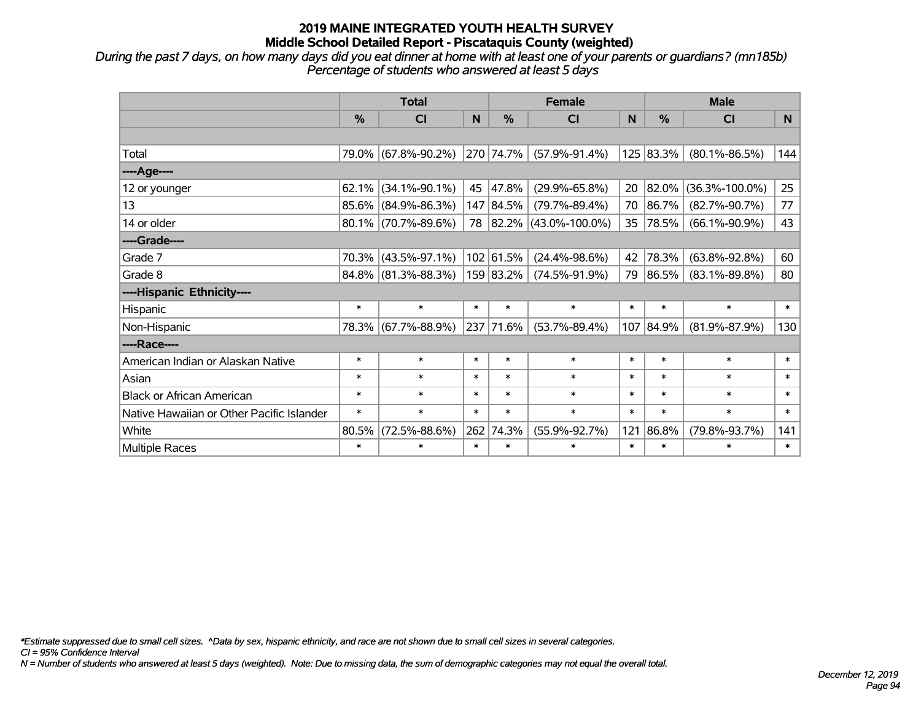# 2019 MAINE INTEGRATED YOUTH HEALTH SURVEY
## Middle School Detailed Report - Piscataquis County (weighted)

*During the past 7 days, on how many days did you eat dinner at home with at least one of your parents or guardians? (mn185b)*
*Percentage of students who answered at least 5 days*

| | Total | | | Female | | | Male | | |
|---|---|---|---|---|---|---|---|---|---|
| | % | CI | N | % | CI | N | % | CI | N |
| | | | | | | | | | |
| Total | 79.0% | (67.8%-90.2%) | 270 | 74.7% | (57.9%-91.4%) | 125 | 83.3% | (80.1%-86.5%) | 144 |
| ----Age---- | | | | | | | | | |
| 12 or younger | 62.1% | (34.1%-90.1%) | 45 | 47.8% | (29.9%-65.8%) | 20 | 82.0% | (36.3%-100.0%) | 25 |
| 13 | 85.6% | (84.9%-86.3%) | 147 | 84.5% | (79.7%-89.4%) | 70 | 86.7% | (82.7%-90.7%) | 77 |
| 14 or older | 80.1% | (70.7%-89.6%) | 78 | 82.2% | (43.0%-100.0%) | 35 | 78.5% | (66.1%-90.9%) | 43 |
| ----Grade---- | | | | | | | | | |
| Grade 7 | 70.3% | (43.5%-97.1%) | 102 | 61.5% | (24.4%-98.6%) | 42 | 78.3% | (63.8%-92.8%) | 60 |
| Grade 8 | 84.8% | (81.3%-88.3%) | 159 | 83.2% | (74.5%-91.9%) | 79 | 86.5% | (83.1%-89.8%) | 80 |
| ----Hispanic Ethnicity---- | | | | | | | | | |
| Hispanic | * | * | * | * | * | * | * | * | * |
| Non-Hispanic | 78.3% | (67.7%-88.9%) | 237 | 71.6% | (53.7%-89.4%) | 107 | 84.9% | (81.9%-87.9%) | 130 |
| ----Race---- | | | | | | | | | |
| American Indian or Alaskan Native | * | * | * | * | * | * | * | * | * |
| Asian | * | * | * | * | * | * | * | * | * |
| Black or African American | * | * | * | * | * | * | * | * | * |
| Native Hawaiian or Other Pacific Islander | * | * | * | * | * | * | * | * | * |
| White | 80.5% | (72.5%-88.6%) | 262 | 74.3% | (55.9%-92.7%) | 121 | 86.8% | (79.8%-93.7%) | 141 |
| Multiple Races | * | * | * | * | * | * | * | * | * |

*\*Estimate suppressed due to small cell sizes. ^Data by sex, hispanic ethnicity, and race are not shown due to small cell sizes in several categories.*
*CI = 95% Confidence Interval*
*N = Number of students who answered at least 5 days (weighted). Note: Due to missing data, the sum of demographic categories may not equal the overall total.*

*December 12, 2019*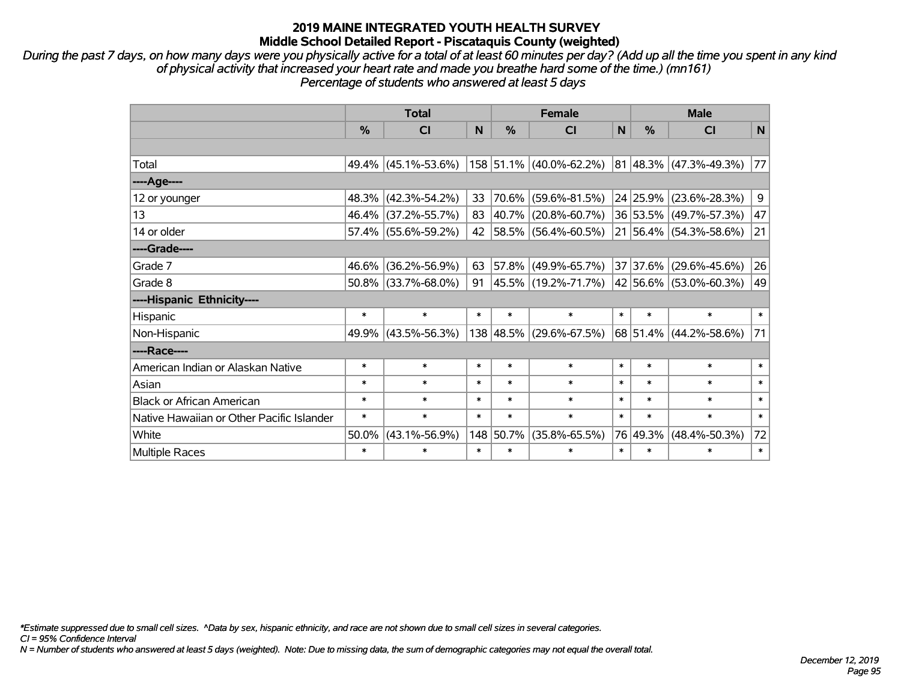# 2019 MAINE INTEGRATED YOUTH HEALTH SURVEY
## Middle School Detailed Report - Piscataquis County (weighted)

*During the past 7 days, on how many days were you physically active for a total of at least 60 minutes per day? (Add up all the time you spent in any kind of physical activity that increased your heart rate and made you breathe hard some of the time.) (mn161)*
*Percentage of students who answered at least 5 days*

| | Total | | | Female | | | Male | | |
|---|---|---|---|---|---|---|---|---|---|
| | % | CI | N | % | CI | N | % | CI | N |
| | | | | | | | | | |
| Total | 49.4% | (45.1%-53.6%) | 158 | 51.1% | (40.0%-62.2%) | 81 | 48.3% | (47.3%-49.3%) | 77 |
| ----Age---- | | | | | | | | | |
| 12 or younger | 48.3% | (42.3%-54.2%) | 33 | 70.6% | (59.6%-81.5%) | 24 | 25.9% | (23.6%-28.3%) | 9 |
| 13 | 46.4% | (37.2%-55.7%) | 83 | 40.7% | (20.8%-60.7%) | 36 | 53.5% | (49.7%-57.3%) | 47 |
| 14 or older | 57.4% | (55.6%-59.2%) | 42 | 58.5% | (56.4%-60.5%) | 21 | 56.4% | (54.3%-58.6%) | 21 |
| ----Grade---- | | | | | | | | | |
| Grade 7 | 46.6% | (36.2%-56.9%) | 63 | 57.8% | (49.9%-65.7%) | 37 | 37.6% | (29.6%-45.6%) | 26 |
| Grade 8 | 50.8% | (33.7%-68.0%) | 91 | 45.5% | (19.2%-71.7%) | 42 | 56.6% | (53.0%-60.3%) | 49 |
| ----Hispanic Ethnicity---- | | | | | | | | | |
| Hispanic | * | * | * | * | * | * | * | * | * |
| Non-Hispanic | 49.9% | (43.5%-56.3%) | 138 | 48.5% | (29.6%-67.5%) | 68 | 51.4% | (44.2%-58.6%) | 71 |
| ----Race---- | | | | | | | | | |
| American Indian or Alaskan Native | * | * | * | * | * | * | * | * | * |
| Asian | * | * | * | * | * | * | * | * | * |
| Black or African American | * | * | * | * | * | * | * | * | * |
| Native Hawaiian or Other Pacific Islander | * | * | * | * | * | * | * | * | * |
| White | 50.0% | (43.1%-56.9%) | 148 | 50.7% | (35.8%-65.5%) | 76 | 49.3% | (48.4%-50.3%) | 72 |
| Multiple Races | * | * | * | * | * | * | * | * | * |

*\*Estimate suppressed due to small cell sizes. ^Data by sex, hispanic ethnicity, and race are not shown due to small cell sizes in several categories.*
*CI = 95% Confidence Interval*
*N = Number of students who answered at least 5 days (weighted). Note: Due to missing data, the sum of demographic categories may not equal the overall total.*

*December 12, 2019*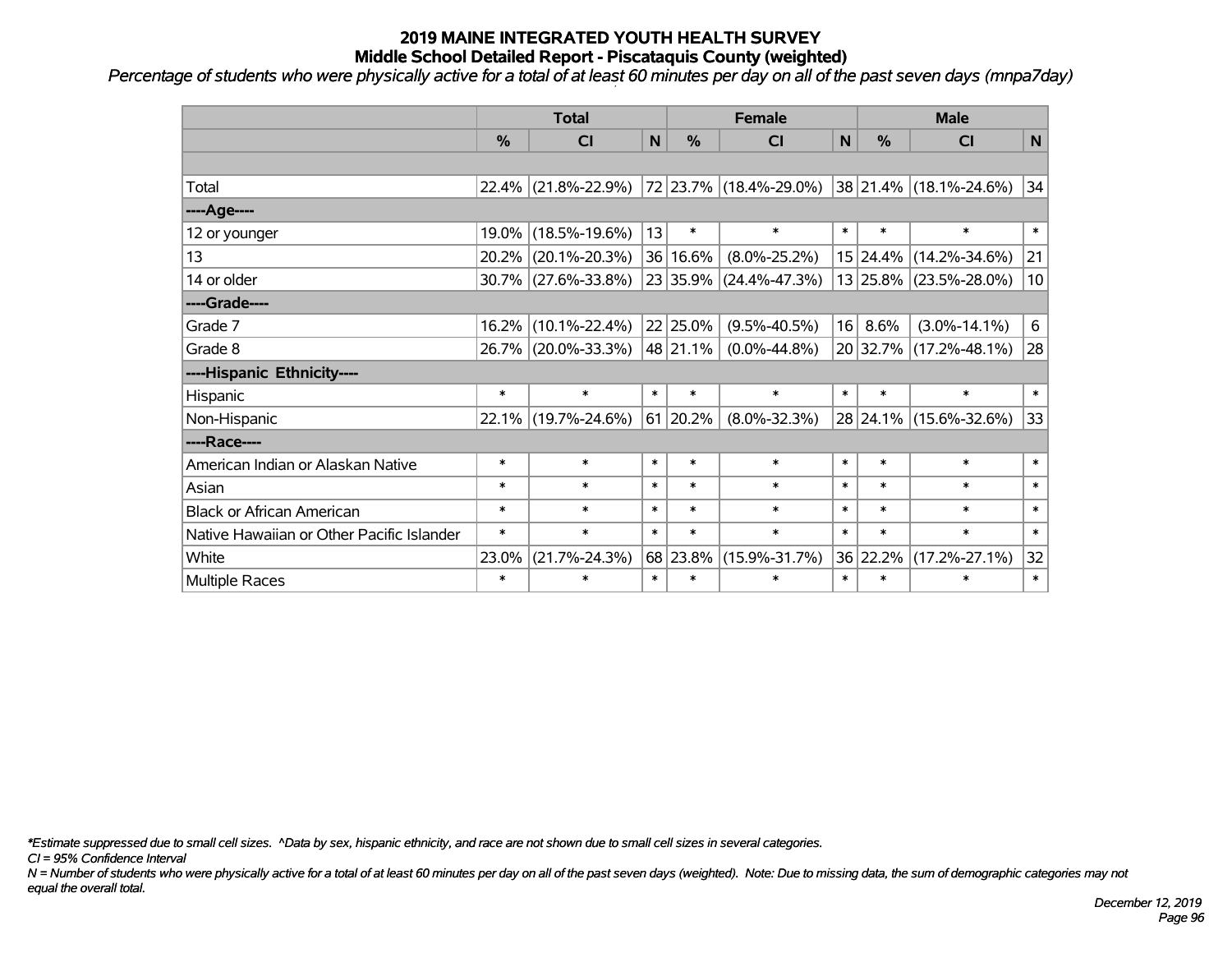# 2019 MAINE INTEGRATED YOUTH HEALTH SURVEY
## Middle School Detailed Report - Piscataquis County (weighted)

*Percentage of students who were physically active for a total of at least 60 minutes per day on all of the past seven days (mnpa7day)*

| | Total | | | Female | | | Male | | |
|---|---|---|---|---|---|---|---|---|---|
| | % | CI | N | % | CI | N | % | CI | N |
| | | | | | | | | | |
| Total | 22.4% | (21.8%-22.9%) | 72 | 23.7% | (18.4%-29.0%) | 38 | 21.4% | (18.1%-24.6%) | 34 |
| ----Age---- | | | | | | | | | |
| 12 or younger | 19.0% | (18.5%-19.6%) | 13 | * | * | * | * | * | * |
| 13 | 20.2% | (20.1%-20.3%) | 36 | 16.6% | (8.0%-25.2%) | 15 | 24.4% | (14.2%-34.6%) | 21 |
| 14 or older | 30.7% | (27.6%-33.8%) | 23 | 35.9% | (24.4%-47.3%) | 13 | 25.8% | (23.5%-28.0%) | 10 |
| ----Grade---- | | | | | | | | | |
| Grade 7 | 16.2% | (10.1%-22.4%) | 22 | 25.0% | (9.5%-40.5%) | 16 | 8.6% | (3.0%-14.1%) | 6 |
| Grade 8 | 26.7% | (20.0%-33.3%) | 48 | 21.1% | (0.0%-44.8%) | 20 | 32.7% | (17.2%-48.1%) | 28 |
| ----Hispanic Ethnicity---- | | | | | | | | | |
| Hispanic | * | * | * | * | * | * | * | * | * |
| Non-Hispanic | 22.1% | (19.7%-24.6%) | 61 | 20.2% | (8.0%-32.3%) | 28 | 24.1% | (15.6%-32.6%) | 33 |
| ----Race---- | | | | | | | | | |
| American Indian or Alaskan Native | * | * | * | * | * | * | * | * | * |
| Asian | * | * | * | * | * | * | * | * | * |
| Black or African American | * | * | * | * | * | * | * | * | * |
| Native Hawaiian or Other Pacific Islander | * | * | * | * | * | * | * | * | * |
| White | 23.0% | (21.7%-24.3%) | 68 | 23.8% | (15.9%-31.7%) | 36 | 22.2% | (17.2%-27.1%) | 32 |
| Multiple Races | * | * | * | * | * | * | * | * | * |

*\*Estimate suppressed due to small cell sizes. ^Data by sex, hispanic ethnicity, and race are not shown due to small cell sizes in several categories.*

*CI = 95% Confidence Interval*

*N = Number of students who were physically active for a total of at least 60 minutes per day on all of the past seven days (weighted). Note: Due to missing data, the sum of demographic categories may not equal the overall total.*

*December 12, 2019*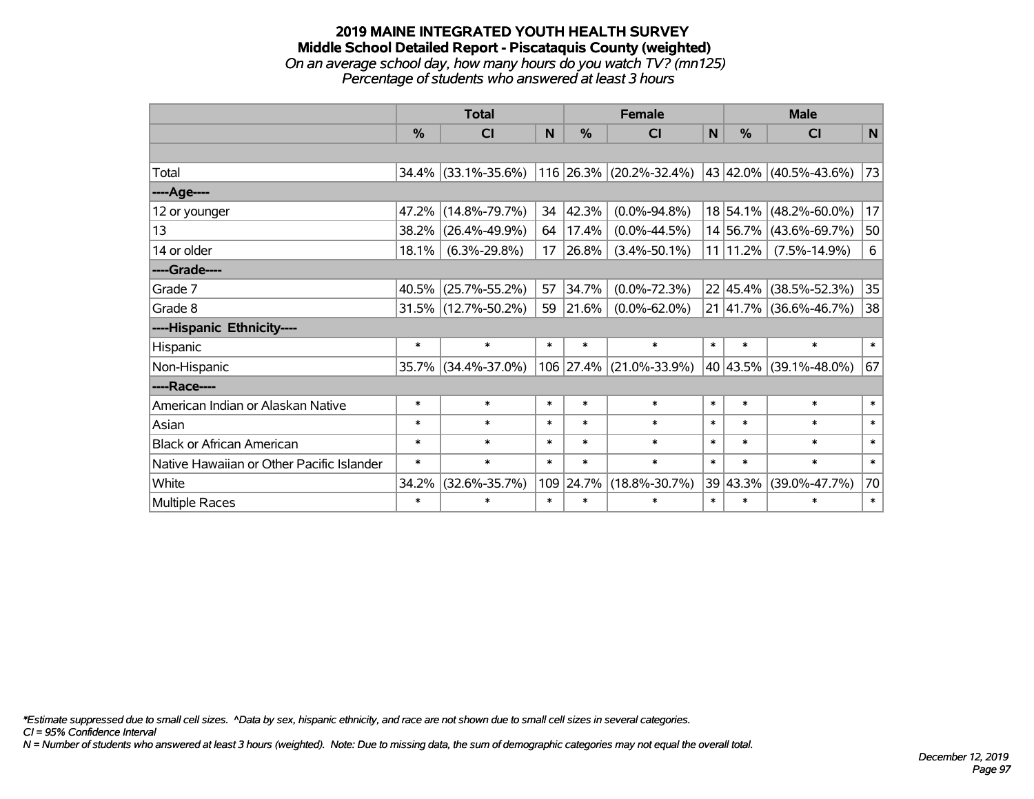# 2019 MAINE INTEGRATED YOUTH HEALTH SURVEY
## Middle School Detailed Report - Piscataquis County (weighted)
*On an average school day, how many hours do you watch TV? (mn125)*
*Percentage of students who answered at least 3 hours*

| | Total | | | Female | | | Male | | |
|---|---|---|---|---|---|---|---|---|---|
| | % | CI | N | % | CI | N | % | CI | N |
| | | | | | | | | | |
| Total | 34.4% | (33.1%-35.6%) | 116 | 26.3% | (20.2%-32.4%) | 43 | 42.0% | (40.5%-43.6%) | 73 |
| ----Age---- | | | | | | | | | |
| 12 or younger | 47.2% | (14.8%-79.7%) | 34 | 42.3% | (0.0%-94.8%) | 18 | 54.1% | (48.2%-60.0%) | 17 |
| 13 | 38.2% | (26.4%-49.9%) | 64 | 17.4% | (0.0%-44.5%) | 14 | 56.7% | (43.6%-69.7%) | 50 |
| 14 or older | 18.1% | (6.3%-29.8%) | 17 | 26.8% | (3.4%-50.1%) | 11 | 11.2% | (7.5%-14.9%) | 6 |
| ----Grade---- | | | | | | | | | |
| Grade 7 | 40.5% | (25.7%-55.2%) | 57 | 34.7% | (0.0%-72.3%) | 22 | 45.4% | (38.5%-52.3%) | 35 |
| Grade 8 | 31.5% | (12.7%-50.2%) | 59 | 21.6% | (0.0%-62.0%) | 21 | 41.7% | (36.6%-46.7%) | 38 |
| ----Hispanic Ethnicity---- | | | | | | | | | |
| Hispanic | * | * | * | * | * | * | * | * | * |
| Non-Hispanic | 35.7% | (34.4%-37.0%) | 106 | 27.4% | (21.0%-33.9%) | 40 | 43.5% | (39.1%-48.0%) | 67 |
| ----Race---- | | | | | | | | | |
| American Indian or Alaskan Native | * | * | * | * | * | * | * | * | * |
| Asian | * | * | * | * | * | * | * | * | * |
| Black or African American | * | * | * | * | * | * | * | * | * |
| Native Hawaiian or Other Pacific Islander | * | * | * | * | * | * | * | * | * |
| White | 34.2% | (32.6%-35.7%) | 109 | 24.7% | (18.8%-30.7%) | 39 | 43.3% | (39.0%-47.7%) | 70 |
| Multiple Races | * | * | * | * | * | * | * | * | * |

*\*Estimate suppressed due to small cell sizes. ^Data by sex, hispanic ethnicity, and race are not shown due to small cell sizes in several categories.*
*CI = 95% Confidence Interval*
*N = Number of students who answered at least 3 hours (weighted). Note: Due to missing data, the sum of demographic categories may not equal the overall total.*

*December 12, 2019*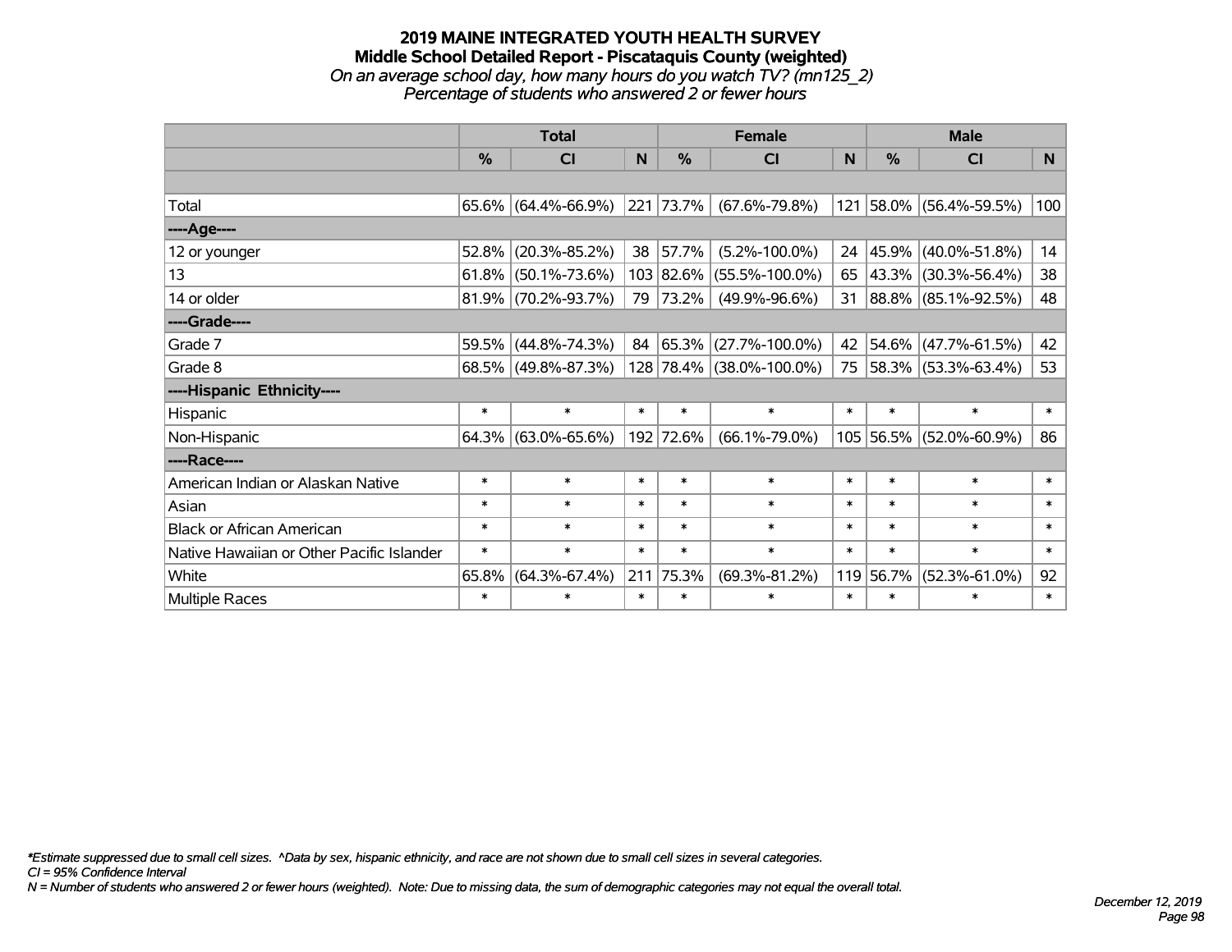# 2019 MAINE INTEGRATED YOUTH HEALTH SURVEY
## Middle School Detailed Report - Piscataquis County (weighted)
*On an average school day, how many hours do you watch TV? (mn125_2)*
*Percentage of students who answered 2 or fewer hours*

| | Total | | | Female | | | Male | | |
|---|---|---|---|---|---|---|---|---|---|
| | % | CI | N | % | CI | N | % | CI | N |
| | | | | | | | | | |
| Total | 65.6% | (64.4%-66.9%) | 221 | 73.7% | (67.6%-79.8%) | 121 | 58.0% | (56.4%-59.5%) | 100 |
| ----Age---- | | | | | | | | | |
| 12 or younger | 52.8% | (20.3%-85.2%) | 38 | 57.7% | (5.2%-100.0%) | 24 | 45.9% | (40.0%-51.8%) | 14 |
| 13 | 61.8% | (50.1%-73.6%) | 103 | 82.6% | (55.5%-100.0%) | 65 | 43.3% | (30.3%-56.4%) | 38 |
| 14 or older | 81.9% | (70.2%-93.7%) | 79 | 73.2% | (49.9%-96.6%) | 31 | 88.8% | (85.1%-92.5%) | 48 |
| ----Grade---- | | | | | | | | | |
| Grade 7 | 59.5% | (44.8%-74.3%) | 84 | 65.3% | (27.7%-100.0%) | 42 | 54.6% | (47.7%-61.5%) | 42 |
| Grade 8 | 68.5% | (49.8%-87.3%) | 128 | 78.4% | (38.0%-100.0%) | 75 | 58.3% | (53.3%-63.4%) | 53 |
| ----Hispanic Ethnicity---- | | | | | | | | | |
| Hispanic | * | * | * | * | * | * | * | * | * |
| Non-Hispanic | 64.3% | (63.0%-65.6%) | 192 | 72.6% | (66.1%-79.0%) | 105 | 56.5% | (52.0%-60.9%) | 86 |
| ----Race---- | | | | | | | | | |
| American Indian or Alaskan Native | * | * | * | * | * | * | * | * | * |
| Asian | * | * | * | * | * | * | * | * | * |
| Black or African American | * | * | * | * | * | * | * | * | * |
| Native Hawaiian or Other Pacific Islander | * | * | * | * | * | * | * | * | * |
| White | 65.8% | (64.3%-67.4%) | 211 | 75.3% | (69.3%-81.2%) | 119 | 56.7% | (52.3%-61.0%) | 92 |
| Multiple Races | * | * | * | * | * | * | * | * | * |

*\*Estimate suppressed due to small cell sizes. ^Data by sex, hispanic ethnicity, and race are not shown due to small cell sizes in several categories.*
*CI = 95% Confidence Interval*
*N = Number of students who answered 2 or fewer hours (weighted). Note: Due to missing data, the sum of demographic categories may not equal the overall total.*

*December 12, 2019*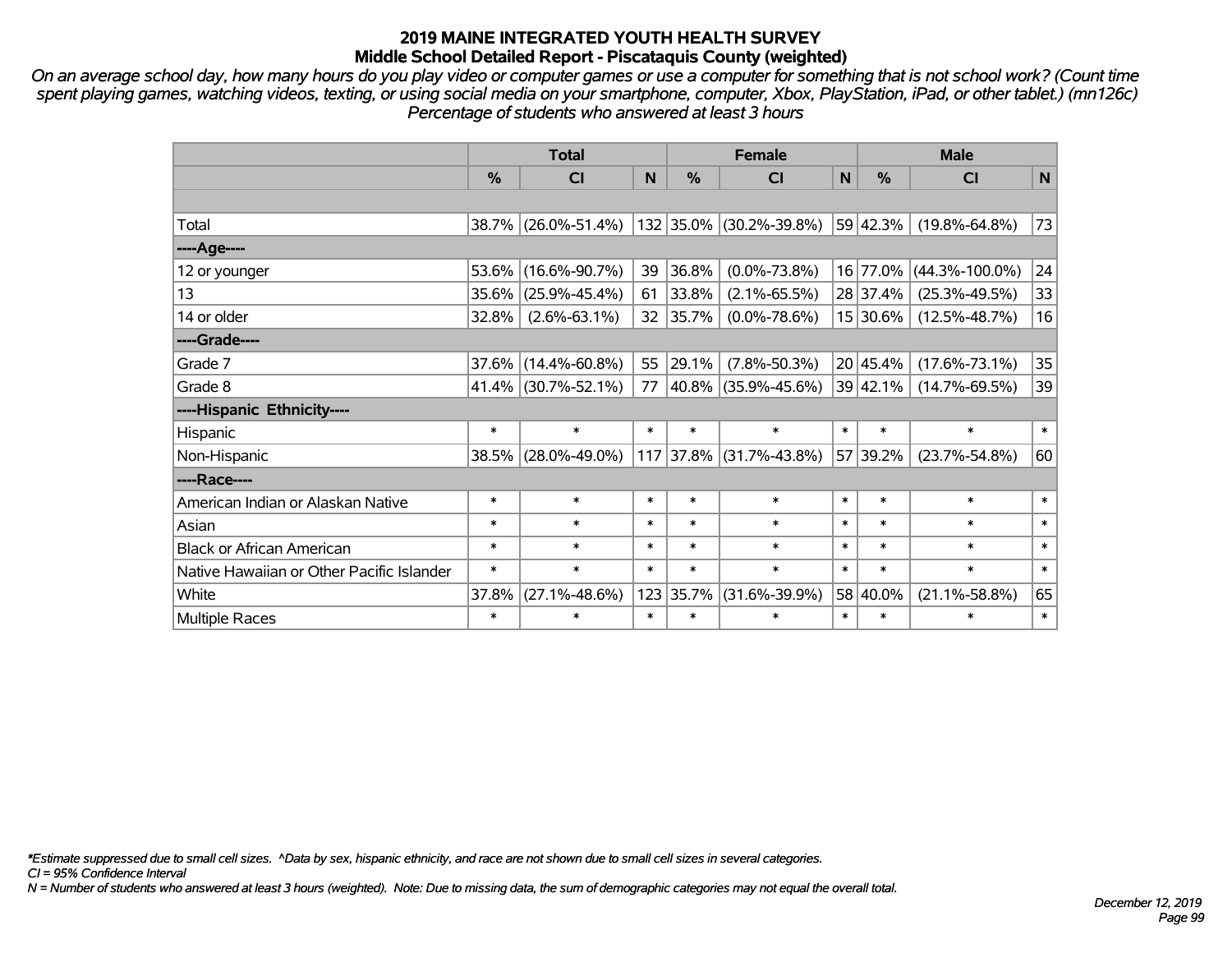# 2019 MAINE INTEGRATED YOUTH HEALTH SURVEY
## Middle School Detailed Report - Piscataquis County (weighted)

*On an average school day, how many hours do you play video or computer games or use a computer for something that is not school work? (Count time spent playing games, watching videos, texting, or using social media on your smartphone, computer, Xbox, PlayStation, iPad, or other tablet.) (mn126c) Percentage of students who answered at least 3 hours*

| | Total | | | Female | | | Male | | |
|---|---|---|---|---|---|---|---|---|---|
| | % | CI | N | % | CI | N | % | CI | N |
| Total | 38.7% | (26.0%-51.4%) | 132 | 35.0% | (30.2%-39.8%) | 59 | 42.3% | (19.8%-64.8%) | 73 |
| ----Age---- | | | | | | | | | |
| 12 or younger | 53.6% | (16.6%-90.7%) | 39 | 36.8% | (0.0%-73.8%) | 16 | 77.0% | (44.3%-100.0%) | 24 |
| 13 | 35.6% | (25.9%-45.4%) | 61 | 33.8% | (2.1%-65.5%) | 28 | 37.4% | (25.3%-49.5%) | 33 |
| 14 or older | 32.8% | (2.6%-63.1%) | 32 | 35.7% | (0.0%-78.6%) | 15 | 30.6% | (12.5%-48.7%) | 16 |
| ----Grade---- | | | | | | | | | |
| Grade 7 | 37.6% | (14.4%-60.8%) | 55 | 29.1% | (7.8%-50.3%) | 20 | 45.4% | (17.6%-73.1%) | 35 |
| Grade 8 | 41.4% | (30.7%-52.1%) | 77 | 40.8% | (35.9%-45.6%) | 39 | 42.1% | (14.7%-69.5%) | 39 |
| ----Hispanic Ethnicity---- | | | | | | | | | |
| Hispanic | * | * | * | * | * | * | * | * | * |
| Non-Hispanic | 38.5% | (28.0%-49.0%) | 117 | 37.8% | (31.7%-43.8%) | 57 | 39.2% | (23.7%-54.8%) | 60 |
| ----Race---- | | | | | | | | | |
| American Indian or Alaskan Native | * | * | * | * | * | * | * | * | * |
| Asian | * | * | * | * | * | * | * | * | * |
| Black or African American | * | * | * | * | * | * | * | * | * |
| Native Hawaiian or Other Pacific Islander | * | * | * | * | * | * | * | * | * |
| White | 37.8% | (27.1%-48.6%) | 123 | 35.7% | (31.6%-39.9%) | 58 | 40.0% | (21.1%-58.8%) | 65 |
| Multiple Races | * | * | * | * | * | * | * | * | * |

*\*Estimate suppressed due to small cell sizes. ^Data by sex, hispanic ethnicity, and race are not shown due to small cell sizes in several categories.*

*CI = 95% Confidence Interval*

*N = Number of students who answered at least 3 hours (weighted). Note: Due to missing data, the sum of demographic categories may not equal the overall total.*

*December 12, 2019*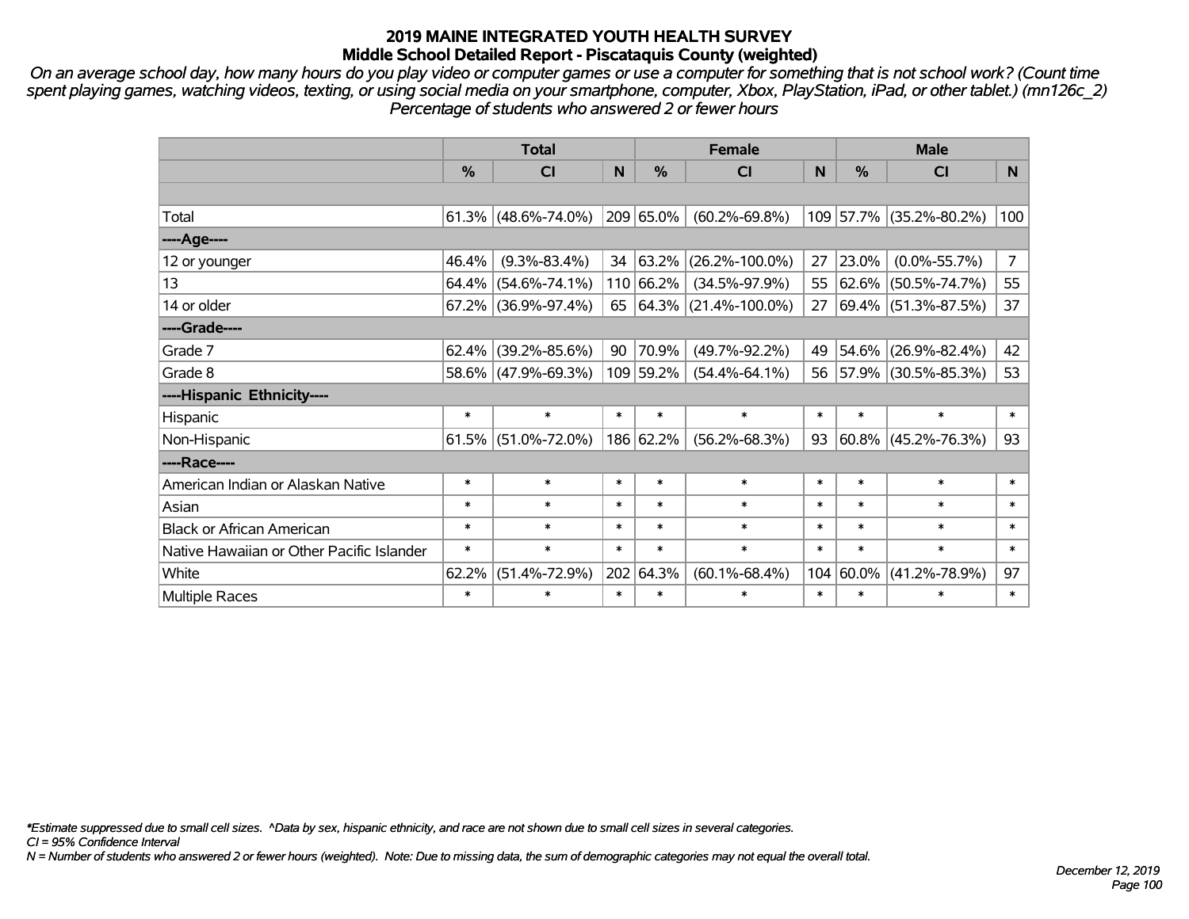# 2019 MAINE INTEGRATED YOUTH HEALTH SURVEY
## Middle School Detailed Report - Piscataquis County (weighted)

*On an average school day, how many hours do you play video or computer games or use a computer for something that is not school work? (Count time spent playing games, watching videos, texting, or using social media on your smartphone, computer, Xbox, PlayStation, iPad, or other tablet.) (mn126c_2) Percentage of students who answered 2 or fewer hours*

| | Total | | | Female | | | Male | | |
|---|---|---|---|---|---|---|---|---|---|
| | % | CI | N | % | CI | N | % | CI | N |
| | | | | | | | | | |
| Total | 61.3% | (48.6%-74.0%) | 209 | 65.0% | (60.2%-69.8%) | 109 | 57.7% | (35.2%-80.2%) | 100 |
| ----Age---- | | | | | | | | | |
| 12 or younger | 46.4% | (9.3%-83.4%) | 34 | 63.2% | (26.2%-100.0%) | 27 | 23.0% | (0.0%-55.7%) | 7 |
| 13 | 64.4% | (54.6%-74.1%) | 110 | 66.2% | (34.5%-97.9%) | 55 | 62.6% | (50.5%-74.7%) | 55 |
| 14 or older | 67.2% | (36.9%-97.4%) | 65 | 64.3% | (21.4%-100.0%) | 27 | 69.4% | (51.3%-87.5%) | 37 |
| ----Grade---- | | | | | | | | | |
| Grade 7 | 62.4% | (39.2%-85.6%) | 90 | 70.9% | (49.7%-92.2%) | 49 | 54.6% | (26.9%-82.4%) | 42 |
| Grade 8 | 58.6% | (47.9%-69.3%) | 109 | 59.2% | (54.4%-64.1%) | 56 | 57.9% | (30.5%-85.3%) | 53 |
| ----Hispanic Ethnicity---- | | | | | | | | | |
| Hispanic | * | * | * | * | * | * | * | * | * |
| Non-Hispanic | 61.5% | (51.0%-72.0%) | 186 | 62.2% | (56.2%-68.3%) | 93 | 60.8% | (45.2%-76.3%) | 93 |
| ----Race---- | | | | | | | | | |
| American Indian or Alaskan Native | * | * | * | * | * | * | * | * | * |
| Asian | * | * | * | * | * | * | * | * | * |
| Black or African American | * | * | * | * | * | * | * | * | * |
| Native Hawaiian or Other Pacific Islander | * | * | * | * | * | * | * | * | * |
| White | 62.2% | (51.4%-72.9%) | 202 | 64.3% | (60.1%-68.4%) | 104 | 60.0% | (41.2%-78.9%) | 97 |
| Multiple Races | * | * | * | * | * | * | * | * | * |

*\*Estimate suppressed due to small cell sizes. ^Data by sex, hispanic ethnicity, and race are not shown due to small cell sizes in several categories.*
*CI = 95% Confidence Interval*
*N = Number of students who answered 2 or fewer hours (weighted). Note: Due to missing data, the sum of demographic categories may not equal the overall total.*

*December 12, 2019*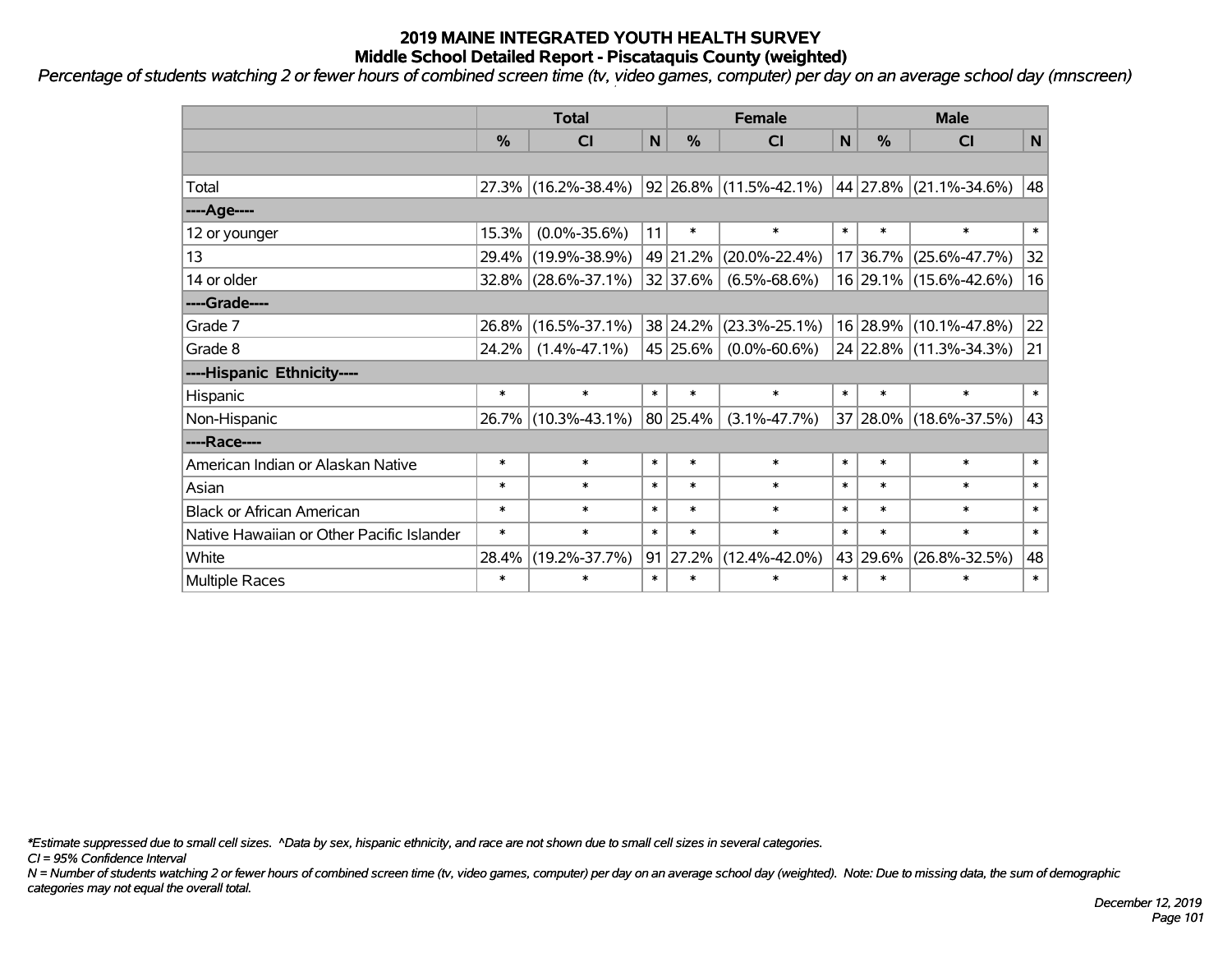# 2019 MAINE INTEGRATED YOUTH HEALTH SURVEY
## Middle School Detailed Report - Piscataquis County (weighted)

*Percentage of students watching 2 or fewer hours of combined screen time (tv, video games, computer) per day on an average school day (mnscreen)*

| | Total | | | Female | | | Male | | |
|---|---|---|---|---|---|---|---|---|---|
| | % | CI | N | % | CI | N | % | CI | N |
| | | | | | | | | | |
| Total | 27.3% | (16.2%-38.4%) | 92 | 26.8% | (11.5%-42.1%) | 44 | 27.8% | (21.1%-34.6%) | 48 |
| ----Age---- | | | | | | | | | |
| 12 or younger | 15.3% | (0.0%-35.6%) | 11 | * | * | * | * | * | * |
| 13 | 29.4% | (19.9%-38.9%) | 49 | 21.2% | (20.0%-22.4%) | 17 | 36.7% | (25.6%-47.7%) | 32 |
| 14 or older | 32.8% | (28.6%-37.1%) | 32 | 37.6% | (6.5%-68.6%) | 16 | 29.1% | (15.6%-42.6%) | 16 |
| ----Grade---- | | | | | | | | | |
| Grade 7 | 26.8% | (16.5%-37.1%) | 38 | 24.2% | (23.3%-25.1%) | 16 | 28.9% | (10.1%-47.8%) | 22 |
| Grade 8 | 24.2% | (1.4%-47.1%) | 45 | 25.6% | (0.0%-60.6%) | 24 | 22.8% | (11.3%-34.3%) | 21 |
| ----Hispanic Ethnicity---- | | | | | | | | | |
| Hispanic | * | * | * | * | * | * | * | * | * |
| Non-Hispanic | 26.7% | (10.3%-43.1%) | 80 | 25.4% | (3.1%-47.7%) | 37 | 28.0% | (18.6%-37.5%) | 43 |
| ----Race---- | | | | | | | | | |
| American Indian or Alaskan Native | * | * | * | * | * | * | * | * | * |
| Asian | * | * | * | * | * | * | * | * | * |
| Black or African American | * | * | * | * | * | * | * | * | * |
| Native Hawaiian or Other Pacific Islander | * | * | * | * | * | * | * | * | * |
| White | 28.4% | (19.2%-37.7%) | 91 | 27.2% | (12.4%-42.0%) | 43 | 29.6% | (26.8%-32.5%) | 48 |
| Multiple Races | * | * | * | * | * | * | * | * | * |

*\*Estimate suppressed due to small cell sizes. ^Data by sex, hispanic ethnicity, and race are not shown due to small cell sizes in several categories.*

*CI = 95% Confidence Interval*

*N = Number of students watching 2 or fewer hours of combined screen time (tv, video games, computer) per day on an average school day (weighted). Note: Due to missing data, the sum of demographic categories may not equal the overall total.*

*December 12, 2019*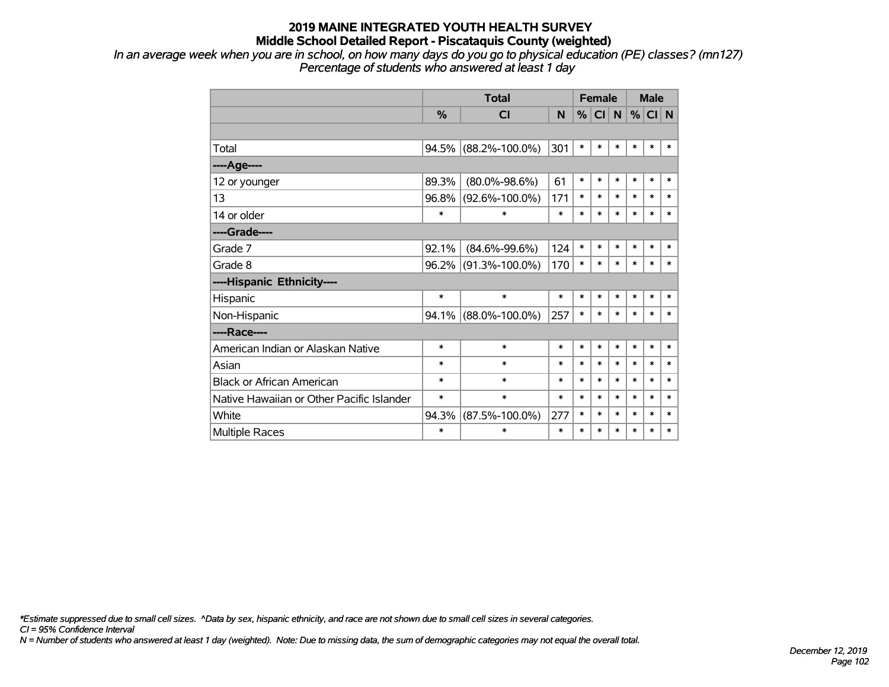# 2019 MAINE INTEGRATED YOUTH HEALTH SURVEY
## Middle School Detailed Report - Piscataquis County (weighted)

*In an average week when you are in school, on how many days do you go to physical education (PE) classes? (mn127)*
*Percentage of students who answered at least 1 day*

| | Total | | | Female | | | Male | | |
|---|---|---|---|---|---|---|---|---|---|
| | % | CI | N | % | CI | N | % | CI | N |
| | | | | | | | | | |
| Total | 94.5% | (88.2%-100.0%) | 301 | * | * | * | * | * | * |
| ----Age---- | | | | | | | | | |
| 12 or younger | 89.3% | (80.0%-98.6%) | 61 | * | * | * | * | * | * |
| 13 | 96.8% | (92.6%-100.0%) | 171 | * | * | * | * | * | * |
| 14 or older | * | * | * | * | * | * | * | * | * |
| ----Grade---- | | | | | | | | | |
| Grade 7 | 92.1% | (84.6%-99.6%) | 124 | * | * | * | * | * | * |
| Grade 8 | 96.2% | (91.3%-100.0%) | 170 | * | * | * | * | * | * |
| ----Hispanic Ethnicity---- | | | | | | | | | |
| Hispanic | * | * | * | * | * | * | * | * | * |
| Non-Hispanic | 94.1% | (88.0%-100.0%) | 257 | * | * | * | * | * | * |
| ----Race---- | | | | | | | | | |
| American Indian or Alaskan Native | * | * | * | * | * | * | * | * | * |
| Asian | * | * | * | * | * | * | * | * | * |
| Black or African American | * | * | * | * | * | * | * | * | * |
| Native Hawaiian or Other Pacific Islander | * | * | * | * | * | * | * | * | * |
| White | 94.3% | (87.5%-100.0%) | 277 | * | * | * | * | * | * |
| Multiple Races | * | * | * | * | * | * | * | * | * |

*\*Estimate suppressed due to small cell sizes. ^Data by sex, hispanic ethnicity, and race are not shown due to small cell sizes in several categories.*
*CI = 95% Confidence Interval*
*N = Number of students who answered at least 1 day (weighted). Note: Due to missing data, the sum of demographic categories may not equal the overall total.*

*December 12, 2019*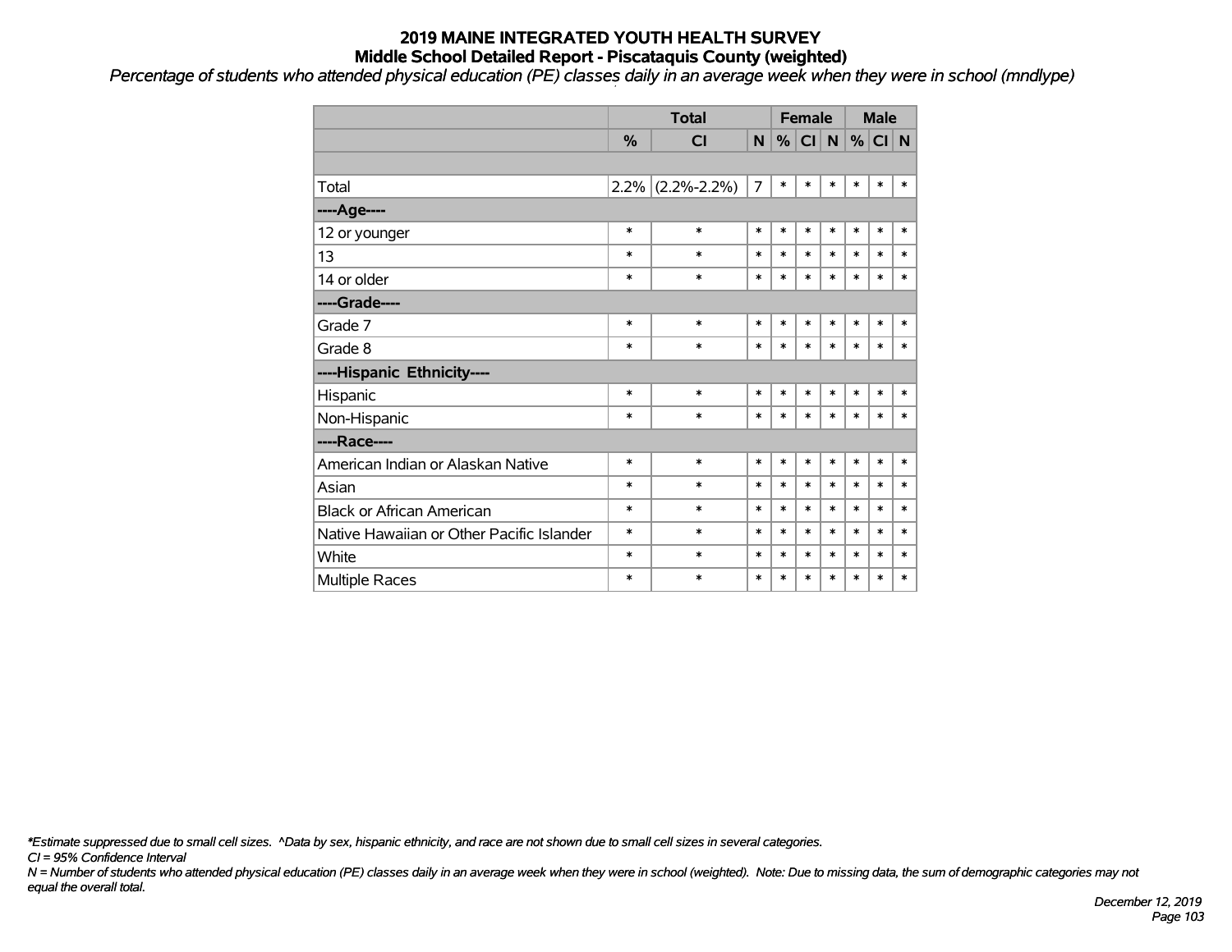# 2019 MAINE INTEGRATED YOUTH HEALTH SURVEY
## Middle School Detailed Report - Piscataquis County (weighted)

*Percentage of students who attended physical education (PE) classes daily in an average week when they were in school (mndlype)*

| | Total | | | Female | | | Male | | |
|---|---|---|---|---|---|---|---|---|---|
| | % | CI | N | % | CI | N | % | CI | N |
| | | | | | | | | | |
| Total | 2.2% | (2.2%-2.2%) | 7 | * | * | * | * | * | * |
| ----Age---- | | | | | | | | | |
| 12 or younger | * | * | * | * | * | * | * | * | * |
| 13 | * | * | * | * | * | * | * | * | * |
| 14 or older | * | * | * | * | * | * | * | * | * |
| ----Grade---- | | | | | | | | | |
| Grade 7 | * | * | * | * | * | * | * | * | * |
| Grade 8 | * | * | * | * | * | * | * | * | * |
| ----Hispanic Ethnicity---- | | | | | | | | | |
| Hispanic | * | * | * | * | * | * | * | * | * |
| Non-Hispanic | * | * | * | * | * | * | * | * | * |
| ----Race---- | | | | | | | | | |
| American Indian or Alaskan Native | * | * | * | * | * | * | * | * | * |
| Asian | * | * | * | * | * | * | * | * | * |
| Black or African American | * | * | * | * | * | * | * | * | * |
| Native Hawaiian or Other Pacific Islander | * | * | * | * | * | * | * | * | * |
| White | * | * | * | * | * | * | * | * | * |
| Multiple Races | * | * | * | * | * | * | * | * | * |

*\*Estimate suppressed due to small cell sizes. ^Data by sex, hispanic ethnicity, and race are not shown due to small cell sizes in several categories.*

*CI = 95% Confidence Interval*

*N = Number of students who attended physical education (PE) classes daily in an average week when they were in school (weighted). Note: Due to missing data, the sum of demographic categories may not equal the overall total.*

*December 12, 2019*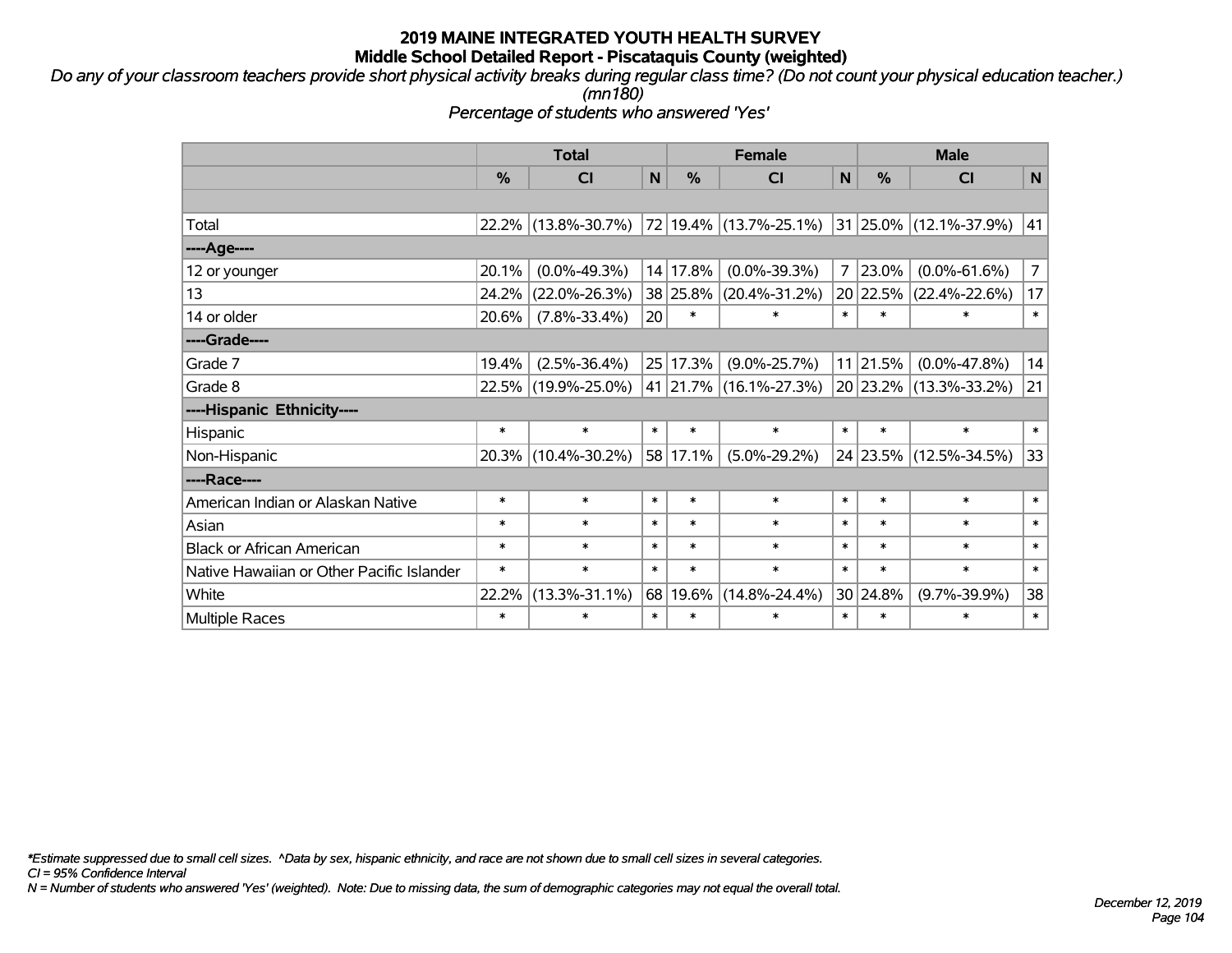# 2019 MAINE INTEGRATED YOUTH HEALTH SURVEY
## Middle School Detailed Report - Piscataquis County (weighted)

*Do any of your classroom teachers provide short physical activity breaks during regular class time? (Do not count your physical education teacher.) (mn180)*

*Percentage of students who answered 'Yes'*

| | Total | | | Female | | | Male | | |
|---|---|---|---|---|---|---|---|---|---|
| | % | CI | N | % | CI | N | % | CI | N |
| | | | | | | | | | |
| Total | 22.2% | (13.8%-30.7%) | 72 | 19.4% | (13.7%-25.1%) | 31 | 25.0% | (12.1%-37.9%) | 41 |
| ----Age---- | | | | | | | | | |
| 12 or younger | 20.1% | (0.0%-49.3%) | 14 | 17.8% | (0.0%-39.3%) | 7 | 23.0% | (0.0%-61.6%) | 7 |
| 13 | 24.2% | (22.0%-26.3%) | 38 | 25.8% | (20.4%-31.2%) | 20 | 22.5% | (22.4%-22.6%) | 17 |
| 14 or older | 20.6% | (7.8%-33.4%) | 20 | * | * | * | * | * | * |
| ----Grade---- | | | | | | | | | |
| Grade 7 | 19.4% | (2.5%-36.4%) | 25 | 17.3% | (9.0%-25.7%) | 11 | 21.5% | (0.0%-47.8%) | 14 |
| Grade 8 | 22.5% | (19.9%-25.0%) | 41 | 21.7% | (16.1%-27.3%) | 20 | 23.2% | (13.3%-33.2%) | 21 |
| ----Hispanic Ethnicity---- | | | | | | | | | |
| Hispanic | * | * | * | * | * | * | * | * | * |
| Non-Hispanic | 20.3% | (10.4%-30.2%) | 58 | 17.1% | (5.0%-29.2%) | 24 | 23.5% | (12.5%-34.5%) | 33 |
| ----Race---- | | | | | | | | | |
| American Indian or Alaskan Native | * | * | * | * | * | * | * | * | * |
| Asian | * | * | * | * | * | * | * | * | * |
| Black or African American | * | * | * | * | * | * | * | * | * |
| Native Hawaiian or Other Pacific Islander | * | * | * | * | * | * | * | * | * |
| White | 22.2% | (13.3%-31.1%) | 68 | 19.6% | (14.8%-24.4%) | 30 | 24.8% | (9.7%-39.9%) | 38 |
| Multiple Races | * | * | * | * | * | * | * | * | * |

*\*Estimate suppressed due to small cell sizes. ^Data by sex, hispanic ethnicity, and race are not shown due to small cell sizes in several categories.*
*CI = 95% Confidence Interval*
*N = Number of students who answered 'Yes' (weighted). Note: Due to missing data, the sum of demographic categories may not equal the overall total.*

*December 12, 2019*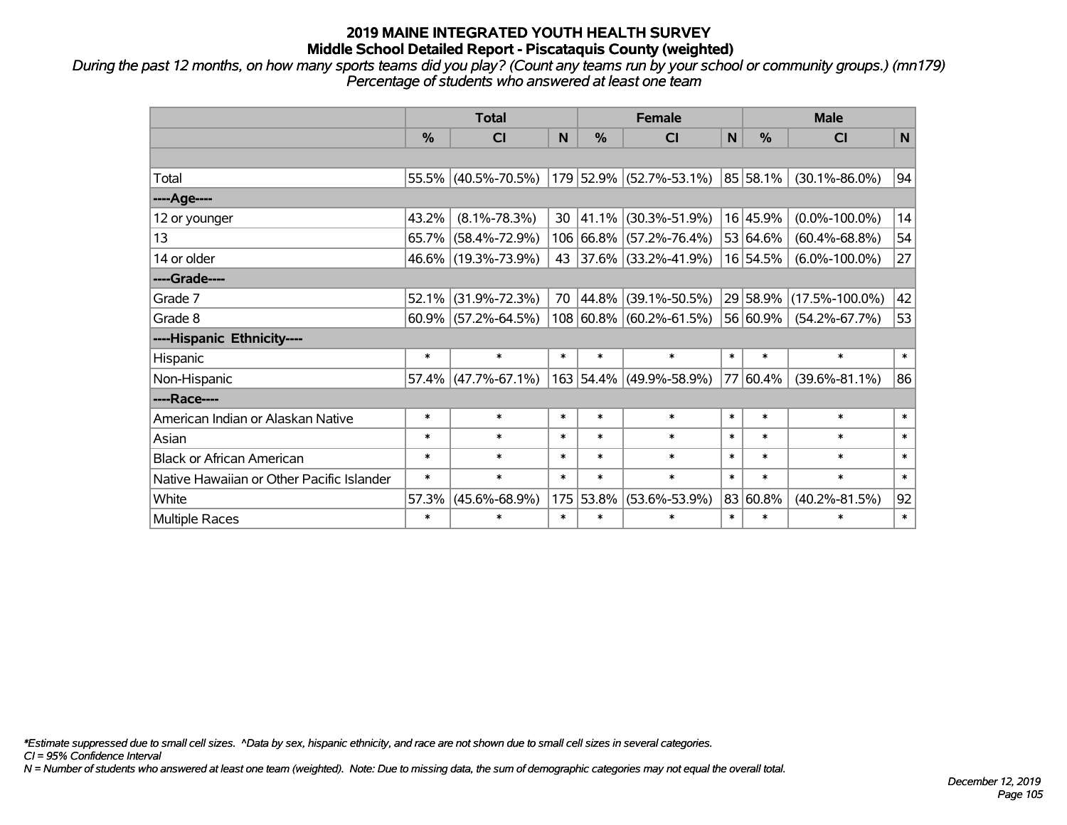# 2019 MAINE INTEGRATED YOUTH HEALTH SURVEY
## Middle School Detailed Report - Piscataquis County (weighted)

*During the past 12 months, on how many sports teams did you play? (Count any teams run by your school or community groups.) (mn179)*
*Percentage of students who answered at least one team*

| | Total | | | Female | | | Male | | |
|---|---|---|---|---|---|---|---|---|---|
| | % | CI | N | % | CI | N | % | CI | N |
| | | | | | | | | | |
| Total | 55.5% | (40.5%-70.5%) | 179 | 52.9% | (52.7%-53.1%) | 85 | 58.1% | (30.1%-86.0%) | 94 |
| ----Age---- | | | | | | | | | |
| 12 or younger | 43.2% | (8.1%-78.3%) | 30 | 41.1% | (30.3%-51.9%) | 16 | 45.9% | (0.0%-100.0%) | 14 |
| 13 | 65.7% | (58.4%-72.9%) | 106 | 66.8% | (57.2%-76.4%) | 53 | 64.6% | (60.4%-68.8%) | 54 |
| 14 or older | 46.6% | (19.3%-73.9%) | 43 | 37.6% | (33.2%-41.9%) | 16 | 54.5% | (6.0%-100.0%) | 27 |
| ----Grade---- | | | | | | | | | |
| Grade 7 | 52.1% | (31.9%-72.3%) | 70 | 44.8% | (39.1%-50.5%) | 29 | 58.9% | (17.5%-100.0%) | 42 |
| Grade 8 | 60.9% | (57.2%-64.5%) | 108 | 60.8% | (60.2%-61.5%) | 56 | 60.9% | (54.2%-67.7%) | 53 |
| ----Hispanic Ethnicity---- | | | | | | | | | |
| Hispanic | * | * | * | * | * | * | * | * | * |
| Non-Hispanic | 57.4% | (47.7%-67.1%) | 163 | 54.4% | (49.9%-58.9%) | 77 | 60.4% | (39.6%-81.1%) | 86 |
| ----Race---- | | | | | | | | | |
| American Indian or Alaskan Native | * | * | * | * | * | * | * | * | * |
| Asian | * | * | * | * | * | * | * | * | * |
| Black or African American | * | * | * | * | * | * | * | * | * |
| Native Hawaiian or Other Pacific Islander | * | * | * | * | * | * | * | * | * |
| White | 57.3% | (45.6%-68.9%) | 175 | 53.8% | (53.6%-53.9%) | 83 | 60.8% | (40.2%-81.5%) | 92 |
| Multiple Races | * | * | * | * | * | * | * | * | * |

*Estimate suppressed due to small cell sizes. ^Data by sex, hispanic ethnicity, and race are not shown due to small cell sizes in several categories.

CI = 95% Confidence Interval

N = Number of students who answered at least one team (weighted). Note: Due to missing data, the sum of demographic categories may not equal the overall total.

December 12, 2019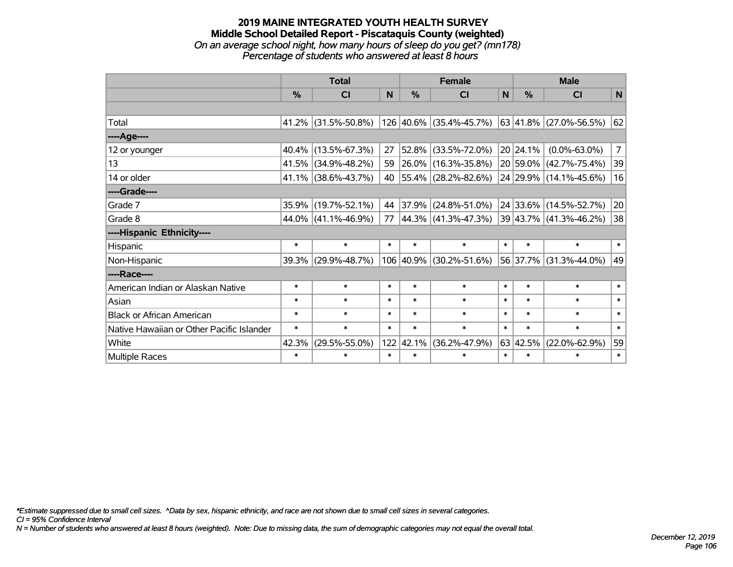# 2019 MAINE INTEGRATED YOUTH HEALTH SURVEY
## Middle School Detailed Report - Piscataquis County (weighted)
### *On an average school night, how many hours of sleep do you get? (mn178)*
### *Percentage of students who answered at least 8 hours*

| | Total | | | Female | | | Male | | |
|---|---|---|---|---|---|---|---|---|---|
| | % | CI | N | % | CI | N | % | CI | N |
| | | | | | | | | | |
| Total | 41.2% | (31.5%-50.8%) | 126 | 40.6% | (35.4%-45.7%) | 63 | 41.8% | (27.0%-56.5%) | 62 |
| ----Age---- | | | | | | | | | |
| 12 or younger | 40.4% | (13.5%-67.3%) | 27 | 52.8% | (33.5%-72.0%) | 20 | 24.1% | (0.0%-63.0%) | 7 |
| 13 | 41.5% | (34.9%-48.2%) | 59 | 26.0% | (16.3%-35.8%) | 20 | 59.0% | (42.7%-75.4%) | 39 |
| 14 or older | 41.1% | (38.6%-43.7%) | 40 | 55.4% | (28.2%-82.6%) | 24 | 29.9% | (14.1%-45.6%) | 16 |
| ----Grade---- | | | | | | | | | |
| Grade 7 | 35.9% | (19.7%-52.1%) | 44 | 37.9% | (24.8%-51.0%) | 24 | 33.6% | (14.5%-52.7%) | 20 |
| Grade 8 | 44.0% | (41.1%-46.9%) | 77 | 44.3% | (41.3%-47.3%) | 39 | 43.7% | (41.3%-46.2%) | 38 |
| ----Hispanic Ethnicity---- | | | | | | | | | |
| Hispanic | * | * | * | * | * | * | * | * | * |
| Non-Hispanic | 39.3% | (29.9%-48.7%) | 106 | 40.9% | (30.2%-51.6%) | 56 | 37.7% | (31.3%-44.0%) | 49 |
| ----Race---- | | | | | | | | | |
| American Indian or Alaskan Native | * | * | * | * | * | * | * | * | * |
| Asian | * | * | * | * | * | * | * | * | * |
| Black or African American | * | * | * | * | * | * | * | * | * |
| Native Hawaiian or Other Pacific Islander | * | * | * | * | * | * | * | * | * |
| White | 42.3% | (29.5%-55.0%) | 122 | 42.1% | (36.2%-47.9%) | 63 | 42.5% | (22.0%-62.9%) | 59 |
| Multiple Races | * | * | * | * | * | * | * | * | * |

*\*Estimate suppressed due to small cell sizes. ^Data by sex, hispanic ethnicity, and race are not shown due to small cell sizes in several categories.*
*CI = 95% Confidence Interval*
*N = Number of students who answered at least 8 hours (weighted). Note: Due to missing data, the sum of demographic categories may not equal the overall total.*

*December 12, 2019*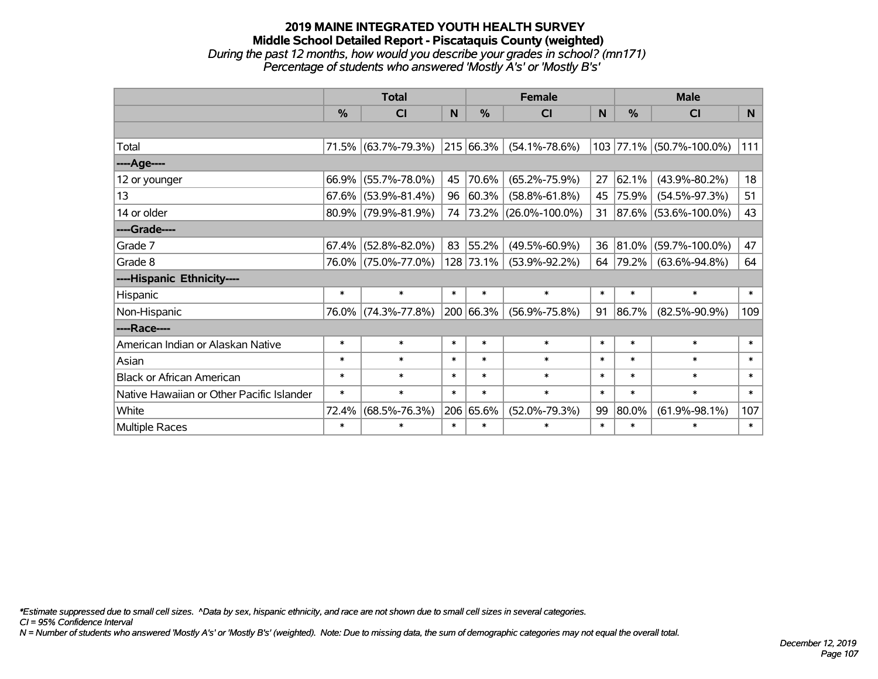# 2019 MAINE INTEGRATED YOUTH HEALTH SURVEY
## Middle School Detailed Report - Piscataquis County (weighted)
*During the past 12 months, how would you describe your grades in school? (mn171)*
*Percentage of students who answered 'Mostly A's' or 'Mostly B's'*

| | Total | | | Female | | | Male | | |
|---|---|---|---|---|---|---|---|---|---|
| | % | CI | N | % | CI | N | % | CI | N |
| | | | | | | | | | |
| Total | 71.5% | (63.7%-79.3%) | 215 | 66.3% | (54.1%-78.6%) | 103 | 77.1% | (50.7%-100.0%) | 111 |
| ----Age---- | | | | | | | | | |
| 12 or younger | 66.9% | (55.7%-78.0%) | 45 | 70.6% | (65.2%-75.9%) | 27 | 62.1% | (43.9%-80.2%) | 18 |
| 13 | 67.6% | (53.9%-81.4%) | 96 | 60.3% | (58.8%-61.8%) | 45 | 75.9% | (54.5%-97.3%) | 51 |
| 14 or older | 80.9% | (79.9%-81.9%) | 74 | 73.2% | (26.0%-100.0%) | 31 | 87.6% | (53.6%-100.0%) | 43 |
| ----Grade---- | | | | | | | | | |
| Grade 7 | 67.4% | (52.8%-82.0%) | 83 | 55.2% | (49.5%-60.9%) | 36 | 81.0% | (59.7%-100.0%) | 47 |
| Grade 8 | 76.0% | (75.0%-77.0%) | 128 | 73.1% | (53.9%-92.2%) | 64 | 79.2% | (63.6%-94.8%) | 64 |
| ----Hispanic Ethnicity---- | | | | | | | | | |
| Hispanic | * | * | * | * | * | * | * | * | * |
| Non-Hispanic | 76.0% | (74.3%-77.8%) | 200 | 66.3% | (56.9%-75.8%) | 91 | 86.7% | (82.5%-90.9%) | 109 |
| ----Race---- | | | | | | | | | |
| American Indian or Alaskan Native | * | * | * | * | * | * | * | * | * |
| Asian | * | * | * | * | * | * | * | * | * |
| Black or African American | * | * | * | * | * | * | * | * | * |
| Native Hawaiian or Other Pacific Islander | * | * | * | * | * | * | * | * | * |
| White | 72.4% | (68.5%-76.3%) | 206 | 65.6% | (52.0%-79.3%) | 99 | 80.0% | (61.9%-98.1%) | 107 |
| Multiple Races | * | * | * | * | * | * | * | * | * |

*\*Estimate suppressed due to small cell sizes. ^Data by sex, hispanic ethnicity, and race are not shown due to small cell sizes in several categories.*
*CI = 95% Confidence Interval*
*N = Number of students who answered 'Mostly A's' or 'Mostly B's' (weighted). Note: Due to missing data, the sum of demographic categories may not equal the overall total.*

*December 12, 2019*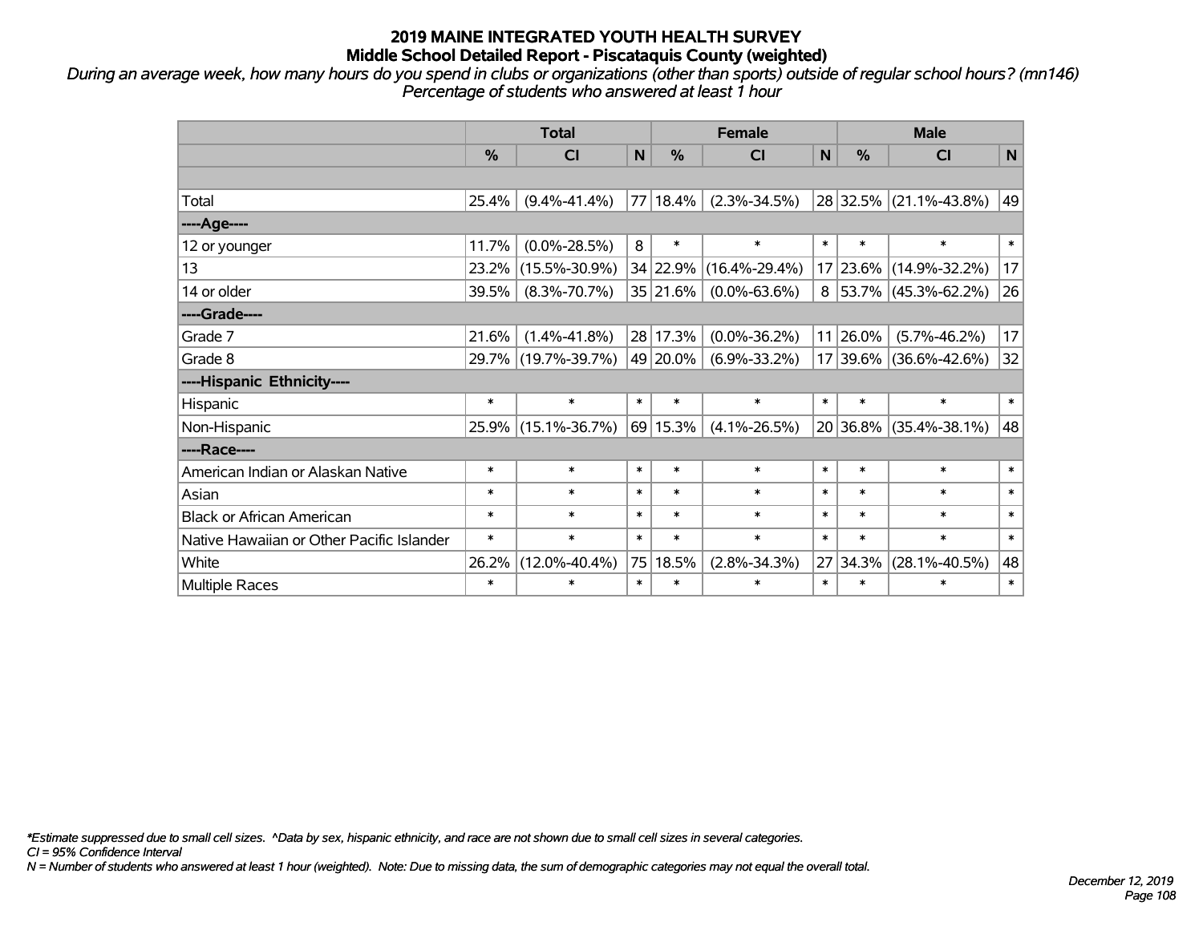# 2019 MAINE INTEGRATED YOUTH HEALTH SURVEY
## Middle School Detailed Report - Piscataquis County (weighted)

*During an average week, how many hours do you spend in clubs or organizations (other than sports) outside of regular school hours? (mn146)*
*Percentage of students who answered at least 1 hour*

| | Total | | | Female | | | Male | | |
|---|---|---|---|---|---|---|---|---|---|
| | % | CI | N | % | CI | N | % | CI | N |
| | | | | | | | | | |
| Total | 25.4% | (9.4%-41.4%) | 77 | 18.4% | (2.3%-34.5%) | 28 | 32.5% | (21.1%-43.8%) | 49 |
| ----Age---- | | | | | | | | | |
| 12 or younger | 11.7% | (0.0%-28.5%) | 8 | * | * | * | * | * | * |
| 13 | 23.2% | (15.5%-30.9%) | 34 | 22.9% | (16.4%-29.4%) | 17 | 23.6% | (14.9%-32.2%) | 17 |
| 14 or older | 39.5% | (8.3%-70.7%) | 35 | 21.6% | (0.0%-63.6%) | 8 | 53.7% | (45.3%-62.2%) | 26 |
| ----Grade---- | | | | | | | | | |
| Grade 7 | 21.6% | (1.4%-41.8%) | 28 | 17.3% | (0.0%-36.2%) | 11 | 26.0% | (5.7%-46.2%) | 17 |
| Grade 8 | 29.7% | (19.7%-39.7%) | 49 | 20.0% | (6.9%-33.2%) | 17 | 39.6% | (36.6%-42.6%) | 32 |
| ----Hispanic Ethnicity---- | | | | | | | | | |
| Hispanic | * | * | * | * | * | * | * | * | * |
| Non-Hispanic | 25.9% | (15.1%-36.7%) | 69 | 15.3% | (4.1%-26.5%) | 20 | 36.8% | (35.4%-38.1%) | 48 |
| ----Race---- | | | | | | | | | |
| American Indian or Alaskan Native | * | * | * | * | * | * | * | * | * |
| Asian | * | * | * | * | * | * | * | * | * |
| Black or African American | * | * | * | * | * | * | * | * | * |
| Native Hawaiian or Other Pacific Islander | * | * | * | * | * | * | * | * | * |
| White | 26.2% | (12.0%-40.4%) | 75 | 18.5% | (2.8%-34.3%) | 27 | 34.3% | (28.1%-40.5%) | 48 |
| Multiple Races | * | * | * | * | * | * | * | * | * |

*\*Estimate suppressed due to small cell sizes. ^Data by sex, hispanic ethnicity, and race are not shown due to small cell sizes in several categories.*
*CI = 95% Confidence Interval*
*N = Number of students who answered at least 1 hour (weighted). Note: Due to missing data, the sum of demographic categories may not equal the overall total.*

*December 12, 2019*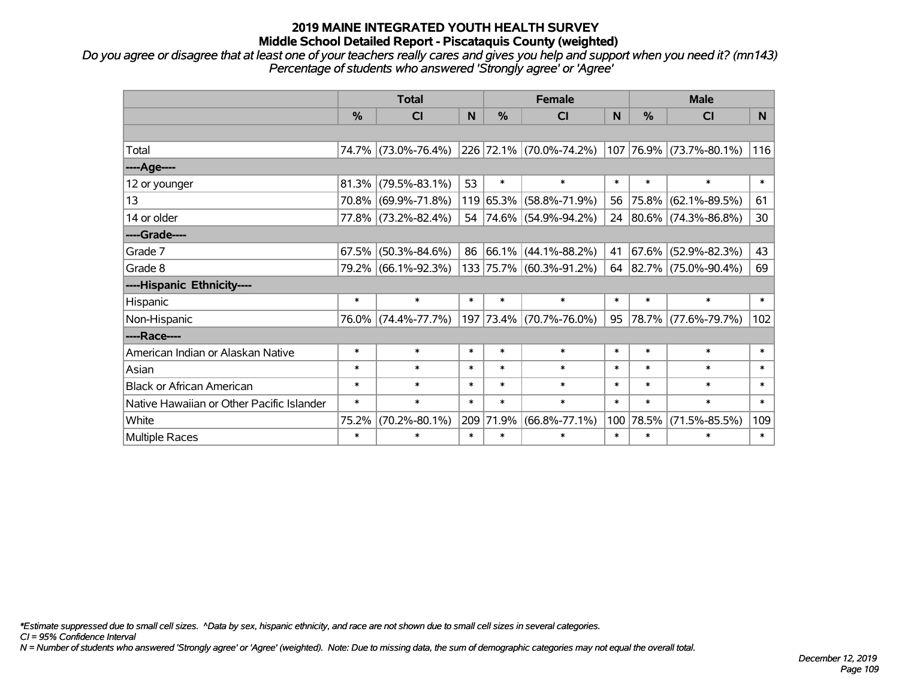# 2019 MAINE INTEGRATED YOUTH HEALTH SURVEY
## Middle School Detailed Report - Piscataquis County (weighted)

*Do you agree or disagree that at least one of your teachers really cares and gives you help and support when you need it? (mn143)*
*Percentage of students who answered 'Strongly agree' or 'Agree'*

| | Total | | | Female | | | Male | | |
|---|---|---|---|---|---|---|---|---|---|
| | % | CI | N | % | CI | N | % | CI | N |
| Total | 74.7% | (73.0%-76.4%) | 226 | 72.1% | (70.0%-74.2%) | 107 | 76.9% | (73.7%-80.1%) | 116 |
| ----Age---- | | | | | | | | | |
| 12 or younger | 81.3% | (79.5%-83.1%) | 53 | * | * | * | * | * | * |
| 13 | 70.8% | (69.9%-71.8%) | 119 | 65.3% | (58.8%-71.9%) | 56 | 75.8% | (62.1%-89.5%) | 61 |
| 14 or older | 77.8% | (73.2%-82.4%) | 54 | 74.6% | (54.9%-94.2%) | 24 | 80.6% | (74.3%-86.8%) | 30 |
| ----Grade---- | | | | | | | | | |
| Grade 7 | 67.5% | (50.3%-84.6%) | 86 | 66.1% | (44.1%-88.2%) | 41 | 67.6% | (52.9%-82.3%) | 43 |
| Grade 8 | 79.2% | (66.1%-92.3%) | 133 | 75.7% | (60.3%-91.2%) | 64 | 82.7% | (75.0%-90.4%) | 69 |
| ----Hispanic Ethnicity---- | | | | | | | | | |
| Hispanic | * | * | * | * | * | * | * | * | * |
| Non-Hispanic | 76.0% | (74.4%-77.7%) | 197 | 73.4% | (70.7%-76.0%) | 95 | 78.7% | (77.6%-79.7%) | 102 |
| ----Race---- | | | | | | | | | |
| American Indian or Alaskan Native | * | * | * | * | * | * | * | * | * |
| Asian | * | * | * | * | * | * | * | * | * |
| Black or African American | * | * | * | * | * | * | * | * | * |
| Native Hawaiian or Other Pacific Islander | * | * | * | * | * | * | * | * | * |
| White | 75.2% | (70.2%-80.1%) | 209 | 71.9% | (66.8%-77.1%) | 100 | 78.5% | (71.5%-85.5%) | 109 |
| Multiple Races | * | * | * | * | * | * | * | * | * |

*\*Estimate suppressed due to small cell sizes. ^Data by sex, hispanic ethnicity, and race are not shown due to small cell sizes in several categories.*
*CI = 95% Confidence Interval*
*N = Number of students who answered 'Strongly agree' or 'Agree' (weighted). Note: Due to missing data, the sum of demographic categories may not equal the overall total.*

*December 12, 2019*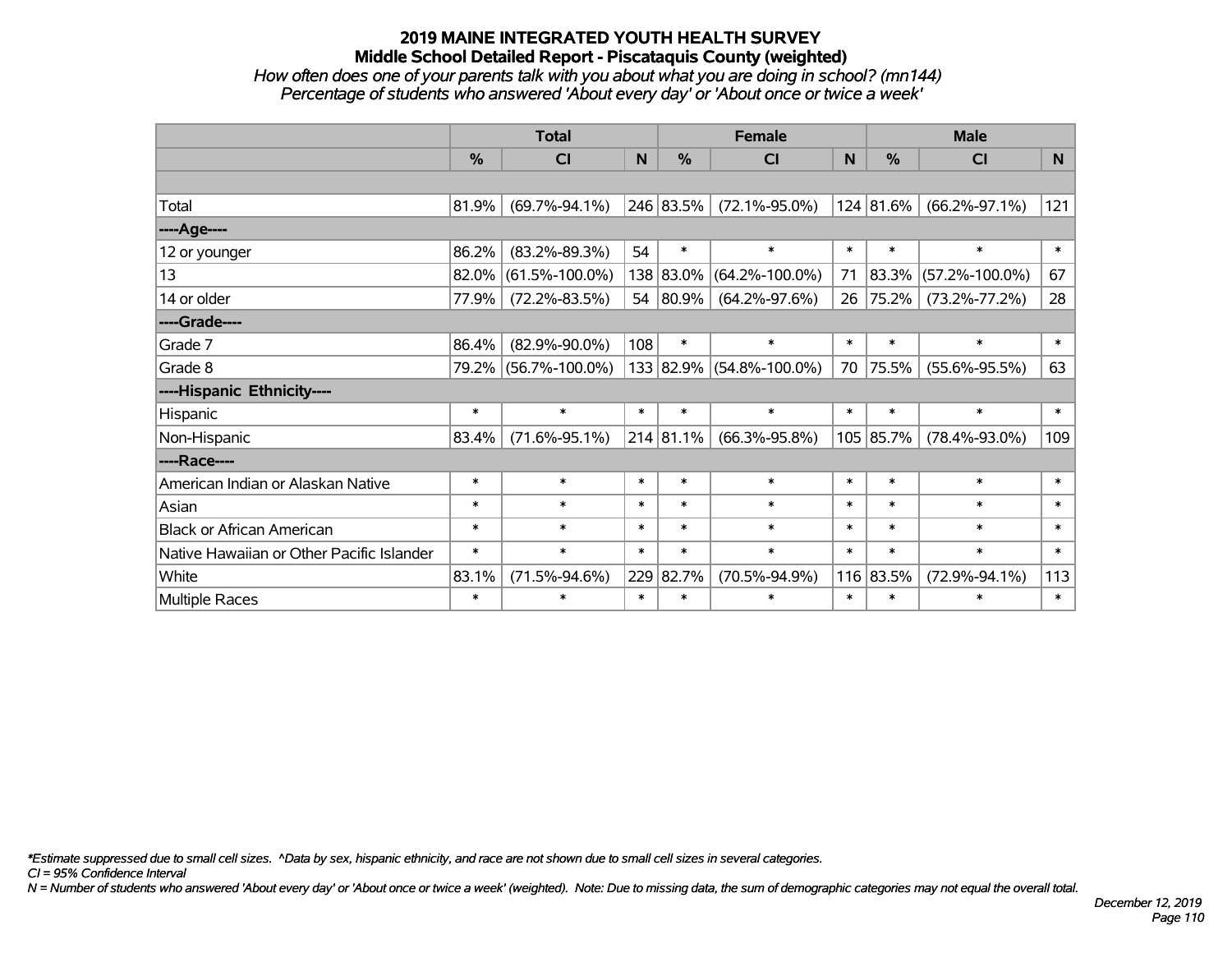# 2019 MAINE INTEGRATED YOUTH HEALTH SURVEY
## Middle School Detailed Report - Piscataquis County (weighted)

*How often does one of your parents talk with you about what you are doing in school? (mn144)*
*Percentage of students who answered 'About every day' or 'About once or twice a week'*

| | Total | | | Female | | | Male | | |
|---|---|---|---|---|---|---|---|---|---|
| | % | CI | N | % | CI | N | % | CI | N |
| | | | | | | | | | |
| Total | 81.9% | (69.7%-94.1%) | 246 | 83.5% | (72.1%-95.0%) | 124 | 81.6% | (66.2%-97.1%) | 121 |
| ----Age---- | | | | | | | | | |
| 12 or younger | 86.2% | (83.2%-89.3%) | 54 | * | * | * | * | * | * |
| 13 | 82.0% | (61.5%-100.0%) | 138 | 83.0% | (64.2%-100.0%) | 71 | 83.3% | (57.2%-100.0%) | 67 |
| 14 or older | 77.9% | (72.2%-83.5%) | 54 | 80.9% | (64.2%-97.6%) | 26 | 75.2% | (73.2%-77.2%) | 28 |
| ----Grade---- | | | | | | | | | |
| Grade 7 | 86.4% | (82.9%-90.0%) | 108 | * | * | * | * | * | * |
| Grade 8 | 79.2% | (56.7%-100.0%) | 133 | 82.9% | (54.8%-100.0%) | 70 | 75.5% | (55.6%-95.5%) | 63 |
| ----Hispanic Ethnicity---- | | | | | | | | | |
| Hispanic | * | * | * | * | * | * | * | * | * |
| Non-Hispanic | 83.4% | (71.6%-95.1%) | 214 | 81.1% | (66.3%-95.8%) | 105 | 85.7% | (78.4%-93.0%) | 109 |
| ----Race---- | | | | | | | | | |
| American Indian or Alaskan Native | * | * | * | * | * | * | * | * | * |
| Asian | * | * | * | * | * | * | * | * | * |
| Black or African American | * | * | * | * | * | * | * | * | * |
| Native Hawaiian or Other Pacific Islander | * | * | * | * | * | * | * | * | * |
| White | 83.1% | (71.5%-94.6%) | 229 | 82.7% | (70.5%-94.9%) | 116 | 83.5% | (72.9%-94.1%) | 113 |
| Multiple Races | * | * | * | * | * | * | * | * | * |

*Estimate suppressed due to small cell sizes. ^Data by sex, hispanic ethnicity, and race are not shown due to small cell sizes in several categories.

*CI = 95% Confidence Interval*

*N = Number of students who answered 'About every day' or 'About once or twice a week' (weighted). Note: Due to missing data, the sum of demographic categories may not equal the overall total.*

*December 12, 2019*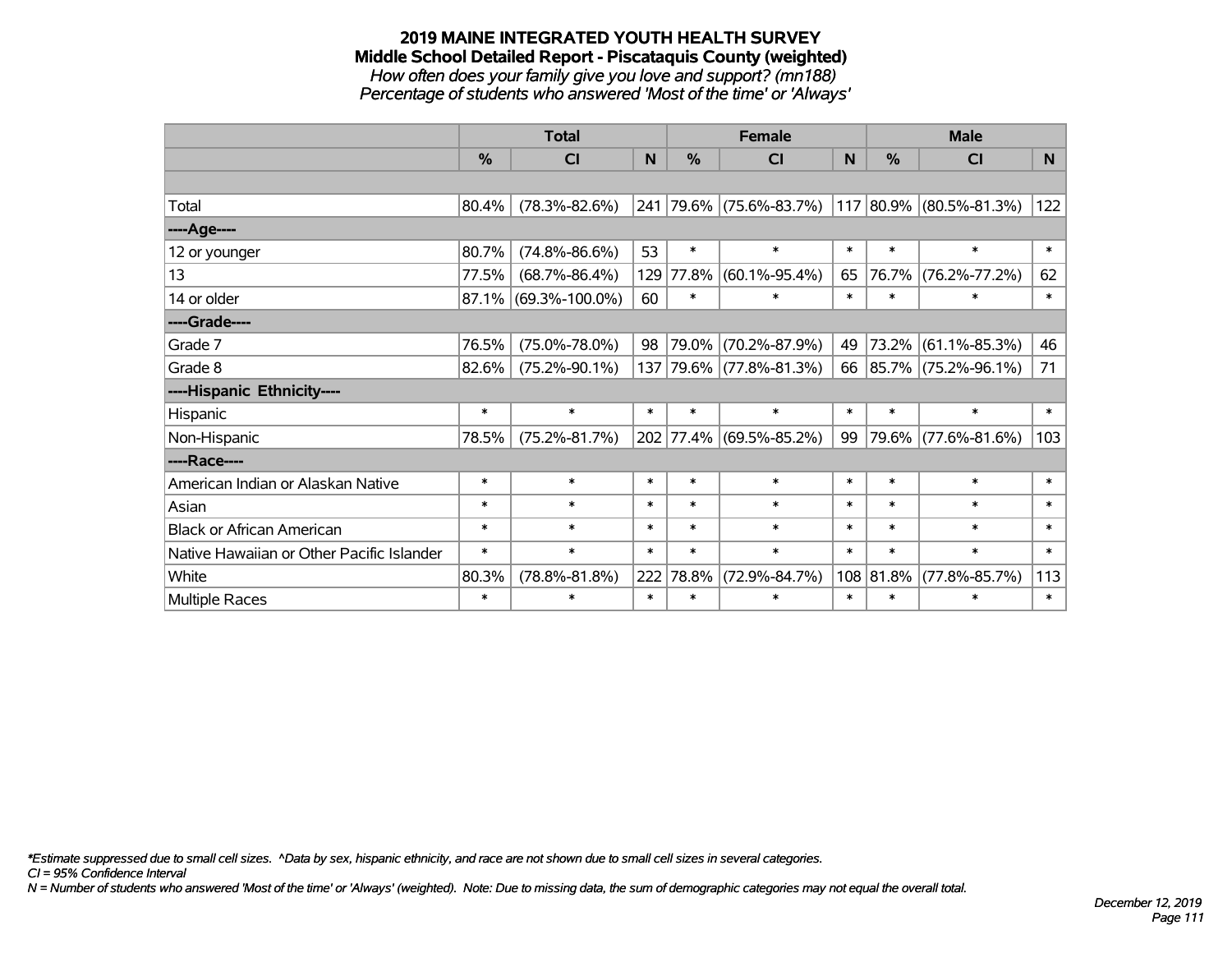**2019 MAINE INTEGRATED YOUTH HEALTH SURVEY**
**Middle School Detailed Report - Piscataquis County (weighted)**
*How often does your family give you love and support? (mn188)*
*Percentage of students who answered 'Most of the time' or 'Always'*

| | Total | | | Female | | | Male | | |
|---|---|---|---|---|---|---|---|---|---|
| | % | CI | N | % | CI | N | % | CI | N |
| | | | | | | | | | |
| Total | 80.4% | (78.3%-82.6%) | 241 | 79.6% | (75.6%-83.7%) | 117 | 80.9% | (80.5%-81.3%) | 122 |
| ----Age---- | | | | | | | | | |
| 12 or younger | 80.7% | (74.8%-86.6%) | 53 | * | * | * | * | * | * |
| 13 | 77.5% | (68.7%-86.4%) | 129 | 77.8% | (60.1%-95.4%) | 65 | 76.7% | (76.2%-77.2%) | 62 |
| 14 or older | 87.1% | (69.3%-100.0%) | 60 | * | * | * | * | * | * |
| ----Grade---- | | | | | | | | | |
| Grade 7 | 76.5% | (75.0%-78.0%) | 98 | 79.0% | (70.2%-87.9%) | 49 | 73.2% | (61.1%-85.3%) | 46 |
| Grade 8 | 82.6% | (75.2%-90.1%) | 137 | 79.6% | (77.8%-81.3%) | 66 | 85.7% | (75.2%-96.1%) | 71 |
| ----Hispanic Ethnicity---- | | | | | | | | | |
| Hispanic | * | * | * | * | * | * | * | * | * |
| Non-Hispanic | 78.5% | (75.2%-81.7%) | 202 | 77.4% | (69.5%-85.2%) | 99 | 79.6% | (77.6%-81.6%) | 103 |
| ----Race---- | | | | | | | | | |
| American Indian or Alaskan Native | * | * | * | * | * | * | * | * | * |
| Asian | * | * | * | * | * | * | * | * | * |
| Black or African American | * | * | * | * | * | * | * | * | * |
| Native Hawaiian or Other Pacific Islander | * | * | * | * | * | * | * | * | * |
| White | 80.3% | (78.8%-81.8%) | 222 | 78.8% | (72.9%-84.7%) | 108 | 81.8% | (77.8%-85.7%) | 113 |
| Multiple Races | * | * | * | * | * | * | * | * | * |

*\*Estimate suppressed due to small cell sizes. ^Data by sex, hispanic ethnicity, and race are not shown due to small cell sizes in several categories.*
*CI = 95% Confidence Interval*
*N = Number of students who answered 'Most of the time' or 'Always' (weighted). Note: Due to missing data, the sum of demographic categories may not equal the overall total.*

*December 12, 2019*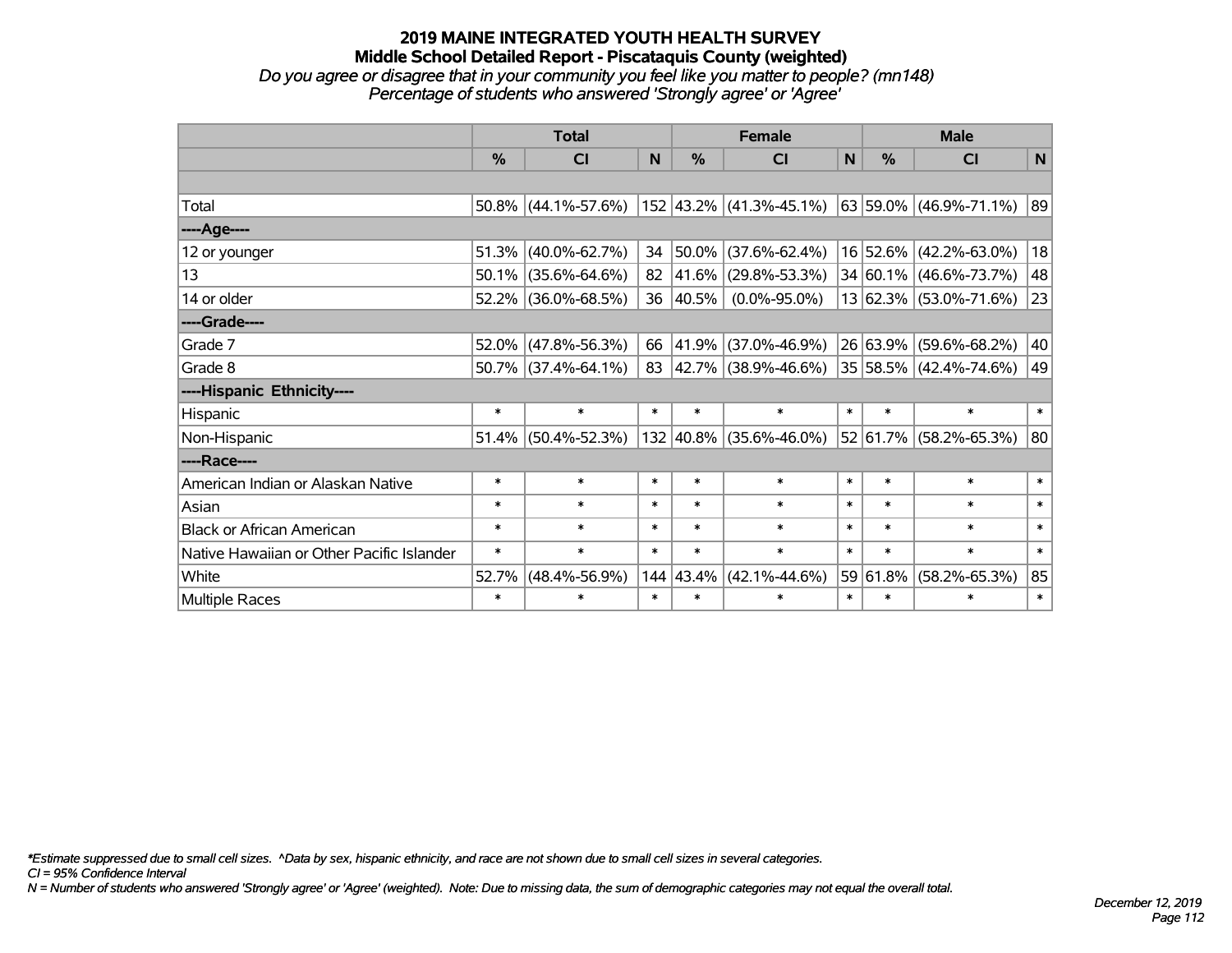# 2019 MAINE INTEGRATED YOUTH HEALTH SURVEY
## Middle School Detailed Report - Piscataquis County (weighted)
*Do you agree or disagree that in your community you feel like you matter to people? (mn148)*
*Percentage of students who answered 'Strongly agree' or 'Agree'*

| | Total | | | Female | | | Male | | |
|---|---|---|---|---|---|---|---|---|---|
| | % | CI | N | % | CI | N | % | CI | N |
| | | | | | | | | | |
| Total | 50.8% | (44.1%-57.6%) | 152 | 43.2% | (41.3%-45.1%) | 63 | 59.0% | (46.9%-71.1%) | 89 |
| ----Age---- | | | | | | | | | |
| 12 or younger | 51.3% | (40.0%-62.7%) | 34 | 50.0% | (37.6%-62.4%) | 16 | 52.6% | (42.2%-63.0%) | 18 |
| 13 | 50.1% | (35.6%-64.6%) | 82 | 41.6% | (29.8%-53.3%) | 34 | 60.1% | (46.6%-73.7%) | 48 |
| 14 or older | 52.2% | (36.0%-68.5%) | 36 | 40.5% | (0.0%-95.0%) | 13 | 62.3% | (53.0%-71.6%) | 23 |
| ----Grade---- | | | | | | | | | |
| Grade 7 | 52.0% | (47.8%-56.3%) | 66 | 41.9% | (37.0%-46.9%) | 26 | 63.9% | (59.6%-68.2%) | 40 |
| Grade 8 | 50.7% | (37.4%-64.1%) | 83 | 42.7% | (38.9%-46.6%) | 35 | 58.5% | (42.4%-74.6%) | 49 |
| ----Hispanic Ethnicity---- | | | | | | | | | |
| Hispanic | * | * | * | * | * | * | * | * | * |
| Non-Hispanic | 51.4% | (50.4%-52.3%) | 132 | 40.8% | (35.6%-46.0%) | 52 | 61.7% | (58.2%-65.3%) | 80 |
| ----Race---- | | | | | | | | | |
| American Indian or Alaskan Native | * | * | * | * | * | * | * | * | * |
| Asian | * | * | * | * | * | * | * | * | * |
| Black or African American | * | * | * | * | * | * | * | * | * |
| Native Hawaiian or Other Pacific Islander | * | * | * | * | * | * | * | * | * |
| White | 52.7% | (48.4%-56.9%) | 144 | 43.4% | (42.1%-44.6%) | 59 | 61.8% | (58.2%-65.3%) | 85 |
| Multiple Races | * | * | * | * | * | * | * | * | * |

*\*Estimate suppressed due to small cell sizes. ^Data by sex, hispanic ethnicity, and race are not shown due to small cell sizes in several categories.*
*CI = 95% Confidence Interval*
*N = Number of students who answered 'Strongly agree' or 'Agree' (weighted). Note: Due to missing data, the sum of demographic categories may not equal the overall total.*

*December 12, 2019*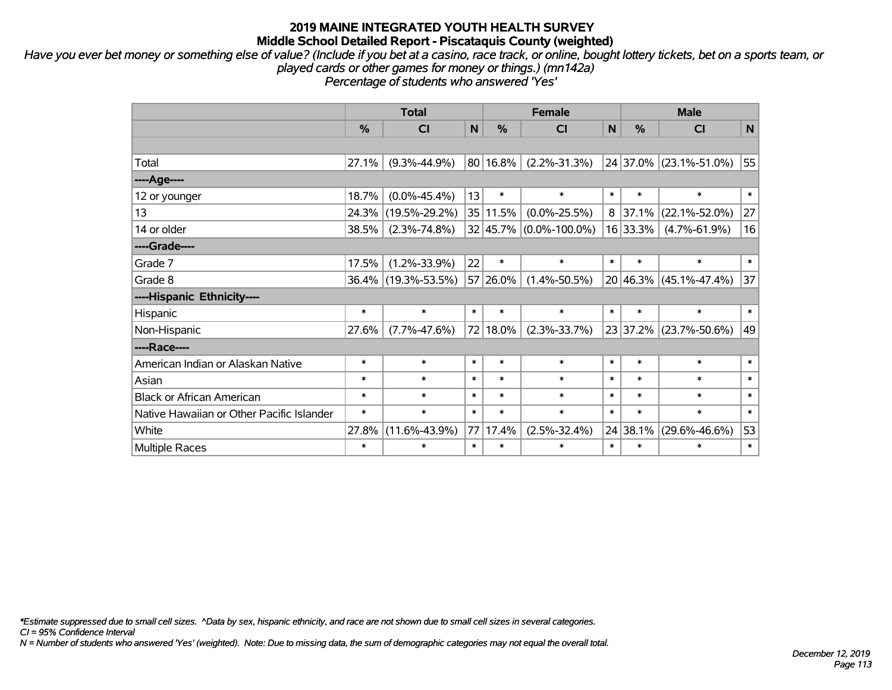# 2019 MAINE INTEGRATED YOUTH HEALTH SURVEY
## Middle School Detailed Report - Piscataquis County (weighted)

*Have you ever bet money or something else of value? (Include if you bet at a casino, race track, or online, bought lottery tickets, bet on a sports team, or played cards or other games for money or things.) (mn142a)*
*Percentage of students who answered 'Yes'*

| | Total | | | Female | | | Male | | |
|---|---|---|---|---|---|---|---|---|---|
| | % | CI | N | % | CI | N | % | CI | N |
| Total | 27.1% | (9.3%-44.9%) | 80 | 16.8% | (2.2%-31.3%) | 24 | 37.0% | (23.1%-51.0%) | 55 |
| ----Age---- | | | | | | | | | |
| 12 or younger | 18.7% | (0.0%-45.4%) | 13 | * | * | * | * | * | * |
| 13 | 24.3% | (19.5%-29.2%) | 35 | 11.5% | (0.0%-25.5%) | 8 | 37.1% | (22.1%-52.0%) | 27 |
| 14 or older | 38.5% | (2.3%-74.8%) | 32 | 45.7% | (0.0%-100.0%) | 16 | 33.3% | (4.7%-61.9%) | 16 |
| ----Grade---- | | | | | | | | | |
| Grade 7 | 17.5% | (1.2%-33.9%) | 22 | * | * | * | * | * | * |
| Grade 8 | 36.4% | (19.3%-53.5%) | 57 | 26.0% | (1.4%-50.5%) | 20 | 46.3% | (45.1%-47.4%) | 37 |
| ----Hispanic Ethnicity---- | | | | | | | | | |
| Hispanic | * | * | * | * | * | * | * | * | * |
| Non-Hispanic | 27.6% | (7.7%-47.6%) | 72 | 18.0% | (2.3%-33.7%) | 23 | 37.2% | (23.7%-50.6%) | 49 |
| ----Race---- | | | | | | | | | |
| American Indian or Alaskan Native | * | * | * | * | * | * | * | * | * |
| Asian | * | * | * | * | * | * | * | * | * |
| Black or African American | * | * | * | * | * | * | * | * | * |
| Native Hawaiian or Other Pacific Islander | * | * | * | * | * | * | * | * | * |
| White | 27.8% | (11.6%-43.9%) | 77 | 17.4% | (2.5%-32.4%) | 24 | 38.1% | (29.6%-46.6%) | 53 |
| Multiple Races | * | * | * | * | * | * | * | * | * |

*\*Estimate suppressed due to small cell sizes. ^Data by sex, hispanic ethnicity, and race are not shown due to small cell sizes in several categories.*
*CI = 95% Confidence Interval*
*N = Number of students who answered 'Yes' (weighted). Note: Due to missing data, the sum of demographic categories may not equal the overall total.*

*December 12, 2019*